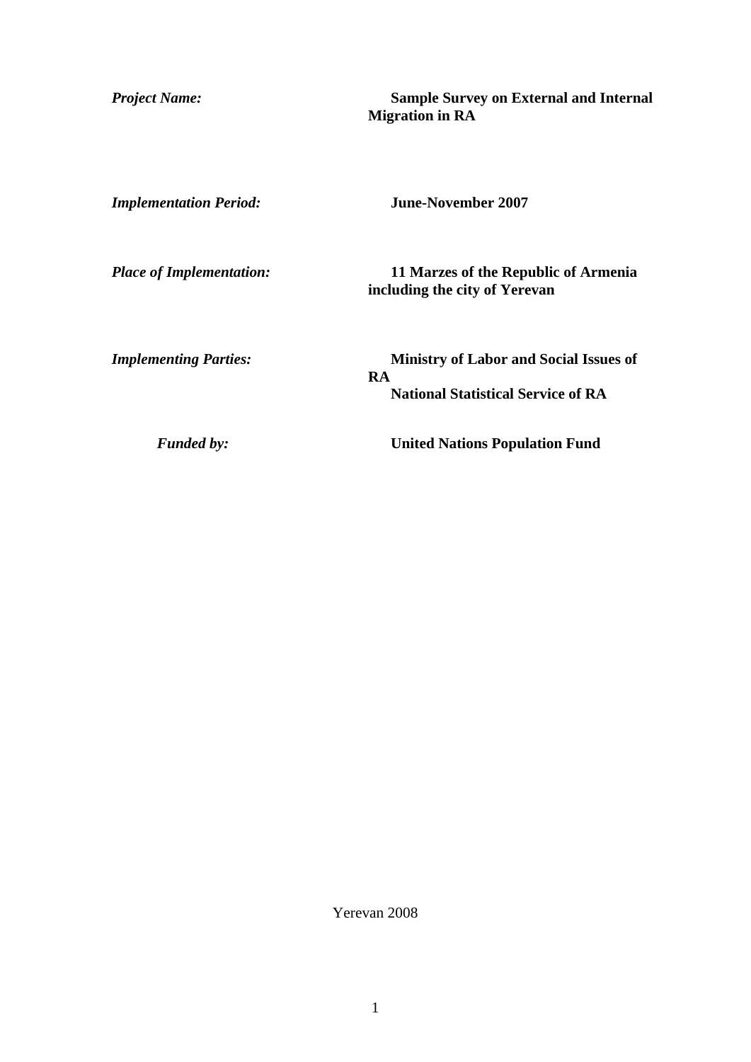| | |
|---|---|
| ***Project Name:*** | **Sample Survey on External and Internal Migration in RA** |
| ***Implementation Period:*** | **June-November 2007** |
| ***Place of Implementation:*** | **11 Marzes of the Republic of Armenia including the city of Yerevan** |
| ***Implementing Parties:*** | **Ministry of Labor and Social Issues of RA**<br>**National Statistical Service of RA** |
| ***Funded by:*** | **United Nations Population Fund** |

Yerevan 2008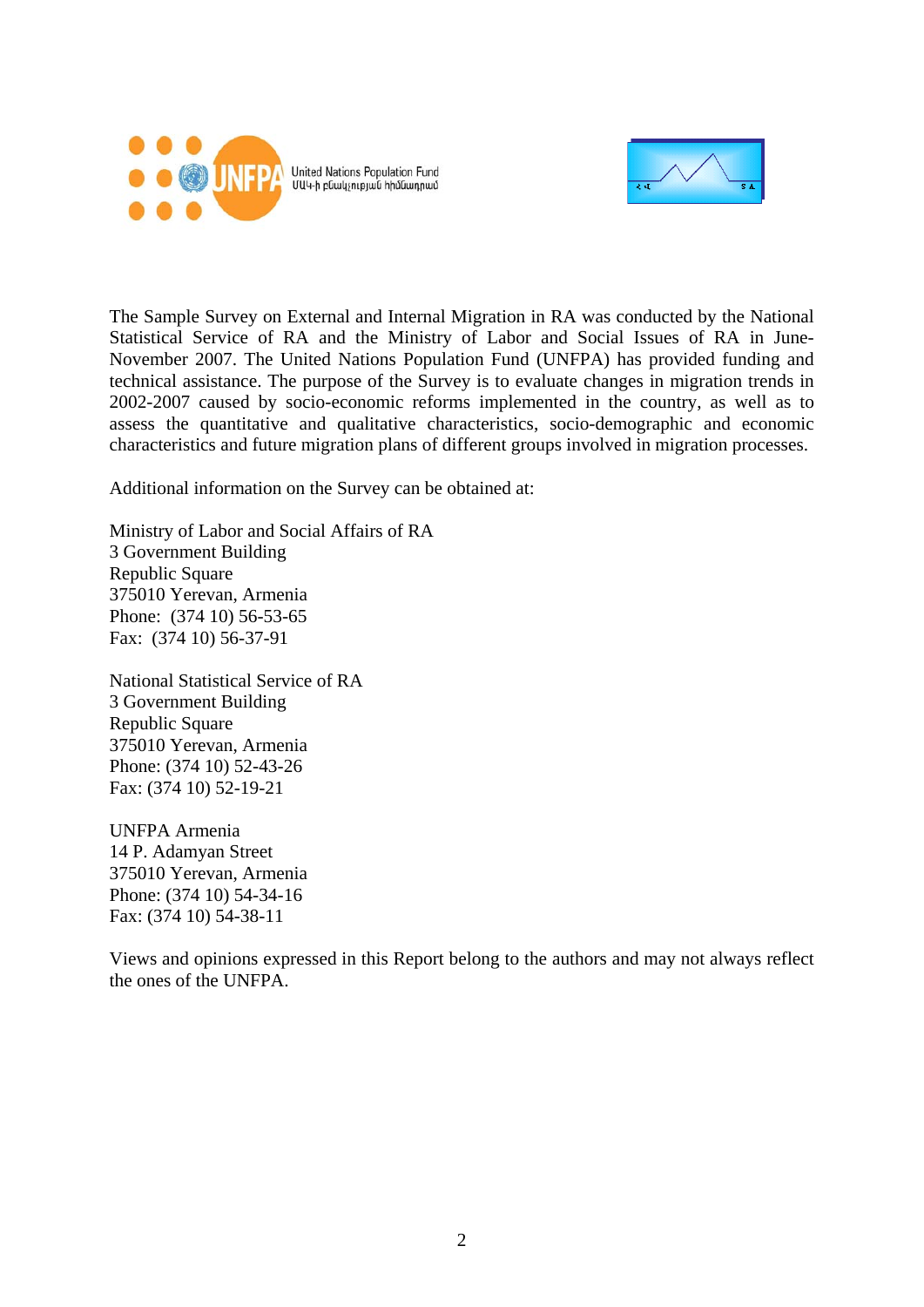The Sample Survey on External and Internal Migration in RA was conducted by the National Statistical Service of RA and the Ministry of Labor and Social Issues of RA in June-November 2007. The United Nations Population Fund (UNFPA) has provided funding and technical assistance. The purpose of the Survey is to evaluate changes in migration trends in 2002-2007 caused by socio-economic reforms implemented in the country, as well as to assess the quantitative and qualitative characteristics, socio-demographic and economic characteristics and future migration plans of different groups involved in migration processes.

Additional information on the Survey can be obtained at:

Ministry of Labor and Social Affairs of RA
3 Government Building
Republic Square
375010 Yerevan, Armenia
Phone: (374 10) 56-53-65
Fax: (374 10) 56-37-91

National Statistical Service of RA
3 Government Building
Republic Square
375010 Yerevan, Armenia
Phone: (374 10) 52-43-26
Fax: (374 10) 52-19-21

UNFPA Armenia
14 P. Adamyan Street
375010 Yerevan, Armenia
Phone: (374 10) 54-34-16
Fax: (374 10) 54-38-11

Views and opinions expressed in this Report belong to the authors and may not always reflect the ones of the UNFPA.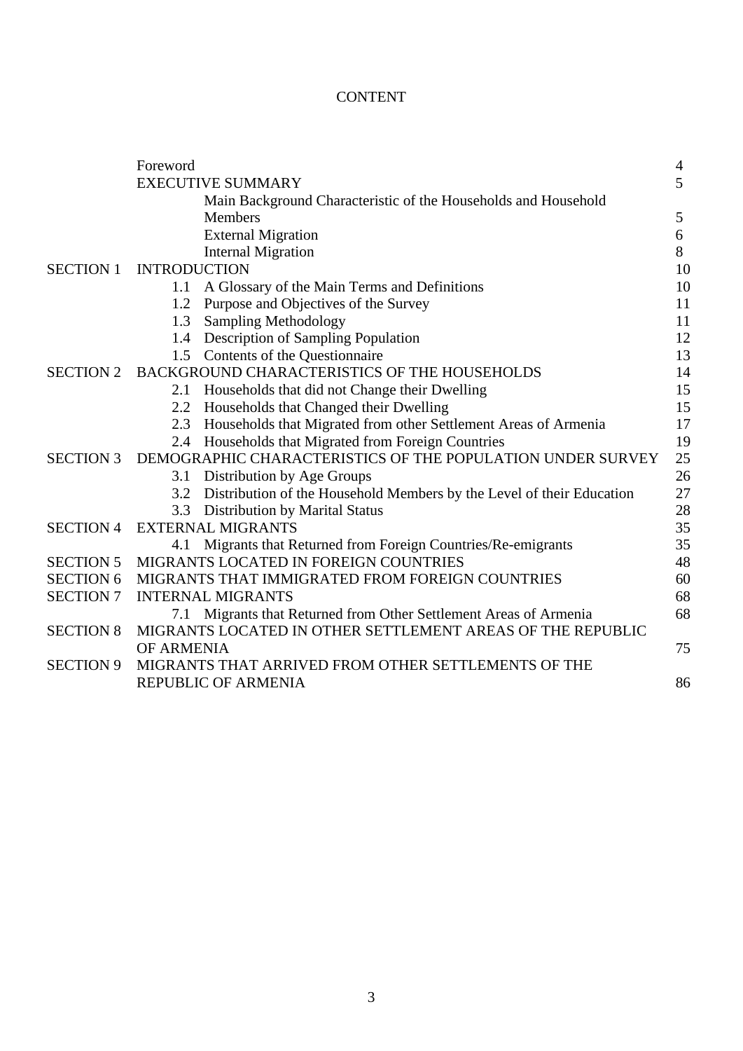# CONTENT

| | | |
|---|---|---|
| | Foreword | 4 |
| | EXECUTIVE SUMMARY | 5 |
| | Main Background Characteristic of the Households and Household Members | 5 |
| | External Migration | 6 |
| | Internal Migration | 8 |
| SECTION 1 | INTRODUCTION | 10 |
| | 1.1 A Glossary of the Main Terms and Definitions | 10 |
| | 1.2 Purpose and Objectives of the Survey | 11 |
| | 1.3 Sampling Methodology | 11 |
| | 1.4 Description of Sampling Population | 12 |
| | 1.5 Contents of the Questionnaire | 13 |
| SECTION 2 | BACKGROUND CHARACTERISTICS OF THE HOUSEHOLDS | 14 |
| | 2.1 Households that did not Change their Dwelling | 15 |
| | 2.2 Households that Changed their Dwelling | 15 |
| | 2.3 Households that Migrated from other Settlement Areas of Armenia | 17 |
| | 2.4 Households that Migrated from Foreign Countries | 19 |
| SECTION 3 | DEMOGRAPHIC CHARACTERISTICS OF THE POPULATION UNDER SURVEY | 25 |
| | 3.1 Distribution by Age Groups | 26 |
| | 3.2 Distribution of the Household Members by the Level of their Education | 27 |
| | 3.3 Distribution by Marital Status | 28 |
| SECTION 4 | EXTERNAL MIGRANTS | 35 |
| | 4.1 Migrants that Returned from Foreign Countries/Re-emigrants | 35 |
| SECTION 5 | MIGRANTS LOCATED IN FOREIGN COUNTRIES | 48 |
| SECTION 6 | MIGRANTS THAT IMMIGRATED FROM FOREIGN COUNTRIES | 60 |
| SECTION 7 | INTERNAL MIGRANTS | 68 |
| | 7.1 Migrants that Returned from Other Settlement Areas of Armenia | 68 |
| SECTION 8 | MIGRANTS LOCATED IN OTHER SETTLEMENT AREAS OF THE REPUBLIC OF ARMENIA | 75 |
| SECTION 9 | MIGRANTS THAT ARRIVED FROM OTHER SETTLEMENTS OF THE REPUBLIC OF ARMENIA | 86 |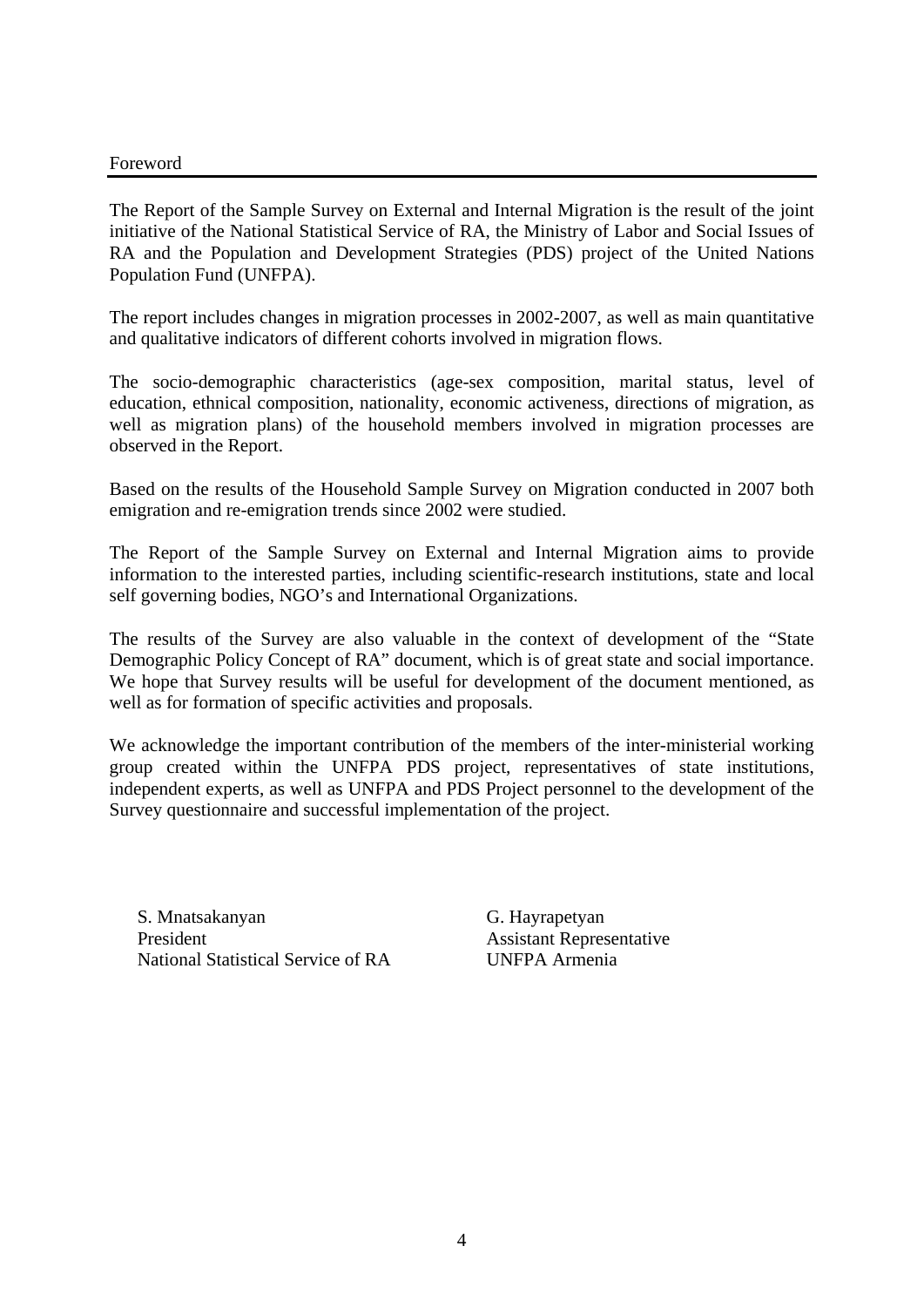# Foreword

The Report of the Sample Survey on External and Internal Migration is the result of the joint initiative of the National Statistical Service of RA, the Ministry of Labor and Social Issues of RA and the Population and Development Strategies (PDS) project of the United Nations Population Fund (UNFPA).

The report includes changes in migration processes in 2002-2007, as well as main quantitative and qualitative indicators of different cohorts involved in migration flows.

The socio-demographic characteristics (age-sex composition, marital status, level of education, ethnical composition, nationality, economic activeness, directions of migration, as well as migration plans) of the household members involved in migration processes are observed in the Report.

Based on the results of the Household Sample Survey on Migration conducted in 2007 both emigration and re-emigration trends since 2002 were studied.

The Report of the Sample Survey on External and Internal Migration aims to provide information to the interested parties, including scientific-research institutions, state and local self governing bodies, NGO's and International Organizations.

The results of the Survey are also valuable in the context of development of the "State Demographic Policy Concept of RA" document, which is of great state and social importance. We hope that Survey results will be useful for development of the document mentioned, as well as for formation of specific activities and proposals.

We acknowledge the important contribution of the members of the inter-ministerial working group created within the UNFPA PDS project, representatives of state institutions, independent experts, as well as UNFPA and PDS Project personnel to the development of the Survey questionnaire and successful implementation of the project.

S. Mnatsakanyan
President
National Statistical Service of RA

G. Hayrapetyan
Assistant Representative
UNFPA Armenia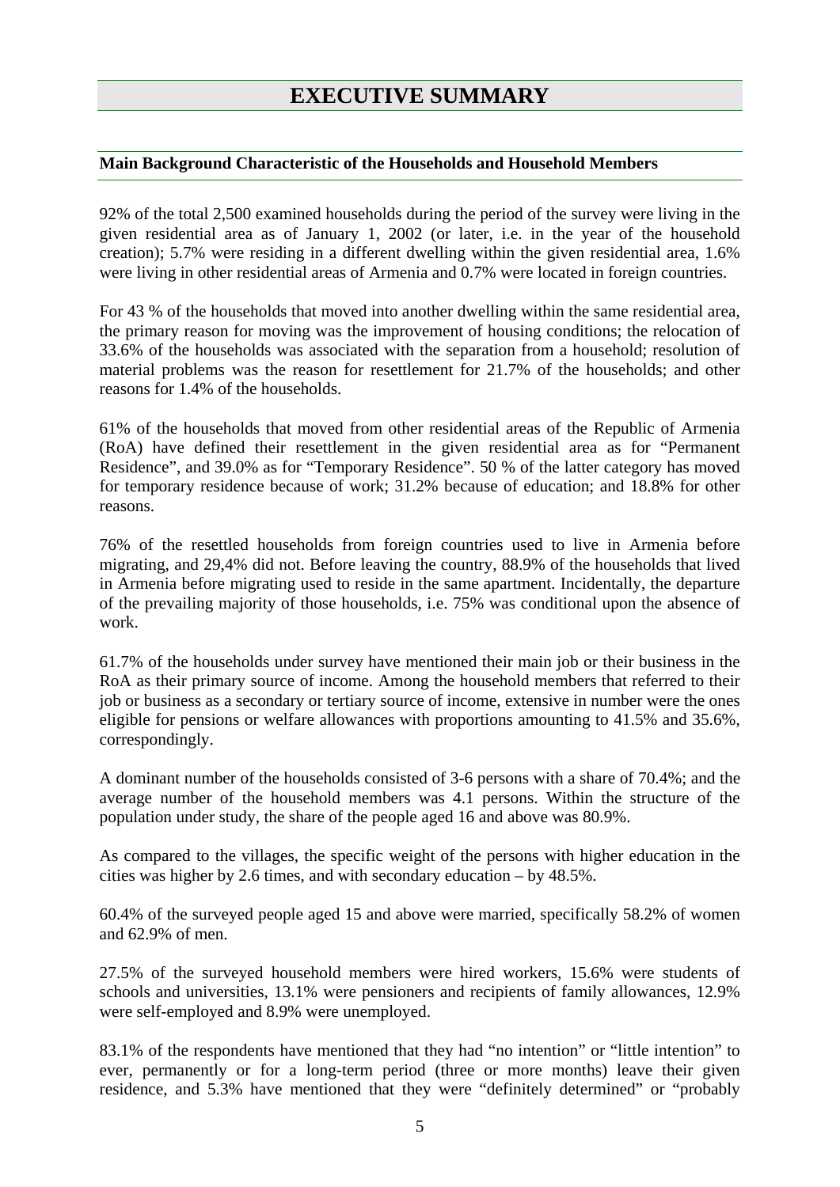# EXECUTIVE SUMMARY

## Main Background Characteristic of the Households and Household Members

92% of the total 2,500 examined households during the period of the survey were living in the given residential area as of January 1, 2002 (or later, i.e. in the year of the household creation); 5.7% were residing in a different dwelling within the given residential area, 1.6% were living in other residential areas of Armenia and 0.7% were located in foreign countries.

For 43 % of the households that moved into another dwelling within the same residential area, the primary reason for moving was the improvement of housing conditions; the relocation of 33.6% of the households was associated with the separation from a household; resolution of material problems was the reason for resettlement for 21.7% of the households; and other reasons for 1.4% of the households.

61% of the households that moved from other residential areas of the Republic of Armenia (RoA) have defined their resettlement in the given residential area as for "Permanent Residence", and 39.0% as for "Temporary Residence". 50 % of the latter category has moved for temporary residence because of work; 31.2% because of education; and 18.8% for other reasons.

76% of the resettled households from foreign countries used to live in Armenia before migrating, and 29,4% did not. Before leaving the country, 88.9% of the households that lived in Armenia before migrating used to reside in the same apartment. Incidentally, the departure of the prevailing majority of those households, i.e. 75% was conditional upon the absence of work.

61.7% of the households under survey have mentioned their main job or their business in the RoA as their primary source of income. Among the household members that referred to their job or business as a secondary or tertiary source of income, extensive in number were the ones eligible for pensions or welfare allowances with proportions amounting to 41.5% and 35.6%, correspondingly.

A dominant number of the households consisted of 3-6 persons with a share of 70.4%; and the average number of the household members was 4.1 persons. Within the structure of the population under study, the share of the people aged 16 and above was 80.9%.

As compared to the villages, the specific weight of the persons with higher education in the cities was higher by 2.6 times, and with secondary education – by 48.5%.

60.4% of the surveyed people aged 15 and above were married, specifically 58.2% of women and 62.9% of men.

27.5% of the surveyed household members were hired workers, 15.6% were students of schools and universities, 13.1% were pensioners and recipients of family allowances, 12.9% were self-employed and 8.9% were unemployed.

83.1% of the respondents have mentioned that they had "no intention" or "little intention" to ever, permanently or for a long-term period (three or more months) leave their given residence, and 5.3% have mentioned that they were "definitely determined" or "probably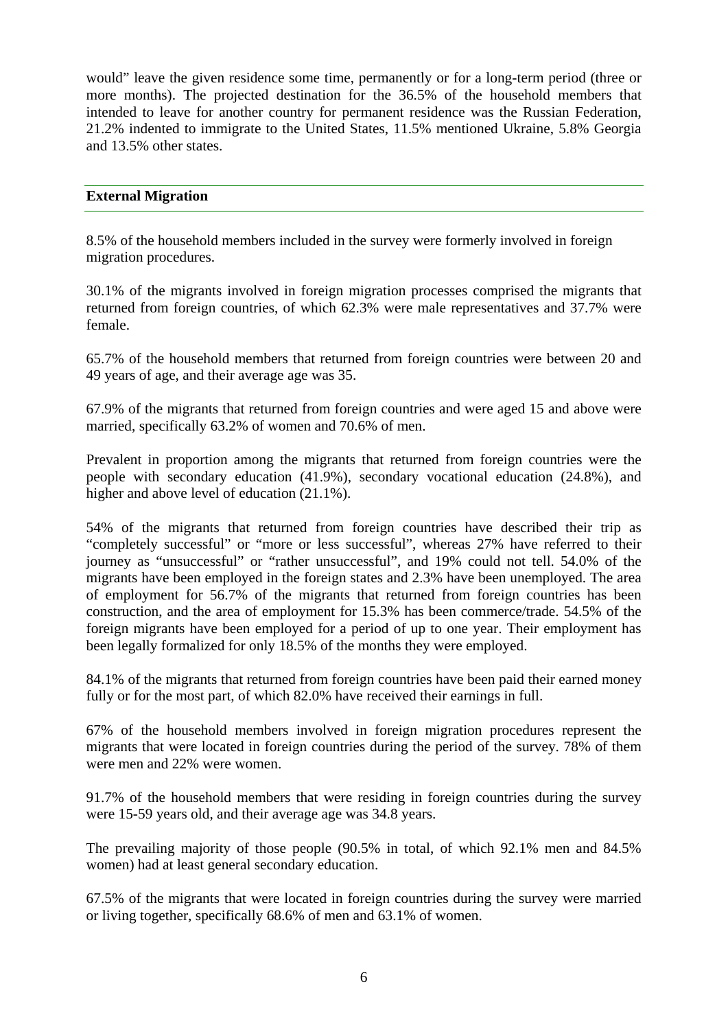would" leave the given residence some time, permanently or for a long-term period (three or more months). The projected destination for the 36.5% of the household members that intended to leave for another country for permanent residence was the Russian Federation, 21.2% indented to immigrate to the United States, 11.5% mentioned Ukraine, 5.8% Georgia and 13.5% other states.

## External Migration

8.5% of the household members included in the survey were formerly involved in foreign migration procedures.

30.1% of the migrants involved in foreign migration processes comprised the migrants that returned from foreign countries, of which 62.3% were male representatives and 37.7% were female.

65.7% of the household members that returned from foreign countries were between 20 and 49 years of age, and their average age was 35.

67.9% of the migrants that returned from foreign countries and were aged 15 and above were married, specifically 63.2% of women and 70.6% of men.

Prevalent in proportion among the migrants that returned from foreign countries were the people with secondary education (41.9%), secondary vocational education (24.8%), and higher and above level of education (21.1%).

54% of the migrants that returned from foreign countries have described their trip as "completely successful" or "more or less successful", whereas 27% have referred to their journey as "unsuccessful" or "rather unsuccessful", and 19% could not tell. 54.0% of the migrants have been employed in the foreign states and 2.3% have been unemployed. The area of employment for 56.7% of the migrants that returned from foreign countries has been construction, and the area of employment for 15.3% has been commerce/trade. 54.5% of the foreign migrants have been employed for a period of up to one year. Their employment has been legally formalized for only 18.5% of the months they were employed.

84.1% of the migrants that returned from foreign countries have been paid their earned money fully or for the most part, of which 82.0% have received their earnings in full.

67% of the household members involved in foreign migration procedures represent the migrants that were located in foreign countries during the period of the survey. 78% of them were men and 22% were women.

91.7% of the household members that were residing in foreign countries during the survey were 15-59 years old, and their average age was 34.8 years.

The prevailing majority of those people (90.5% in total, of which 92.1% men and 84.5% women) had at least general secondary education.

67.5% of the migrants that were located in foreign countries during the survey were married or living together, specifically 68.6% of men and 63.1% of women.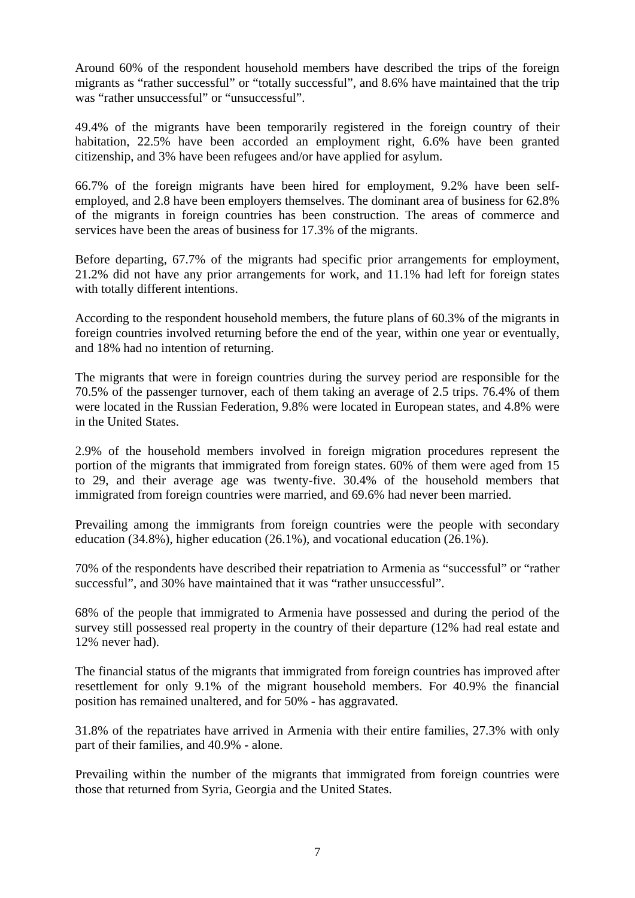Around 60% of the respondent household members have described the trips of the foreign migrants as "rather successful" or "totally successful", and 8.6% have maintained that the trip was "rather unsuccessful" or "unsuccessful".

49.4% of the migrants have been temporarily registered in the foreign country of their habitation, 22.5% have been accorded an employment right, 6.6% have been granted citizenship, and 3% have been refugees and/or have applied for asylum.

66.7% of the foreign migrants have been hired for employment, 9.2% have been self-employed, and 2.8 have been employers themselves. The dominant area of business for 62.8% of the migrants in foreign countries has been construction. The areas of commerce and services have been the areas of business for 17.3% of the migrants.

Before departing, 67.7% of the migrants had specific prior arrangements for employment, 21.2% did not have any prior arrangements for work, and 11.1% had left for foreign states with totally different intentions.

According to the respondent household members, the future plans of 60.3% of the migrants in foreign countries involved returning before the end of the year, within one year or eventually, and 18% had no intention of returning.

The migrants that were in foreign countries during the survey period are responsible for the 70.5% of the passenger turnover, each of them taking an average of 2.5 trips. 76.4% of them were located in the Russian Federation, 9.8% were located in European states, and 4.8% were in the United States.

2.9% of the household members involved in foreign migration procedures represent the portion of the migrants that immigrated from foreign states. 60% of them were aged from 15 to 29, and their average age was twenty-five. 30.4% of the household members that immigrated from foreign countries were married, and 69.6% had never been married.

Prevailing among the immigrants from foreign countries were the people with secondary education (34.8%), higher education (26.1%), and vocational education (26.1%).

70% of the respondents have described their repatriation to Armenia as "successful" or "rather successful", and 30% have maintained that it was "rather unsuccessful".

68% of the people that immigrated to Armenia have possessed and during the period of the survey still possessed real property in the country of their departure (12% had real estate and 12% never had).

The financial status of the migrants that immigrated from foreign countries has improved after resettlement for only 9.1% of the migrant household members. For 40.9% the financial position has remained unaltered, and for 50% - has aggravated.

31.8% of the repatriates have arrived in Armenia with their entire families, 27.3% with only part of their families, and 40.9% - alone.

Prevailing within the number of the migrants that immigrated from foreign countries were those that returned from Syria, Georgia and the United States.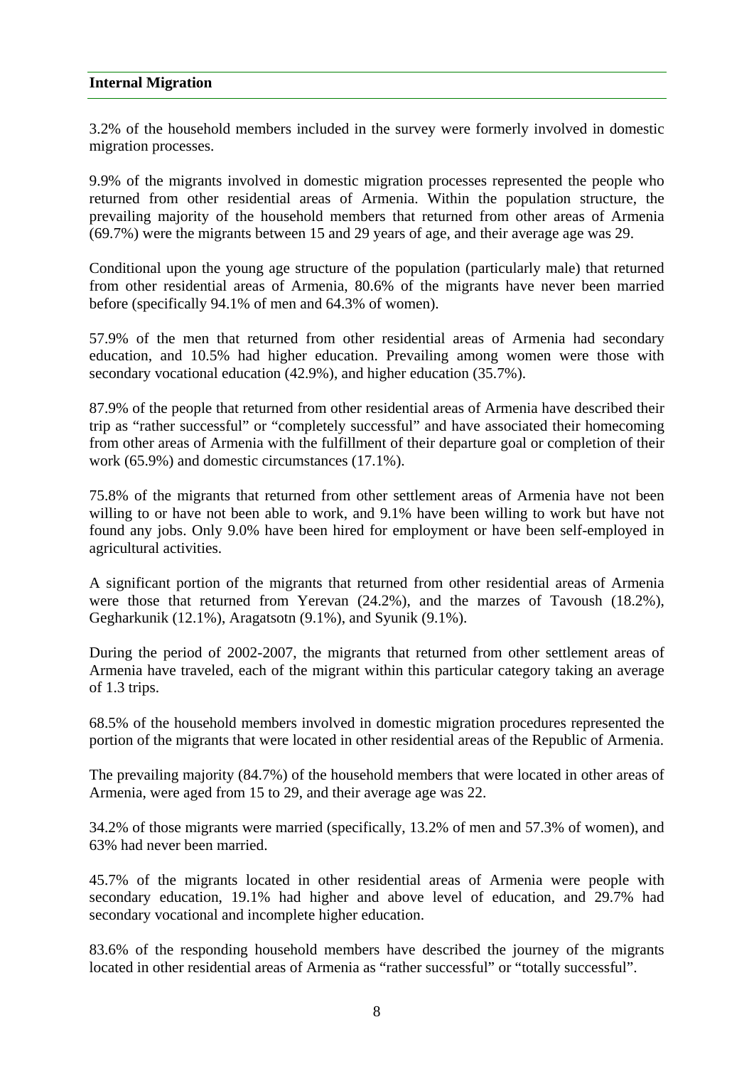## Internal Migration

3.2% of the household members included in the survey were formerly involved in domestic migration processes.

9.9% of the migrants involved in domestic migration processes represented the people who returned from other residential areas of Armenia. Within the population structure, the prevailing majority of the household members that returned from other areas of Armenia (69.7%) were the migrants between 15 and 29 years of age, and their average age was 29.

Conditional upon the young age structure of the population (particularly male) that returned from other residential areas of Armenia, 80.6% of the migrants have never been married before (specifically 94.1% of men and 64.3% of women).

57.9% of the men that returned from other residential areas of Armenia had secondary education, and 10.5% had higher education. Prevailing among women were those with secondary vocational education (42.9%), and higher education (35.7%).

87.9% of the people that returned from other residential areas of Armenia have described their trip as "rather successful" or "completely successful" and have associated their homecoming from other areas of Armenia with the fulfillment of their departure goal or completion of their work (65.9%) and domestic circumstances (17.1%).

75.8% of the migrants that returned from other settlement areas of Armenia have not been willing to or have not been able to work, and 9.1% have been willing to work but have not found any jobs. Only 9.0% have been hired for employment or have been self-employed in agricultural activities.

A significant portion of the migrants that returned from other residential areas of Armenia were those that returned from Yerevan (24.2%), and the marzes of Tavoush (18.2%), Gegharkunik (12.1%), Aragatsotn (9.1%), and Syunik (9.1%).

During the period of 2002-2007, the migrants that returned from other settlement areas of Armenia have traveled, each of the migrant within this particular category taking an average of 1.3 trips.

68.5% of the household members involved in domestic migration procedures represented the portion of the migrants that were located in other residential areas of the Republic of Armenia.

The prevailing majority (84.7%) of the household members that were located in other areas of Armenia, were aged from 15 to 29, and their average age was 22.

34.2% of those migrants were married (specifically, 13.2% of men and 57.3% of women), and 63% had never been married.

45.7% of the migrants located in other residential areas of Armenia were people with secondary education, 19.1% had higher and above level of education, and 29.7% had secondary vocational and incomplete higher education.

83.6% of the responding household members have described the journey of the migrants located in other residential areas of Armenia as "rather successful" or "totally successful".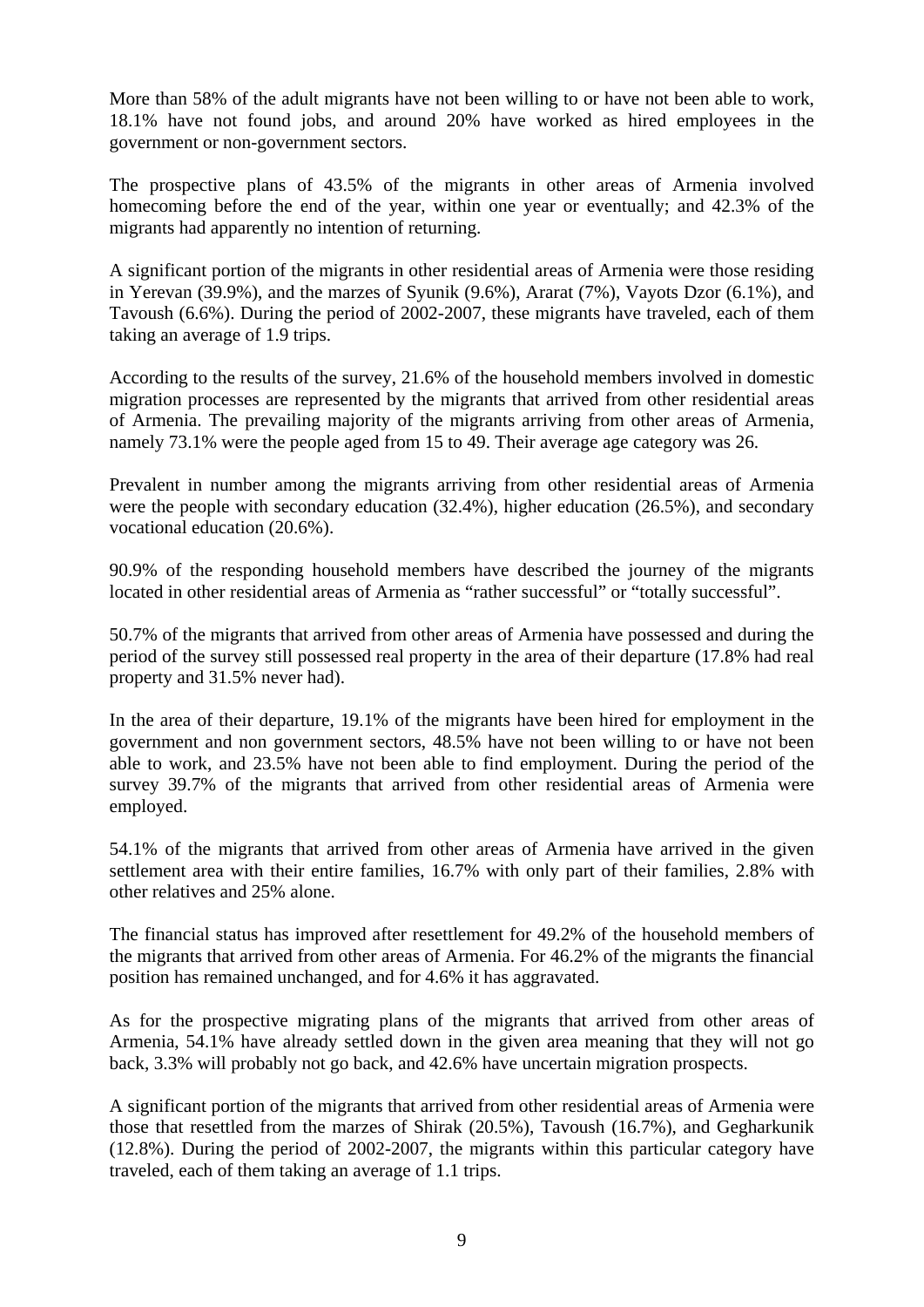More than 58% of the adult migrants have not been willing to or have not been able to work, 18.1% have not found jobs, and around 20% have worked as hired employees in the government or non-government sectors.

The prospective plans of 43.5% of the migrants in other areas of Armenia involved homecoming before the end of the year, within one year or eventually; and 42.3% of the migrants had apparently no intention of returning.

A significant portion of the migrants in other residential areas of Armenia were those residing in Yerevan (39.9%), and the marzes of Syunik (9.6%), Ararat (7%), Vayots Dzor (6.1%), and Tavoush (6.6%). During the period of 2002-2007, these migrants have traveled, each of them taking an average of 1.9 trips.

According to the results of the survey, 21.6% of the household members involved in domestic migration processes are represented by the migrants that arrived from other residential areas of Armenia. The prevailing majority of the migrants arriving from other areas of Armenia, namely 73.1% were the people aged from 15 to 49. Their average age category was 26.

Prevalent in number among the migrants arriving from other residential areas of Armenia were the people with secondary education (32.4%), higher education (26.5%), and secondary vocational education (20.6%).

90.9% of the responding household members have described the journey of the migrants located in other residential areas of Armenia as "rather successful" or "totally successful".

50.7% of the migrants that arrived from other areas of Armenia have possessed and during the period of the survey still possessed real property in the area of their departure (17.8% had real property and 31.5% never had).

In the area of their departure, 19.1% of the migrants have been hired for employment in the government and non government sectors, 48.5% have not been willing to or have not been able to work, and 23.5% have not been able to find employment. During the period of the survey 39.7% of the migrants that arrived from other residential areas of Armenia were employed.

54.1% of the migrants that arrived from other areas of Armenia have arrived in the given settlement area with their entire families, 16.7% with only part of their families, 2.8% with other relatives and 25% alone.

The financial status has improved after resettlement for 49.2% of the household members of the migrants that arrived from other areas of Armenia. For 46.2% of the migrants the financial position has remained unchanged, and for 4.6% it has aggravated.

As for the prospective migrating plans of the migrants that arrived from other areas of Armenia, 54.1% have already settled down in the given area meaning that they will not go back, 3.3% will probably not go back, and 42.6% have uncertain migration prospects.

A significant portion of the migrants that arrived from other residential areas of Armenia were those that resettled from the marzes of Shirak (20.5%), Tavoush (16.7%), and Gegharkunik (12.8%). During the period of 2002-2007, the migrants within this particular category have traveled, each of them taking an average of 1.1 trips.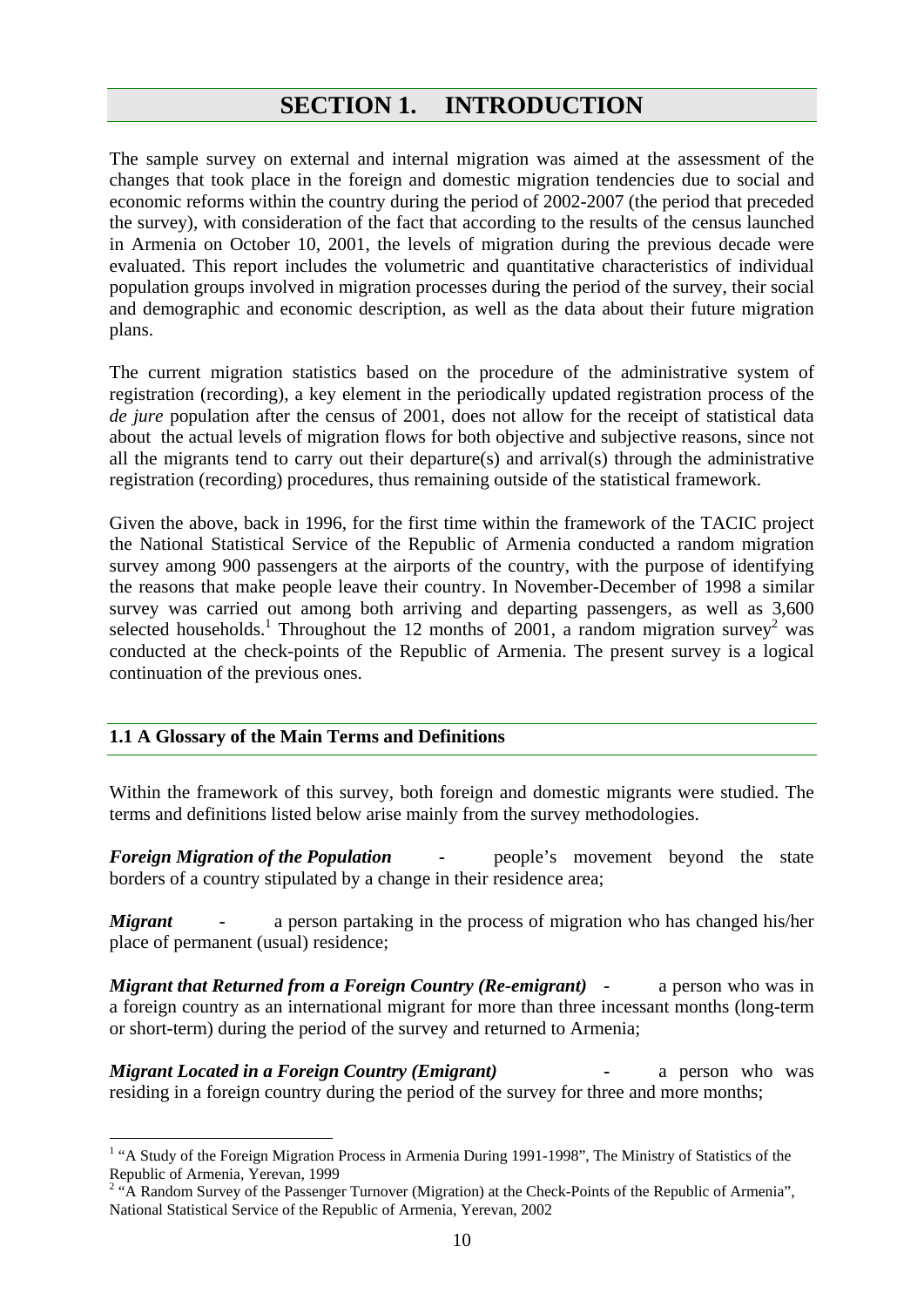# SECTION 1. INTRODUCTION

The sample survey on external and internal migration was aimed at the assessment of the changes that took place in the foreign and domestic migration tendencies due to social and economic reforms within the country during the period of 2002-2007 (the period that preceded the survey), with consideration of the fact that according to the results of the census launched in Armenia on October 10, 2001, the levels of migration during the previous decade were evaluated. This report includes the volumetric and quantitative characteristics of individual population groups involved in migration processes during the period of the survey, their social and demographic and economic description, as well as the data about their future migration plans.

The current migration statistics based on the procedure of the administrative system of registration (recording), a key element in the periodically updated registration process of the *de jure* population after the census of 2001, does not allow for the receipt of statistical data about the actual levels of migration flows for both objective and subjective reasons, since not all the migrants tend to carry out their departure(s) and arrival(s) through the administrative registration (recording) procedures, thus remaining outside of the statistical framework.

Given the above, back in 1996, for the first time within the framework of the TACIC project the National Statistical Service of the Republic of Armenia conducted a random migration survey among 900 passengers at the airports of the country, with the purpose of identifying the reasons that make people leave their country. In November-December of 1998 a similar survey was carried out among both arriving and departing passengers, as well as 3,600 selected households.[1] Throughout the 12 months of 2001, a random migration survey[2] was conducted at the check-points of the Republic of Armenia. The present survey is a logical continuation of the previous ones.

## 1.1 A Glossary of the Main Terms and Definitions

Within the framework of this survey, both foreign and domestic migrants were studied. The terms and definitions listed below arise mainly from the survey methodologies.

***Foreign Migration of the Population*** - people's movement beyond the state borders of a country stipulated by a change in their residence area;

***Migrant*** - a person partaking in the process of migration who has changed his/her place of permanent (usual) residence;

***Migrant that Returned from a Foreign Country (Re-emigrant)*** - a person who was in a foreign country as an international migrant for more than three incessant months (long-term or short-term) during the period of the survey and returned to Armenia;

***Migrant Located in a Foreign Country (Emigrant)*** - a person who was residing in a foreign country during the period of the survey for three and more months;

---

[1] "A Study of the Foreign Migration Process in Armenia During 1991-1998", The Ministry of Statistics of the Republic of Armenia, Yerevan, 1999

[2] "A Random Survey of the Passenger Turnover (Migration) at the Check-Points of the Republic of Armenia", National Statistical Service of the Republic of Armenia, Yerevan, 2002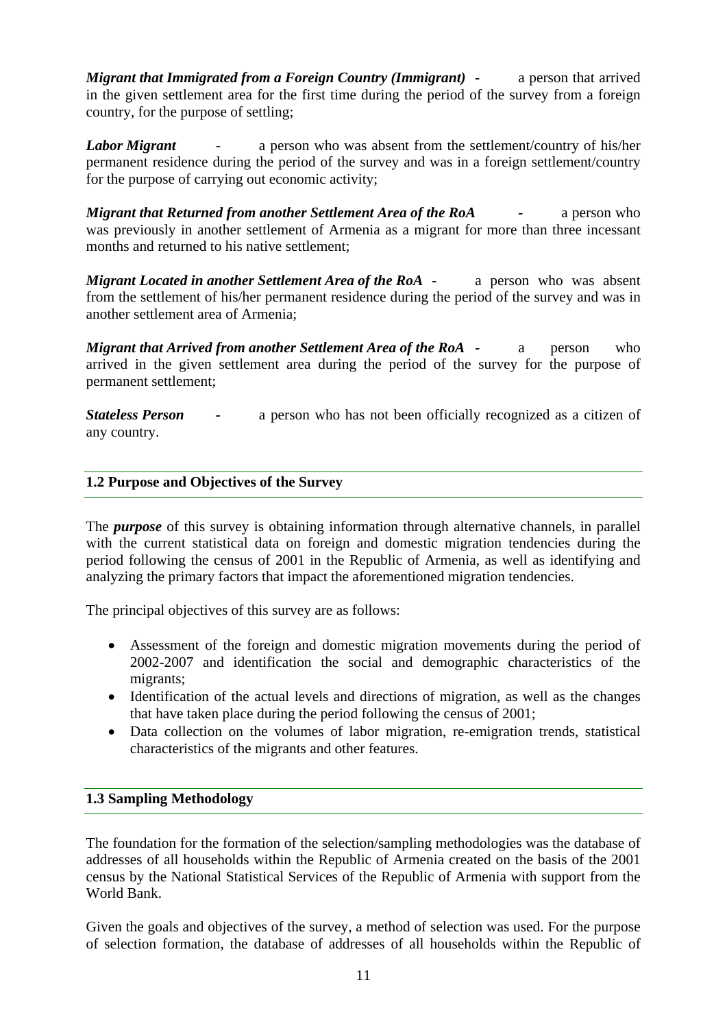***Migrant that Immigrated from a Foreign Country (Immigrant)*** - a person that arrived in the given settlement area for the first time during the period of the survey from a foreign country, for the purpose of settling;

***Labor Migrant*** - a person who was absent from the settlement/country of his/her permanent residence during the period of the survey and was in a foreign settlement/country for the purpose of carrying out economic activity;

***Migrant that Returned from another Settlement Area of the RoA*** - a person who was previously in another settlement of Armenia as a migrant for more than three incessant months and returned to his native settlement;

***Migrant Located in another Settlement Area of the RoA*** - a person who was absent from the settlement of his/her permanent residence during the period of the survey and was in another settlement area of Armenia;

***Migrant that Arrived from another Settlement Area of the RoA*** - a person who arrived in the given settlement area during the period of the survey for the purpose of permanent settlement;

***Stateless Person*** - a person who has not been officially recognized as a citizen of any country.

## 1.2 Purpose and Objectives of the Survey

The ***purpose*** of this survey is obtaining information through alternative channels, in parallel with the current statistical data on foreign and domestic migration tendencies during the period following the census of 2001 in the Republic of Armenia, as well as identifying and analyzing the primary factors that impact the aforementioned migration tendencies.

The principal objectives of this survey are as follows:

- Assessment of the foreign and domestic migration movements during the period of 2002-2007 and identification the social and demographic characteristics of the migrants;
- Identification of the actual levels and directions of migration, as well as the changes that have taken place during the period following the census of 2001;
- Data collection on the volumes of labor migration, re-emigration trends, statistical characteristics of the migrants and other features.

## 1.3 Sampling Methodology

The foundation for the formation of the selection/sampling methodologies was the database of addresses of all households within the Republic of Armenia created on the basis of the 2001 census by the National Statistical Services of the Republic of Armenia with support from the World Bank.

Given the goals and objectives of the survey, a method of selection was used. For the purpose of selection formation, the database of addresses of all households within the Republic of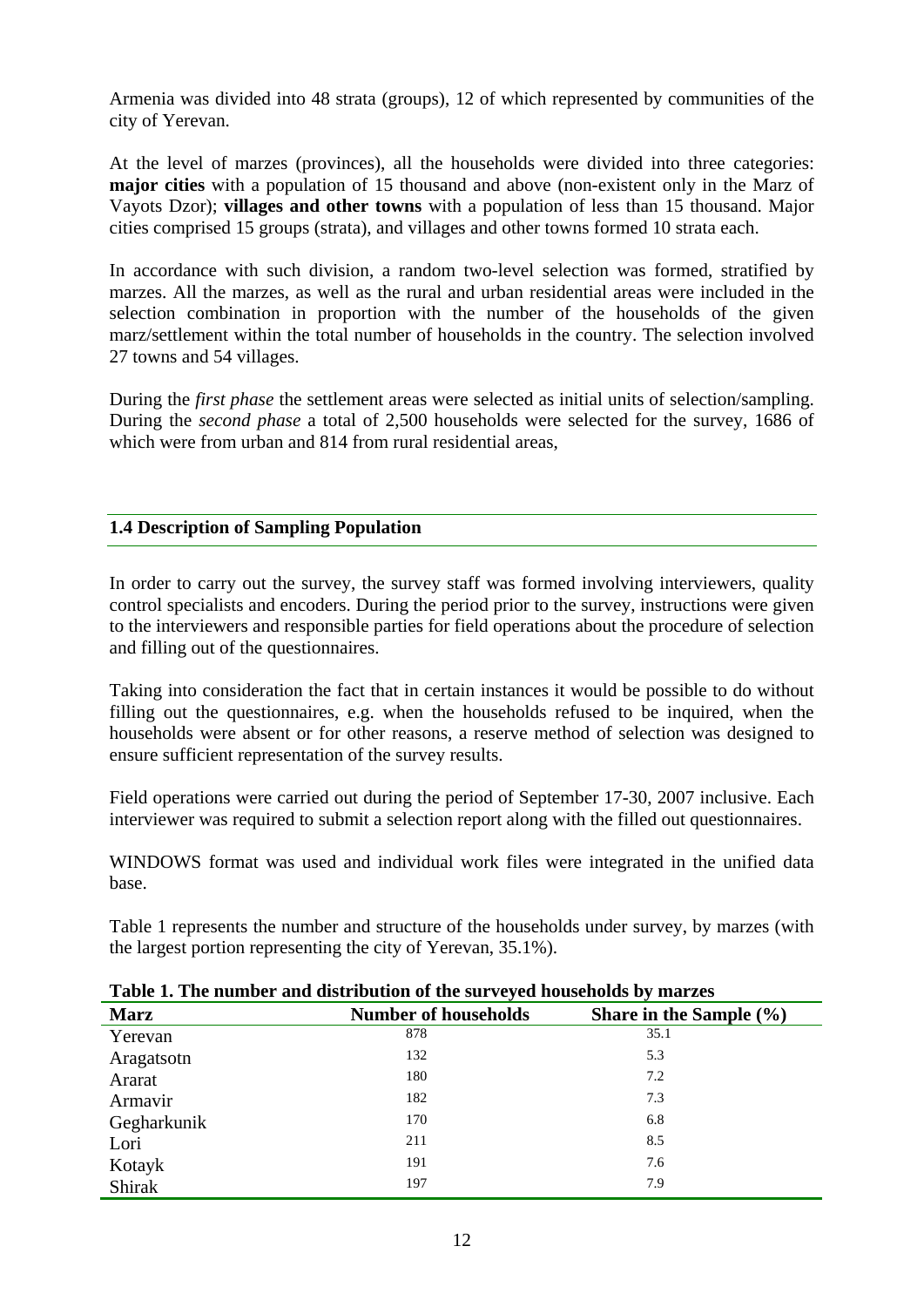Armenia was divided into 48 strata (groups), 12 of which represented by communities of the city of Yerevan.

At the level of marzes (provinces), all the households were divided into three categories: **major cities** with a population of 15 thousand and above (non-existent only in the Marz of Vayots Dzor); **villages and other towns** with a population of less than 15 thousand. Major cities comprised 15 groups (strata), and villages and other towns formed 10 strata each.

In accordance with such division, a random two-level selection was formed, stratified by marzes. All the marzes, as well as the rural and urban residential areas were included in the selection combination in proportion with the number of the households of the given marz/settlement within the total number of households in the country. The selection involved 27 towns and 54 villages.

During the *first phase* the settlement areas were selected as initial units of selection/sampling. During the *second phase* a total of 2,500 households were selected for the survey, 1686 of which were from urban and 814 from rural residential areas,

## 1.4 Description of Sampling Population

In order to carry out the survey, the survey staff was formed involving interviewers, quality control specialists and encoders. During the period prior to the survey, instructions were given to the interviewers and responsible parties for field operations about the procedure of selection and filling out of the questionnaires.

Taking into consideration the fact that in certain instances it would be possible to do without filling out the questionnaires, e.g. when the households refused to be inquired, when the households were absent or for other reasons, a reserve method of selection was designed to ensure sufficient representation of the survey results.

Field operations were carried out during the period of September 17-30, 2007 inclusive. Each interviewer was required to submit a selection report along with the filled out questionnaires.

WINDOWS format was used and individual work files were integrated in the unified data base.

Table 1 represents the number and structure of the households under survey, by marzes (with the largest portion representing the city of Yerevan, 35.1%).

**Table 1. The number and distribution of the surveyed households by marzes**

| Marz | Number of households | Share in the Sample (%) |
|---|---|---|
| Yerevan | 878 | 35.1 |
| Aragatsotn | 132 | 5.3 |
| Ararat | 180 | 7.2 |
| Armavir | 182 | 7.3 |
| Gegharkunik | 170 | 6.8 |
| Lori | 211 | 8.5 |
| Kotayk | 191 | 7.6 |
| Shirak | 197 | 7.9 |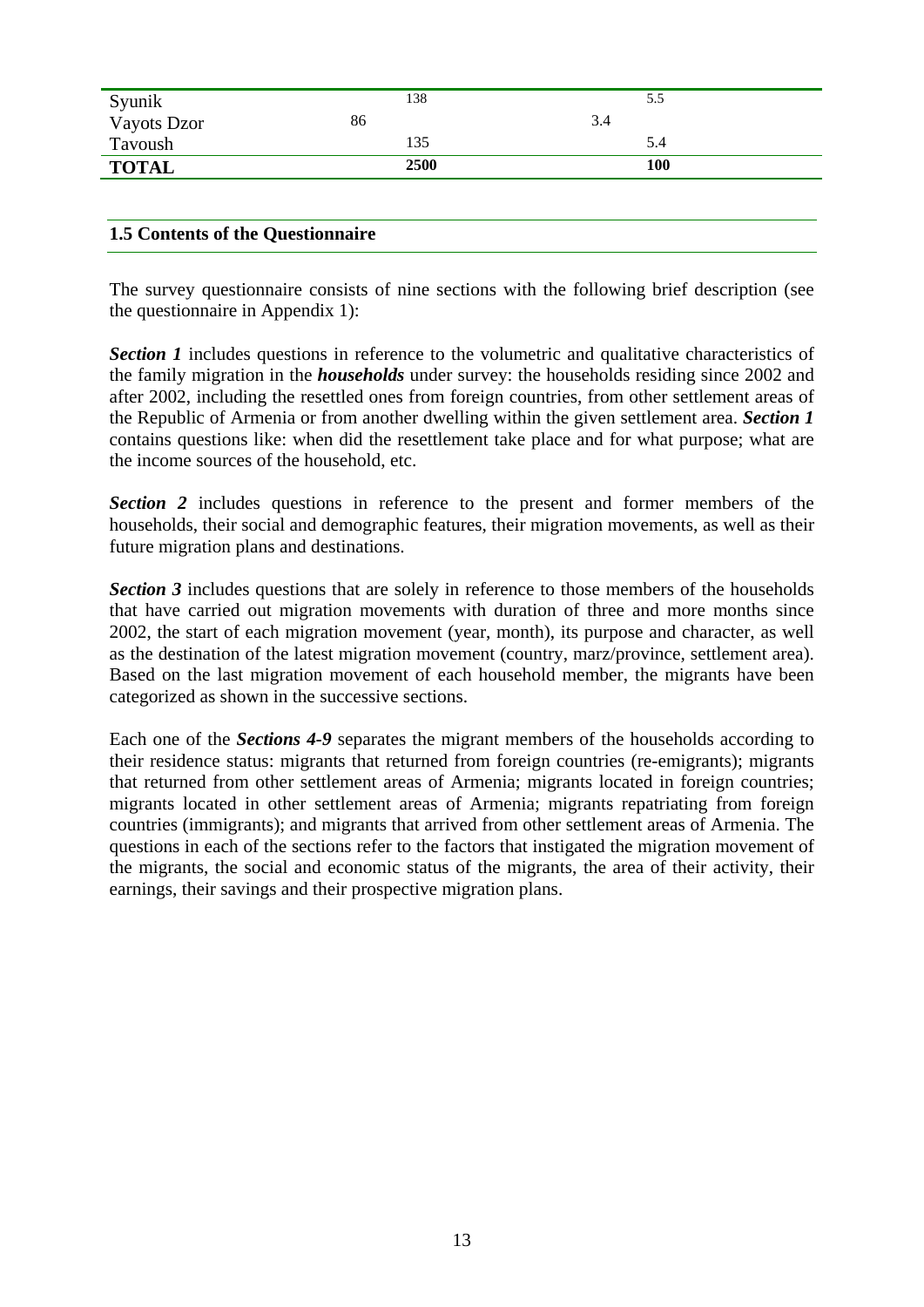| | | |
|---|---|---|
| Syunik | 138 | 5.5 |
| Vayots Dzor | 86 | 3.4 |
| Tavoush | 135 | 5.4 |
| **TOTAL** | **2500** | **100** |

### 1.5 Contents of the Questionnaire

The survey questionnaire consists of nine sections with the following brief description (see the questionnaire in Appendix 1):

***Section 1*** includes questions in reference to the volumetric and qualitative characteristics of the family migration in the ***households*** under survey: the households residing since 2002 and after 2002, including the resettled ones from foreign countries, from other settlement areas of the Republic of Armenia or from another dwelling within the given settlement area. ***Section 1*** contains questions like: when did the resettlement take place and for what purpose; what are the income sources of the household, etc.

***Section 2*** includes questions in reference to the present and former members of the households, their social and demographic features, their migration movements, as well as their future migration plans and destinations.

***Section 3*** includes questions that are solely in reference to those members of the households that have carried out migration movements with duration of three and more months since 2002, the start of each migration movement (year, month), its purpose and character, as well as the destination of the latest migration movement (country, marz/province, settlement area). Based on the last migration movement of each household member, the migrants have been categorized as shown in the successive sections.

Each one of the ***Sections 4-9*** separates the migrant members of the households according to their residence status: migrants that returned from foreign countries (re-emigrants); migrants that returned from other settlement areas of Armenia; migrants located in foreign countries; migrants located in other settlement areas of Armenia; migrants repatriating from foreign countries (immigrants); and migrants that arrived from other settlement areas of Armenia. The questions in each of the sections refer to the factors that instigated the migration movement of the migrants, the social and economic status of the migrants, the area of their activity, their earnings, their savings and their prospective migration plans.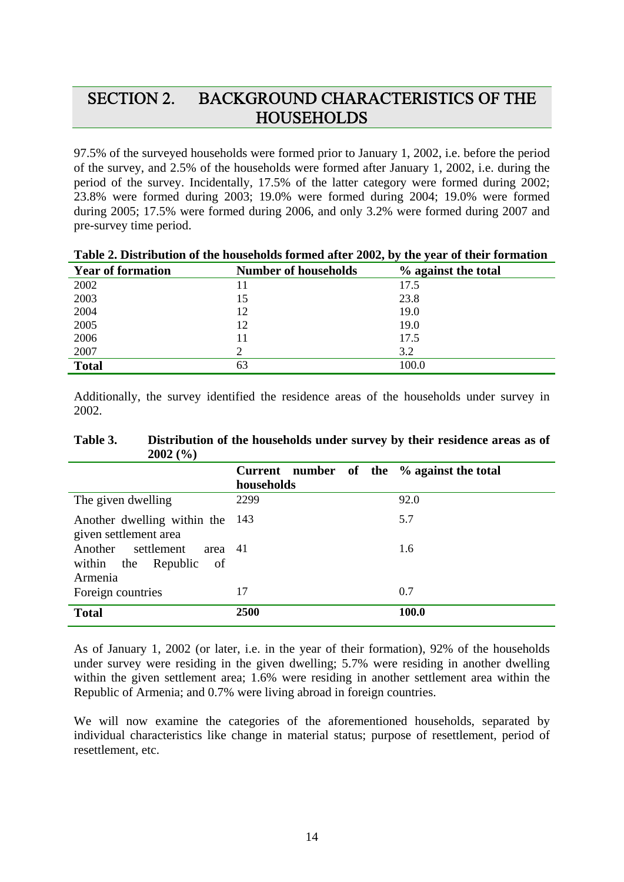# SECTION 2. BACKGROUND CHARACTERISTICS OF THE HOUSEHOLDS

97.5% of the surveyed households were formed prior to January 1, 2002, i.e. before the period of the survey, and 2.5% of the households were formed after January 1, 2002, i.e. during the period of the survey. Incidentally, 17.5% of the latter category were formed during 2002; 23.8% were formed during 2003; 19.0% were formed during 2004; 19.0% were formed during 2005; 17.5% were formed during 2006, and only 3.2% were formed during 2007 and pre-survey time period.

**Table 2. Distribution of the households formed after 2002, by the year of their formation**

| Year of formation | Number of households | % against the total |
|---|---|---|
| 2002 | 11 | 17.5 |
| 2003 | 15 | 23.8 |
| 2004 | 12 | 19.0 |
| 2005 | 12 | 19.0 |
| 2006 | 11 | 17.5 |
| 2007 | 2 | 3.2 |
| **Total** | 63 | 100.0 |

Additionally, the survey identified the residence areas of the households under survey in 2002.

**Table 3. Distribution of the households under survey by their residence areas as of 2002 (%)**

| | Current number of the households | % against the total |
|---|---|---|
| The given dwelling | 2299 | 92.0 |
| Another dwelling within the given settlement area | 143 | 5.7 |
| Another settlement area within the Republic of Armenia | 41 | 1.6 |
| Foreign countries | 17 | 0.7 |
| **Total** | **2500** | **100.0** |

As of January 1, 2002 (or later, i.e. in the year of their formation), 92% of the households under survey were residing in the given dwelling; 5.7% were residing in another dwelling within the given settlement area; 1.6% were residing in another settlement area within the Republic of Armenia; and 0.7% were living abroad in foreign countries.

We will now examine the categories of the aforementioned households, separated by individual characteristics like change in material status; purpose of resettlement, period of resettlement, etc.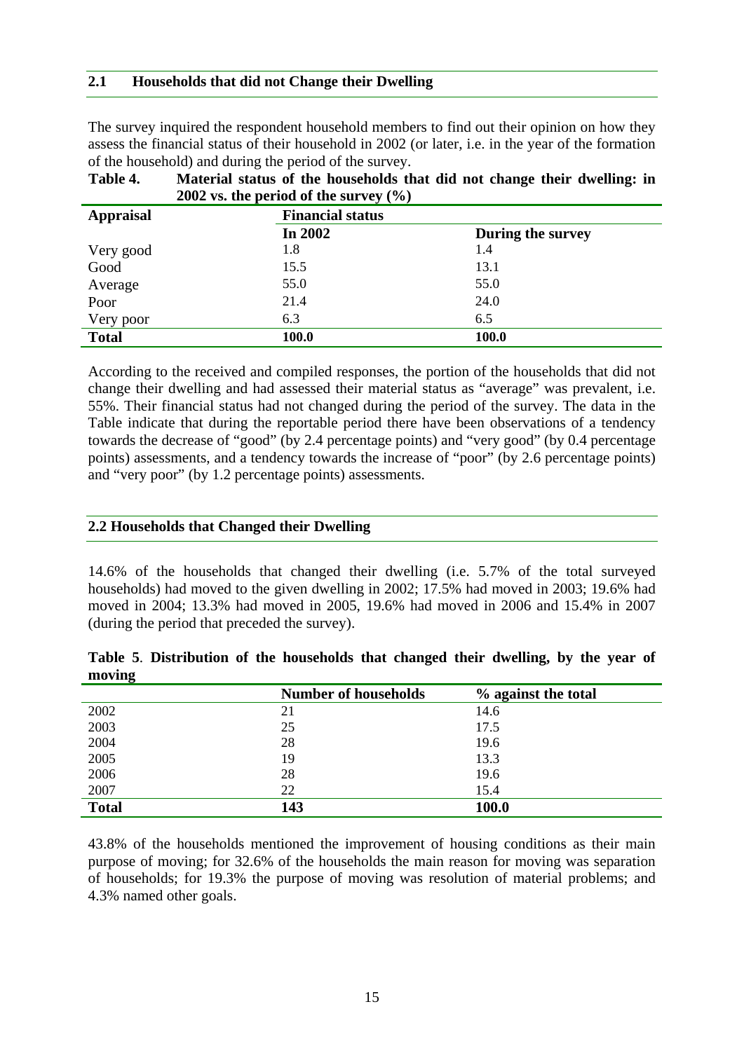## 2.1 Households that did not Change their Dwelling

The survey inquired the respondent household members to find out their opinion on how they assess the financial status of their household in 2002 (or later, i.e. in the year of the formation of the household) and during the period of the survey.

**Table 4. Material status of the households that did not change their dwelling: in 2002 vs. the period of the survey (%)**

| Appraisal | Financial status | |
|---|---|---|
| | **In 2002** | **During the survey** |
| Very good | 1.8 | 1.4 |
| Good | 15.5 | 13.1 |
| Average | 55.0 | 55.0 |
| Poor | 21.4 | 24.0 |
| Very poor | 6.3 | 6.5 |
| **Total** | **100.0** | **100.0** |

According to the received and compiled responses, the portion of the households that did not change their dwelling and had assessed their material status as "average" was prevalent, i.e. 55%. Their financial status had not changed during the period of the survey. The data in the Table indicate that during the reportable period there have been observations of a tendency towards the decrease of "good" (by 2.4 percentage points) and "very good" (by 0.4 percentage points) assessments, and a tendency towards the increase of "poor" (by 2.6 percentage points) and "very poor" (by 1.2 percentage points) assessments.

## 2.2 Households that Changed their Dwelling

14.6% of the households that changed their dwelling (i.e. 5.7% of the total surveyed households) had moved to the given dwelling in 2002; 17.5% had moved in 2003; 19.6% had moved in 2004; 13.3% had moved in 2005, 19.6% had moved in 2006 and 15.4% in 2007 (during the period that preceded the survey).

**Table 5. Distribution of the households that changed their dwelling, by the year of moving**

| | Number of households | % against the total |
|---|---|---|
| 2002 | 21 | 14.6 |
| 2003 | 25 | 17.5 |
| 2004 | 28 | 19.6 |
| 2005 | 19 | 13.3 |
| 2006 | 28 | 19.6 |
| 2007 | 22 | 15.4 |
| **Total** | **143** | **100.0** |

43.8% of the households mentioned the improvement of housing conditions as their main purpose of moving; for 32.6% of the households the main reason for moving was separation of households; for 19.3% the purpose of moving was resolution of material problems; and 4.3% named other goals.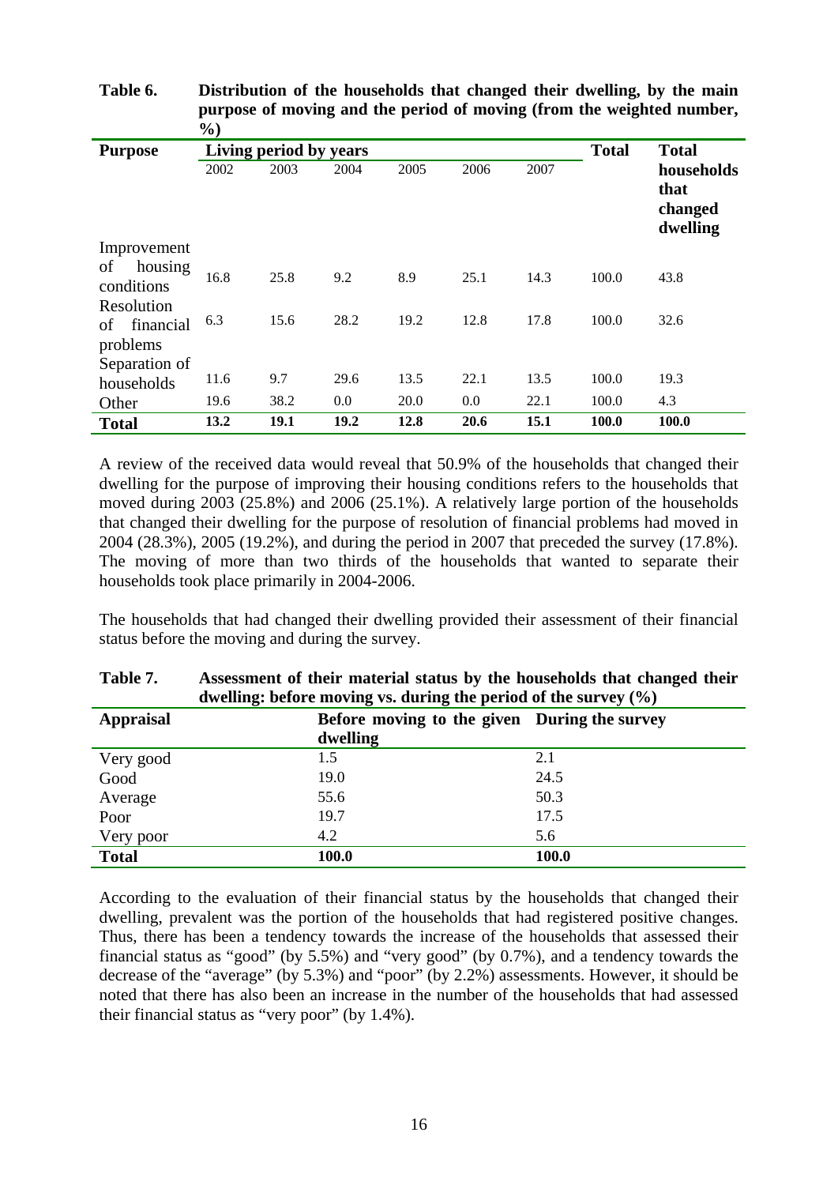**Table 6. Distribution of the households that changed their dwelling, by the main purpose of moving and the period of moving (from the weighted number, %)**

| Purpose | Living period by years | | | | | | Total | Total households that changed dwelling |
|---|---|---|---|---|---|---|---|---|
| | 2002 | 2003 | 2004 | 2005 | 2006 | 2007 | | |
| Improvement of housing conditions | 16.8 | 25.8 | 9.2 | 8.9 | 25.1 | 14.3 | 100.0 | 43.8 |
| Resolution of financial problems | 6.3 | 15.6 | 28.2 | 19.2 | 12.8 | 17.8 | 100.0 | 32.6 |
| Separation of households | 11.6 | 9.7 | 29.6 | 13.5 | 22.1 | 13.5 | 100.0 | 19.3 |
| Other | 19.6 | 38.2 | 0.0 | 20.0 | 0.0 | 22.1 | 100.0 | 4.3 |
| **Total** | **13.2** | **19.1** | **19.2** | **12.8** | **20.6** | **15.1** | **100.0** | **100.0** |

A review of the received data would reveal that 50.9% of the households that changed their dwelling for the purpose of improving their housing conditions refers to the households that moved during 2003 (25.8%) and 2006 (25.1%). A relatively large portion of the households that changed their dwelling for the purpose of resolution of financial problems had moved in 2004 (28.3%), 2005 (19.2%), and during the period in 2007 that preceded the survey (17.8%). The moving of more than two thirds of the households that wanted to separate their households took place primarily in 2004-2006.

The households that had changed their dwelling provided their assessment of their financial status before the moving and during the survey.

**Table 7. Assessment of their material status by the households that changed their dwelling: before moving vs. during the period of the survey (%)**

| Appraisal | Before moving to the given dwelling | During the survey |
|---|---|---|
| Very good | 1.5 | 2.1 |
| Good | 19.0 | 24.5 |
| Average | 55.6 | 50.3 |
| Poor | 19.7 | 17.5 |
| Very poor | 4.2 | 5.6 |
| **Total** | **100.0** | **100.0** |

According to the evaluation of their financial status by the households that changed their dwelling, prevalent was the portion of the households that had registered positive changes. Thus, there has been a tendency towards the increase of the households that assessed their financial status as "good" (by 5.5%) and "very good" (by 0.7%), and a tendency towards the decrease of the "average" (by 5.3%) and "poor" (by 2.2%) assessments. However, it should be noted that there has also been an increase in the number of the households that had assessed their financial status as "very poor" (by 1.4%).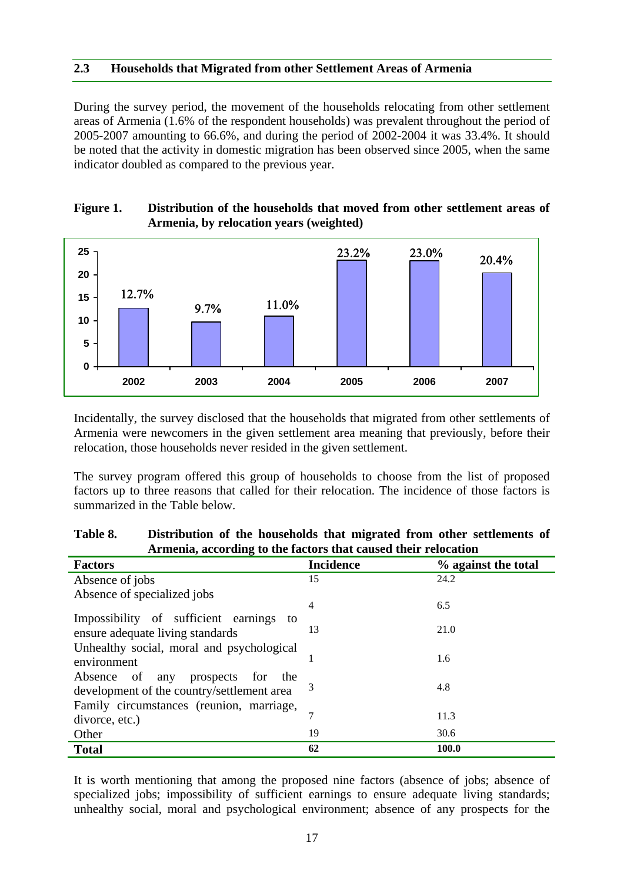## 2.3 Households that Migrated from other Settlement Areas of Armenia

During the survey period, the movement of the households relocating from other settlement areas of Armenia (1.6% of the respondent households) was prevalent throughout the period of 2005-2007 amounting to 66.6%, and during the period of 2002-2004 it was 33.4%. It should be noted that the activity in domestic migration has been observed since 2005, when the same indicator doubled as compared to the previous year.

**Figure 1. Distribution of the households that moved from other settlement areas of Armenia, by relocation years (weighted)**

| Year | % |
|---|---|
| 2002 | 12.7% |
| 2003 | 9.7% |
| 2004 | 11.0% |
| 2005 | 23.2% |
| 2006 | 23.0% |
| 2007 | 20.4% |

Incidentally, the survey disclosed that the households that migrated from other settlements of Armenia were newcomers in the given settlement area meaning that previously, before their relocation, those households never resided in the given settlement.

The survey program offered this group of households to choose from the list of proposed factors up to three reasons that called for their relocation. The incidence of those factors is summarized in the Table below.

**Table 8. Distribution of the households that migrated from other settlements of Armenia, according to the factors that caused their relocation**

| Factors | Incidence | % against the total |
|---|---|---|
| Absence of jobs | 15 | 24.2 |
| Absence of specialized jobs | 4 | 6.5 |
| Impossibility of sufficient earnings to ensure adequate living standards | 13 | 21.0 |
| Unhealthy social, moral and psychological environment | 1 | 1.6 |
| Absence of any prospects for the development of the country/settlement area | 3 | 4.8 |
| Family circumstances (reunion, marriage, divorce, etc.) | 7 | 11.3 |
| Other | 19 | 30.6 |
| **Total** | **62** | **100.0** |

It is worth mentioning that among the proposed nine factors (absence of jobs; absence of specialized jobs; impossibility of sufficient earnings to ensure adequate living standards; unhealthy social, moral and psychological environment; absence of any prospects for the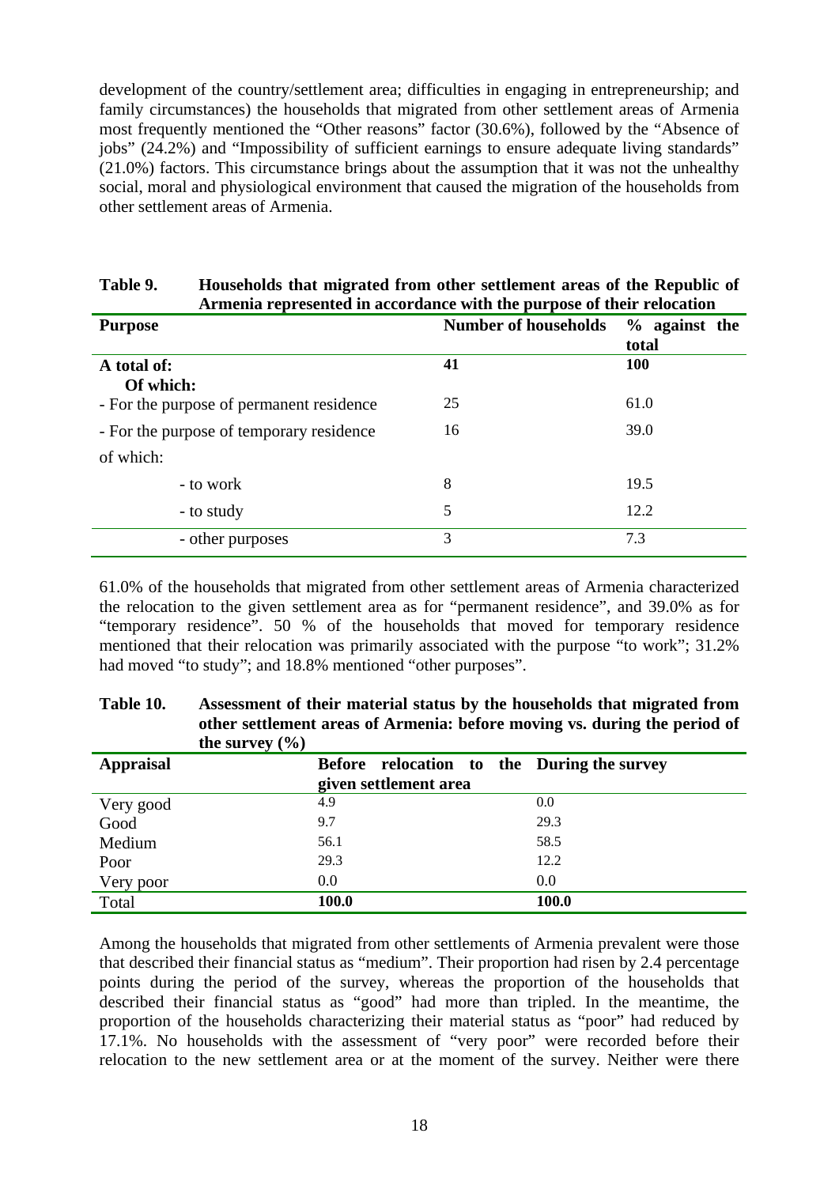development of the country/settlement area; difficulties in engaging in entrepreneurship; and family circumstances) the households that migrated from other settlement areas of Armenia most frequently mentioned the "Other reasons" factor (30.6%), followed by the "Absence of jobs" (24.2%) and "Impossibility of sufficient earnings to ensure adequate living standards" (21.0%) factors. This circumstance brings about the assumption that it was not the unhealthy social, moral and physiological environment that caused the migration of the households from other settlement areas of Armenia.

**Table 9. Households that migrated from other settlement areas of the Republic of Armenia represented in accordance with the purpose of their relocation**

| Purpose | Number of households | % against the total |
|---|---|---|
| **A total of:** | **41** | **100** |
| **Of which:** | | |
| - For the purpose of permanent residence | 25 | 61.0 |
| - For the purpose of temporary residence | 16 | 39.0 |
| of which: | | |
| - to work | 8 | 19.5 |
| - to study | 5 | 12.2 |
| - other purposes | 3 | 7.3 |

61.0% of the households that migrated from other settlement areas of Armenia characterized the relocation to the given settlement area as for "permanent residence", and 39.0% as for "temporary residence". 50 % of the households that moved for temporary residence mentioned that their relocation was primarily associated with the purpose "to work"; 31.2% had moved "to study"; and 18.8% mentioned "other purposes".

**Table 10. Assessment of their material status by the households that migrated from other settlement areas of Armenia: before moving vs. during the period of the survey (%)**

| Appraisal | Before relocation to the given settlement area | During the survey |
|---|---|---|
| Very good | 4.9 | 0.0 |
| Good | 9.7 | 29.3 |
| Medium | 56.1 | 58.5 |
| Poor | 29.3 | 12.2 |
| Very poor | 0.0 | 0.0 |
| Total | **100.0** | **100.0** |

Among the households that migrated from other settlements of Armenia prevalent were those that described their financial status as "medium". Their proportion had risen by 2.4 percentage points during the period of the survey, whereas the proportion of the households that described their financial status as "good" had more than tripled. In the meantime, the proportion of the households characterizing their material status as "poor" had reduced by 17.1%. No households with the assessment of "very poor" were recorded before their relocation to the new settlement area or at the moment of the survey. Neither were there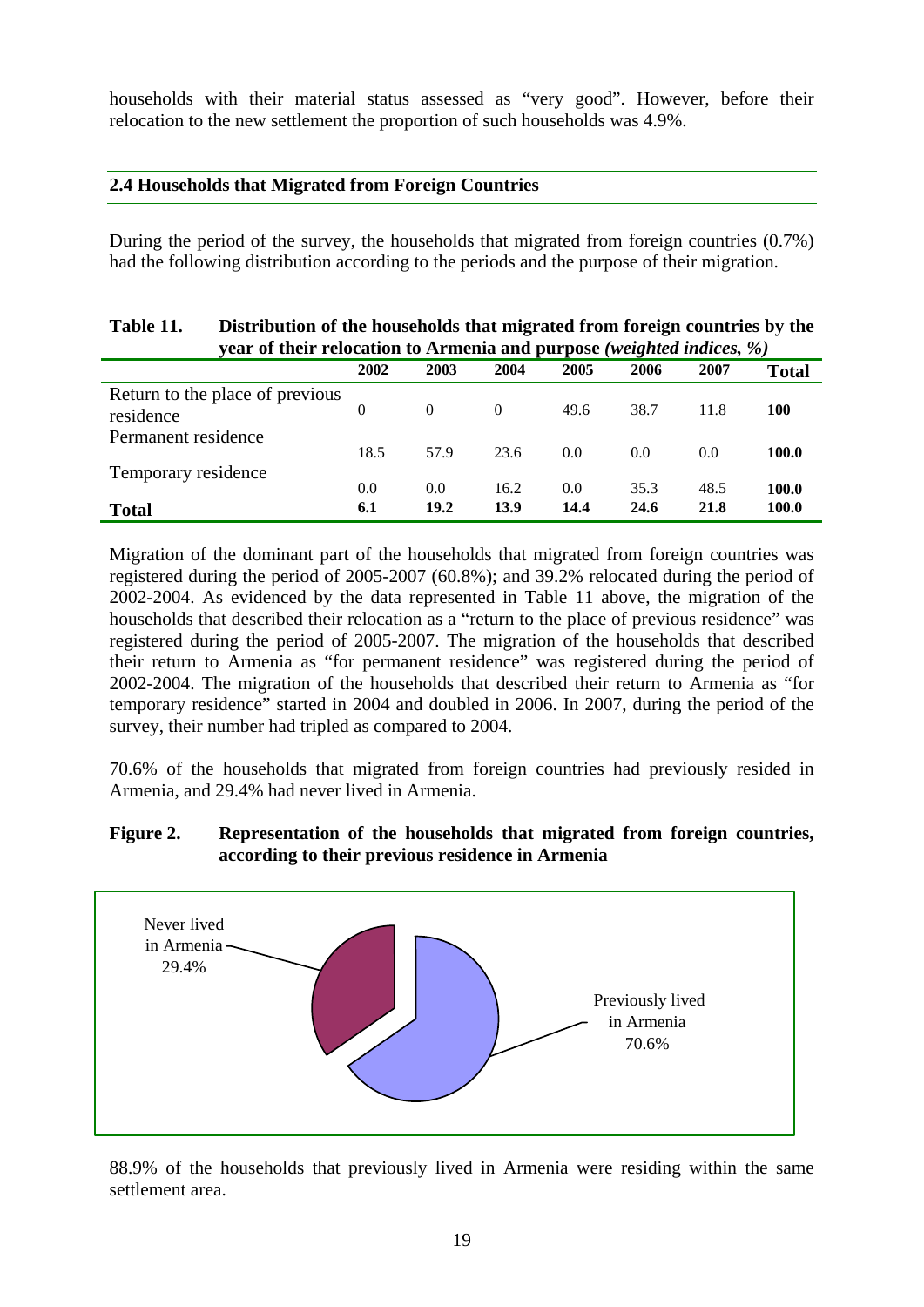households with their material status assessed as "very good". However, before their relocation to the new settlement the proportion of such households was 4.9%.

### 2.4 Households that Migrated from Foreign Countries

During the period of the survey, the households that migrated from foreign countries (0.7%) had the following distribution according to the periods and the purpose of their migration.

**Table 11. Distribution of the households that migrated from foreign countries by the year of their relocation to Armenia and purpose** ***(weighted indices, %)***

| | 2002 | 2003 | 2004 | 2005 | 2006 | 2007 | Total |
|---|---|---|---|---|---|---|---|
| Return to the place of previous residence | 0 | 0 | 0 | 49.6 | 38.7 | 11.8 | **100** |
| Permanent residence | 18.5 | 57.9 | 23.6 | 0.0 | 0.0 | 0.0 | **100.0** |
| Temporary residence | 0.0 | 0.0 | 16.2 | 0.0 | 35.3 | 48.5 | **100.0** |
| **Total** | **6.1** | **19.2** | **13.9** | **14.4** | **24.6** | **21.8** | **100.0** |

Migration of the dominant part of the households that migrated from foreign countries was registered during the period of 2005-2007 (60.8%); and 39.2% relocated during the period of 2002-2004. As evidenced by the data represented in Table 11 above, the migration of the households that described their relocation as a "return to the place of previous residence" was registered during the period of 2005-2007. The migration of the households that described their return to Armenia as "for permanent residence" was registered during the period of 2002-2004. The migration of the households that described their return to Armenia as "for temporary residence" started in 2004 and doubled in 2006. In 2007, during the period of the survey, their number had tripled as compared to 2004.

70.6% of the households that migrated from foreign countries had previously resided in Armenia, and 29.4% had never lived in Armenia.

**Figure 2. Representation of the households that migrated from foreign countries, according to their previous residence in Armenia**

Never lived in Armenia 29.4%

Previously lived in Armenia 70.6%

88.9% of the households that previously lived in Armenia were residing within the same settlement area.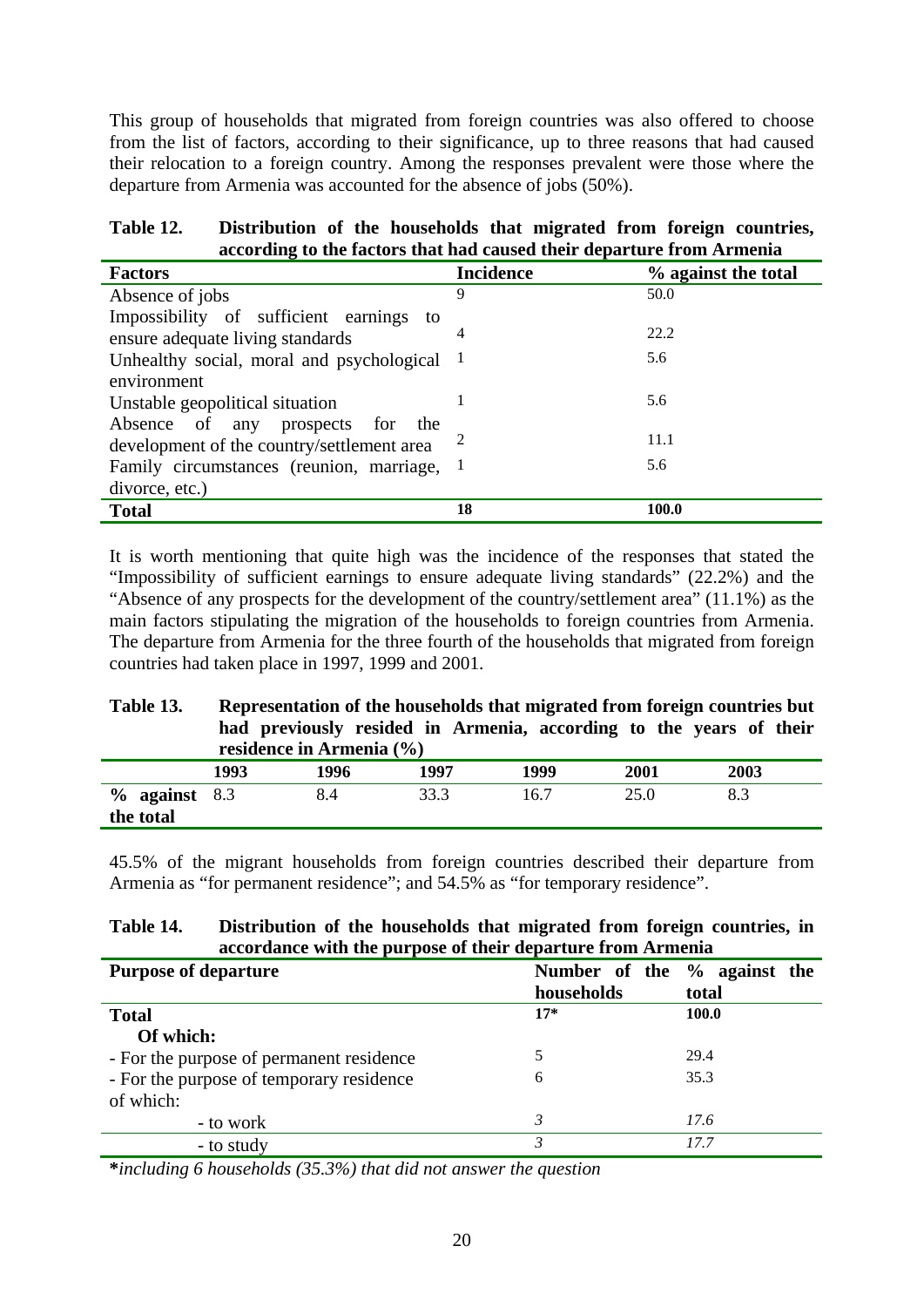This group of households that migrated from foreign countries was also offered to choose from the list of factors, according to their significance, up to three reasons that had caused their relocation to a foreign country. Among the responses prevalent were those where the departure from Armenia was accounted for the absence of jobs (50%).

**Table 12. Distribution of the households that migrated from foreign countries, according to the factors that had caused their departure from Armenia**

| Factors | Incidence | % against the total |
|---|---|---|
| Absence of jobs | 9 | 50.0 |
| Impossibility of sufficient earnings to ensure adequate living standards | 4 | 22.2 |
| Unhealthy social, moral and psychological environment | 1 | 5.6 |
| Unstable geopolitical situation | 1 | 5.6 |
| Absence of any prospects for the development of the country/settlement area | 2 | 11.1 |
| Family circumstances (reunion, marriage, divorce, etc.) | 1 | 5.6 |
| **Total** | **18** | **100.0** |

It is worth mentioning that quite high was the incidence of the responses that stated the "Impossibility of sufficient earnings to ensure adequate living standards" (22.2%) and the "Absence of any prospects for the development of the country/settlement area" (11.1%) as the main factors stipulating the migration of the households to foreign countries from Armenia. The departure from Armenia for the three fourth of the households that migrated from foreign countries had taken place in 1997, 1999 and 2001.

**Table 13. Representation of the households that migrated from foreign countries but had previously resided in Armenia, according to the years of their residence in Armenia (%)**

| | 1993 | 1996 | 1997 | 1999 | 2001 | 2003 |
|---|---|---|---|---|---|---|
| **% against the total** | 8.3 | 8.4 | 33.3 | 16.7 | 25.0 | 8.3 |

45.5% of the migrant households from foreign countries described their departure from Armenia as "for permanent residence"; and 54.5% as "for temporary residence".

**Table 14. Distribution of the households that migrated from foreign countries, in accordance with the purpose of their departure from Armenia**

| Purpose of departure | Number of the households | % against the total |
|---|---|---|
| **Total** | **17*** | **100.0** |
| **Of which:** | | |
| - For the purpose of permanent residence | 5 | 29.4 |
| - For the purpose of temporary residence of which: | 6 | 35.3 |
| - to work | *3* | *17.6* |
| - to study | *3* | *17.7* |

**\***_including 6 households (35.3%) that did not answer the question_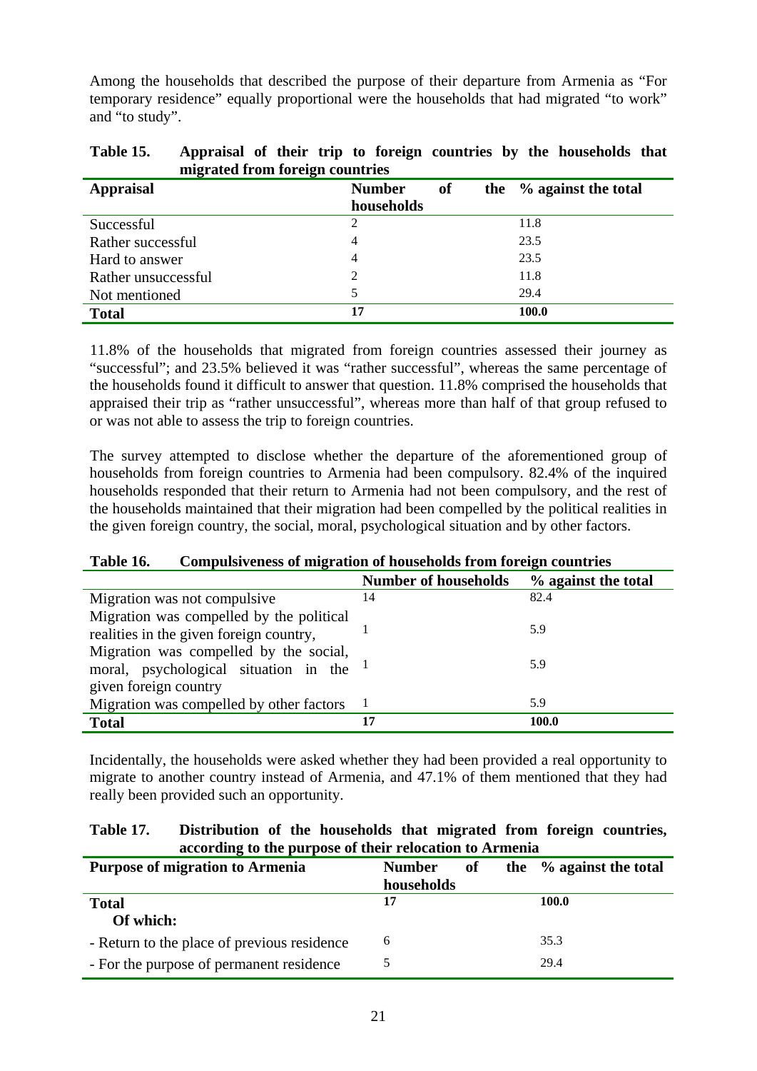Among the households that described the purpose of their departure from Armenia as "For temporary residence" equally proportional were the households that had migrated "to work" and "to study".

**Table 15. Appraisal of their trip to foreign countries by the households that migrated from foreign countries**

| Appraisal | Number of the households | % against the total |
|---|---|---|
| Successful | 2 | 11.8 |
| Rather successful | 4 | 23.5 |
| Hard to answer | 4 | 23.5 |
| Rather unsuccessful | 2 | 11.8 |
| Not mentioned | 5 | 29.4 |
| **Total** | **17** | **100.0** |

11.8% of the households that migrated from foreign countries assessed their journey as "successful"; and 23.5% believed it was "rather successful", whereas the same percentage of the households found it difficult to answer that question. 11.8% comprised the households that appraised their trip as "rather unsuccessful", whereas more than half of that group refused to or was not able to assess the trip to foreign countries.

The survey attempted to disclose whether the departure of the aforementioned group of households from foreign countries to Armenia had been compulsory. 82.4% of the inquired households responded that their return to Armenia had not been compulsory, and the rest of the households maintained that their migration had been compelled by the political realities in the given foreign country, the social, moral, psychological situation and by other factors.

**Table 16. Compulsiveness of migration of households from foreign countries**

| | Number of households | % against the total |
|---|---|---|
| Migration was not compulsive | 14 | 82.4 |
| Migration was compelled by the political realities in the given foreign country, | 1 | 5.9 |
| Migration was compelled by the social, moral, psychological situation in the given foreign country | 1 | 5.9 |
| Migration was compelled by other factors | 1 | 5.9 |
| **Total** | **17** | **100.0** |

Incidentally, the households were asked whether they had been provided a real opportunity to migrate to another country instead of Armenia, and 47.1% of them mentioned that they had really been provided such an opportunity.

**Table 17. Distribution of the households that migrated from foreign countries, according to the purpose of their relocation to Armenia**

| Purpose of migration to Armenia | Number of the households | % against the total |
|---|---|---|
| **Total** | **17** | **100.0** |
| **Of which:** | | |
| - Return to the place of previous residence | 6 | 35.3 |
| - For the purpose of permanent residence | 5 | 29.4 |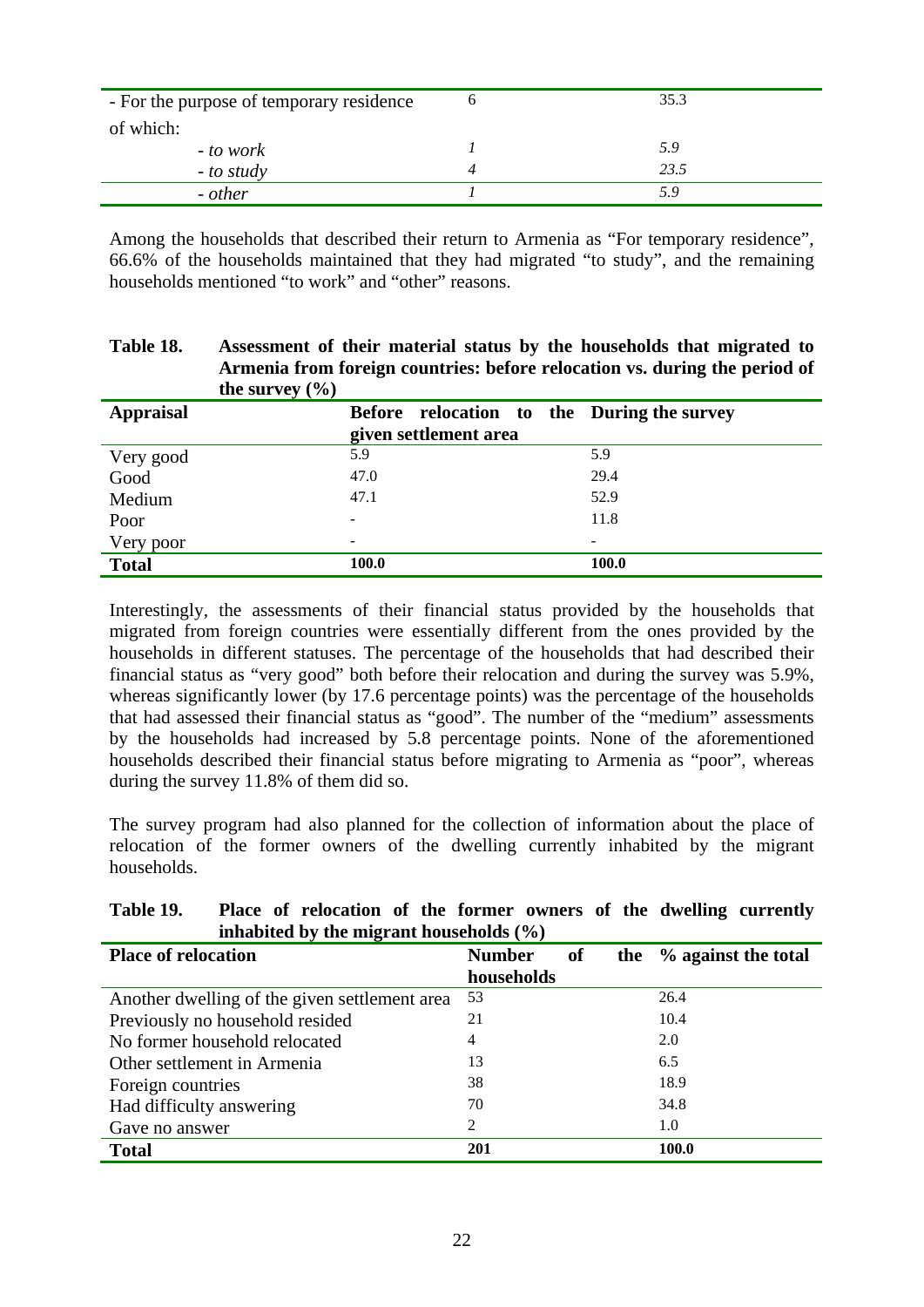| | | |
|---|---|---|
| - For the purpose of temporary residence | 6 | 35.3 |
| of which: | | |
| - *to work* | *1* | *5.9* |
| - *to study* | *4* | *23.5* |
| - *other* | *1* | *5.9* |

Among the households that described their return to Armenia as "For temporary residence", 66.6% of the households maintained that they had migrated "to study", and the remaining households mentioned "to work" and "other" reasons.

**Table 18. Assessment of their material status by the households that migrated to Armenia from foreign countries: before relocation vs. during the period of the survey (%)**

| Appraisal | Before relocation to the given settlement area | During the survey |
|---|---|---|
| Very good | 5.9 | 5.9 |
| Good | 47.0 | 29.4 |
| Medium | 47.1 | 52.9 |
| Poor | - | 11.8 |
| Very poor | - | - |
| **Total** | **100.0** | **100.0** |

Interestingly, the assessments of their financial status provided by the households that migrated from foreign countries were essentially different from the ones provided by the households in different statuses. The percentage of the households that had described their financial status as "very good" both before their relocation and during the survey was 5.9%, whereas significantly lower (by 17.6 percentage points) was the percentage of the households that had assessed their financial status as "good". The number of the "medium" assessments by the households had increased by 5.8 percentage points. None of the aforementioned households described their financial status before migrating to Armenia as "poor", whereas during the survey 11.8% of them did so.

The survey program had also planned for the collection of information about the place of relocation of the former owners of the dwelling currently inhabited by the migrant households.

**Table 19. Place of relocation of the former owners of the dwelling currently inhabited by the migrant households (%)**

| Place of relocation | Number of the households | % against the total |
|---|---|---|
| Another dwelling of the given settlement area | 53 | 26.4 |
| Previously no household resided | 21 | 10.4 |
| No former household relocated | 4 | 2.0 |
| Other settlement in Armenia | 13 | 6.5 |
| Foreign countries | 38 | 18.9 |
| Had difficulty answering | 70 | 34.8 |
| Gave no answer | 2 | 1.0 |
| **Total** | **201** | **100.0** |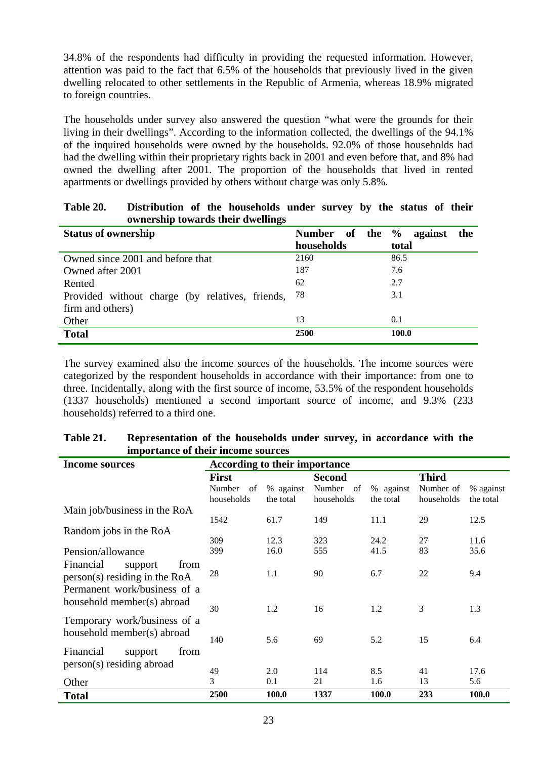34.8% of the respondents had difficulty in providing the requested information. However, attention was paid to the fact that 6.5% of the households that previously lived in the given dwelling relocated to other settlements in the Republic of Armenia, whereas 18.9% migrated to foreign countries.

The households under survey also answered the question "what were the grounds for their living in their dwellings". According to the information collected, the dwellings of the 94.1% of the inquired households were owned by the households. 92.0% of those households had had the dwelling within their proprietary rights back in 2001 and even before that, and 8% had owned the dwelling after 2001. The proportion of the households that lived in rented apartments or dwellings provided by others without charge was only 5.8%.

**Table 20. Distribution of the households under survey by the status of their ownership towards their dwellings**

| Status of ownership | Number of the households | % against the total |
|---|---|---|
| Owned since 2001 and before that | 2160 | 86.5 |
| Owned after 2001 | 187 | 7.6 |
| Rented | 62 | 2.7 |
| Provided without charge (by relatives, friends, firm and others) | 78 | 3.1 |
| Other | 13 | 0.1 |
| **Total** | **2500** | **100.0** |

The survey examined also the income sources of the households. The income sources were categorized by the respondent households in accordance with their importance: from one to three. Incidentally, along with the first source of income, 53.5% of the respondent households (1337 households) mentioned a second important source of income, and 9.3% (233 households) referred to a third one.

**Table 21. Representation of the households under survey, in accordance with the importance of their income sources**

| Income sources | According to their importance | | | | | |
|---|---|---|---|---|---|---|
| | First | | Second | | Third | |
| | Number of households | % against the total | Number of households | % against the total | Number of households | % against the total |
| Main job/business in the RoA | 1542 | 61.7 | 149 | 11.1 | 29 | 12.5 |
| Random jobs in the RoA | 309 | 12.3 | 323 | 24.2 | 27 | 11.6 |
| Pension/allowance | 399 | 16.0 | 555 | 41.5 | 83 | 35.6 |
| Financial support from person(s) residing in the RoA | 28 | 1.1 | 90 | 6.7 | 22 | 9.4 |
| Permanent work/business of a household member(s) abroad | 30 | 1.2 | 16 | 1.2 | 3 | 1.3 |
| Temporary work/business of a household member(s) abroad | 140 | 5.6 | 69 | 5.2 | 15 | 6.4 |
| Financial support from person(s) residing abroad | 49 | 2.0 | 114 | 8.5 | 41 | 17.6 |
| Other | 3 | 0.1 | 21 | 1.6 | 13 | 5.6 |
| **Total** | **2500** | **100.0** | **1337** | **100.0** | **233** | **100.0** |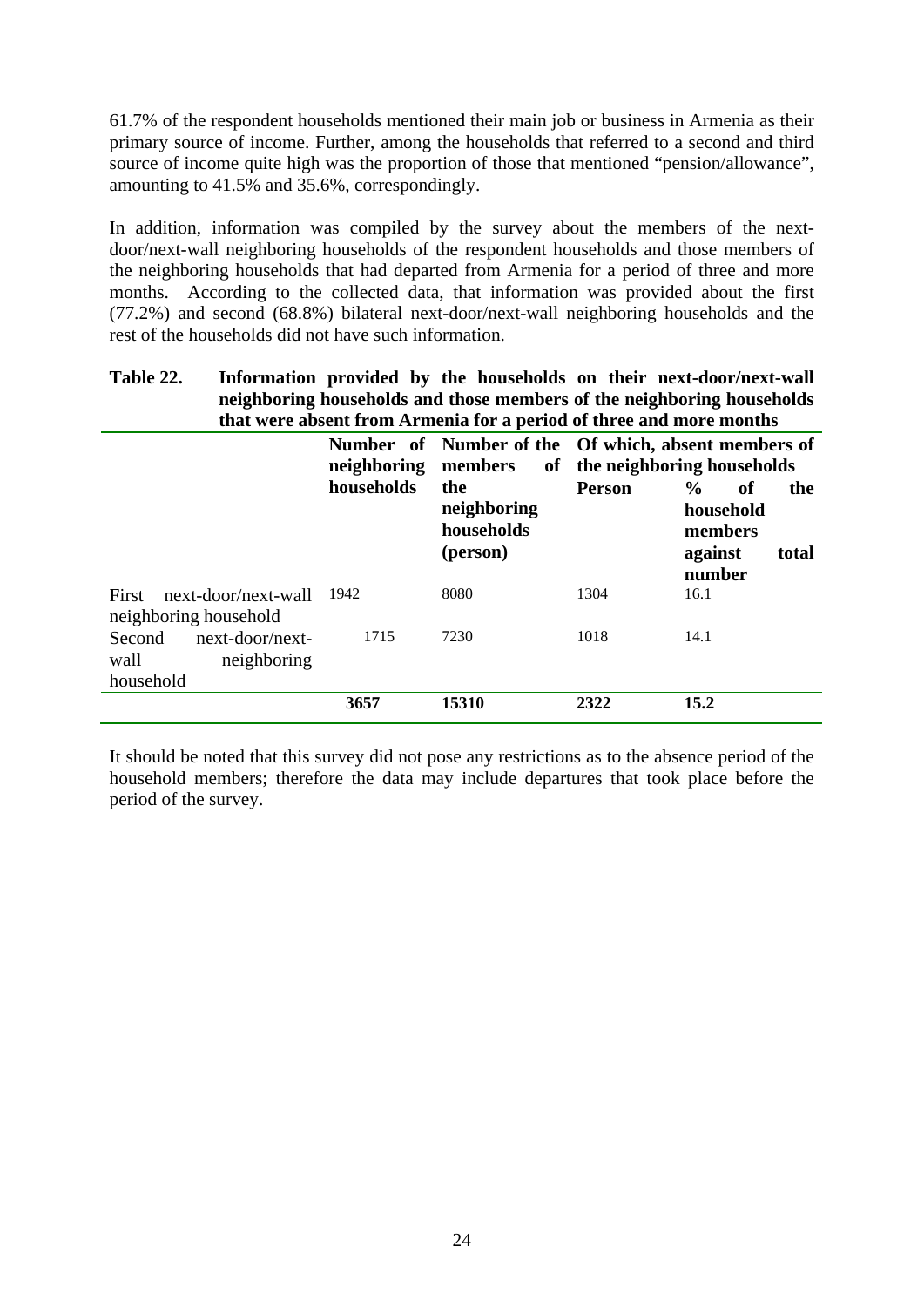61.7% of the respondent households mentioned their main job or business in Armenia as their primary source of income. Further, among the households that referred to a second and third source of income quite high was the proportion of those that mentioned "pension/allowance", amounting to 41.5% and 35.6%, correspondingly.

In addition, information was compiled by the survey about the members of the next-door/next-wall neighboring households of the respondent households and those members of the neighboring households that had departed from Armenia for a period of three and more months. According to the collected data, that information was provided about the first (77.2%) and second (68.8%) bilateral next-door/next-wall neighboring households and the rest of the households did not have such information.

**Table 22. Information provided by the households on their next-door/next-wall neighboring households and those members of the neighboring households that were absent from Armenia for a period of three and more months**

| | Number of neighboring households | Number of the members of the neighboring households (person) | Of which, absent members of the neighboring households | |
|---|---|---|---|---|
| | | | Person | % of the household members against total number |
| First next-door/next-wall neighboring household | 1942 | 8080 | 1304 | 16.1 |
| Second next-door/next-wall neighboring household | 1715 | 7230 | 1018 | 14.1 |
| | **3657** | **15310** | **2322** | **15.2** |

It should be noted that this survey did not pose any restrictions as to the absence period of the household members; therefore the data may include departures that took place before the period of the survey.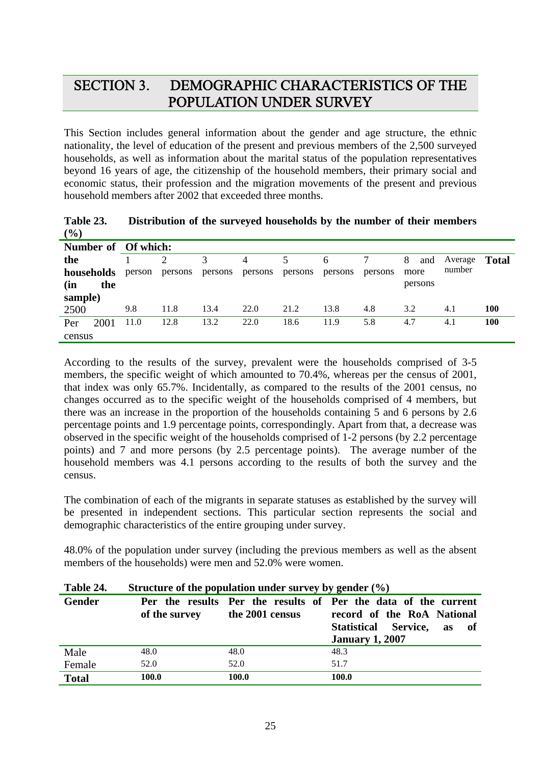# SECTION 3. DEMOGRAPHIC CHARACTERISTICS OF THE POPULATION UNDER SURVEY

This Section includes general information about the gender and age structure, the ethnic nationality, the level of education of the present and previous members of the 2,500 surveyed households, as well as information about the marital status of the population representatives beyond 16 years of age, the citizenship of the household members, their primary social and economic status, their profession and the migration movements of the present and previous household members after 2002 that exceeded three months.

**Table 23. Distribution of the surveyed households by the number of their members (%)**

| Number of the households (in the sample) | Of which: | | | | | | | | | |
|---|---|---|---|---|---|---|---|---|---|---|
| | 1 person | 2 persons | 3 persons | 4 persons | 5 persons | 6 persons | 7 persons | 8 and more persons | Average number | **Total** |
| 2500 | 9.8 | 11.8 | 13.4 | 22.0 | 21.2 | 13.8 | 4.8 | 3.2 | 4.1 | **100** |
| Per 2001 census | 11.0 | 12.8 | 13.2 | 22.0 | 18.6 | 11.9 | 5.8 | 4.7 | 4.1 | **100** |

According to the results of the survey, prevalent were the households comprised of 3-5 members, the specific weight of which amounted to 70.4%, whereas per the census of 2001, that index was only 65.7%. Incidentally, as compared to the results of the 2001 census, no changes occurred as to the specific weight of the households comprised of 4 members, but there was an increase in the proportion of the households containing 5 and 6 persons by 2.6 percentage points and 1.9 percentage points, correspondingly. Apart from that, a decrease was observed in the specific weight of the households comprised of 1-2 persons (by 2.2 percentage points) and 7 and more persons (by 2.5 percentage points). The average number of the household members was 4.1 persons according to the results of both the survey and the census.

The combination of each of the migrants in separate statuses as established by the survey will be presented in independent sections. This particular section represents the social and demographic characteristics of the entire grouping under survey.

48.0% of the population under survey (including the previous members as well as the absent members of the households) were men and 52.0% were women.

**Table 24. Structure of the population under survey by gender (%)**

| Gender | Per the results of the survey | Per the results of the 2001 census | Per the data of the current record of the RoA National Statistical Service, as of January 1, 2007 |
|---|---|---|---|
| Male | 48.0 | 48.0 | 48.3 |
| Female | 52.0 | 52.0 | 51.7 |
| **Total** | **100.0** | **100.0** | **100.0** |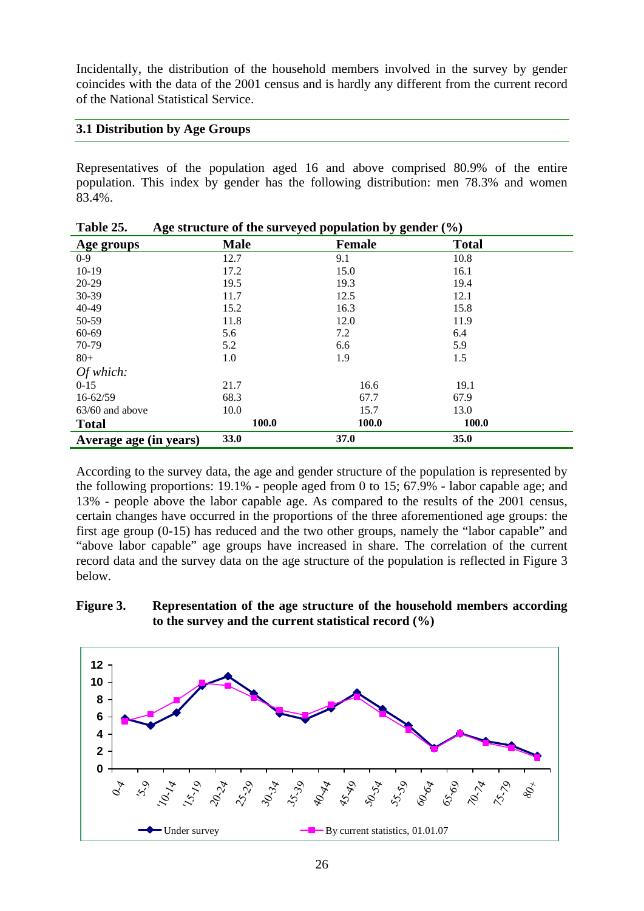Incidentally, the distribution of the household members involved in the survey by gender coincides with the data of the 2001 census and is hardly any different from the current record of the National Statistical Service.

### 3.1 Distribution by Age Groups

Representatives of the population aged 16 and above comprised 80.9% of the entire population. This index by gender has the following distribution: men 78.3% and women 83.4%.

**Table 25. Age structure of the surveyed population by gender (%)**

| Age groups | Male | Female | Total |
|---|---|---|---|
| 0-9 | 12.7 | 9.1 | 10.8 |
| 10-19 | 17.2 | 15.0 | 16.1 |
| 20-29 | 19.5 | 19.3 | 19.4 |
| 30-39 | 11.7 | 12.5 | 12.1 |
| 40-49 | 15.2 | 16.3 | 15.8 |
| 50-59 | 11.8 | 12.0 | 11.9 |
| 60-69 | 5.6 | 7.2 | 6.4 |
| 70-79 | 5.2 | 6.6 | 5.9 |
| 80+ | 1.0 | 1.9 | 1.5 |
| *Of which:* | | | |
| 0-15 | 21.7 | 16.6 | 19.1 |
| 16-62/59 | 68.3 | 67.7 | 67.9 |
| 63/60 and above | 10.0 | 15.7 | 13.0 |
| **Total** | **100.0** | **100.0** | **100.0** |
| **Average age (in years)** | **33.0** | **37.0** | **35.0** |

According to the survey data, the age and gender structure of the population is represented by the following proportions: 19.1% - people aged from 0 to 15; 67.9% - labor capable age; and 13% - people above the labor capable age. As compared to the results of the 2001 census, certain changes have occurred in the proportions of the three aforementioned age groups: the first age group (0-15) has reduced and the two other groups, namely the "labor capable" and "above labor capable" age groups have increased in share. The correlation of the current record data and the survey data on the age structure of the population is reflected in Figure 3 below.

**Figure 3. Representation of the age structure of the household members according to the survey and the current statistical record (%)**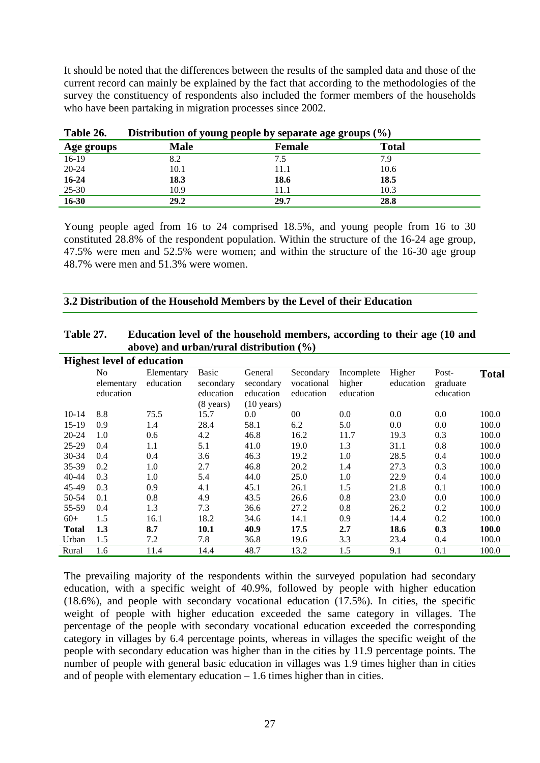It should be noted that the differences between the results of the sampled data and those of the current record can mainly be explained by the fact that according to the methodologies of the survey the constituency of respondents also included the former members of the households who have been partaking in migration processes since 2002.

**Table 26. Distribution of young people by separate age groups (%)**

| Age groups | Male | Female | Total |
|---|---|---|---|
| 16-19 | 8.2 | 7.5 | 7.9 |
| 20-24 | 10.1 | 11.1 | 10.6 |
| **16-24** | **18.3** | **18.6** | **18.5** |
| 25-30 | 10.9 | 11.1 | 10.3 |
| **16-30** | **29.2** | **29.7** | **28.8** |

Young people aged from 16 to 24 comprised 18.5%, and young people from 16 to 30 constituted 28.8% of the respondent population. Within the structure of the 16-24 age group, 47.5% were men and 52.5% were women; and within the structure of the 16-30 age group 48.7% were men and 51.3% were women.

## 3.2 Distribution of the Household Members by the Level of their Education

**Table 27. Education level of the household members, according to their age (10 and above) and urban/rural distribution (%)**

| **Highest level of education** | | | | | | | | | |
|---|---|---|---|---|---|---|---|---|---|
| | No elementary education | Elementary education | Basic secondary education (8 years) | General secondary education (10 years) | Secondary vocational education | Incomplete higher education | Higher education | Post-graduate education | **Total** |
| 10-14 | 8.8 | 75.5 | 15.7 | 0.0 | 00 | 0.0 | 0.0 | 0.0 | 100.0 |
| 15-19 | 0.9 | 1.4 | 28.4 | 58.1 | 6.2 | 5.0 | 0.0 | 0.0 | 100.0 |
| 20-24 | 1.0 | 0.6 | 4.2 | 46.8 | 16.2 | 11.7 | 19.3 | 0.3 | 100.0 |
| 25-29 | 0.4 | 1.1 | 5.1 | 41.0 | 19.0 | 1.3 | 31.1 | 0.8 | 100.0 |
| 30-34 | 0.4 | 0.4 | 3.6 | 46.3 | 19.2 | 1.0 | 28.5 | 0.4 | 100.0 |
| 35-39 | 0.2 | 1.0 | 2.7 | 46.8 | 20.2 | 1.4 | 27.3 | 0.3 | 100.0 |
| 40-44 | 0.3 | 1.0 | 5.4 | 44.0 | 25.0 | 1.0 | 22.9 | 0.4 | 100.0 |
| 45-49 | 0.3 | 0.9 | 4.1 | 45.1 | 26.1 | 1.5 | 21.8 | 0.1 | 100.0 |
| 50-54 | 0.1 | 0.8 | 4.9 | 43.5 | 26.6 | 0.8 | 23.0 | 0.0 | 100.0 |
| 55-59 | 0.4 | 1.3 | 7.3 | 36.6 | 27.2 | 0.8 | 26.2 | 0.2 | 100.0 |
| 60+ | 1.5 | 16.1 | 18.2 | 34.6 | 14.1 | 0.9 | 14.4 | 0.2 | 100.0 |
| **Total** | **1.3** | **8.7** | **10.1** | **40.9** | **17.5** | **2.7** | **18.6** | **0.3** | **100.0** |
| Urban | 1.5 | 7.2 | 7.8 | 36.8 | 19.6 | 3.3 | 23.4 | 0.4 | 100.0 |
| Rural | 1.6 | 11.4 | 14.4 | 48.7 | 13.2 | 1.5 | 9.1 | 0.1 | 100.0 |

The prevailing majority of the respondents within the surveyed population had secondary education, with a specific weight of 40.9%, followed by people with higher education (18.6%), and people with secondary vocational education (17.5%). In cities, the specific weight of people with higher education exceeded the same category in villages. The percentage of the people with secondary vocational education exceeded the corresponding category in villages by 6.4 percentage points, whereas in villages the specific weight of the people with secondary education was higher than in the cities by 11.9 percentage points. The number of people with general basic education in villages was 1.9 times higher than in cities and of people with elementary education – 1.6 times higher than in cities.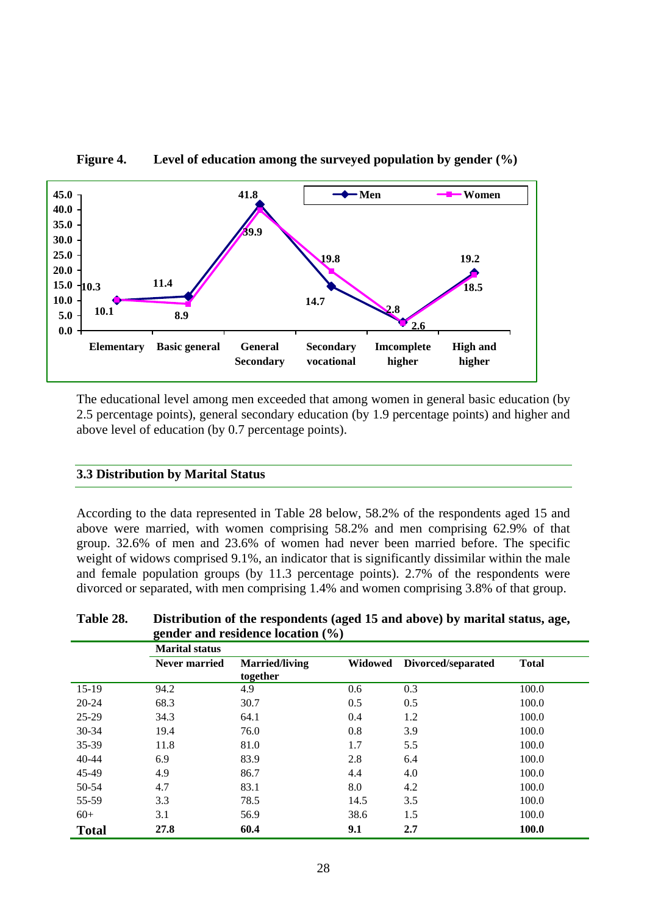**Figure 4. Level of education among the surveyed population by gender (%)**

| | Elementary | Basic general | General Secondary | Secondary vocational | Imcomplete higher | High and higher |
|---|---|---|---|---|---|---|
| Men | 10.1 | 11.4 | 41.8 | 14.7 | 2.6 | 19.2 |
| Women | 10.3 | 8.9 | 39.9 | 19.8 | 2.8 | 18.5 |

The educational level among men exceeded that among women in general basic education (by 2.5 percentage points), general secondary education (by 1.9 percentage points) and higher and above level of education (by 0.7 percentage points).

## 3.3 Distribution by Marital Status

According to the data represented in Table 28 below, 58.2% of the respondents aged 15 and above were married, with women comprising 58.2% and men comprising 62.9% of that group. 32.6% of men and 23.6% of women had never been married before. The specific weight of widows comprised 9.1%, an indicator that is significantly dissimilar within the male and female population groups (by 11.3 percentage points). 2.7% of the respondents were divorced or separated, with men comprising 1.4% and women comprising 3.8% of that group.

**Table 28. Distribution of the respondents (aged 15 and above) by marital status, age, gender and residence location (%)**

| | Marital status | | | | |
|---|---|---|---|---|---|
| | Never married | Married/living together | Widowed | Divorced/separated | Total |
| 15-19 | 94.2 | 4.9 | 0.6 | 0.3 | 100.0 |
| 20-24 | 68.3 | 30.7 | 0.5 | 0.5 | 100.0 |
| 25-29 | 34.3 | 64.1 | 0.4 | 1.2 | 100.0 |
| 30-34 | 19.4 | 76.0 | 0.8 | 3.9 | 100.0 |
| 35-39 | 11.8 | 81.0 | 1.7 | 5.5 | 100.0 |
| 40-44 | 6.9 | 83.9 | 2.8 | 6.4 | 100.0 |
| 45-49 | 4.9 | 86.7 | 4.4 | 4.0 | 100.0 |
| 50-54 | 4.7 | 83.1 | 8.0 | 4.2 | 100.0 |
| 55-59 | 3.3 | 78.5 | 14.5 | 3.5 | 100.0 |
| 60+ | 3.1 | 56.9 | 38.6 | 1.5 | 100.0 |
| **Total** | **27.8** | **60.4** | **9.1** | **2.7** | **100.0** |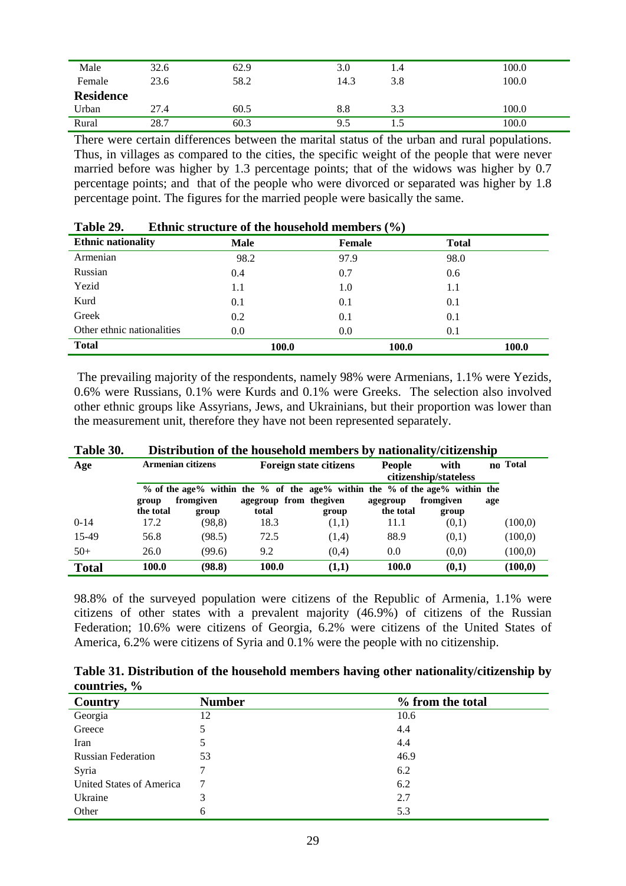| | | | | | |
|---|---|---|---|---|---|
| Male | 32.6 | 62.9 | 3.0 | 1.4 | 100.0 |
| Female | 23.6 | 58.2 | 14.3 | 3.8 | 100.0 |
| **Residence** | | | | | |
| Urban | 27.4 | 60.5 | 8.8 | 3.3 | 100.0 |
| Rural | 28.7 | 60.3 | 9.5 | 1.5 | 100.0 |

There were certain differences between the marital status of the urban and rural populations. Thus, in villages as compared to the cities, the specific weight of the people that were never married before was higher by 1.3 percentage points; that of the widows was higher by 0.7 percentage points; and that of the people who were divorced or separated was higher by 1.8 percentage point. The figures for the married people were basically the same.

**Table 29. Ethnic structure of the household members (%)**

| Ethnic nationality | Male | Female | Total |
|---|---|---|---|
| Armenian | 98.2 | 97.9 | 98.0 |
| Russian | 0.4 | 0.7 | 0.6 |
| Yezid | 1.1 | 1.0 | 1.1 |
| Kurd | 0.1 | 0.1 | 0.1 |
| Greek | 0.2 | 0.1 | 0.1 |
| Other ethnic nationalities | 0.0 | 0.0 | 0.1 |
| **Total** | **100.0** | **100.0** | **100.0** |

The prevailing majority of the respondents, namely 98% were Armenians, 1.1% were Yezids, 0.6% were Russians, 0.1% were Kurds and 0.1% were Greeks. The selection also involved other ethnic groups like Assyrians, Jews, and Ukrainians, but their proportion was lower than the measurement unit, therefore they have not been represented separately.

**Table 30. Distribution of the household members by nationality/citizenship**

| Age | Armenian citizens | | Foreign state citizens | | People with no citizenship/stateless | | Total |
|---|---|---|---|---|---|---|---|
| | % of the age group within the total | % from given group | % of the age group within the total | % from the given group | % of the age group within the total | % from given age group | |
| 0-14 | 17.2 | (98,8) | 18.3 | (1,1) | 11.1 | (0,1) | (100,0) |
| 15-49 | 56.8 | (98.5) | 72.5 | (1,4) | 88.9 | (0,1) | (100,0) |
| 50+ | 26.0 | (99.6) | 9.2 | (0,4) | 0.0 | (0,0) | (100,0) |
| **Total** | **100.0** | **(98.8)** | **100.0** | **(1,1)** | **100.0** | **(0,1)** | **(100,0)** |

98.8% of the surveyed population were citizens of the Republic of Armenia, 1.1% were citizens of other states with a prevalent majority (46.9%) of citizens of the Russian Federation; 10.6% were citizens of Georgia, 6.2% were citizens of the United States of America, 6.2% were citizens of Syria and 0.1% were the people with no citizenship.

**Table 31. Distribution of the household members having other nationality/citizenship by countries, %**

| Country | Number | % from the total |
|---|---|---|
| Georgia | 12 | 10.6 |
| Greece | 5 | 4.4 |
| Iran | 5 | 4.4 |
| Russian Federation | 53 | 46.9 |
| Syria | 7 | 6.2 |
| United States of America | 7 | 6.2 |
| Ukraine | 3 | 2.7 |
| Other | 6 | 5.3 |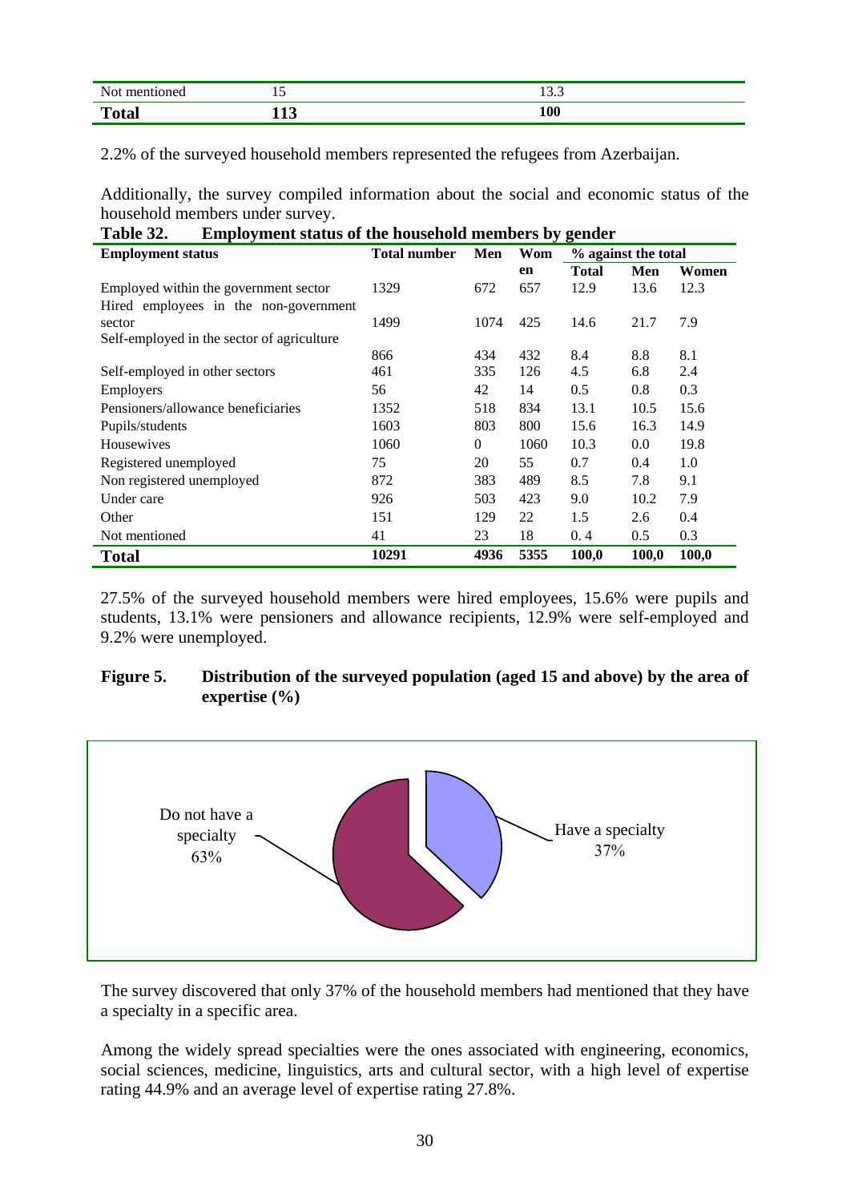| Not mentioned | 15 | 13.3 |
|---|---|---|
| **Total** | **113** | **100** |

2.2% of the surveyed household members represented the refugees from Azerbaijan.

Additionally, the survey compiled information about the social and economic status of the household members under survey.

**Table 32. Employment status of the household members by gender**

| Employment status | Total number | Men | Women | % against the total | | |
|---|---|---|---|---|---|---|
| | | | | Total | Men | Women |
| Employed within the government sector | 1329 | 672 | 657 | 12.9 | 13.6 | 12.3 |
| Hired employees in the non-government sector | 1499 | 1074 | 425 | 14.6 | 21.7 | 7.9 |
| Self-employed in the sector of agriculture | 866 | 434 | 432 | 8.4 | 8.8 | 8.1 |
| Self-employed in other sectors | 461 | 335 | 126 | 4.5 | 6.8 | 2.4 |
| Employers | 56 | 42 | 14 | 0.5 | 0.8 | 0.3 |
| Pensioners/allowance beneficiaries | 1352 | 518 | 834 | 13.1 | 10.5 | 15.6 |
| Pupils/students | 1603 | 803 | 800 | 15.6 | 16.3 | 14.9 |
| Housewives | 1060 | 0 | 1060 | 10.3 | 0.0 | 19.8 |
| Registered unemployed | 75 | 20 | 55 | 0.7 | 0.4 | 1.0 |
| Non registered unemployed | 872 | 383 | 489 | 8.5 | 7.8 | 9.1 |
| Under care | 926 | 503 | 423 | 9.0 | 10.2 | 7.9 |
| Other | 151 | 129 | 22 | 1.5 | 2.6 | 0.4 |
| Not mentioned | 41 | 23 | 18 | 0. 4 | 0.5 | 0.3 |
| **Total** | **10291** | **4936** | **5355** | **100,0** | **100,0** | **100,0** |

27.5% of the surveyed household members were hired employees, 15.6% were pupils and students, 13.1% were pensioners and allowance recipients, 12.9% were self-employed and 9.2% were unemployed.

**Figure 5. Distribution of the surveyed population (aged 15 and above) by the area of expertise (%)**

| | % |
|---|---|
| Do not have a specialty | 63% |
| Have a specialty | 37% |

The survey discovered that only 37% of the household members had mentioned that they have a specialty in a specific area.

Among the widely spread specialties were the ones associated with engineering, economics, social sciences, medicine, linguistics, arts and cultural sector, with a high level of expertise rating 44.9% and an average level of expertise rating 27.8%.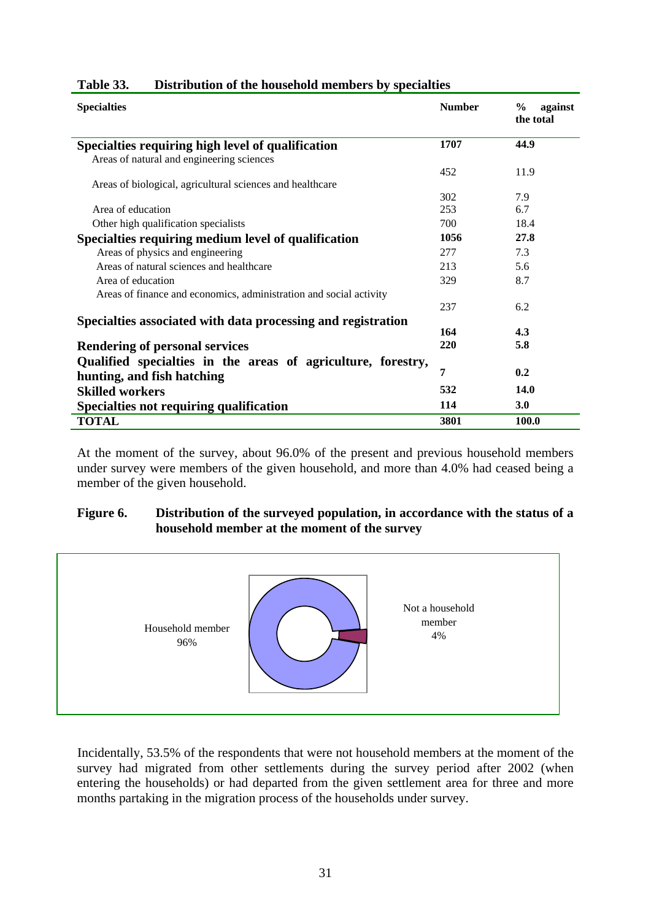**Table 33. Distribution of the household members by specialties**

| Specialties | Number | % against the total |
|---|---|---|
| **Specialties requiring high level of qualification** | **1707** | **44.9** |
| Areas of natural and engineering sciences | 452 | 11.9 |
| Areas of biological, agricultural sciences and healthcare | 302 | 7.9 |
| Area of education | 253 | 6.7 |
| Other high qualification specialists | 700 | 18.4 |
| **Specialties requiring medium level of qualification** | **1056** | **27.8** |
| Areas of physics and engineering | 277 | 7.3 |
| Areas of natural sciences and healthcare | 213 | 5.6 |
| Area of education | 329 | 8.7 |
| Areas of finance and economics, administration and social activity | 237 | 6.2 |
| **Specialties associated with data processing and registration** | **164** | **4.3** |
| **Rendering of personal services** | **220** | **5.8** |
| **Qualified specialties in the areas of agriculture, forestry, hunting, and fish hatching** | **7** | **0.2** |
| **Skilled workers** | **532** | **14.0** |
| **Specialties not requiring qualification** | **114** | **3.0** |
| **TOTAL** | **3801** | **100.0** |

At the moment of the survey, about 96.0% of the present and previous household members under survey were members of the given household, and more than 4.0% had ceased being a member of the given household.

**Figure 6. Distribution of the surveyed population, in accordance with the status of a household member at the moment of the survey**

Household member 96%

Not a household member 4%

Incidentally, 53.5% of the respondents that were not household members at the moment of the survey had migrated from other settlements during the survey period after 2002 (when entering the households) or had departed from the given settlement area for three and more months partaking in the migration process of the households under survey.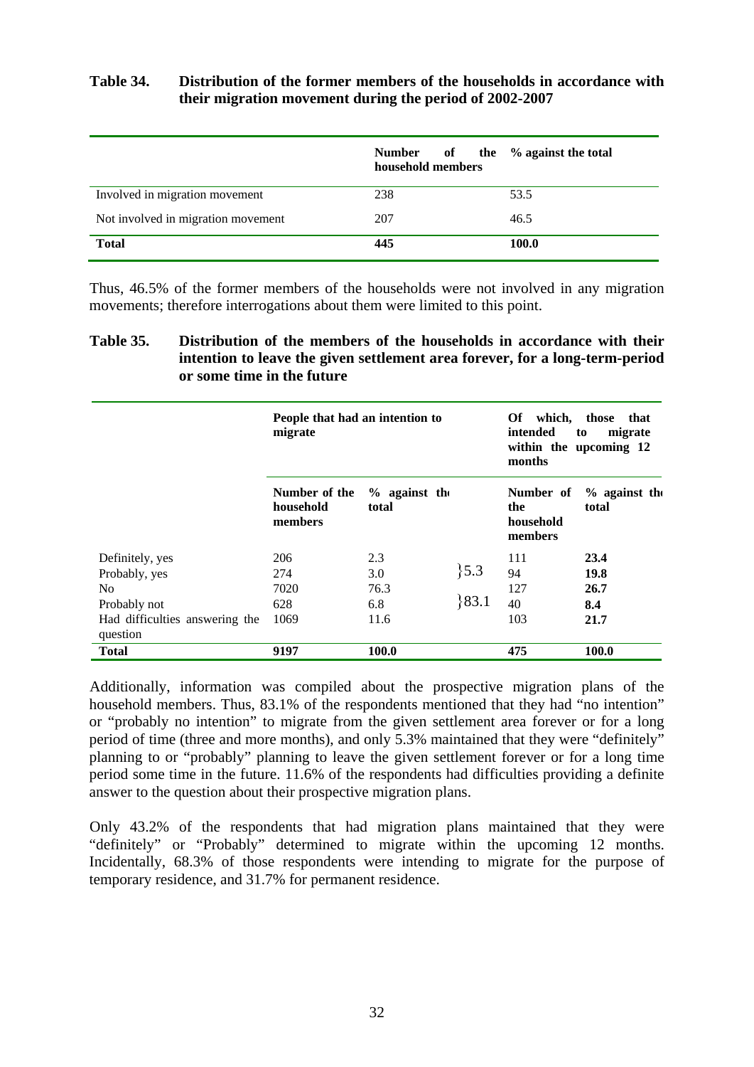**Table 34. Distribution of the former members of the households in accordance with their migration movement during the period of 2002-2007**

| | Number of the household members | % against the total |
|---|---|---|
| Involved in migration movement | 238 | 53.5 |
| Not involved in migration movement | 207 | 46.5 |
| **Total** | **445** | **100.0** |

Thus, 46.5% of the former members of the households were not involved in any migration movements; therefore interrogations about them were limited to this point.

**Table 35. Distribution of the members of the households in accordance with their intention to leave the given settlement area forever, for a long-term-period or some time in the future**

| | People that had an intention to migrate | | | Of which, those that intended to migrate within the upcoming 12 months | |
|---|---|---|---|---|---|
| | Number of the household members | % against the total | | Number of the household members | % against the total |
| Definitely, yes | 206 | 2.3 | }5.3 | 111 | **23.4** |
| Probably, yes | 274 | 3.0 | | 94 | **19.8** |
| No | 7020 | 76.3 | }83.1 | 127 | **26.7** |
| Probably not | 628 | 6.8 | | 40 | **8.4** |
| Had difficulties answering the question | 1069 | 11.6 | | 103 | **21.7** |
| **Total** | **9197** | **100.0** | | **475** | **100.0** |

Additionally, information was compiled about the prospective migration plans of the household members. Thus, 83.1% of the respondents mentioned that they had "no intention" or "probably no intention" to migrate from the given settlement area forever or for a long period of time (three and more months), and only 5.3% maintained that they were "definitely" planning to or "probably" planning to leave the given settlement forever or for a long time period some time in the future. 11.6% of the respondents had difficulties providing a definite answer to the question about their prospective migration plans.

Only 43.2% of the respondents that had migration plans maintained that they were "definitely" or "Probably" determined to migrate within the upcoming 12 months. Incidentally, 68.3% of those respondents were intending to migrate for the purpose of temporary residence, and 31.7% for permanent residence.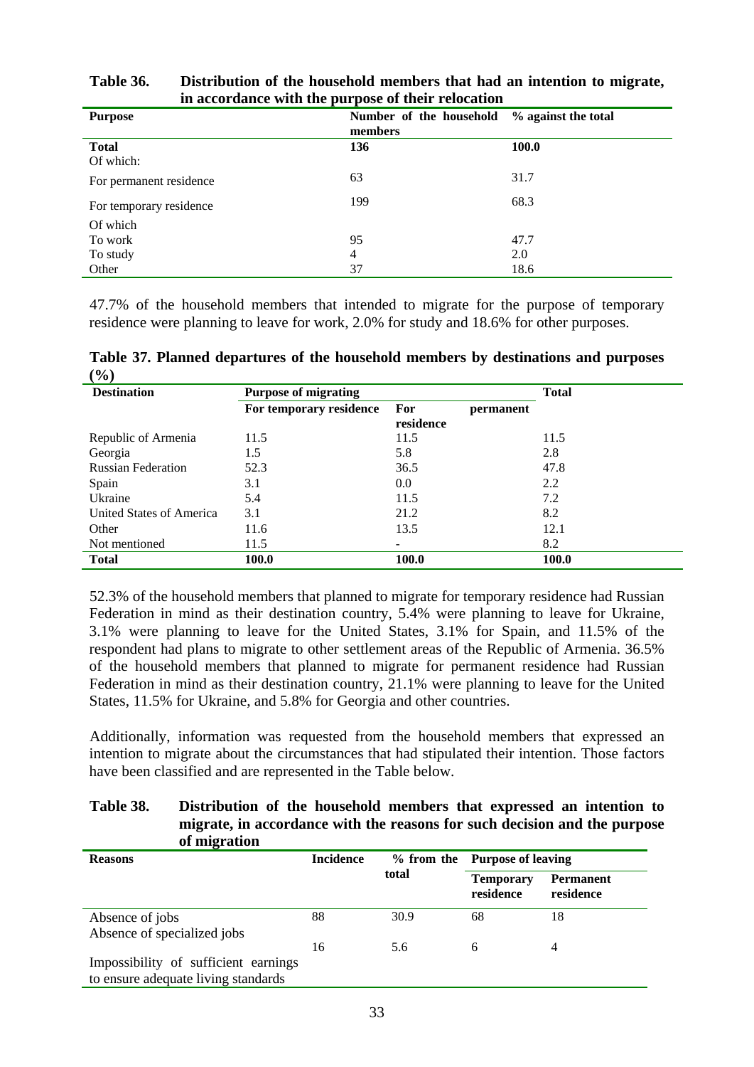**Table 36. Distribution of the household members that had an intention to migrate, in accordance with the purpose of their relocation**

| Purpose | Number of the household members | % against the total |
|---|---|---|
| **Total** | **136** | **100.0** |
| Of which: | | |
| For permanent residence | 63 | 31.7 |
| For temporary residence | 199 | 68.3 |
| Of which | | |
| To work | 95 | 47.7 |
| To study | 4 | 2.0 |
| Other | 37 | 18.6 |

47.7% of the household members that intended to migrate for the purpose of temporary residence were planning to leave for work, 2.0% for study and 18.6% for other purposes.

**Table 37. Planned departures of the household members by destinations and purposes (%)**

| Destination | Purpose of migrating | | Total |
|---|---|---|---|
| | For temporary residence | For permanent residence | |
| Republic of Armenia | 11.5 | 11.5 | 11.5 |
| Georgia | 1.5 | 5.8 | 2.8 |
| Russian Federation | 52.3 | 36.5 | 47.8 |
| Spain | 3.1 | 0.0 | 2.2 |
| Ukraine | 5.4 | 11.5 | 7.2 |
| United States of America | 3.1 | 21.2 | 8.2 |
| Other | 11.6 | 13.5 | 12.1 |
| Not mentioned | 11.5 | - | 8.2 |
| **Total** | **100.0** | **100.0** | **100.0** |

52.3% of the household members that planned to migrate for temporary residence had Russian Federation in mind as their destination country, 5.4% were planning to leave for Ukraine, 3.1% were planning to leave for the United States, 3.1% for Spain, and 11.5% of the respondent had plans to migrate to other settlement areas of the Republic of Armenia. 36.5% of the household members that planned to migrate for permanent residence had Russian Federation in mind as their destination country, 21.1% were planning to leave for the United States, 11.5% for Ukraine, and 5.8% for Georgia and other countries.

Additionally, information was requested from the household members that expressed an intention to migrate about the circumstances that had stipulated their intention. Those factors have been classified and are represented in the Table below.

**Table 38. Distribution of the household members that expressed an intention to migrate, in accordance with the reasons for such decision and the purpose of migration**

| Reasons | Incidence | % from the total | Purpose of leaving | |
|---|---|---|---|---|
| | | | Temporary residence | Permanent residence |
| Absence of jobs | 88 | 30.9 | 68 | 18 |
| Absence of specialized jobs | 16 | 5.6 | 6 | 4 |
| Impossibility of sufficient earnings to ensure adequate living standards | | | | |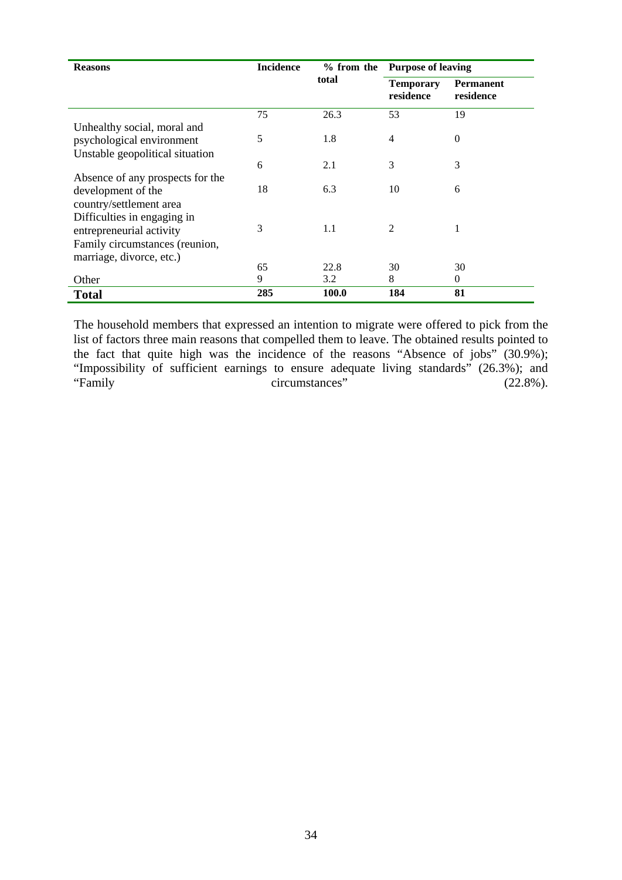| Reasons | Incidence | % from the total | Purpose of leaving | |
|---|---|---|---|---|
| | | | Temporary residence | Permanent residence |
| | 75 | 26.3 | 53 | 19 |
| Unhealthy social, moral and psychological environment | 5 | 1.8 | 4 | 0 |
| Unstable geopolitical situation | 6 | 2.1 | 3 | 3 |
| Absence of any prospects for the development of the country/settlement area | 18 | 6.3 | 10 | 6 |
| Difficulties in engaging in entrepreneurial activity | 3 | 1.1 | 2 | 1 |
| Family circumstances (reunion, marriage, divorce, etc.) | 65 | 22.8 | 30 | 30 |
| Other | 9 | 3.2 | 8 | 0 |
| **Total** | **285** | **100.0** | **184** | **81** |

The household members that expressed an intention to migrate were offered to pick from the list of factors three main reasons that compelled them to leave. The obtained results pointed to the fact that quite high was the incidence of the reasons "Absence of jobs" (30.9%); "Impossibility of sufficient earnings to ensure adequate living standards" (26.3%); and "Family circumstances" (22.8%).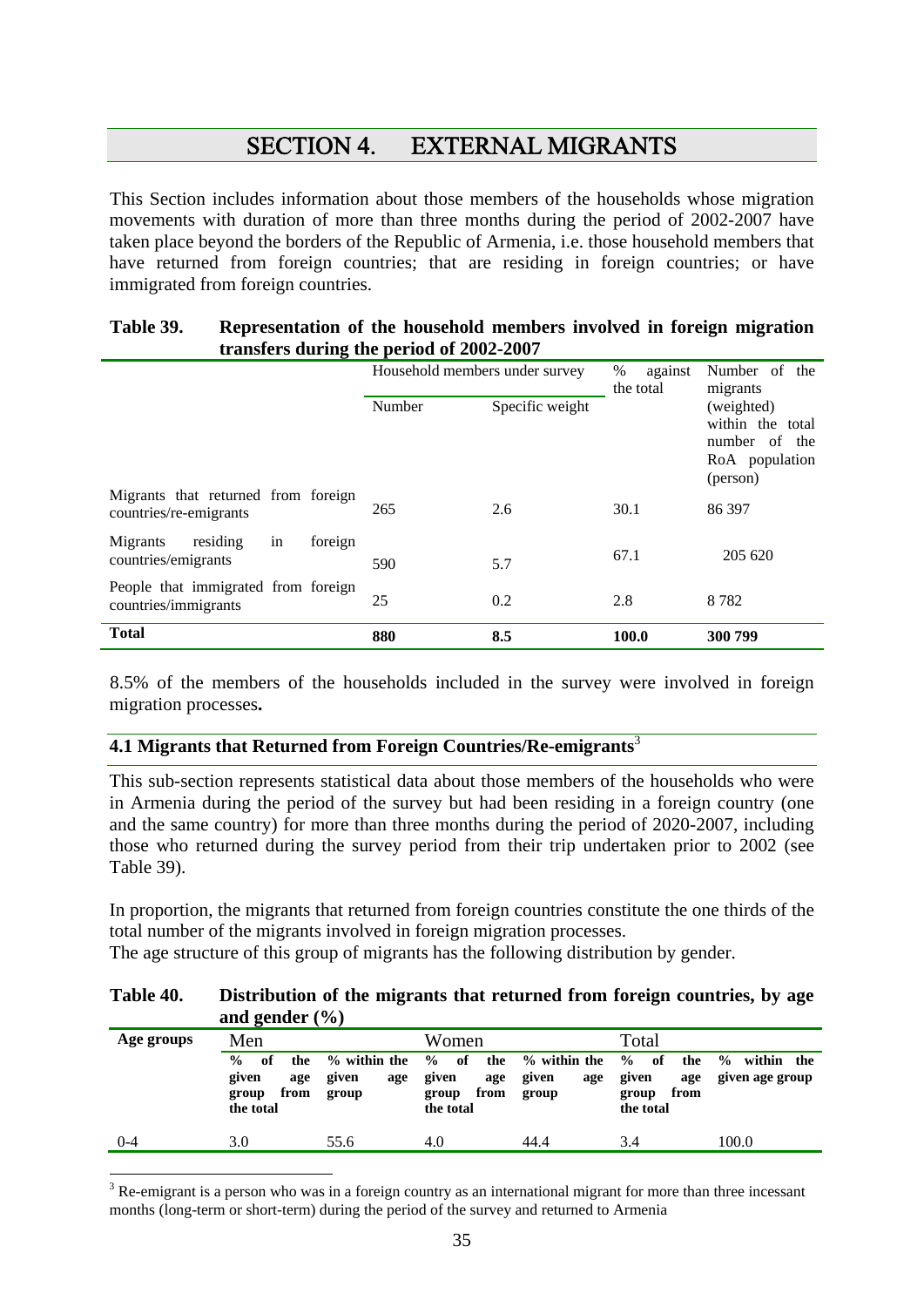# SECTION 4. EXTERNAL MIGRANTS

This Section includes information about those members of the households whose migration movements with duration of more than three months during the period of 2002-2007 have taken place beyond the borders of the Republic of Armenia, i.e. those household members that have returned from foreign countries; that are residing in foreign countries; or have immigrated from foreign countries.

**Table 39. Representation of the household members involved in foreign migration transfers during the period of 2002-2007**

| | Household members under survey | | % against the total | Number of the migrants (weighted) within the total number of the RoA population (person) |
|---|---|---|---|---|
| | Number | Specific weight | | |
| Migrants that returned from foreign countries/re-emigrants | 265 | 2.6 | 30.1 | 86 397 |
| Migrants residing in foreign countries/emigrants | 590 | 5.7 | 67.1 | 205 620 |
| People that immigrated from foreign countries/immigrants | 25 | 0.2 | 2.8 | 8 782 |
| **Total** | **880** | **8.5** | **100.0** | **300 799** |

8.5% of the members of the households included in the survey were involved in foreign migration processes**.**

## 4.1 Migrants that Returned from Foreign Countries/Re-emigrants[3]

This sub-section represents statistical data about those members of the households who were in Armenia during the period of the survey but had been residing in a foreign country (one and the same country) for more than three months during the period of 2020-2007, including those who returned during the survey period from their trip undertaken prior to 2002 (see Table 39).

In proportion, the migrants that returned from foreign countries constitute the one thirds of the total number of the migrants involved in foreign migration processes.

The age structure of this group of migrants has the following distribution by gender.

**Table 40. Distribution of the migrants that returned from foreign countries, by age and gender (%)**

| Age groups | Men | | Women | | Total | |
|---|---|---|---|---|---|---|
| | **% of the given age group from the total** | **% within the given age group** | **% of the given age group from the total** | **% within the given age group** | **% of the given age group from the total** | **% within the given age group** |
| 0-4 | 3.0 | 55.6 | 4.0 | 44.4 | 3.4 | 100.0 |

[3] Re-emigrant is a person who was in a foreign country as an international migrant for more than three incessant months (long-term or short-term) during the period of the survey and returned to Armenia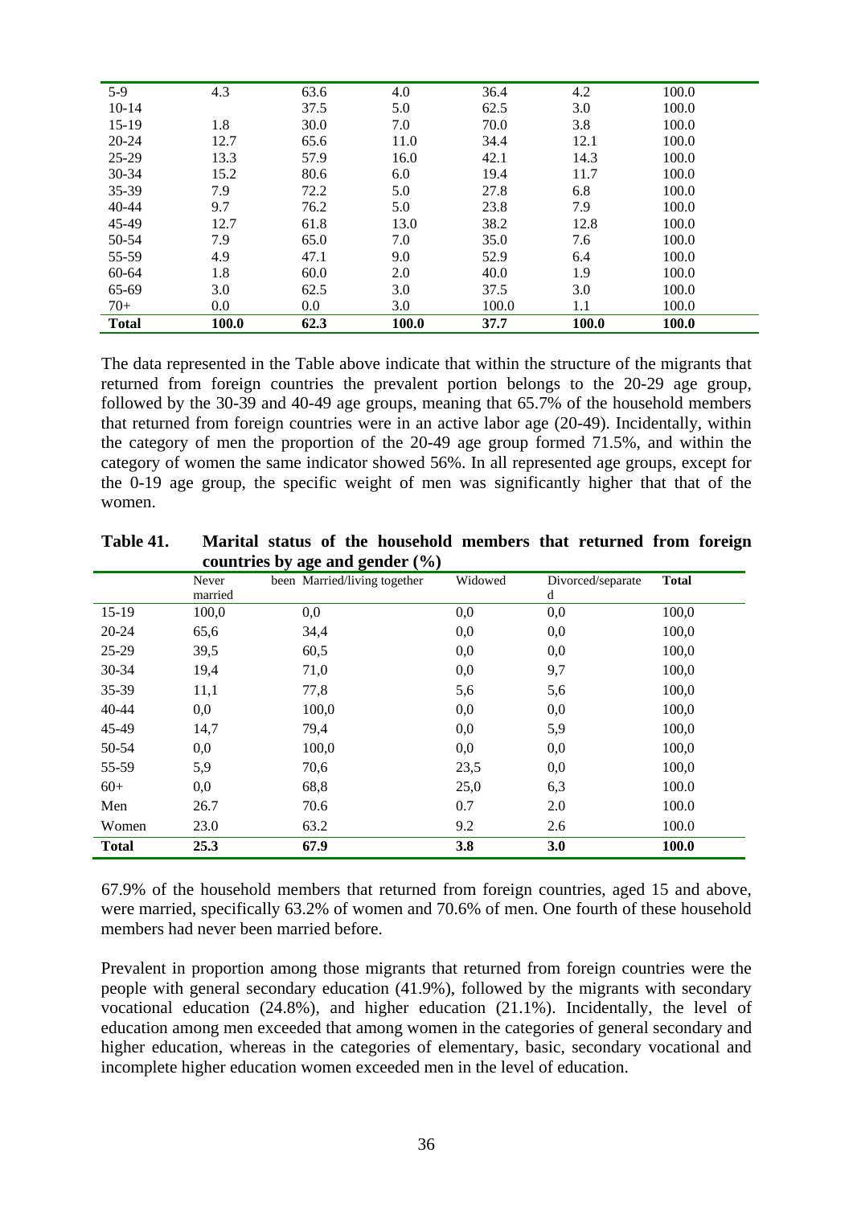| | | | | | | |
|---|---|---|---|---|---|---|
| 5-9 | 4.3 | 63.6 | 4.0 | 36.4 | 4.2 | 100.0 |
| 10-14 | | 37.5 | 5.0 | 62.5 | 3.0 | 100.0 |
| 15-19 | 1.8 | 30.0 | 7.0 | 70.0 | 3.8 | 100.0 |
| 20-24 | 12.7 | 65.6 | 11.0 | 34.4 | 12.1 | 100.0 |
| 25-29 | 13.3 | 57.9 | 16.0 | 42.1 | 14.3 | 100.0 |
| 30-34 | 15.2 | 80.6 | 6.0 | 19.4 | 11.7 | 100.0 |
| 35-39 | 7.9 | 72.2 | 5.0 | 27.8 | 6.8 | 100.0 |
| 40-44 | 9.7 | 76.2 | 5.0 | 23.8 | 7.9 | 100.0 |
| 45-49 | 12.7 | 61.8 | 13.0 | 38.2 | 12.8 | 100.0 |
| 50-54 | 7.9 | 65.0 | 7.0 | 35.0 | 7.6 | 100.0 |
| 55-59 | 4.9 | 47.1 | 9.0 | 52.9 | 6.4 | 100.0 |
| 60-64 | 1.8 | 60.0 | 2.0 | 40.0 | 1.9 | 100.0 |
| 65-69 | 3.0 | 62.5 | 3.0 | 37.5 | 3.0 | 100.0 |
| 70+ | 0.0 | 0.0 | 3.0 | 100.0 | 1.1 | 100.0 |
| **Total** | **100.0** | **62.3** | **100.0** | **37.7** | **100.0** | **100.0** |

The data represented in the Table above indicate that within the structure of the migrants that returned from foreign countries the prevalent portion belongs to the 20-29 age group, followed by the 30-39 and 40-49 age groups, meaning that 65.7% of the household members that returned from foreign countries were in an active labor age (20-49). Incidentally, within the category of men the proportion of the 20-49 age group formed 71.5%, and within the category of women the same indicator showed 56%. In all represented age groups, except for the 0-19 age group, the specific weight of men was significantly higher that that of the women.

**Table 41. Marital status of the household members that returned from foreign countries by age and gender (%)**

| | Never been married | Married/living together | Widowed | Divorced/separated | **Total** |
|---|---|---|---|---|---|
| 15-19 | 100,0 | 0,0 | 0,0 | 0,0 | 100,0 |
| 20-24 | 65,6 | 34,4 | 0,0 | 0,0 | 100,0 |
| 25-29 | 39,5 | 60,5 | 0,0 | 0,0 | 100,0 |
| 30-34 | 19,4 | 71,0 | 0,0 | 9,7 | 100,0 |
| 35-39 | 11,1 | 77,8 | 5,6 | 5,6 | 100,0 |
| 40-44 | 0,0 | 100,0 | 0,0 | 0,0 | 100,0 |
| 45-49 | 14,7 | 79,4 | 0,0 | 5,9 | 100,0 |
| 50-54 | 0,0 | 100,0 | 0,0 | 0,0 | 100,0 |
| 55-59 | 5,9 | 70,6 | 23,5 | 0,0 | 100,0 |
| 60+ | 0,0 | 68,8 | 25,0 | 6,3 | 100.0 |
| Men | 26.7 | 70.6 | 0.7 | 2.0 | 100.0 |
| Women | 23.0 | 63.2 | 9.2 | 2.6 | 100.0 |
| **Total** | **25.3** | **67.9** | **3.8** | **3.0** | **100.0** |

67.9% of the household members that returned from foreign countries, aged 15 and above, were married, specifically 63.2% of women and 70.6% of men. One fourth of these household members had never been married before.

Prevalent in proportion among those migrants that returned from foreign countries were the people with general secondary education (41.9%), followed by the migrants with secondary vocational education (24.8%), and higher education (21.1%). Incidentally, the level of education among men exceeded that among women in the categories of general secondary and higher education, whereas in the categories of elementary, basic, secondary vocational and incomplete higher education women exceeded men in the level of education.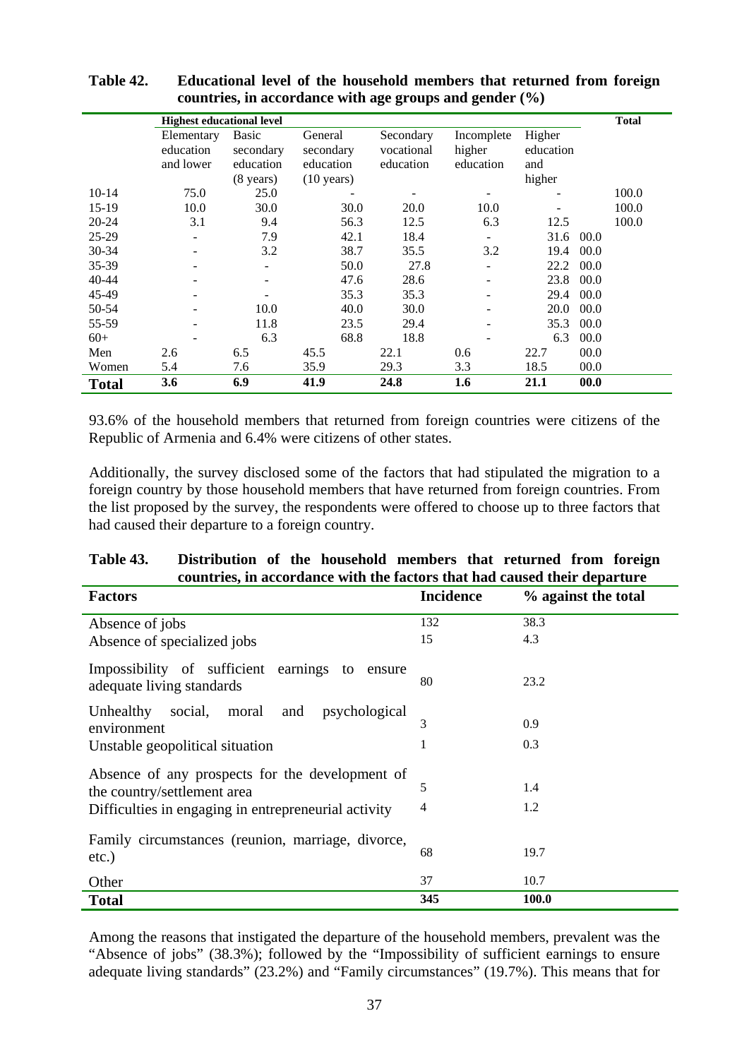**Table 42. Educational level of the household members that returned from foreign countries, in accordance with age groups and gender (%)**

| | Highest educational level | | | | | | Total |
|---|---|---|---|---|---|---|---|
| | Elementary education and lower | Basic secondary education (8 years) | General secondary education (10 years) | Secondary vocational education | Incomplete higher education | Higher education and higher | |
| 10-14 | 75.0 | 25.0 | - | - | - | - | 100.0 |
| 15-19 | 10.0 | 30.0 | 30.0 | 20.0 | 10.0 | - | 100.0 |
| 20-24 | 3.1 | 9.4 | 56.3 | 12.5 | 6.3 | 12.5 | 100.0 |
| 25-29 | - | 7.9 | 42.1 | 18.4 | - | 31.6 | 00.0 |
| 30-34 | - | 3.2 | 38.7 | 35.5 | 3.2 | 19.4 | 00.0 |
| 35-39 | - | - | 50.0 | 27.8 | - | 22.2 | 00.0 |
| 40-44 | - | - | 47.6 | 28.6 | - | 23.8 | 00.0 |
| 45-49 | - | - | 35.3 | 35.3 | - | 29.4 | 00.0 |
| 50-54 | - | 10.0 | 40.0 | 30.0 | - | 20.0 | 00.0 |
| 55-59 | - | 11.8 | 23.5 | 29.4 | - | 35.3 | 00.0 |
| 60+ | - | 6.3 | 68.8 | 18.8 | - | 6.3 | 00.0 |
| Men | 2.6 | 6.5 | 45.5 | 22.1 | 0.6 | 22.7 | 00.0 |
| Women | 5.4 | 7.6 | 35.9 | 29.3 | 3.3 | 18.5 | 00.0 |
| **Total** | **3.6** | **6.9** | **41.9** | **24.8** | **1.6** | **21.1** | **00.0** |

93.6% of the household members that returned from foreign countries were citizens of the Republic of Armenia and 6.4% were citizens of other states.

Additionally, the survey disclosed some of the factors that had stipulated the migration to a foreign country by those household members that have returned from foreign countries. From the list proposed by the survey, the respondents were offered to choose up to three factors that had caused their departure to a foreign country.

**Table 43. Distribution of the household members that returned from foreign countries, in accordance with the factors that had caused their departure**

| Factors | Incidence | % against the total |
|---|---|---|
| Absence of jobs | 132 | 38.3 |
| Absence of specialized jobs | 15 | 4.3 |
| Impossibility of sufficient earnings to ensure adequate living standards | 80 | 23.2 |
| Unhealthy social, moral and psychological environment | 3 | 0.9 |
| Unstable geopolitical situation | 1 | 0.3 |
| Absence of any prospects for the development of the country/settlement area | 5 | 1.4 |
| Difficulties in engaging in entrepreneurial activity | 4 | 1.2 |
| Family circumstances (reunion, marriage, divorce, etc.) | 68 | 19.7 |
| Other | 37 | 10.7 |
| **Total** | **345** | **100.0** |

Among the reasons that instigated the departure of the household members, prevalent was the "Absence of jobs" (38.3%); followed by the "Impossibility of sufficient earnings to ensure adequate living standards" (23.2%) and "Family circumstances" (19.7%). This means that for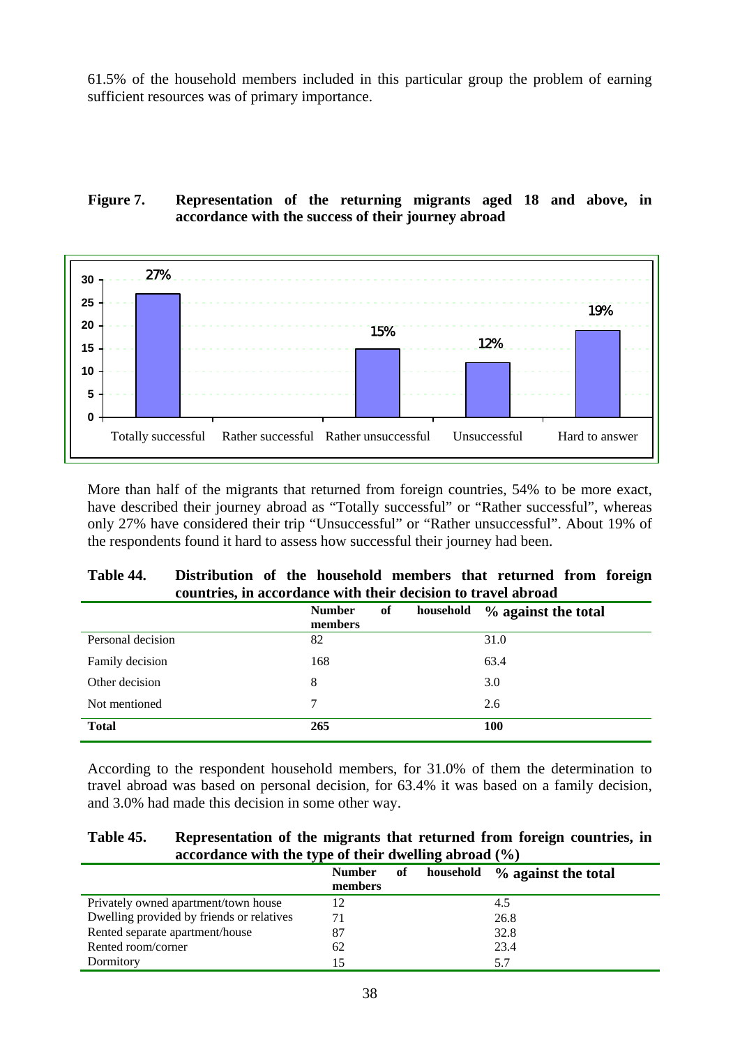61.5% of the household members included in this particular group the problem of earning sufficient resources was of primary importance.

**Figure 7. Representation of the returning migrants aged 18 and above, in accordance with the success of their journey abroad**

| | Totally successful | Rather successful | Rather unsuccessful | Unsuccessful | Hard to answer |
|---|---|---|---|---|---|
| % | 27% | | 15% | 12% | 19% |

More than half of the migrants that returned from foreign countries, 54% to be more exact, have described their journey abroad as "Totally successful" or "Rather successful", whereas only 27% have considered their trip "Unsuccessful" or "Rather unsuccessful". About 19% of the respondents found it hard to assess how successful their journey had been.

**Table 44. Distribution of the household members that returned from foreign countries, in accordance with their decision to travel abroad**

| | Number of household members | % against the total |
|---|---|---|
| Personal decision | 82 | 31.0 |
| Family decision | 168 | 63.4 |
| Other decision | 8 | 3.0 |
| Not mentioned | 7 | 2.6 |
| **Total** | **265** | **100** |

According to the respondent household members, for 31.0% of them the determination to travel abroad was based on personal decision, for 63.4% it was based on a family decision, and 3.0% had made this decision in some other way.

**Table 45. Representation of the migrants that returned from foreign countries, in accordance with the type of their dwelling abroad (%)**

| | Number of household members | % against the total |
|---|---|---|
| Privately owned apartment/town house | 12 | 4.5 |
| Dwelling provided by friends or relatives | 71 | 26.8 |
| Rented separate apartment/house | 87 | 32.8 |
| Rented room/corner | 62 | 23.4 |
| Dormitory | 15 | 5.7 |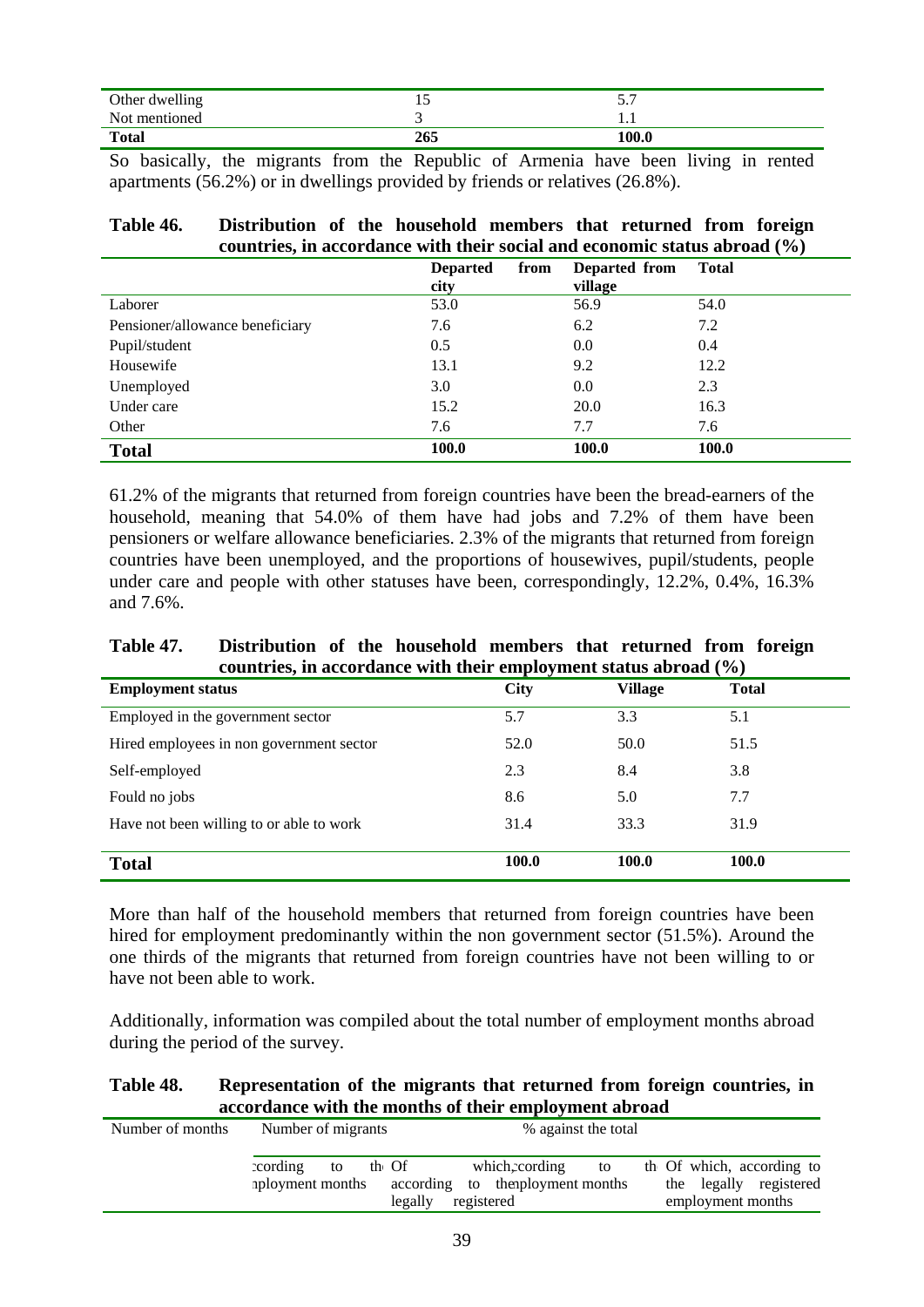| Other dwelling | 15 | 5.7 |
|---|---|---|
| Not mentioned | 3 | 1.1 |
| **Total** | **265** | **100.0** |

So basically, the migrants from the Republic of Armenia have been living in rented apartments (56.2%) or in dwellings provided by friends or relatives (26.8%).

**Table 46. Distribution of the household members that returned from foreign countries, in accordance with their social and economic status abroad (%)**

| | Departed from city | Departed from village | Total |
|---|---|---|---|
| Laborer | 53.0 | 56.9 | 54.0 |
| Pensioner/allowance beneficiary | 7.6 | 6.2 | 7.2 |
| Pupil/student | 0.5 | 0.0 | 0.4 |
| Housewife | 13.1 | 9.2 | 12.2 |
| Unemployed | 3.0 | 0.0 | 2.3 |
| Under care | 15.2 | 20.0 | 16.3 |
| Other | 7.6 | 7.7 | 7.6 |
| **Total** | **100.0** | **100.0** | **100.0** |

61.2% of the migrants that returned from foreign countries have been the bread-earners of the household, meaning that 54.0% of them have had jobs and 7.2% of them have been pensioners or welfare allowance beneficiaries. 2.3% of the migrants that returned from foreign countries have been unemployed, and the proportions of housewives, pupil/students, people under care and people with other statuses have been, correspondingly, 12.2%, 0.4%, 16.3% and 7.6%.

**Table 47. Distribution of the household members that returned from foreign countries, in accordance with their employment status abroad (%)**

| Employment status | City | Village | Total |
|---|---|---|---|
| Employed in the government sector | 5.7 | 3.3 | 5.1 |
| Hired employees in non government sector | 52.0 | 50.0 | 51.5 |
| Self-employed | 2.3 | 8.4 | 3.8 |
| Fould no jobs | 8.6 | 5.0 | 7.7 |
| Have not been willing to or able to work | 31.4 | 33.3 | 31.9 |
| **Total** | **100.0** | **100.0** | **100.0** |

More than half of the household members that returned from foreign countries have been hired for employment predominantly within the non government sector (51.5%). Around the one thirds of the migrants that returned from foreign countries have not been willing to or have not been able to work.

Additionally, information was compiled about the total number of employment months abroad during the period of the survey.

**Table 48. Representation of the migrants that returned from foreign countries, in accordance with the months of their employment abroad**

| Number of months | Number of migrants | | % against the total | |
|---|---|---|---|---|
| | ccording to the employment months | Of which, according to the legally registered | ccording to the employment months | Of which, according to the legally registered employment months |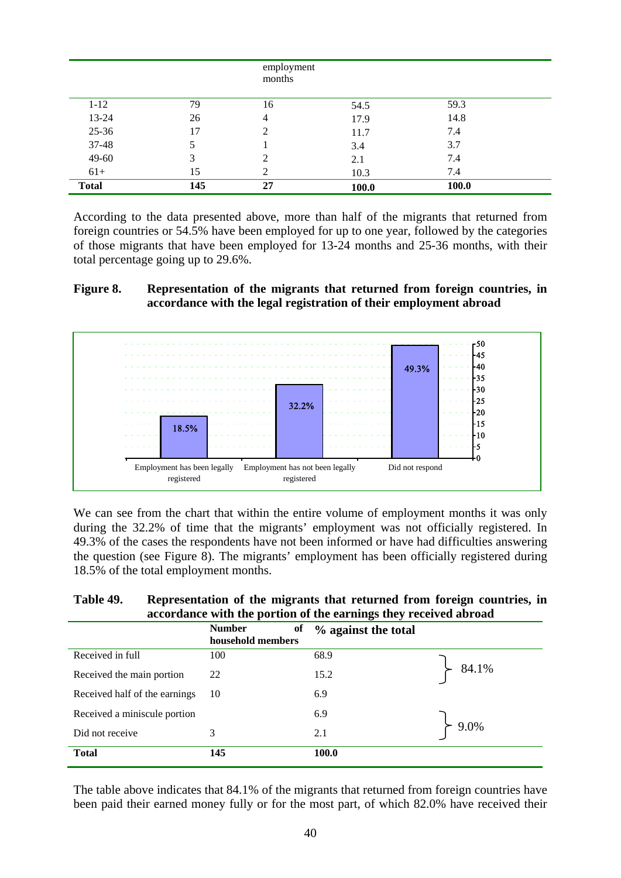| | | employment months | | |
|---|---|---|---|---|
| 1-12 | 79 | 16 | 54.5 | 59.3 |
| 13-24 | 26 | 4 | 17.9 | 14.8 |
| 25-36 | 17 | 2 | 11.7 | 7.4 |
| 37-48 | 5 | 1 | 3.4 | 3.7 |
| 49-60 | 3 | 2 | 2.1 | 7.4 |
| 61+ | 15 | 2 | 10.3 | 7.4 |
| **Total** | **145** | **27** | **100.0** | **100.0** |

According to the data presented above, more than half of the migrants that returned from foreign countries or 54.5% have been employed for up to one year, followed by the categories of those migrants that have been employed for 13-24 months and 25-36 months, with their total percentage going up to 29.6%.

**Figure 8. Representation of the migrants that returned from foreign countries, in accordance with the legal registration of their employment abroad**

| | % |
|---|---|
| Employment has been legally registered | 18.5% |
| Employment has not been legally registered | 32.2% |
| Did not respond | 49.3% |

We can see from the chart that within the entire volume of employment months it was only during the 32.2% of time that the migrants' employment was not officially registered. In 49.3% of the cases the respondents have not been informed or have had difficulties answering the question (see Figure 8). The migrants' employment has been officially registered during 18.5% of the total employment months.

**Table 49. Representation of the migrants that returned from foreign countries, in accordance with the portion of the earnings they received abroad**

| | Number of household members | % against the total | |
|---|---|---|---|
| Received in full | 100 | 68.9 | 84.1% |
| Received the main portion | 22 | 15.2 | |
| Received half of the earnings | 10 | 6.9 | |
| Received a miniscule portion | | 6.9 | 9.0% |
| Did not receive | 3 | 2.1 | |
| **Total** | **145** | **100.0** | |

The table above indicates that 84.1% of the migrants that returned from foreign countries have been paid their earned money fully or for the most part, of which 82.0% have received their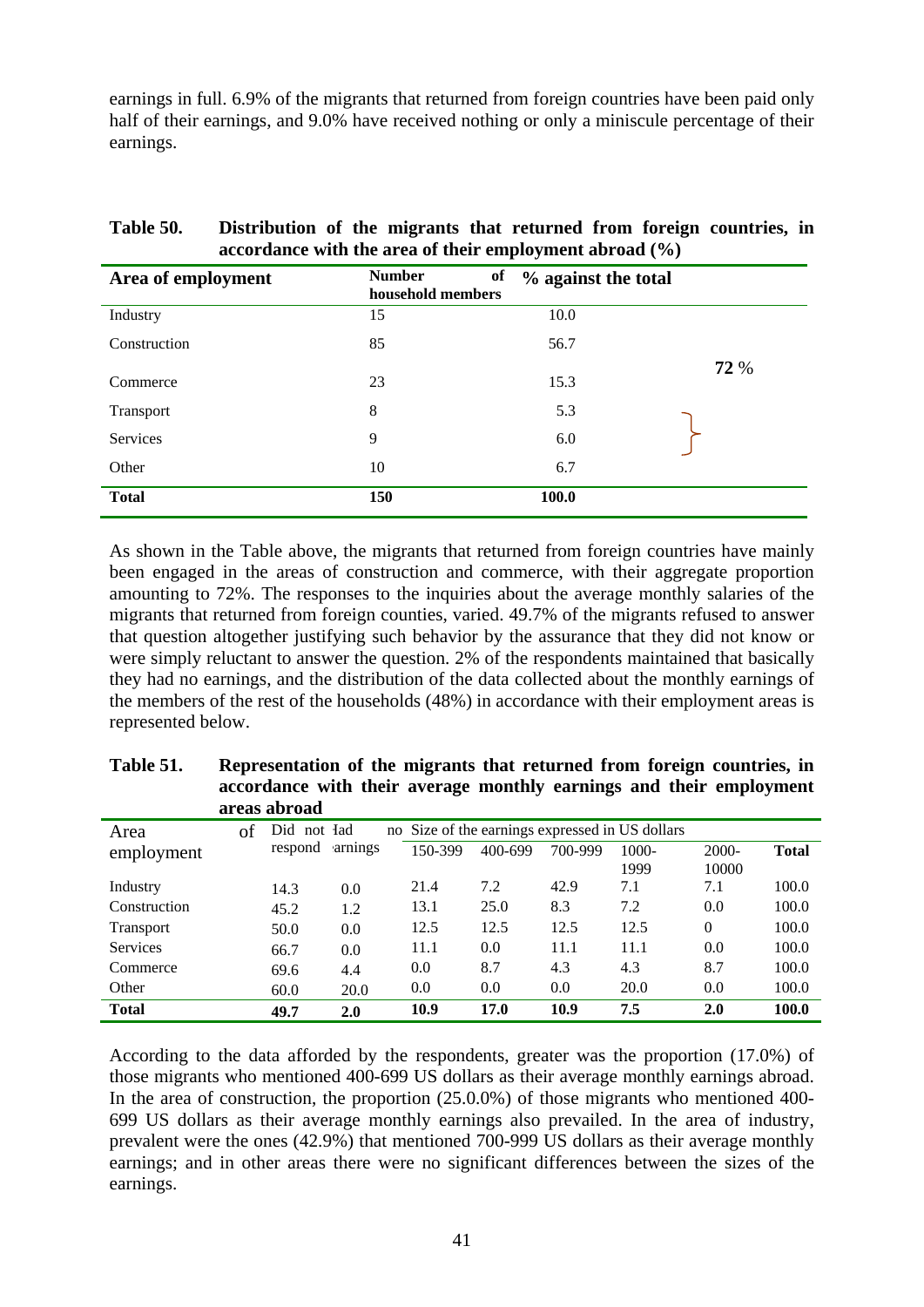earnings in full. 6.9% of the migrants that returned from foreign countries have been paid only half of their earnings, and 9.0% have received nothing or only a miniscule percentage of their earnings.

**Table 50. Distribution of the migrants that returned from foreign countries, in accordance with the area of their employment abroad (%)**

| Area of employment | Number of household members | % against the total | |
|---|---|---|---|
| Industry | 15 | 10.0 | |
| Construction | 85 | 56.7 | **72** % |
| Commerce | 23 | 15.3 | |
| Transport | 8 | 5.3 | |
| Services | 9 | 6.0 | |
| Other | 10 | 6.7 | |
| **Total** | **150** | **100.0** | |

As shown in the Table above, the migrants that returned from foreign countries have mainly been engaged in the areas of construction and commerce, with their aggregate proportion amounting to 72%. The responses to the inquiries about the average monthly salaries of the migrants that returned from foreign countries, varied. 49.7% of the migrants refused to answer that question altogether justifying such behavior by the assurance that they did not know or were simply reluctant to answer the question. 2% of the respondents maintained that basically they had no earnings, and the distribution of the data collected about the monthly earnings of the members of the rest of the households (48%) in accordance with their employment areas is represented below.

**Table 51. Representation of the migrants that returned from foreign countries, in accordance with their average monthly earnings and their employment areas abroad**

| Area of employment | Did not respond | Had no earnings | Size of the earnings expressed in US dollars | | | | | |
|---|---|---|---|---|---|---|---|---|
| | | | 150-399 | 400-699 | 700-999 | 1000-1999 | 2000-10000 | **Total** |
| Industry | 14.3 | 0.0 | 21.4 | 7.2 | 42.9 | 7.1 | 7.1 | 100.0 |
| Construction | 45.2 | 1.2 | 13.1 | 25.0 | 8.3 | 7.2 | 0.0 | 100.0 |
| Transport | 50.0 | 0.0 | 12.5 | 12.5 | 12.5 | 12.5 | 0 | 100.0 |
| Services | 66.7 | 0.0 | 11.1 | 0.0 | 11.1 | 11.1 | 0.0 | 100.0 |
| Commerce | 69.6 | 4.4 | 0.0 | 8.7 | 4.3 | 4.3 | 8.7 | 100.0 |
| Other | 60.0 | 20.0 | 0.0 | 0.0 | 0.0 | 20.0 | 0.0 | 100.0 |
| **Total** | **49.7** | **2.0** | **10.9** | **17.0** | **10.9** | **7.5** | **2.0** | **100.0** |

According to the data afforded by the respondents, greater was the proportion (17.0%) of those migrants who mentioned 400-699 US dollars as their average monthly earnings abroad. In the area of construction, the proportion (25.0.0%) of those migrants who mentioned 400-699 US dollars as their average monthly earnings also prevailed. In the area of industry, prevalent were the ones (42.9%) that mentioned 700-999 US dollars as their average monthly earnings; and in other areas there were no significant differences between the sizes of the earnings.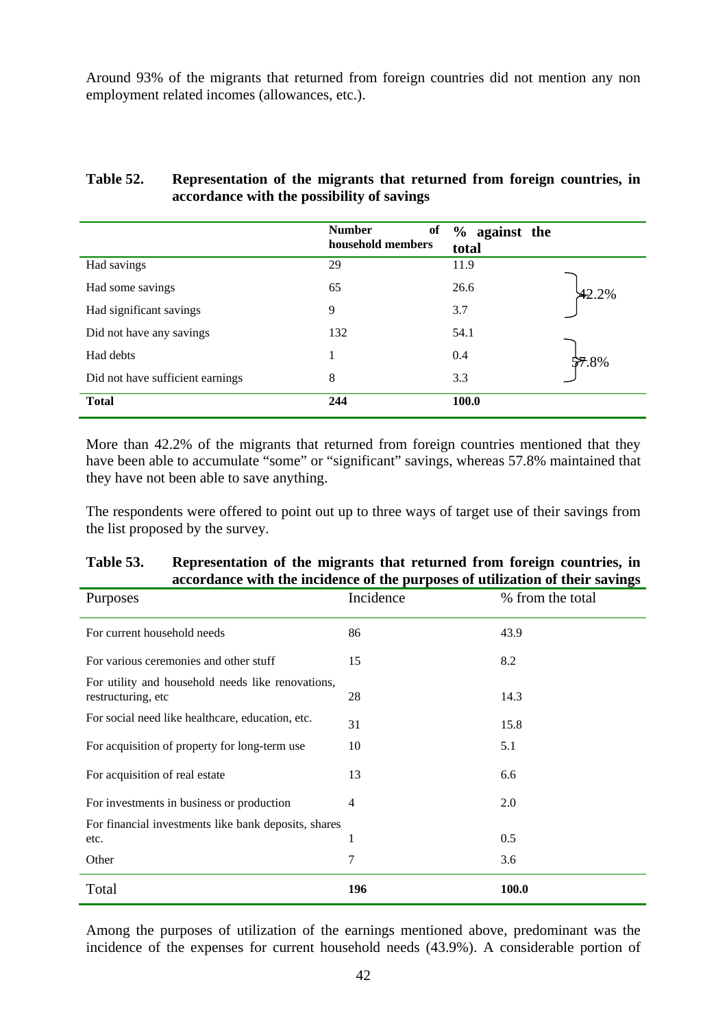Around 93% of the migrants that returned from foreign countries did not mention any non employment related incomes (allowances, etc.).

**Table 52. Representation of the migrants that returned from foreign countries, in accordance with the possibility of savings**

| | Number of household members | % against the total | |
|---|---|---|---|
| Had savings | 29 | 11.9 | 42.2% |
| Had some savings | 65 | 26.6 | |
| Had significant savings | 9 | 3.7 | |
| Did not have any savings | 132 | 54.1 | 57.8% |
| Had debts | 1 | 0.4 | |
| Did not have sufficient earnings | 8 | 3.3 | |
| **Total** | **244** | **100.0** | |

More than 42.2% of the migrants that returned from foreign countries mentioned that they have been able to accumulate "some" or "significant" savings, whereas 57.8% maintained that they have not been able to save anything.

The respondents were offered to point out up to three ways of target use of their savings from the list proposed by the survey.

**Table 53. Representation of the migrants that returned from foreign countries, in accordance with the incidence of the purposes of utilization of their savings**

| Purposes | Incidence | % from the total |
|---|---|---|
| For current household needs | 86 | 43.9 |
| For various ceremonies and other stuff | 15 | 8.2 |
| For utility and household needs like renovations, restructuring, etc | 28 | 14.3 |
| For social need like healthcare, education, etc. | 31 | 15.8 |
| For acquisition of property for long-term use | 10 | 5.1 |
| For acquisition of real estate | 13 | 6.6 |
| For investments in business or production | 4 | 2.0 |
| For financial investments like bank deposits, shares, etc. | 1 | 0.5 |
| Other | 7 | 3.6 |
| Total | **196** | **100.0** |

Among the purposes of utilization of the earnings mentioned above, predominant was the incidence of the expenses for current household needs (43.9%). A considerable portion of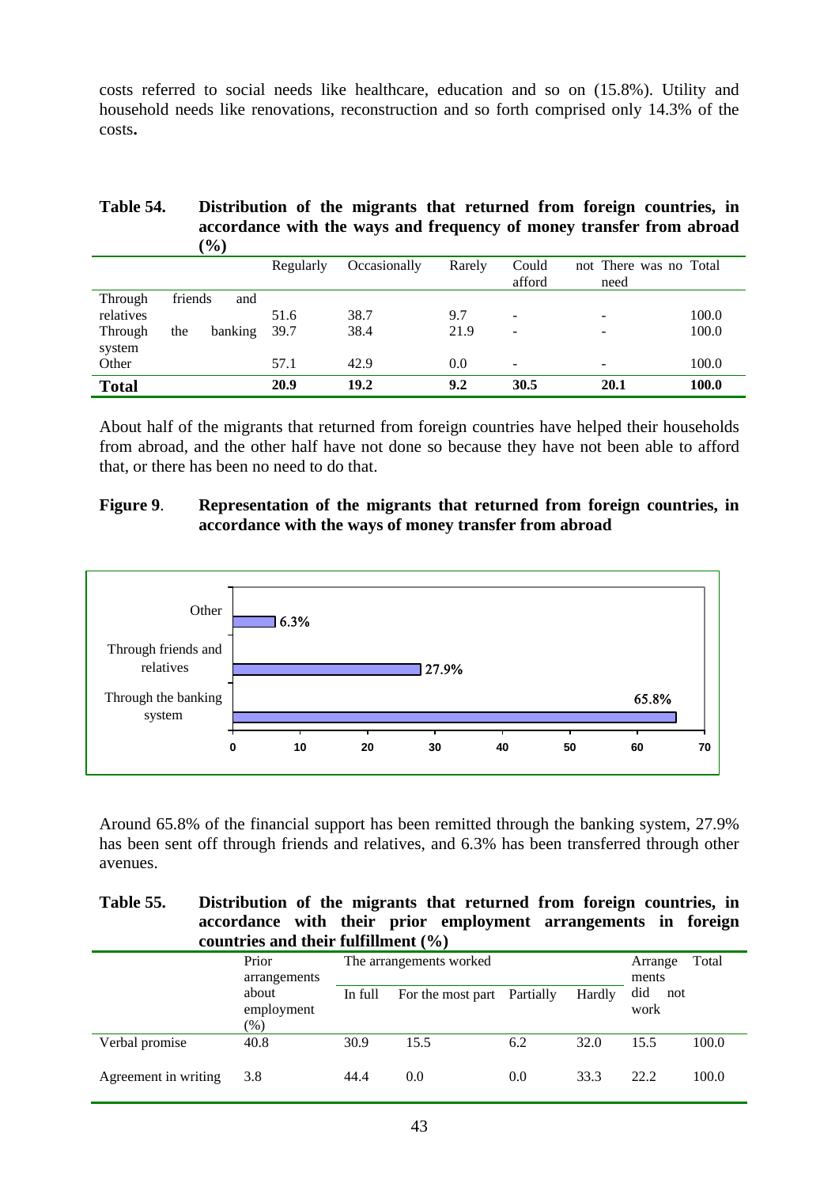costs referred to social needs like healthcare, education and so on (15.8%). Utility and household needs like renovations, reconstruction and so forth comprised only 14.3% of the costs**.**

**Table 54. Distribution of the migrants that returned from foreign countries, in accordance with the ways and frequency of money transfer from abroad (%)**

| | Regularly | Occasionally | Rarely | Could not afford | There was no need | Total |
|---|---|---|---|---|---|---|
| Through friends and relatives | 51.6 | 38.7 | 9.7 | - | - | 100.0 |
| Through the banking system | 39.7 | 38.4 | 21.9 | - | - | 100.0 |
| Other | 57.1 | 42.9 | 0.0 | - | - | 100.0 |
| **Total** | **20.9** | **19.2** | **9.2** | **30.5** | **20.1** | **100.0** |

About half of the migrants that returned from foreign countries have helped their households from abroad, and the other half have not done so because they have not been able to afford that, or there has been no need to do that.

**Figure 9. Representation of the migrants that returned from foreign countries, in accordance with the ways of money transfer from abroad**

| Way of money transfer | % |
|---|---|
| Other | 6.3% |
| Through friends and relatives | 27.9% |
| Through the banking system | 65.8% |

Around 65.8% of the financial support has been remitted through the banking system, 27.9% has been sent off through friends and relatives, and 6.3% has been transferred through other avenues.

**Table 55. Distribution of the migrants that returned from foreign countries, in accordance with their prior employment arrangements in foreign countries and their fulfillment (%)**

| | Prior arrangements about employment (%) | The arrangements worked | | | | Arrangements did not work | Total |
|---|---|---|---|---|---|---|---|
| | | In full | For the most part | Partially | Hardly | | |
| Verbal promise | 40.8 | 30.9 | 15.5 | 6.2 | 32.0 | 15.5 | 100.0 |
| Agreement in writing | 3.8 | 44.4 | 0.0 | 0.0 | 33.3 | 22.2 | 100.0 |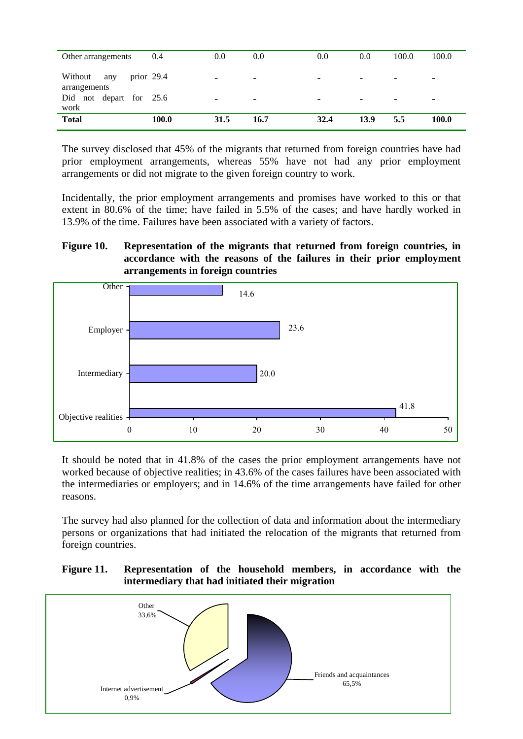| | | | | | | | |
|---|---|---|---|---|---|---|---|
| Other arrangements | 0.4 | 0.0 | 0.0 | 0.0 | 0.0 | 100.0 | 100.0 |
| Without any prior arrangements | 29.4 | - | - | - | - | - | - |
| Did not depart for work | 25.6 | - | - | - | - | - | - |
| **Total** | **100.0** | **31.5** | **16.7** | **32.4** | **13.9** | **5.5** | **100.0** |

The survey disclosed that 45% of the migrants that returned from foreign countries have had prior employment arrangements, whereas 55% have not had any prior employment arrangements or did not migrate to the given foreign country to work.

Incidentally, the prior employment arrangements and promises have worked to this or that extent in 80.6% of the time; have failed in 5.5% of the cases; and have hardly worked in 13.9% of the time. Failures have been associated with a variety of factors.

**Figure 10. Representation of the migrants that returned from foreign countries, in accordance with the reasons of the failures in their prior employment arrangements in foreign countries**

| Reason | % |
|---|---|
| Other | 14.6 |
| Employer | 23.6 |
| Intermediary | 20.0 |
| Objective realities | 41.8 |

It should be noted that in 41.8% of the cases the prior employment arrangements have not worked because of objective realities; in 43.6% of the cases failures have been associated with the intermediaries or employers; and in 14.6% of the time arrangements have failed for other reasons.

The survey had also planned for the collection of data and information about the intermediary persons or organizations that had initiated the relocation of the migrants that returned from foreign countries.

**Figure 11. Representation of the household members, in accordance with the intermediary that had initiated their migration**

| Intermediary | % |
|---|---|
| Other | 33,6% |
| Internet advertisement | 0,9% |
| Friends and acquaintances | 65,5% |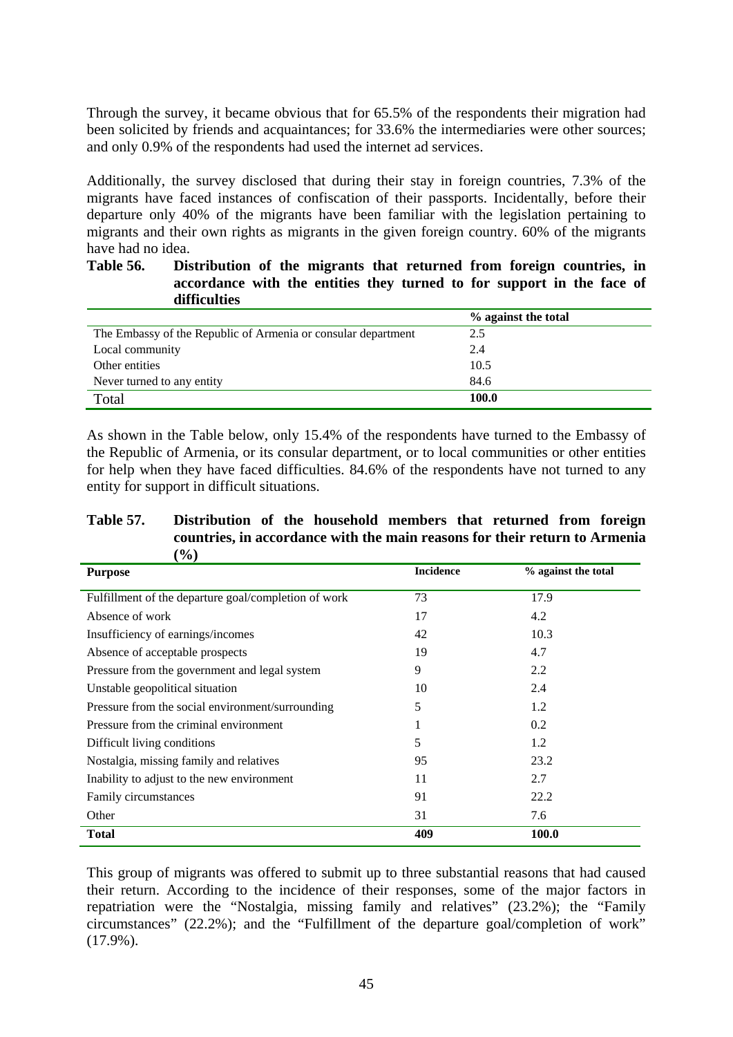Through the survey, it became obvious that for 65.5% of the respondents their migration had been solicited by friends and acquaintances; for 33.6% the intermediaries were other sources; and only 0.9% of the respondents had used the internet ad services.

Additionally, the survey disclosed that during their stay in foreign countries, 7.3% of the migrants have faced instances of confiscation of their passports. Incidentally, before their departure only 40% of the migrants have been familiar with the legislation pertaining to migrants and their own rights as migrants in the given foreign country. 60% of the migrants have had no idea.

**Table 56. Distribution of the migrants that returned from foreign countries, in accordance with the entities they turned to for support in the face of difficulties**

| | % against the total |
|---|---|
| The Embassy of the Republic of Armenia or consular department | 2.5 |
| Local community | 2.4 |
| Other entities | 10.5 |
| Never turned to any entity | 84.6 |
| Total | **100.0** |

As shown in the Table below, only 15.4% of the respondents have turned to the Embassy of the Republic of Armenia, or its consular department, or to local communities or other entities for help when they have faced difficulties. 84.6% of the respondents have not turned to any entity for support in difficult situations.

**Table 57. Distribution of the household members that returned from foreign countries, in accordance with the main reasons for their return to Armenia (%)**

| **Purpose** | **Incidence** | **% against the total** |
|---|---|---|
| Fulfillment of the departure goal/completion of work | 73 | 17.9 |
| Absence of work | 17 | 4.2 |
| Insufficiency of earnings/incomes | 42 | 10.3 |
| Absence of acceptable prospects | 19 | 4.7 |
| Pressure from the government and legal system | 9 | 2.2 |
| Unstable geopolitical situation | 10 | 2.4 |
| Pressure from the social environment/surrounding | 5 | 1.2 |
| Pressure from the criminal environment | 1 | 0.2 |
| Difficult living conditions | 5 | 1.2 |
| Nostalgia, missing family and relatives | 95 | 23.2 |
| Inability to adjust to the new environment | 11 | 2.7 |
| Family circumstances | 91 | 22.2 |
| Other | 31 | 7.6 |
| **Total** | **409** | **100.0** |

This group of migrants was offered to submit up to three substantial reasons that had caused their return. According to the incidence of their responses, some of the major factors in repatriation were the "Nostalgia, missing family and relatives" (23.2%); the "Family circumstances" (22.2%); and the "Fulfillment of the departure goal/completion of work" (17.9%).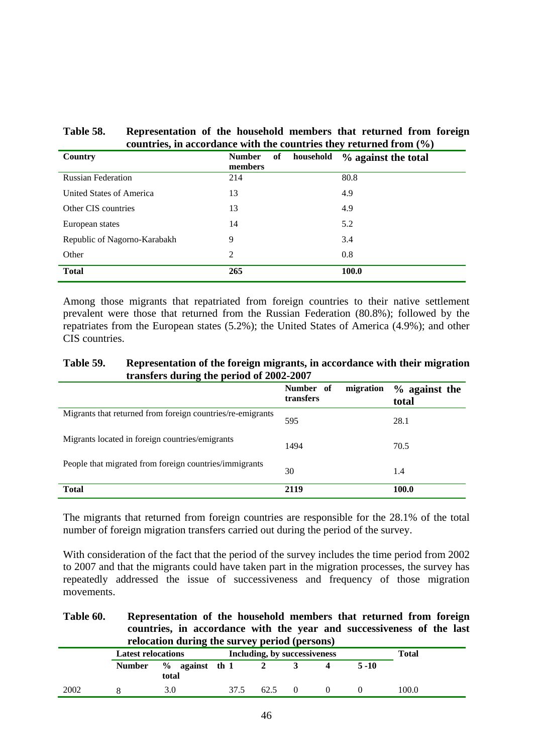**Table 58. Representation of the household members that returned from foreign countries, in accordance with the countries they returned from (%)**

| Country | Number of household members | % against the total |
|---|---|---|
| Russian Federation | 214 | 80.8 |
| United States of America | 13 | 4.9 |
| Other CIS countries | 13 | 4.9 |
| European states | 14 | 5.2 |
| Republic of Nagorno-Karabakh | 9 | 3.4 |
| Other | 2 | 0.8 |
| **Total** | **265** | **100.0** |

Among those migrants that repatriated from foreign countries to their native settlement prevalent were those that returned from the Russian Federation (80.8%); followed by the repatriates from the European states (5.2%); the United States of America (4.9%); and other CIS countries.

**Table 59. Representation of the foreign migrants, in accordance with their migration transfers during the period of 2002-2007**

| | Number of migration transfers | % against the total |
|---|---|---|
| Migrants that returned from foreign countries/re-emigrants | 595 | 28.1 |
| Migrants located in foreign countries/emigrants | 1494 | 70.5 |
| People that migrated from foreign countries/immigrants | 30 | 1.4 |
| **Total** | **2119** | **100.0** |

The migrants that returned from foreign countries are responsible for the 28.1% of the total number of foreign migration transfers carried out during the period of the survey.

With consideration of the fact that the period of the survey includes the time period from 2002 to 2007 and that the migrants could have taken part in the migration processes, the survey has repeatedly addressed the issue of successiveness and frequency of those migration movements.

**Table 60. Representation of the household members that returned from foreign countries, in accordance with the year and successiveness of the last relocation during the survey period (persons)**

| | Latest relocations | | Including, by successiveness | | | | | Total |
|---|---|---|---|---|---|---|---|---|
| | Number | % against the total | 1 | 2 | 3 | 4 | 5 -10 | |
| 2002 | 8 | 3.0 | 37.5 | 62.5 | 0 | 0 | 0 | 100.0 |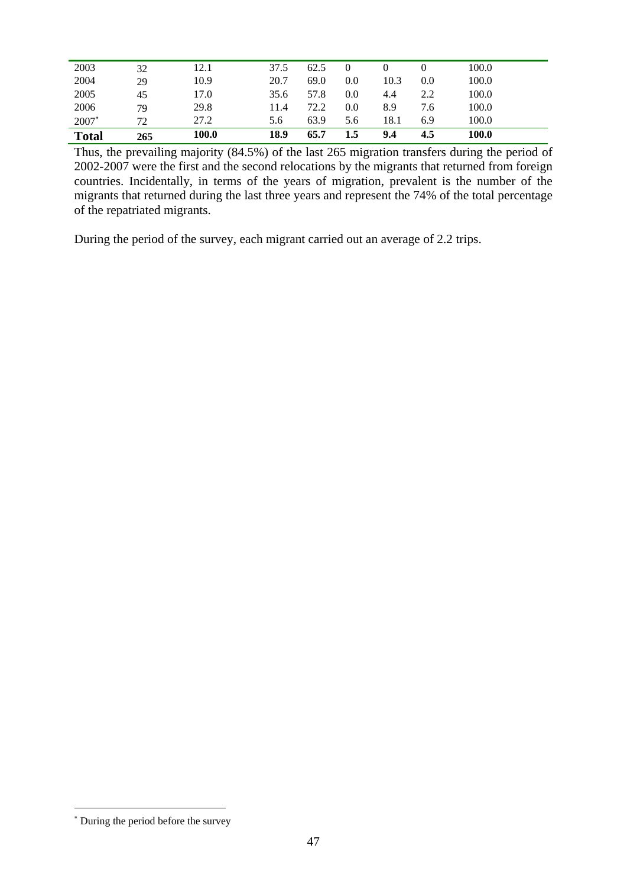| | | | | | | | | |
|---|---|---|---|---|---|---|---|---|
| 2003 | 32 | 12.1 | 37.5 | 62.5 | 0 | 0 | 0 | 100.0 |
| 2004 | 29 | 10.9 | 20.7 | 69.0 | 0.0 | 10.3 | 0.0 | 100.0 |
| 2005 | 45 | 17.0 | 35.6 | 57.8 | 0.0 | 4.4 | 2.2 | 100.0 |
| 2006 | 79 | 29.8 | 11.4 | 72.2 | 0.0 | 8.9 | 7.6 | 100.0 |
| 2007* | 72 | 27.2 | 5.6 | 63.9 | 5.6 | 18.1 | 6.9 | 100.0 |
| **Total** | **265** | **100.0** | **18.9** | **65.7** | **1.5** | **9.4** | **4.5** | **100.0** |

Thus, the prevailing majority (84.5%) of the last 265 migration transfers during the period of 2002-2007 were the first and the second relocations by the migrants that returned from foreign countries. Incidentally, in terms of the years of migration, prevalent is the number of the migrants that returned during the last three years and represent the 74% of the total percentage of the repatriated migrants.

During the period of the survey, each migrant carried out an average of 2.2 trips.

* During the period before the survey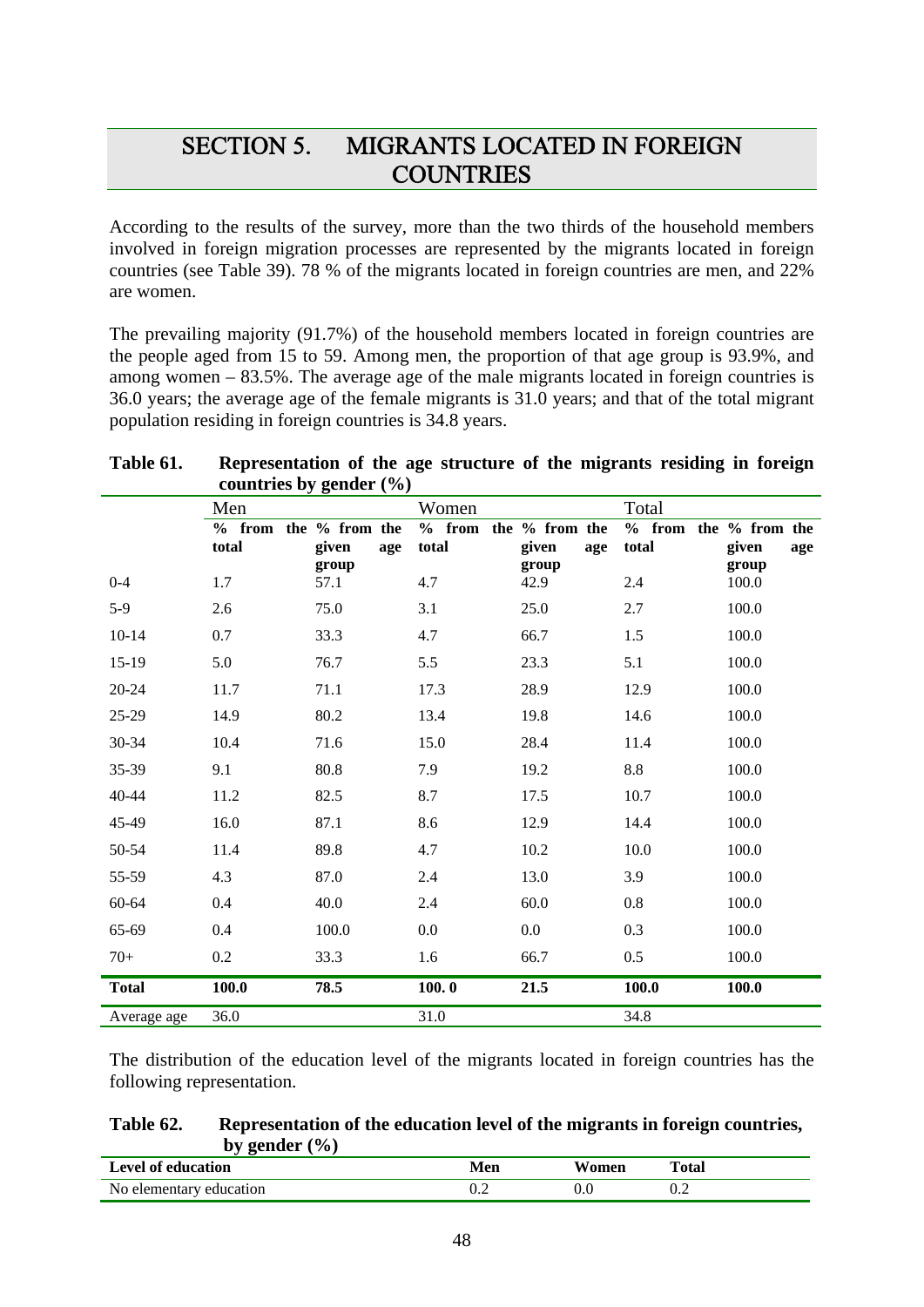# SECTION 5. MIGRANTS LOCATED IN FOREIGN COUNTRIES

According to the results of the survey, more than the two thirds of the household members involved in foreign migration processes are represented by the migrants located in foreign countries (see Table 39). 78 % of the migrants located in foreign countries are men, and 22% are women.

The prevailing majority (91.7%) of the household members located in foreign countries are the people aged from 15 to 59. Among men, the proportion of that age group is 93.9%, and among women – 83.5%. The average age of the male migrants located in foreign countries is 36.0 years; the average age of the female migrants is 31.0 years; and that of the total migrant population residing in foreign countries is 34.8 years.

**Table 61. Representation of the age structure of the migrants residing in foreign countries by gender (%)**

| | Men | | Women | | Total | |
|---|---|---|---|---|---|---|
| | **% from the total** | **% from the given age group** | **% from the total** | **% from the given age group** | **% from the total** | **% from the given age group** |
| 0-4 | 1.7 | 57.1 | 4.7 | 42.9 | 2.4 | 100.0 |
| 5-9 | 2.6 | 75.0 | 3.1 | 25.0 | 2.7 | 100.0 |
| 10-14 | 0.7 | 33.3 | 4.7 | 66.7 | 1.5 | 100.0 |
| 15-19 | 5.0 | 76.7 | 5.5 | 23.3 | 5.1 | 100.0 |
| 20-24 | 11.7 | 71.1 | 17.3 | 28.9 | 12.9 | 100.0 |
| 25-29 | 14.9 | 80.2 | 13.4 | 19.8 | 14.6 | 100.0 |
| 30-34 | 10.4 | 71.6 | 15.0 | 28.4 | 11.4 | 100.0 |
| 35-39 | 9.1 | 80.8 | 7.9 | 19.2 | 8.8 | 100.0 |
| 40-44 | 11.2 | 82.5 | 8.7 | 17.5 | 10.7 | 100.0 |
| 45-49 | 16.0 | 87.1 | 8.6 | 12.9 | 14.4 | 100.0 |
| 50-54 | 11.4 | 89.8 | 4.7 | 10.2 | 10.0 | 100.0 |
| 55-59 | 4.3 | 87.0 | 2.4 | 13.0 | 3.9 | 100.0 |
| 60-64 | 0.4 | 40.0 | 2.4 | 60.0 | 0.8 | 100.0 |
| 65-69 | 0.4 | 100.0 | 0.0 | 0.0 | 0.3 | 100.0 |
| 70+ | 0.2 | 33.3 | 1.6 | 66.7 | 0.5 | 100.0 |
| **Total** | **100.0** | **78.5** | **100. 0** | **21.5** | **100.0** | **100.0** |
| Average age | 36.0 | | 31.0 | | 34.8 | |

The distribution of the education level of the migrants located in foreign countries has the following representation.

**Table 62. Representation of the education level of the migrants in foreign countries, by gender (%)**

| Level of education | Men | Women | Total |
|---|---|---|---|
| No elementary education | 0.2 | 0.0 | 0.2 |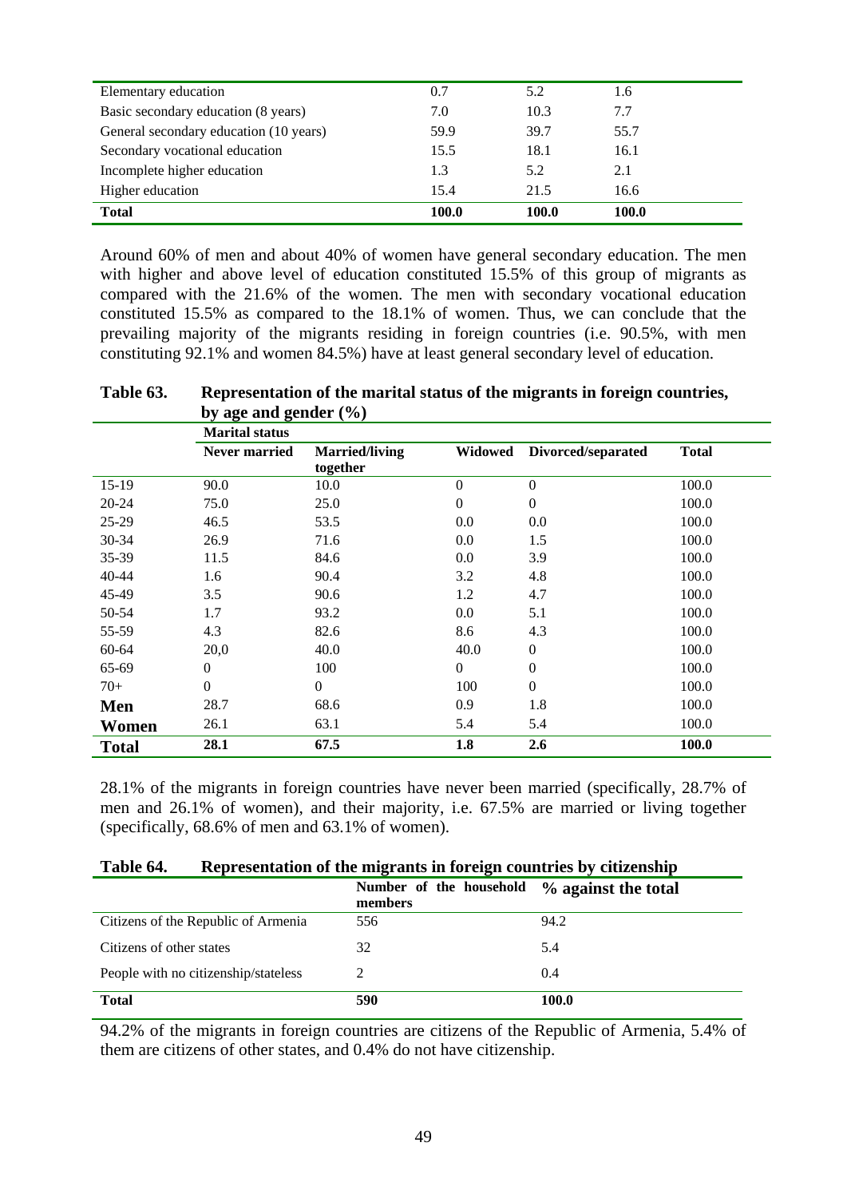| | | | |
|---|---|---|---|
| Elementary education | 0.7 | 5.2 | 1.6 |
| Basic secondary education (8 years) | 7.0 | 10.3 | 7.7 |
| General secondary education (10 years) | 59.9 | 39.7 | 55.7 |
| Secondary vocational education | 15.5 | 18.1 | 16.1 |
| Incomplete higher education | 1.3 | 5.2 | 2.1 |
| Higher education | 15.4 | 21.5 | 16.6 |
| **Total** | **100.0** | **100.0** | **100.0** |

Around 60% of men and about 40% of women have general secondary education. The men with higher and above level of education constituted 15.5% of this group of migrants as compared with the 21.6% of the women. The men with secondary vocational education constituted 15.5% as compared to the 18.1% of women. Thus, we can conclude that the prevailing majority of the migrants residing in foreign countries (i.e. 90.5%, with men constituting 92.1% and women 84.5%) have at least general secondary level of education.

**Table 63. Representation of the marital status of the migrants in foreign countries, by age and gender (%)**

| | Marital status | | | | |
|---|---|---|---|---|---|
| | **Never married** | **Married/living together** | **Widowed** | **Divorced/separated** | **Total** |
| 15-19 | 90.0 | 10.0 | 0 | 0 | 100.0 |
| 20-24 | 75.0 | 25.0 | 0 | 0 | 100.0 |
| 25-29 | 46.5 | 53.5 | 0.0 | 0.0 | 100.0 |
| 30-34 | 26.9 | 71.6 | 0.0 | 1.5 | 100.0 |
| 35-39 | 11.5 | 84.6 | 0.0 | 3.9 | 100.0 |
| 40-44 | 1.6 | 90.4 | 3.2 | 4.8 | 100.0 |
| 45-49 | 3.5 | 90.6 | 1.2 | 4.7 | 100.0 |
| 50-54 | 1.7 | 93.2 | 0.0 | 5.1 | 100.0 |
| 55-59 | 4.3 | 82.6 | 8.6 | 4.3 | 100.0 |
| 60-64 | 20,0 | 40.0 | 40.0 | 0 | 100.0 |
| 65-69 | 0 | 100 | 0 | 0 | 100.0 |
| 70+ | 0 | 0 | 100 | 0 | 100.0 |
| **Men** | 28.7 | 68.6 | 0.9 | 1.8 | 100.0 |
| **Women** | 26.1 | 63.1 | 5.4 | 5.4 | 100.0 |
| **Total** | **28.1** | **67.5** | **1.8** | **2.6** | **100.0** |

28.1% of the migrants in foreign countries have never been married (specifically, 28.7% of men and 26.1% of women), and their majority, i.e. 67.5% are married or living together (specifically, 68.6% of men and 63.1% of women).

**Table 64. Representation of the migrants in foreign countries by citizenship**

| | **Number of the household members** | **% against the total** |
|---|---|---|
| Citizens of the Republic of Armenia | 556 | 94.2 |
| Citizens of other states | 32 | 5.4 |
| People with no citizenship/stateless | 2 | 0.4 |
| **Total** | **590** | **100.0** |

94.2% of the migrants in foreign countries are citizens of the Republic of Armenia, 5.4% of them are citizens of other states, and 0.4% do not have citizenship.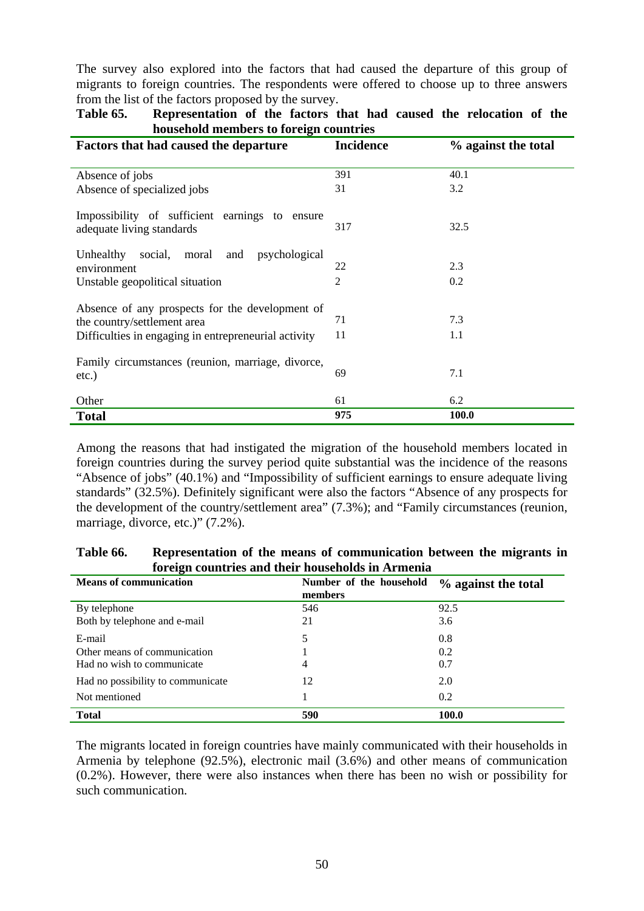The survey also explored into the factors that had caused the departure of this group of migrants to foreign countries. The respondents were offered to choose up to three answers from the list of the factors proposed by the survey.

**Table 65. Representation of the factors that had caused the relocation of the household members to foreign countries**

| Factors that had caused the departure | Incidence | % against the total |
|---|---|---|
| Absence of jobs | 391 | 40.1 |
| Absence of specialized jobs | 31 | 3.2 |
| Impossibility of sufficient earnings to ensure adequate living standards | 317 | 32.5 |
| Unhealthy social, moral and psychological environment | 22 | 2.3 |
| Unstable geopolitical situation | 2 | 0.2 |
| Absence of any prospects for the development of the country/settlement area | 71 | 7.3 |
| Difficulties in engaging in entrepreneurial activity | 11 | 1.1 |
| Family circumstances (reunion, marriage, divorce, etc.) | 69 | 7.1 |
| Other | 61 | 6.2 |
| **Total** | **975** | **100.0** |

Among the reasons that had instigated the migration of the household members located in foreign countries during the survey period quite substantial was the incidence of the reasons "Absence of jobs" (40.1%) and "Impossibility of sufficient earnings to ensure adequate living standards" (32.5%). Definitely significant were also the factors "Absence of any prospects for the development of the country/settlement area" (7.3%); and "Family circumstances (reunion, marriage, divorce, etc.)" (7.2%).

**Table 66. Representation of the means of communication between the migrants in foreign countries and their households in Armenia**

| Means of communication | Number of the household members | % against the total |
|---|---|---|
| By telephone | 546 | 92.5 |
| Both by telephone and e-mail | 21 | 3.6 |
| E-mail | 5 | 0.8 |
| Other means of communication | 1 | 0.2 |
| Had no wish to communicate | 4 | 0.7 |
| Had no possibility to communicate | 12 | 2.0 |
| Not mentioned | 1 | 0.2 |
| **Total** | **590** | **100.0** |

The migrants located in foreign countries have mainly communicated with their households in Armenia by telephone (92.5%), electronic mail (3.6%) and other means of communication (0.2%). However, there were also instances when there has been no wish or possibility for such communication.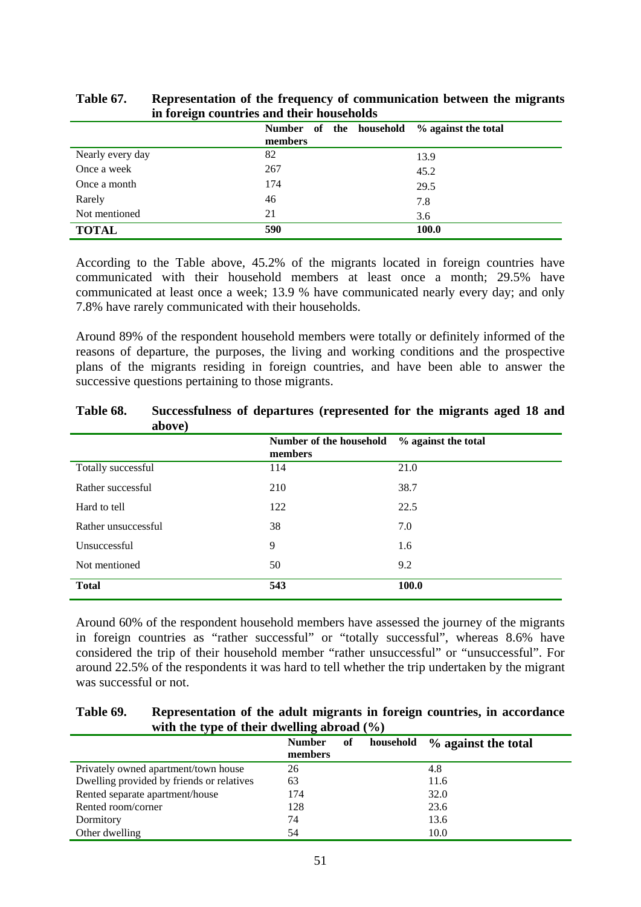**Table 67. Representation of the frequency of communication between the migrants in foreign countries and their households**

| | Number of the household members | % against the total |
|---|---|---|
| Nearly every day | 82 | 13.9 |
| Once a week | 267 | 45.2 |
| Once a month | 174 | 29.5 |
| Rarely | 46 | 7.8 |
| Not mentioned | 21 | 3.6 |
| **TOTAL** | **590** | **100.0** |

According to the Table above, 45.2% of the migrants located in foreign countries have communicated with their household members at least once a month; 29.5% have communicated at least once a week; 13.9 % have communicated nearly every day; and only 7.8% have rarely communicated with their households.

Around 89% of the respondent household members were totally or definitely informed of the reasons of departure, the purposes, the living and working conditions and the prospective plans of the migrants residing in foreign countries, and have been able to answer the successive questions pertaining to those migrants.

**Table 68. Successfulness of departures (represented for the migrants aged 18 and above)**

| | Number of the household members | % against the total |
|---|---|---|
| Totally successful | 114 | 21.0 |
| Rather successful | 210 | 38.7 |
| Hard to tell | 122 | 22.5 |
| Rather unsuccessful | 38 | 7.0 |
| Unsuccessful | 9 | 1.6 |
| Not mentioned | 50 | 9.2 |
| **Total** | **543** | **100.0** |

Around 60% of the respondent household members have assessed the journey of the migrants in foreign countries as “rather successful” or “totally successful”, whereas 8.6% have considered the trip of their household member “rather unsuccessful” or “unsuccessful”. For around 22.5% of the respondents it was hard to tell whether the trip undertaken by the migrant was successful or not.

**Table 69. Representation of the adult migrants in foreign countries, in accordance with the type of their dwelling abroad (%)**

| | Number of household members | % against the total |
|---|---|---|
| Privately owned apartment/town house | 26 | 4.8 |
| Dwelling provided by friends or relatives | 63 | 11.6 |
| Rented separate apartment/house | 174 | 32.0 |
| Rented room/corner | 128 | 23.6 |
| Dormitory | 74 | 13.6 |
| Other dwelling | 54 | 10.0 |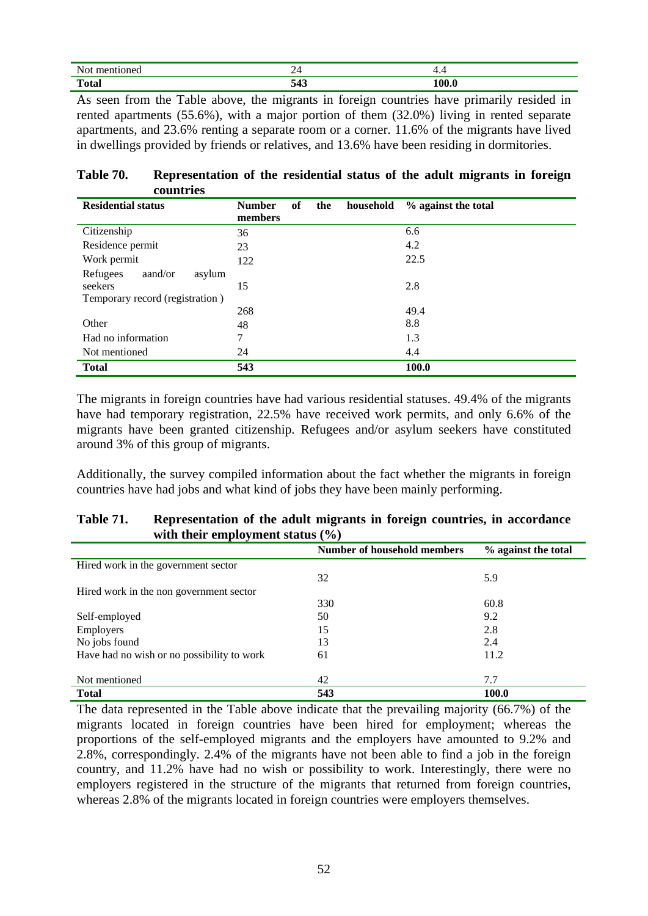| Not mentioned | 24 | 4.4 |
|---|---|---|
| **Total** | **543** | **100.0** |

As seen from the Table above, the migrants in foreign countries have primarily resided in rented apartments (55.6%), with a major portion of them (32.0%) living in rented separate apartments, and 23.6% renting a separate room or a corner. 11.6% of the migrants have lived in dwellings provided by friends or relatives, and 13.6% have been residing in dormitories.

**Table 70. Representation of the residential status of the adult migrants in foreign countries**

| Residential status | Number of the household members | % against the total |
|---|---|---|
| Citizenship | 36 | 6.6 |
| Residence permit | 23 | 4.2 |
| Work permit | 122 | 22.5 |
| Refugees aand/or asylum seekers | 15 | 2.8 |
| Temporary record (registration ) | 268 | 49.4 |
| Other | 48 | 8.8 |
| Had no information | 7 | 1.3 |
| Not mentioned | 24 | 4.4 |
| **Total** | **543** | **100.0** |

The migrants in foreign countries have had various residential statuses. 49.4% of the migrants have had temporary registration, 22.5% have received work permits, and only 6.6% of the migrants have been granted citizenship. Refugees and/or asylum seekers have constituted around 3% of this group of migrants.

Additionally, the survey compiled information about the fact whether the migrants in foreign countries have had jobs and what kind of jobs they have been mainly performing.

**Table 71. Representation of the adult migrants in foreign countries, in accordance with their employment status (%)**

| | Number of household members | % against the total |
|---|---|---|
| Hired work in the government sector | 32 | 5.9 |
| Hired work in the non government sector | 330 | 60.8 |
| Self-employed | 50 | 9.2 |
| Employers | 15 | 2.8 |
| No jobs found | 13 | 2.4 |
| Have had no wish or no possibility to work | 61 | 11.2 |
| Not mentioned | 42 | 7.7 |
| **Total** | **543** | **100.0** |

The data represented in the Table above indicate that the prevailing majority (66.7%) of the migrants located in foreign countries have been hired for employment; whereas the proportions of the self-employed migrants and the employers have amounted to 9.2% and 2.8%, correspondingly. 2.4% of the migrants have not been able to find a job in the foreign country, and 11.2% have had no wish or possibility to work. Interestingly, there were no employers registered in the structure of the migrants that returned from foreign countries, whereas 2.8% of the migrants located in foreign countries were employers themselves.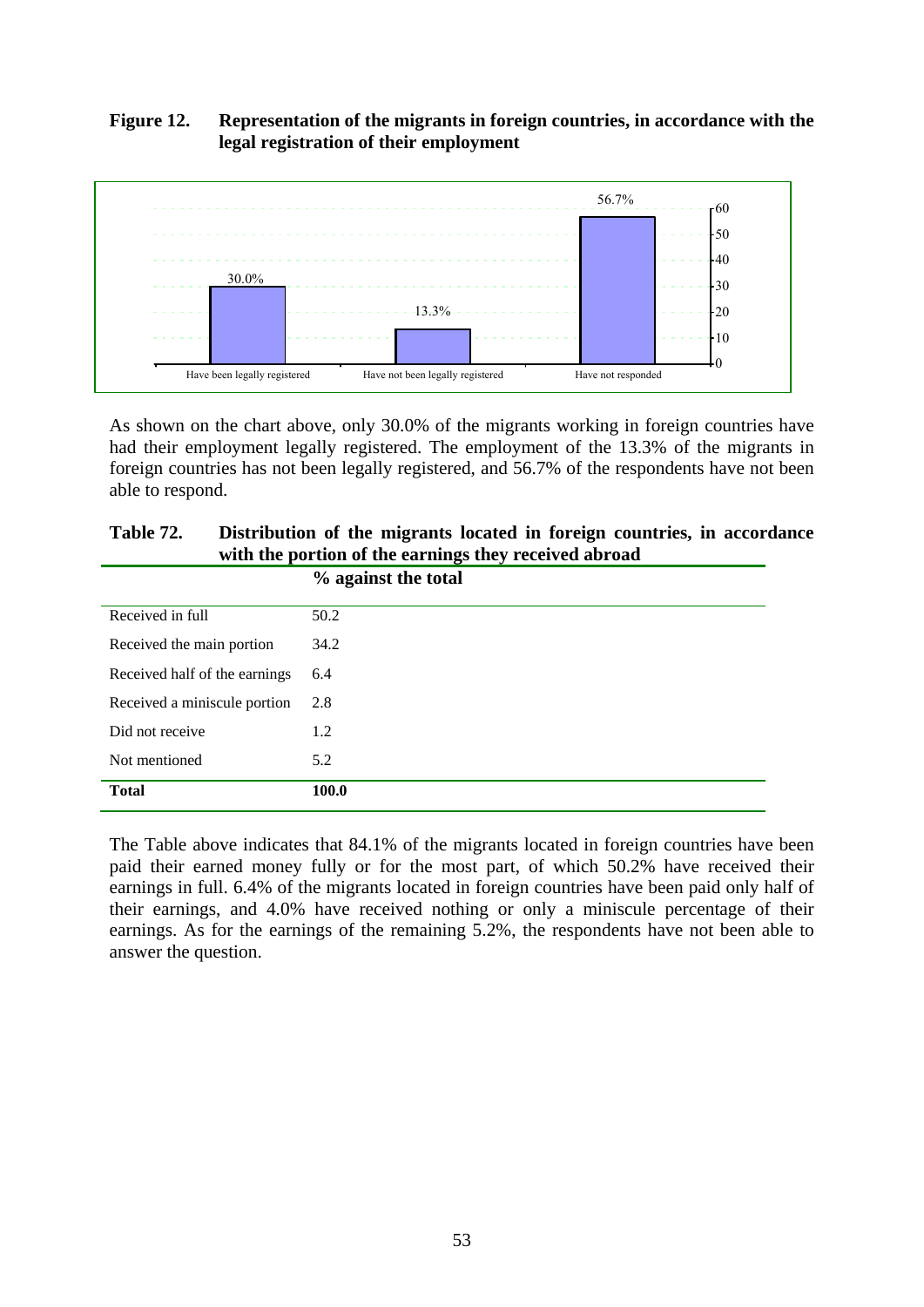**Figure 12. Representation of the migrants in foreign countries, in accordance with the legal registration of their employment**

| | % |
|---|---|
| Have been legally registered | 30.0% |
| Have not been legally registered | 13.3% |
| Have not responded | 56.7% |

As shown on the chart above, only 30.0% of the migrants working in foreign countries have had their employment legally registered. The employment of the 13.3% of the migrants in foreign countries has not been legally registered, and 56.7% of the respondents have not been able to respond.

**Table 72. Distribution of the migrants located in foreign countries, in accordance with the portion of the earnings they received abroad**

| | % against the total |
|---|---|
| Received in full | 50.2 |
| Received the main portion | 34.2 |
| Received half of the earnings | 6.4 |
| Received a miniscule portion | 2.8 |
| Did not receive | 1.2 |
| Not mentioned | 5.2 |
| **Total** | **100.0** |

The Table above indicates that 84.1% of the migrants located in foreign countries have been paid their earned money fully or for the most part, of which 50.2% have received their earnings in full. 6.4% of the migrants located in foreign countries have been paid only half of their earnings, and 4.0% have received nothing or only a miniscule percentage of their earnings. As for the earnings of the remaining 5.2%, the respondents have not been able to answer the question.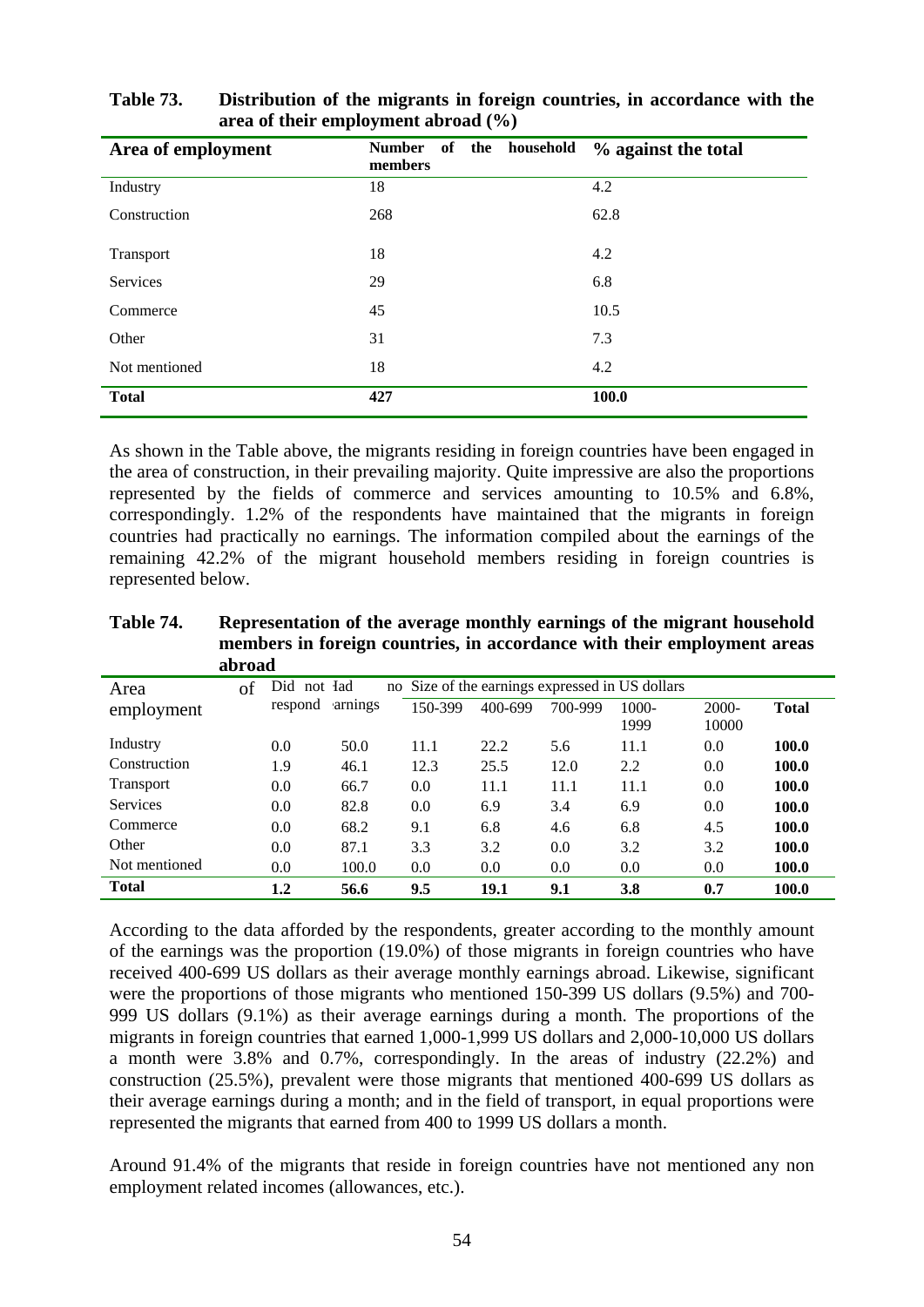**Table 73. Distribution of the migrants in foreign countries, in accordance with the area of their employment abroad (%)**

| Area of employment | Number of the household members | % against the total |
|---|---|---|
| Industry | 18 | 4.2 |
| Construction | 268 | 62.8 |
| Transport | 18 | 4.2 |
| Services | 29 | 6.8 |
| Commerce | 45 | 10.5 |
| Other | 31 | 7.3 |
| Not mentioned | 18 | 4.2 |
| **Total** | **427** | **100.0** |

As shown in the Table above, the migrants residing in foreign countries have been engaged in the area of construction, in their prevailing majority. Quite impressive are also the proportions represented by the fields of commerce and services amounting to 10.5% and 6.8%, correspondingly. 1.2% of the respondents have maintained that the migrants in foreign countries had practically no earnings. The information compiled about the earnings of the remaining 42.2% of the migrant household members residing in foreign countries is represented below.

**Table 74. Representation of the average monthly earnings of the migrant household members in foreign countries, in accordance with their employment areas abroad**

| Area of employment | Did not respond | Had no earnings | Size of the earnings expressed in US dollars | | | | | |
|---|---|---|---|---|---|---|---|---|
| | | | 150-399 | 400-699 | 700-999 | 1000-1999 | 2000-10000 | **Total** |
| Industry | 0.0 | 50.0 | 11.1 | 22.2 | 5.6 | 11.1 | 0.0 | **100.0** |
| Construction | 1.9 | 46.1 | 12.3 | 25.5 | 12.0 | 2.2 | 0.0 | **100.0** |
| Transport | 0.0 | 66.7 | 0.0 | 11.1 | 11.1 | 11.1 | 0.0 | **100.0** |
| Services | 0.0 | 82.8 | 0.0 | 6.9 | 3.4 | 6.9 | 0.0 | **100.0** |
| Commerce | 0.0 | 68.2 | 9.1 | 6.8 | 4.6 | 6.8 | 4.5 | **100.0** |
| Other | 0.0 | 87.1 | 3.3 | 3.2 | 0.0 | 3.2 | 3.2 | **100.0** |
| Not mentioned | 0.0 | 100.0 | 0.0 | 0.0 | 0.0 | 0.0 | 0.0 | **100.0** |
| **Total** | **1.2** | **56.6** | **9.5** | **19.1** | **9.1** | **3.8** | **0.7** | **100.0** |

According to the data afforded by the respondents, greater according to the monthly amount of the earnings was the proportion (19.0%) of those migrants in foreign countries who have received 400-699 US dollars as their average monthly earnings abroad. Likewise, significant were the proportions of those migrants who mentioned 150-399 US dollars (9.5%) and 700-999 US dollars (9.1%) as their average earnings during a month. The proportions of the migrants in foreign countries that earned 1,000-1,999 US dollars and 2,000-10,000 US dollars a month were 3.8% and 0.7%, correspondingly. In the areas of industry (22.2%) and construction (25.5%), prevalent were those migrants that mentioned 400-699 US dollars as their average earnings during a month; and in the field of transport, in equal proportions were represented the migrants that earned from 400 to 1999 US dollars a month.

Around 91.4% of the migrants that reside in foreign countries have not mentioned any non employment related incomes (allowances, etc.).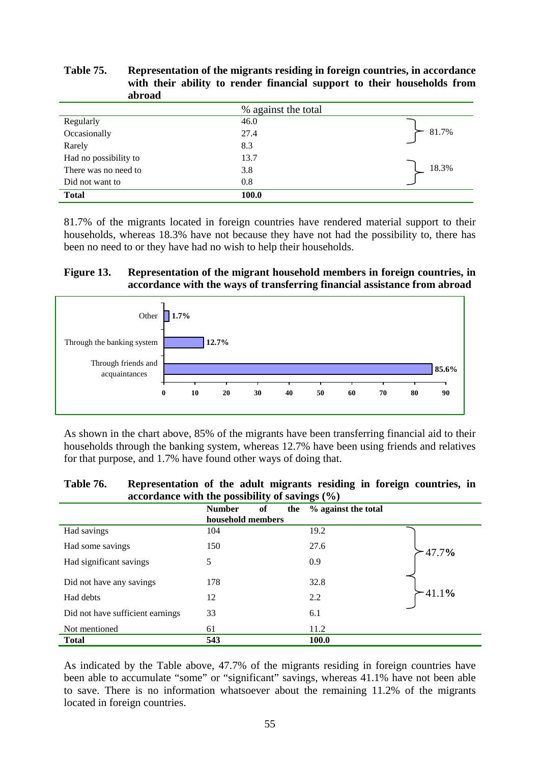**Table 75. Representation of the migrants residing in foreign countries, in accordance with their ability to render financial support to their households from abroad**

| | % against the total | |
|---|---|---|
| Regularly | 46.0 | 81.7% |
| Occasionally | 27.4 | |
| Rarely | 8.3 | |
| Had no possibility to | 13.7 | 18.3% |
| There was no need to | 3.8 | |
| Did not want to | 0.8 | |
| **Total** | **100.0** | |

81.7% of the migrants located in foreign countries have rendered material support to their households, whereas 18.3% have not because they have not had the possibility to, there has been no need to or they have had no wish to help their households.

**Figure 13. Representation of the migrant household members in foreign countries, in accordance with the ways of transferring financial assistance from abroad**

| | % |
|---|---|
| Other | 1.7% |
| Through the banking system | 12.7% |
| Through friends and acquaintances | 85.6% |

As shown in the chart above, 85% of the migrants have been transferring financial aid to their households through the banking system, whereas 12.7% have been using friends and relatives for that purpose, and 1.7% have found other ways of doing that.

**Table 76. Representation of the adult migrants residing in foreign countries, in accordance with the possibility of savings (%)**

| | Number of the household members | % against the total | |
|---|---|---|---|
| Had savings | 104 | 19.2 | 47.7% |
| Had some savings | 150 | 27.6 | |
| Had significant savings | 5 | 0.9 | |
| Did not have any savings | 178 | 32.8 | 41.1% |
| Had debts | 12 | 2.2 | |
| Did not have sufficient earnings | 33 | 6.1 | |
| Not mentioned | 61 | 11.2 | |
| **Total** | **543** | **100.0** | |

As indicated by the Table above, 47.7% of the migrants residing in foreign countries have been able to accumulate "some" or "significant" savings, whereas 41.1% have not been able to save. There is no information whatsoever about the remaining 11.2% of the migrants located in foreign countries.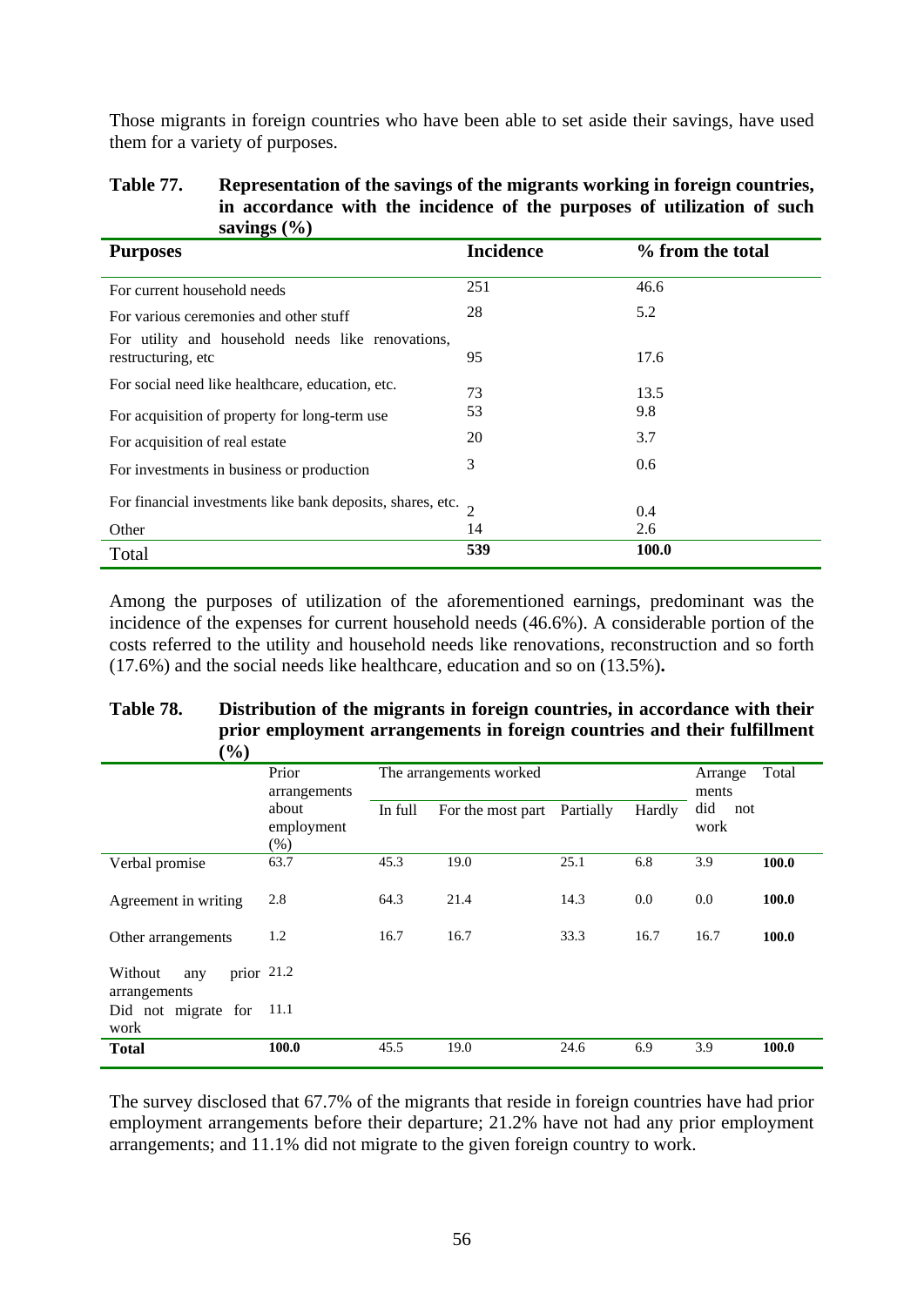Those migrants in foreign countries who have been able to set aside their savings, have used them for a variety of purposes.

**Table 77. Representation of the savings of the migrants working in foreign countries, in accordance with the incidence of the purposes of utilization of such savings (%)**

| Purposes | Incidence | % from the total |
|---|---|---|
| For current household needs | 251 | 46.6 |
| For various ceremonies and other stuff | 28 | 5.2 |
| For utility and household needs like renovations, restructuring, etc | 95 | 17.6 |
| For social need like healthcare, education, etc. | 73 | 13.5 |
| For acquisition of property for long-term use | 53 | 9.8 |
| For acquisition of real estate | 20 | 3.7 |
| For investments in business or production | 3 | 0.6 |
| For financial investments like bank deposits, shares, etc. | 2 | 0.4 |
| Other | 14 | 2.6 |
| Total | **539** | **100.0** |

Among the purposes of utilization of the aforementioned earnings, predominant was the incidence of the expenses for current household needs (46.6%). A considerable portion of the costs referred to the utility and household needs like renovations, reconstruction and so forth (17.6%) and the social needs like healthcare, education and so on (13.5%).

**Table 78. Distribution of the migrants in foreign countries, in accordance with their prior employment arrangements in foreign countries and their fulfillment (%)**

| | Prior arrangements about employment (%) | The arrangements worked | | | | Arrangements did not work | Total |
|---|---|---|---|---|---|---|---|
| | | In full | For the most part | Partially | Hardly | | |
| Verbal promise | 63.7 | 45.3 | 19.0 | 25.1 | 6.8 | 3.9 | **100.0** |
| Agreement in writing | 2.8 | 64.3 | 21.4 | 14.3 | 0.0 | 0.0 | **100.0** |
| Other arrangements | 1.2 | 16.7 | 16.7 | 33.3 | 16.7 | 16.7 | **100.0** |
| Without any prior arrangements | 21.2 | | | | | | |
| Did not migrate for work | 11.1 | | | | | | |
| **Total** | **100.0** | 45.5 | 19.0 | 24.6 | 6.9 | 3.9 | **100.0** |

The survey disclosed that 67.7% of the migrants that reside in foreign countries have had prior employment arrangements before their departure; 21.2% have not had any prior employment arrangements; and 11.1% did not migrate to the given foreign country to work.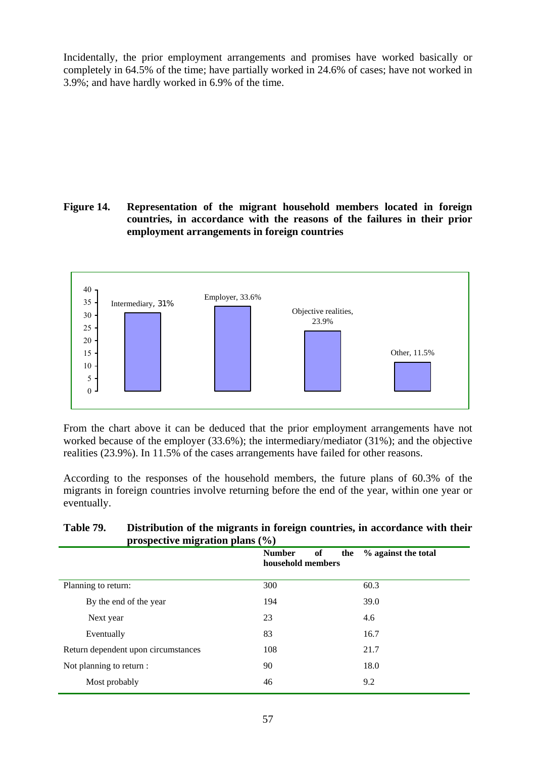Incidentally, the prior employment arrangements and promises have worked basically or completely in 64.5% of the time; have partially worked in 24.6% of cases; have not worked in 3.9%; and have hardly worked in 6.9% of the time.

**Figure 14. Representation of the migrant household members located in foreign countries, in accordance with the reasons of the failures in their prior employment arrangements in foreign countries**

| Reason | % |
|---|---|
| Intermediary | 31 |
| Employer | 33.6 |
| Objective realities | 23.9 |
| Other | 11.5 |

From the chart above it can be deduced that the prior employment arrangements have not worked because of the employer (33.6%); the intermediary/mediator (31%); and the objective realities (23.9%). In 11.5% of the cases arrangements have failed for other reasons.

According to the responses of the household members, the future plans of 60.3% of the migrants in foreign countries involve returning before the end of the year, within one year or eventually.

**Table 79. Distribution of the migrants in foreign countries, in accordance with their prospective migration plans (%)**

| | Number of the household members | % against the total |
|---|---|---|
| Planning to return: | 300 | 60.3 |
| By the end of the year | 194 | 39.0 |
| Next year | 23 | 4.6 |
| Eventually | 83 | 16.7 |
| Return dependent upon circumstances | 108 | 21.7 |
| Not planning to return : | 90 | 18.0 |
| Most probably | 46 | 9.2 |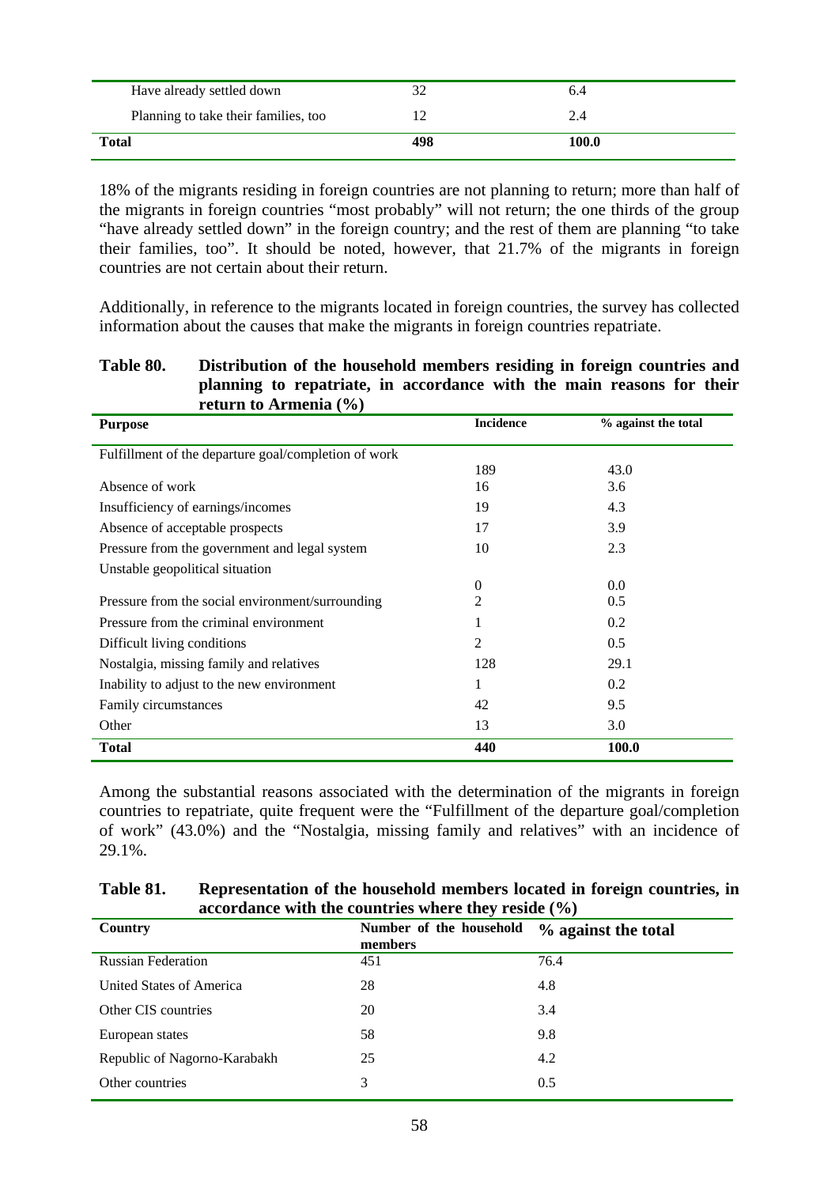| Have already settled down | 32 | 6.4 |
|---|---|---|
| Planning to take their families, too | 12 | 2.4 |
| **Total** | **498** | **100.0** |

18% of the migrants residing in foreign countries are not planning to return; more than half of the migrants in foreign countries "most probably" will not return; the one thirds of the group "have already settled down" in the foreign country; and the rest of them are planning "to take their families, too". It should be noted, however, that 21.7% of the migrants in foreign countries are not certain about their return.

Additionally, in reference to the migrants located in foreign countries, the survey has collected information about the causes that make the migrants in foreign countries repatriate.

**Table 80. Distribution of the household members residing in foreign countries and planning to repatriate, in accordance with the main reasons for their return to Armenia (%)**

| Purpose | Incidence | % against the total |
|---|---|---|
| Fulfillment of the departure goal/completion of work | 189 | 43.0 |
| Absence of work | 16 | 3.6 |
| Insufficiency of earnings/incomes | 19 | 4.3 |
| Absence of acceptable prospects | 17 | 3.9 |
| Pressure from the government and legal system | 10 | 2.3 |
| Unstable geopolitical situation | 0 | 0.0 |
| Pressure from the social environment/surrounding | 2 | 0.5 |
| Pressure from the criminal environment | 1 | 0.2 |
| Difficult living conditions | 2 | 0.5 |
| Nostalgia, missing family and relatives | 128 | 29.1 |
| Inability to adjust to the new environment | 1 | 0.2 |
| Family circumstances | 42 | 9.5 |
| Other | 13 | 3.0 |
| **Total** | **440** | **100.0** |

Among the substantial reasons associated with the determination of the migrants in foreign countries to repatriate, quite frequent were the "Fulfillment of the departure goal/completion of work" (43.0%) and the "Nostalgia, missing family and relatives" with an incidence of 29.1%.

**Table 81. Representation of the household members located in foreign countries, in accordance with the countries where they reside (%)**

| Country | Number of the household members | % against the total |
|---|---|---|
| Russian Federation | 451 | 76.4 |
| United States of America | 28 | 4.8 |
| Other CIS countries | 20 | 3.4 |
| European states | 58 | 9.8 |
| Republic of Nagorno-Karabakh | 25 | 4.2 |
| Other countries | 3 | 0.5 |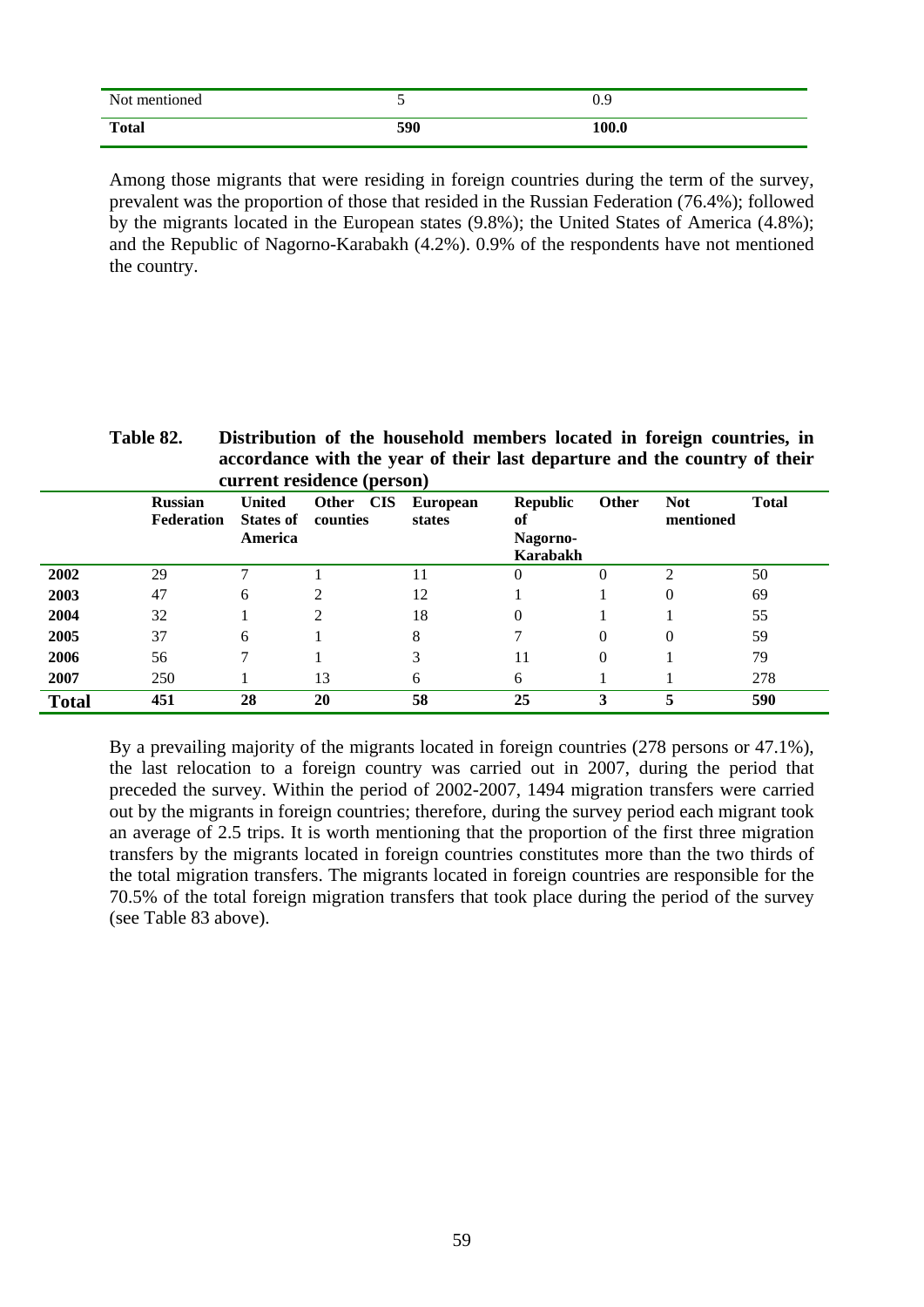| Not mentioned | 5 | 0.9 |
|---|---|---|
| **Total** | **590** | **100.0** |

Among those migrants that were residing in foreign countries during the term of the survey, prevalent was the proportion of those that resided in the Russian Federation (76.4%); followed by the migrants located in the European states (9.8%); the United States of America (4.8%); and the Republic of Nagorno-Karabakh (4.2%). 0.9% of the respondents have not mentioned the country.

**Table 82. Distribution of the household members located in foreign countries, in accordance with the year of their last departure and the country of their current residence (person)**

| | Russian Federation | United States of America | Other CIS counties | European states | Republic of Nagorno-Karabakh | Other | Not mentioned | Total |
|---|---|---|---|---|---|---|---|---|
| **2002** | 29 | 7 | 1 | 11 | 0 | 0 | 2 | 50 |
| **2003** | 47 | 6 | 2 | 12 | 1 | 1 | 0 | 69 |
| **2004** | 32 | 1 | 2 | 18 | 0 | 1 | 1 | 55 |
| **2005** | 37 | 6 | 1 | 8 | 7 | 0 | 0 | 59 |
| **2006** | 56 | 7 | 1 | 3 | 11 | 0 | 1 | 79 |
| **2007** | 250 | 1 | 13 | 6 | 6 | 1 | 1 | 278 |
| **Total** | **451** | **28** | **20** | **58** | **25** | **3** | **5** | **590** |

By a prevailing majority of the migrants located in foreign countries (278 persons or 47.1%), the last relocation to a foreign country was carried out in 2007, during the period that preceded the survey. Within the period of 2002-2007, 1494 migration transfers were carried out by the migrants in foreign countries; therefore, during the survey period each migrant took an average of 2.5 trips. It is worth mentioning that the proportion of the first three migration transfers by the migrants located in foreign countries constitutes more than the two thirds of the total migration transfers. The migrants located in foreign countries are responsible for the 70.5% of the total foreign migration transfers that took place during the period of the survey (see Table 83 above).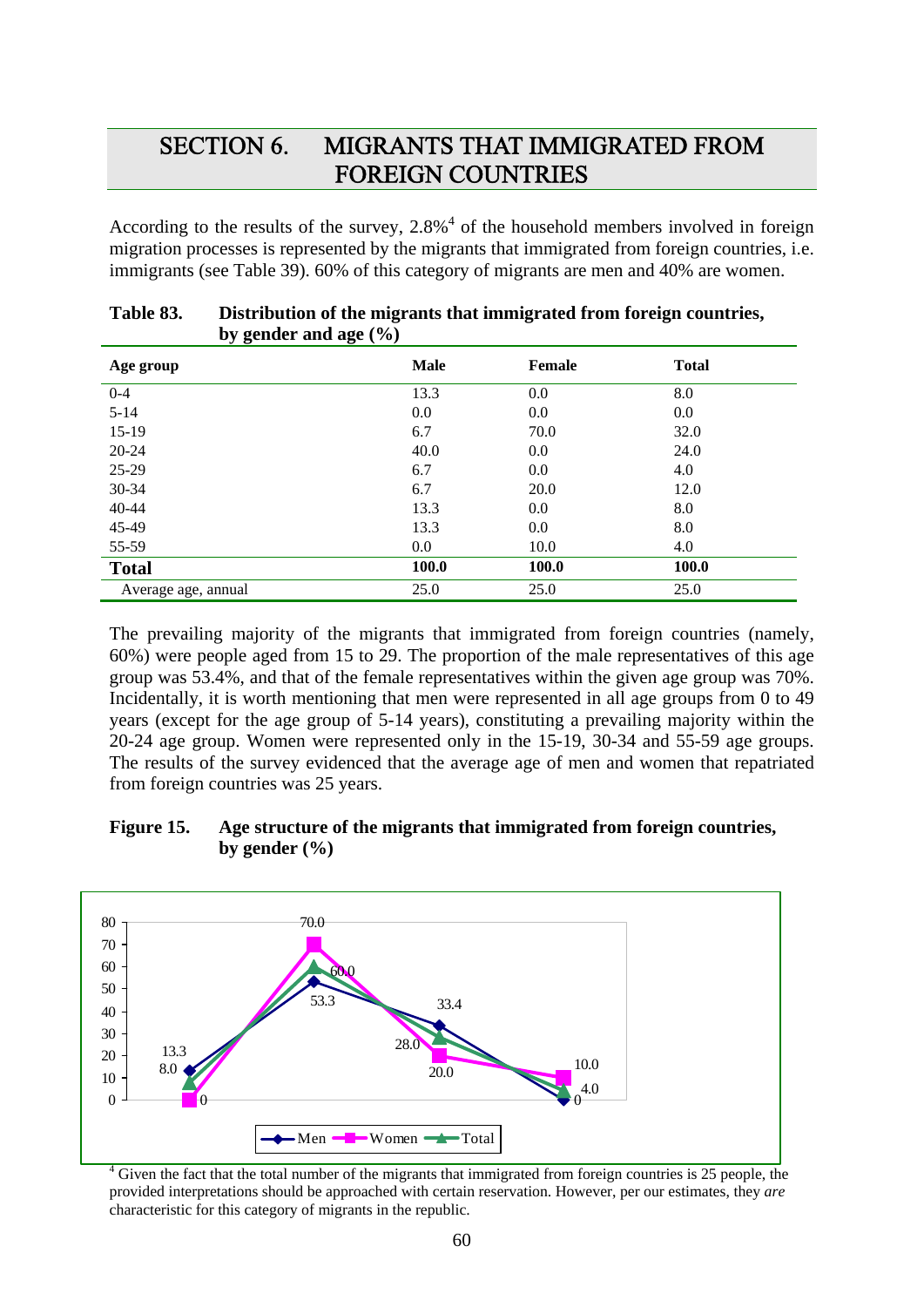# SECTION 6. MIGRANTS THAT IMMIGRATED FROM FOREIGN COUNTRIES

According to the results of the survey, 2.8%[4] of the household members involved in foreign migration processes is represented by the migrants that immigrated from foreign countries, i.e. immigrants (see Table 39). 60% of this category of migrants are men and 40% are women.

**Table 83. Distribution of the migrants that immigrated from foreign countries, by gender and age (%)**

| Age group | Male | Female | Total |
|---|---|---|---|
| 0-4 | 13.3 | 0.0 | 8.0 |
| 5-14 | 0.0 | 0.0 | 0.0 |
| 15-19 | 6.7 | 70.0 | 32.0 |
| 20-24 | 40.0 | 0.0 | 24.0 |
| 25-29 | 6.7 | 0.0 | 4.0 |
| 30-34 | 6.7 | 20.0 | 12.0 |
| 40-44 | 13.3 | 0.0 | 8.0 |
| 45-49 | 13.3 | 0.0 | 8.0 |
| 55-59 | 0.0 | 10.0 | 4.0 |
| **Total** | **100.0** | **100.0** | **100.0** |
| Average age, annual | 25.0 | 25.0 | 25.0 |

The prevailing majority of the migrants that immigrated from foreign countries (namely, 60%) were people aged from 15 to 29. The proportion of the male representatives of this age group was 53.4%, and that of the female representatives within the given age group was 70%. Incidentally, it is worth mentioning that men were represented in all age groups from 0 to 49 years (except for the age group of 5-14 years), constituting a prevailing majority within the 20-24 age group. Women were represented only in the 15-19, 30-34 and 55-59 age groups. The results of the survey evidenced that the average age of men and women that repatriated from foreign countries was 25 years.

**Figure 15. Age structure of the migrants that immigrated from foreign countries, by gender (%)**

| | Men | Women | Total |
|---|---|---|---|
| Point 1 | 13.3 | 0 | 8.0 |
| Point 2 | 53.3 | 70.0 | 60.0 |
| Point 3 | 33.4 | 20.0 | 28.0 |
| Point 4 | 0 | 10.0 | 4.0 |

[4] Given the fact that the total number of the migrants that immigrated from foreign countries is 25 people, the provided interpretations should be approached with certain reservation. However, per our estimates, they *are* characteristic for this category of migrants in the republic.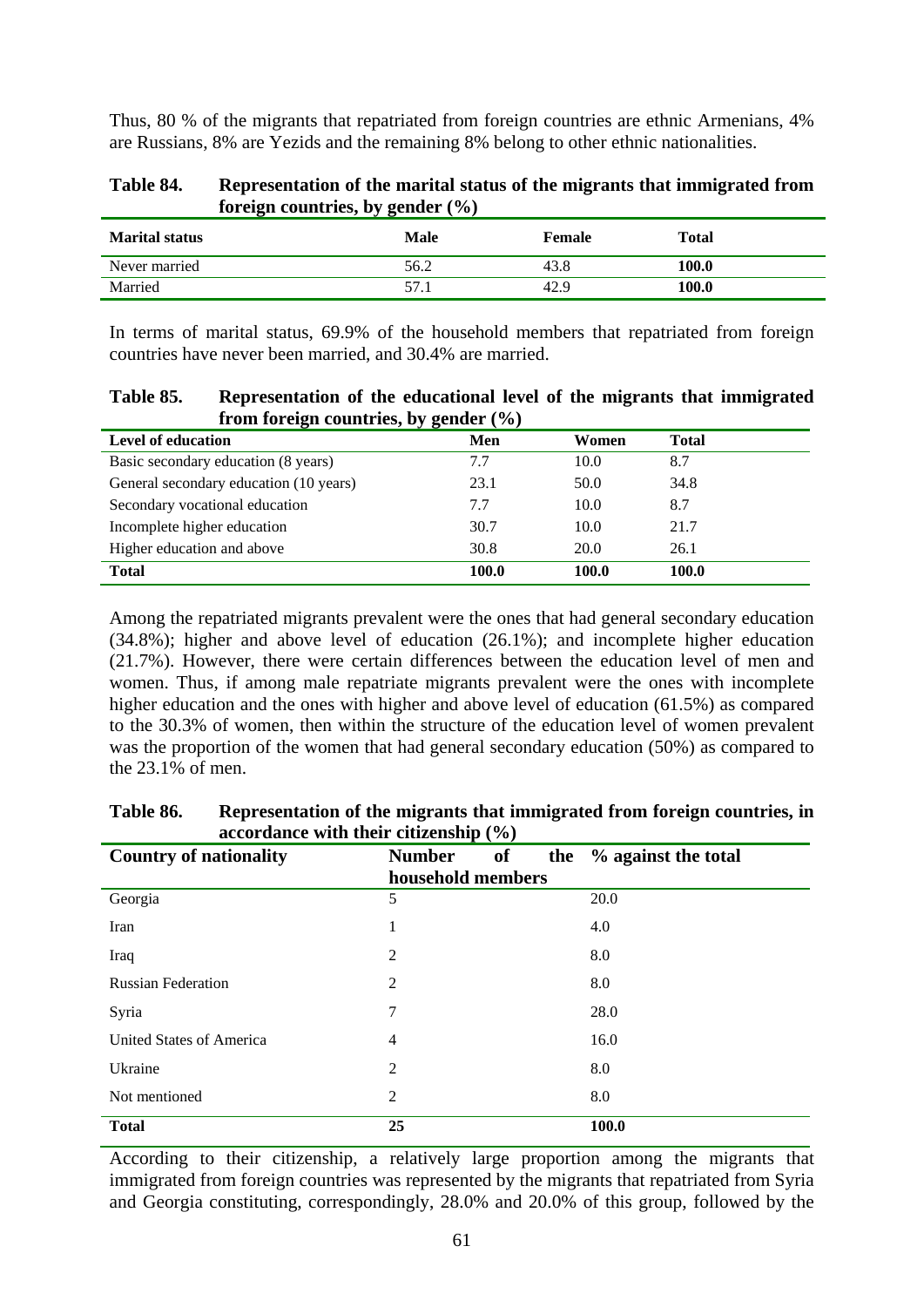Thus, 80 % of the migrants that repatriated from foreign countries are ethnic Armenians, 4% are Russians, 8% are Yezids and the remaining 8% belong to other ethnic nationalities.

**Table 84. Representation of the marital status of the migrants that immigrated from foreign countries, by gender (%)**

| Marital status | Male | Female | Total |
|---|---|---|---|
| Never married | 56.2 | 43.8 | **100.0** |
| Married | 57.1 | 42.9 | **100.0** |

In terms of marital status, 69.9% of the household members that repatriated from foreign countries have never been married, and 30.4% are married.

**Table 85. Representation of the educational level of the migrants that immigrated from foreign countries, by gender (%)**

| Level of education | Men | Women | Total |
|---|---|---|---|
| Basic secondary education (8 years) | 7.7 | 10.0 | 8.7 |
| General secondary education (10 years) | 23.1 | 50.0 | 34.8 |
| Secondary vocational education | 7.7 | 10.0 | 8.7 |
| Incomplete higher education | 30.7 | 10.0 | 21.7 |
| Higher education and above | 30.8 | 20.0 | 26.1 |
| **Total** | **100.0** | **100.0** | **100.0** |

Among the repatriated migrants prevalent were the ones that had general secondary education (34.8%); higher and above level of education (26.1%); and incomplete higher education (21.7%). However, there were certain differences between the education level of men and women. Thus, if among male repatriate migrants prevalent were the ones with incomplete higher education and the ones with higher and above level of education (61.5%) as compared to the 30.3% of women, then within the structure of the education level of women prevalent was the proportion of the women that had general secondary education (50%) as compared to the 23.1% of men.

**Table 86. Representation of the migrants that immigrated from foreign countries, in accordance with their citizenship (%)**

| Country of nationality | Number of the household members | % against the total |
|---|---|---|
| Georgia | 5 | 20.0 |
| Iran | 1 | 4.0 |
| Iraq | 2 | 8.0 |
| Russian Federation | 2 | 8.0 |
| Syria | 7 | 28.0 |
| United States of America | 4 | 16.0 |
| Ukraine | 2 | 8.0 |
| Not mentioned | 2 | 8.0 |
| **Total** | **25** | **100.0** |

According to their citizenship, a relatively large proportion among the migrants that immigrated from foreign countries was represented by the migrants that repatriated from Syria and Georgia constituting, correspondingly, 28.0% and 20.0% of this group, followed by the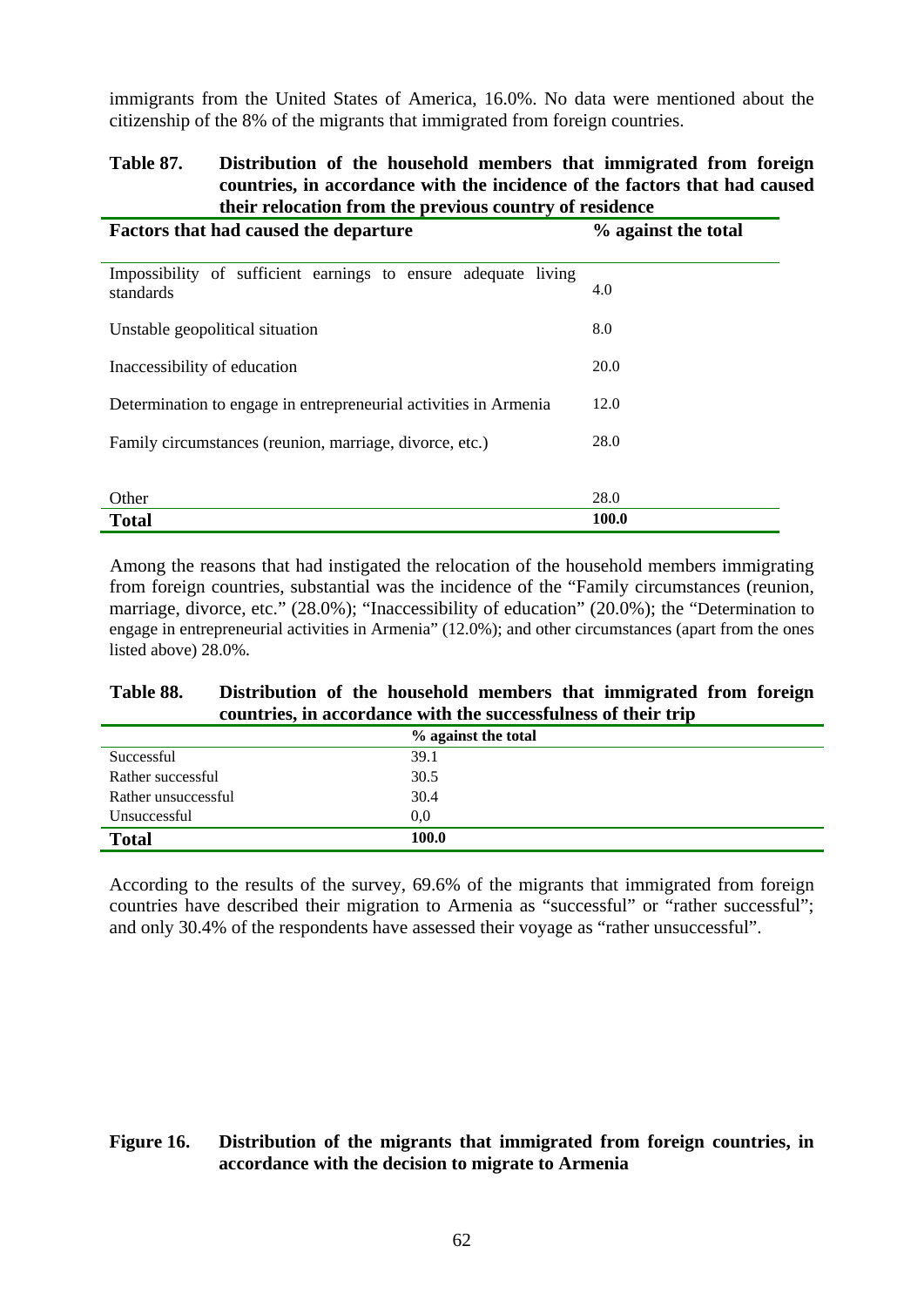immigrants from the United States of America, 16.0%. No data were mentioned about the citizenship of the 8% of the migrants that immigrated from foreign countries.

**Table 87. Distribution of the household members that immigrated from foreign countries, in accordance with the incidence of the factors that had caused their relocation from the previous country of residence**

| Factors that had caused the departure | % against the total |
|---|---|
| Impossibility of sufficient earnings to ensure adequate living standards | 4.0 |
| Unstable geopolitical situation | 8.0 |
| Inaccessibility of education | 20.0 |
| Determination to engage in entrepreneurial activities in Armenia | 12.0 |
| Family circumstances (reunion, marriage, divorce, etc.) | 28.0 |
| Other | 28.0 |
| **Total** | **100.0** |

Among the reasons that had instigated the relocation of the household members immigrating from foreign countries, substantial was the incidence of the "Family circumstances (reunion, marriage, divorce, etc." (28.0%); "Inaccessibility of education" (20.0%); the "Determination to engage in entrepreneurial activities in Armenia" (12.0%); and other circumstances (apart from the ones listed above) 28.0%.

**Table 88. Distribution of the household members that immigrated from foreign countries, in accordance with the successfulness of their trip**

| | % against the total |
|---|---|
| Successful | 39.1 |
| Rather successful | 30.5 |
| Rather unsuccessful | 30.4 |
| Unsuccessful | 0,0 |
| **Total** | **100.0** |

According to the results of the survey, 69.6% of the migrants that immigrated from foreign countries have described their migration to Armenia as "successful" or "rather successful"; and only 30.4% of the respondents have assessed their voyage as "rather unsuccessful".

**Figure 16. Distribution of the migrants that immigrated from foreign countries, in accordance with the decision to migrate to Armenia**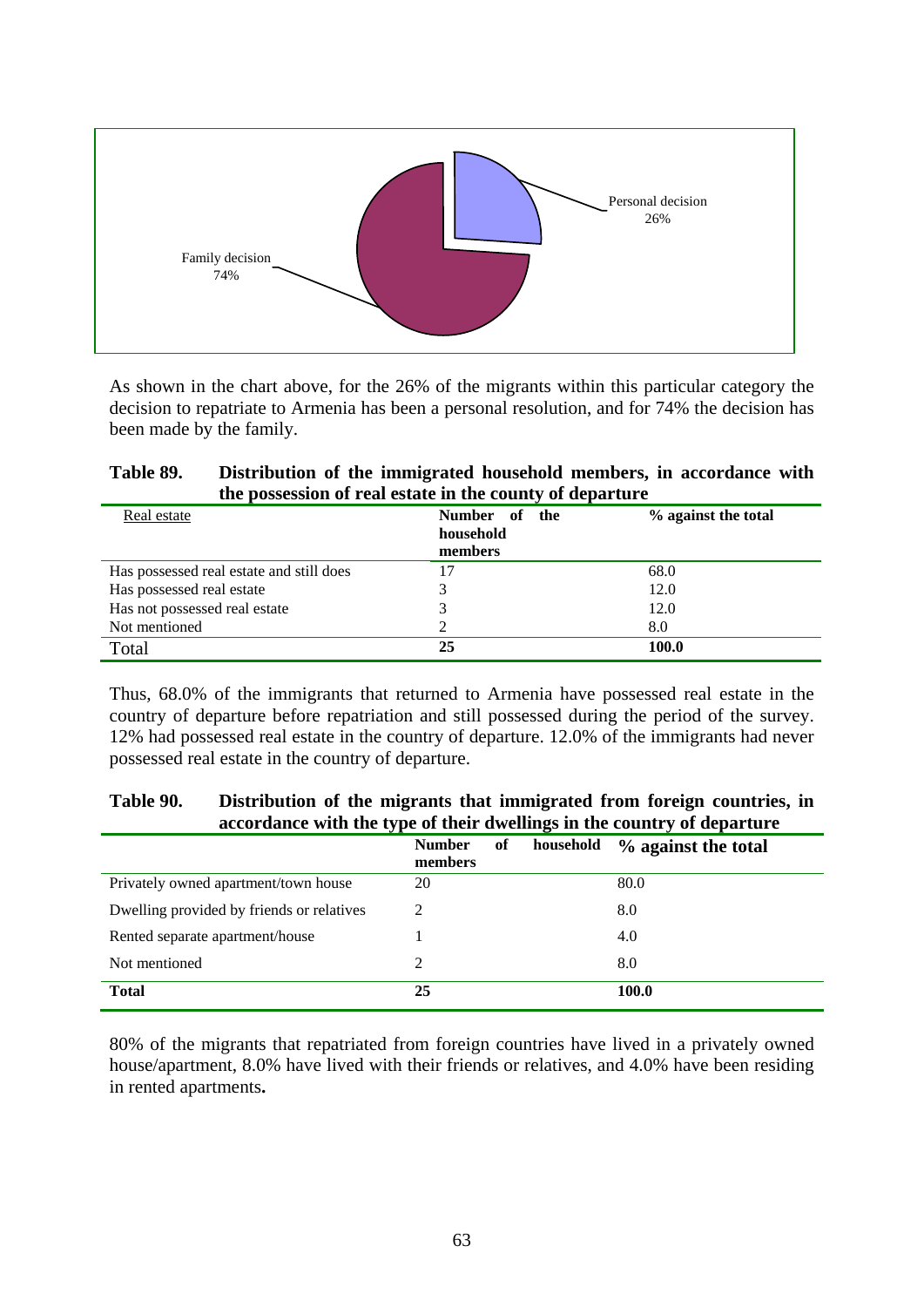Family decision 74%

Personal decision 26%

As shown in the chart above, for the 26% of the migrants within this particular category the decision to repatriate to Armenia has been a personal resolution, and for 74% the decision has been made by the family.

**Table 89. Distribution of the immigrated household members, in accordance with the possession of real estate in the county of departure**

| Real estate | Number of the household members | % against the total |
|---|---|---|
| Has possessed real estate and still does | 17 | 68.0 |
| Has possessed real estate | 3 | 12.0 |
| Has not possessed real estate | 3 | 12.0 |
| Not mentioned | 2 | 8.0 |
| Total | **25** | **100.0** |

Thus, 68.0% of the immigrants that returned to Armenia have possessed real estate in the country of departure before repatriation and still possessed during the period of the survey. 12% had possessed real estate in the country of departure. 12.0% of the immigrants had never possessed real estate in the country of departure.

**Table 90. Distribution of the migrants that immigrated from foreign countries, in accordance with the type of their dwellings in the country of departure**

| | Number of household members | % against the total |
|---|---|---|
| Privately owned apartment/town house | 20 | 80.0 |
| Dwelling provided by friends or relatives | 2 | 8.0 |
| Rented separate apartment/house | 1 | 4.0 |
| Not mentioned | 2 | 8.0 |
| **Total** | **25** | **100.0** |

80% of the migrants that repatriated from foreign countries have lived in a privately owned house/apartment, 8.0% have lived with their friends or relatives, and 4.0% have been residing in rented apartments**.**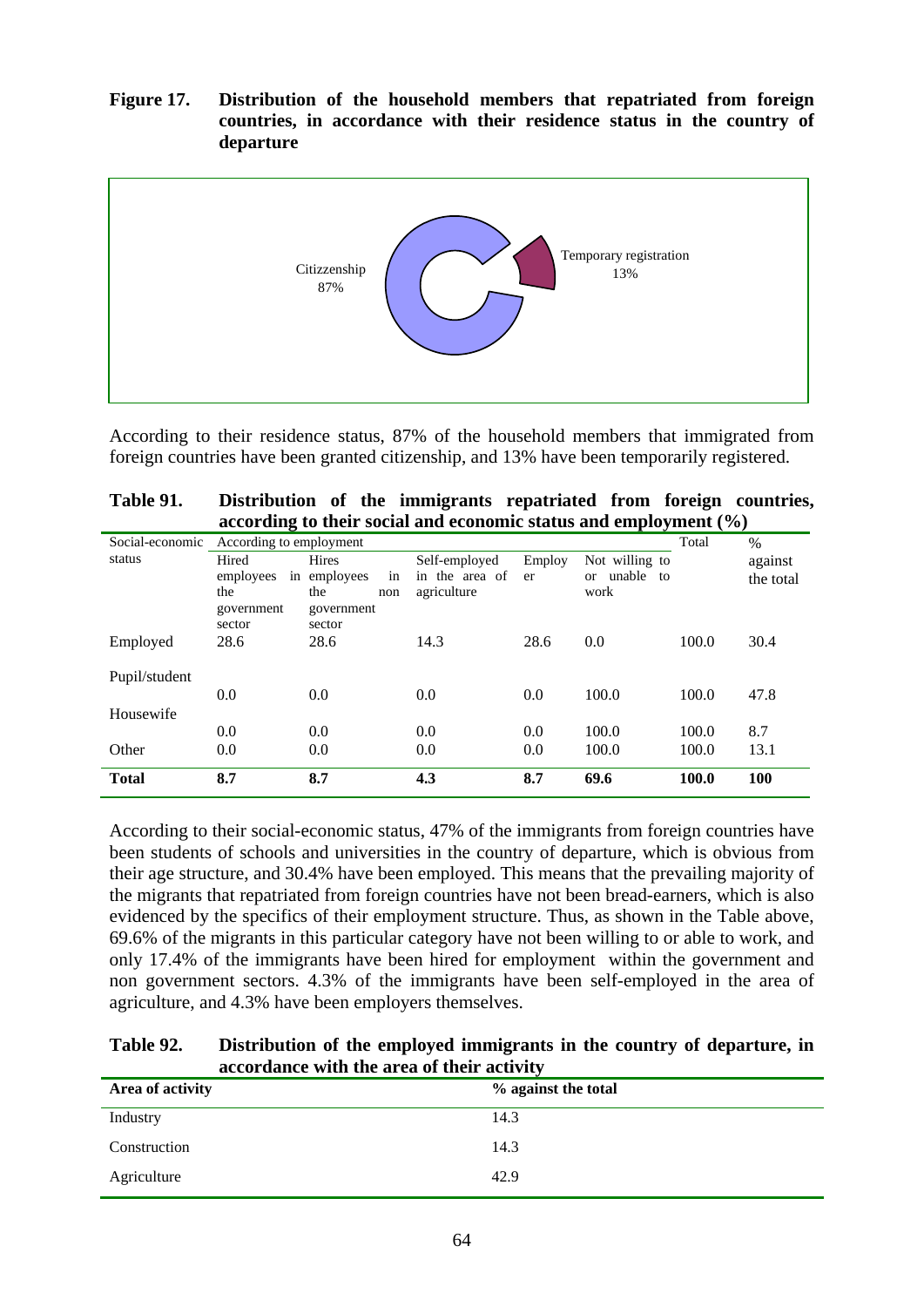**Figure 17. Distribution of the household members that repatriated from foreign countries, in accordance with their residence status in the country of departure**

Citizzenship 87%

Temporary registration 13%

According to their residence status, 87% of the household members that immigrated from foreign countries have been granted citizenship, and 13% have been temporarily registered.

**Table 91. Distribution of the immigrants repatriated from foreign countries, according to their social and economic status and employment (%)**

| Social-economic status | According to employment | | | | | Total | % against the total |
|---|---|---|---|---|---|---|---|
| | Hired employees in the government sector | Hires employees in the non government sector | Self-employed in the area of agriculture | Employer | Not willing to or unable to work | | |
| Employed | 28.6 | 28.6 | 14.3 | 28.6 | 0.0 | 100.0 | 30.4 |
| Pupil/student | 0.0 | 0.0 | 0.0 | 0.0 | 100.0 | 100.0 | 47.8 |
| Housewife | 0.0 | 0.0 | 0.0 | 0.0 | 100.0 | 100.0 | 8.7 |
| Other | 0.0 | 0.0 | 0.0 | 0.0 | 100.0 | 100.0 | 13.1 |
| **Total** | **8.7** | **8.7** | **4.3** | **8.7** | **69.6** | **100.0** | **100** |

According to their social-economic status, 47% of the immigrants from foreign countries have been students of schools and universities in the country of departure, which is obvious from their age structure, and 30.4% have been employed. This means that the prevailing majority of the migrants that repatriated from foreign countries have not been bread-earners, which is also evidenced by the specifics of their employment structure. Thus, as shown in the Table above, 69.6% of the migrants in this particular category have not been willing to or able to work, and only 17.4% of the immigrants have been hired for employment within the government and non government sectors. 4.3% of the immigrants have been self-employed in the area of agriculture, and 4.3% have been employers themselves.

**Table 92. Distribution of the employed immigrants in the country of departure, in accordance with the area of their activity**

| Area of activity | % against the total |
|---|---|
| Industry | 14.3 |
| Construction | 14.3 |
| Agriculture | 42.9 |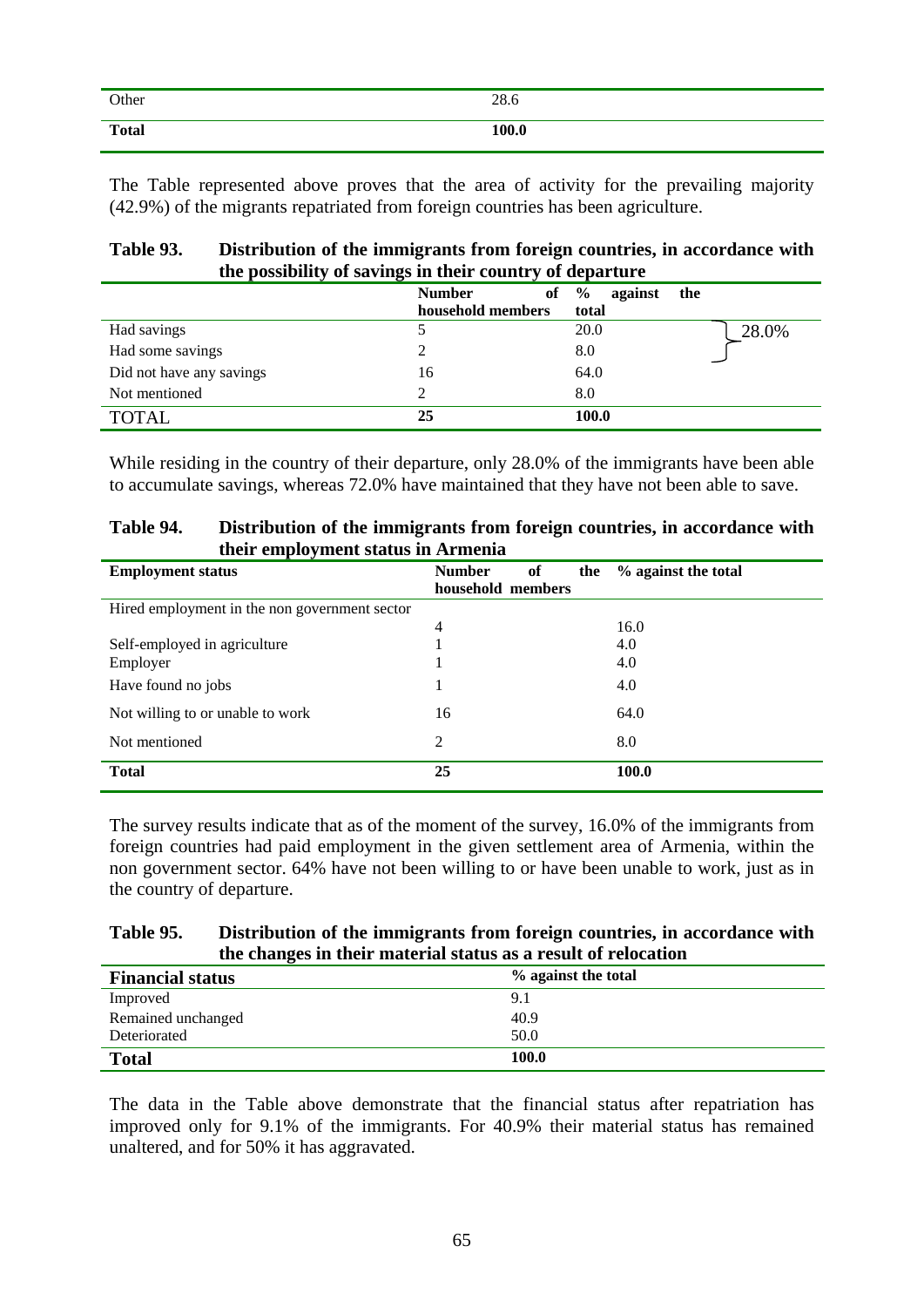| | |
|---|---|
| Other | 28.6 |
| **Total** | **100.0** |

The Table represented above proves that the area of activity for the prevailing majority (42.9%) of the migrants repatriated from foreign countries has been agriculture.

**Table 93. Distribution of the immigrants from foreign countries, in accordance with the possibility of savings in their country of departure**

| | Number of household members | % against the total | |
|---|---|---|---|
| Had savings | 5 | 20.0 | 28.0% |
| Had some savings | 2 | 8.0 | |
| Did not have any savings | 16 | 64.0 | |
| Not mentioned | 2 | 8.0 | |
| TOTAL | **25** | **100.0** | |

While residing in the country of their departure, only 28.0% of the immigrants have been able to accumulate savings, whereas 72.0% have maintained that they have not been able to save.

**Table 94. Distribution of the immigrants from foreign countries, in accordance with their employment status in Armenia**

| Employment status | Number of the household members | % against the total |
|---|---|---|
| Hired employment in the non government sector | 4 | 16.0 |
| Self-employed in agriculture | 1 | 4.0 |
| Employer | 1 | 4.0 |
| Have found no jobs | 1 | 4.0 |
| Not willing to or unable to work | 16 | 64.0 |
| Not mentioned | 2 | 8.0 |
| **Total** | **25** | **100.0** |

The survey results indicate that as of the moment of the survey, 16.0% of the immigrants from foreign countries had paid employment in the given settlement area of Armenia, within the non government sector. 64% have not been willing to or have been unable to work, just as in the country of departure.

**Table 95. Distribution of the immigrants from foreign countries, in accordance with the changes in their material status as a result of relocation**

| Financial status | % against the total |
|---|---|
| Improved | 9.1 |
| Remained unchanged | 40.9 |
| Deteriorated | 50.0 |
| **Total** | **100.0** |

The data in the Table above demonstrate that the financial status after repatriation has improved only for 9.1% of the immigrants. For 40.9% their material status has remained unaltered, and for 50% it has aggravated.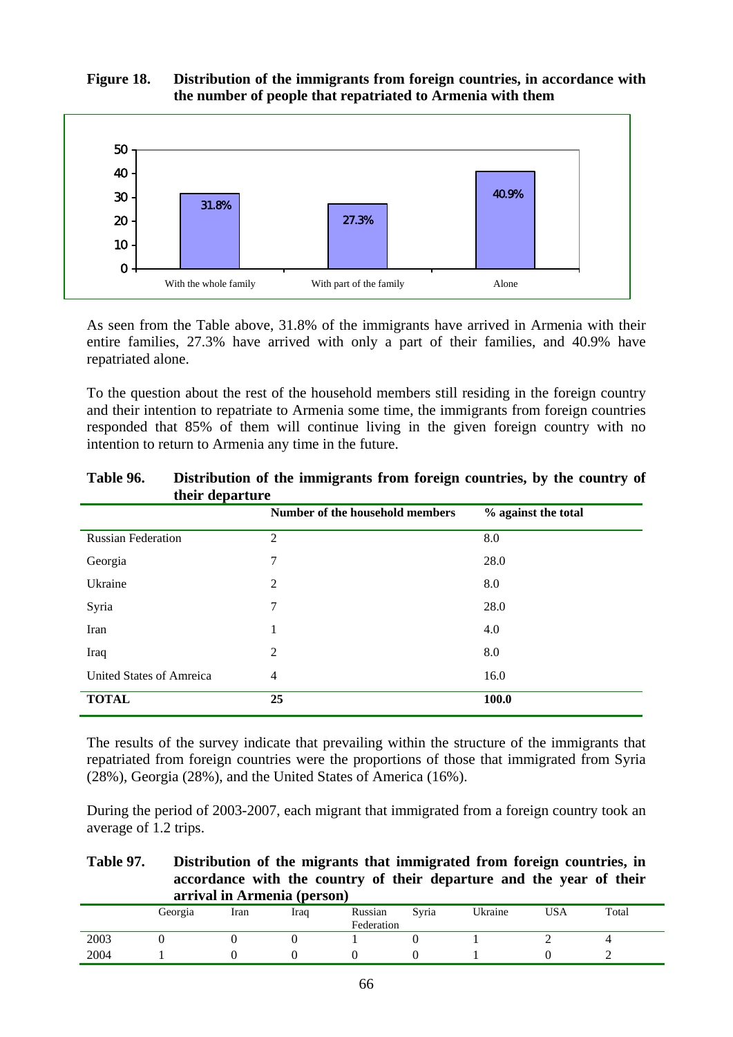**Figure 18. Distribution of the immigrants from foreign countries, in accordance with the number of people that repatriated to Armenia with them**

| | With the whole family | With part of the family | Alone |
|---|---|---|---|
| % | 31.8% | 27.3% | 40.9% |

As seen from the Table above, 31.8% of the immigrants have arrived in Armenia with their entire families, 27.3% have arrived with only a part of their families, and 40.9% have repatriated alone.

To the question about the rest of the household members still residing in the foreign country and their intention to repatriate to Armenia some time, the immigrants from foreign countries responded that 85% of them will continue living in the given foreign country with no intention to return to Armenia any time in the future.

**Table 96. Distribution of the immigrants from foreign countries, by the country of their departure**

| | Number of the household members | % against the total |
|---|---|---|
| Russian Federation | 2 | 8.0 |
| Georgia | 7 | 28.0 |
| Ukraine | 2 | 8.0 |
| Syria | 7 | 28.0 |
| Iran | 1 | 4.0 |
| Iraq | 2 | 8.0 |
| United States of Amreica | 4 | 16.0 |
| **TOTAL** | **25** | **100.0** |

The results of the survey indicate that prevailing within the structure of the immigrants that repatriated from foreign countries were the proportions of those that immigrated from Syria (28%), Georgia (28%), and the United States of America (16%).

During the period of 2003-2007, each migrant that immigrated from a foreign country took an average of 1.2 trips.

**Table 97. Distribution of the migrants that immigrated from foreign countries, in accordance with the country of their departure and the year of their arrival in Armenia (person)**

| | Georgia | Iran | Iraq | Russian Federation | Syria | Ukraine | USA | Total |
|---|---|---|---|---|---|---|---|---|
| 2003 | 0 | 0 | 0 | 1 | 0 | 1 | 2 | 4 |
| 2004 | 1 | 0 | 0 | 0 | 0 | 1 | 0 | 2 |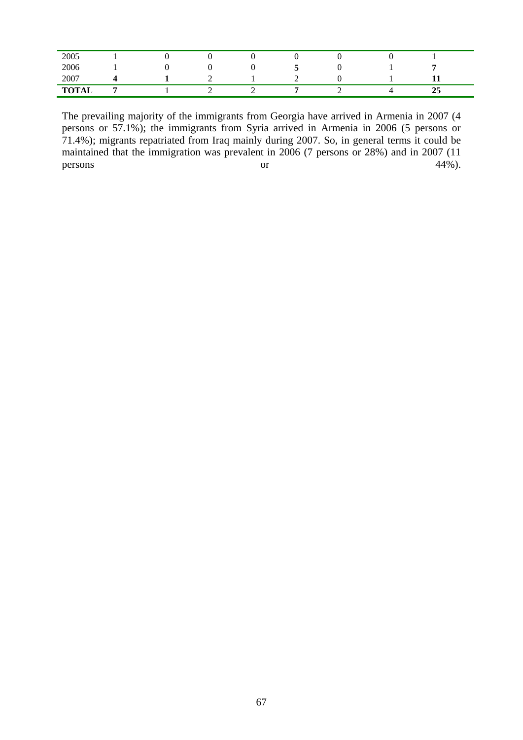| | | | | | | | | |
|---|---|---|---|---|---|---|---|---|
| 2005 | 1 | 0 | 0 | 0 | 0 | 0 | 0 | 1 |
| 2006 | 1 | 0 | 0 | 0 | **5** | 0 | 1 | **7** |
| 2007 | **4** | **1** | 2 | 1 | 2 | 0 | 1 | **11** |
| **TOTAL** | **7** | 1 | 2 | 2 | **7** | 2 | 4 | **25** |

The prevailing majority of the immigrants from Georgia have arrived in Armenia in 2007 (4 persons or 57.1%); the immigrants from Syria arrived in Armenia in 2006 (5 persons or 71.4%); migrants repatriated from Iraq mainly during 2007. So, in general terms it could be maintained that the immigration was prevalent in 2006 (7 persons or 28%) and in 2007 (11 persons or 44%).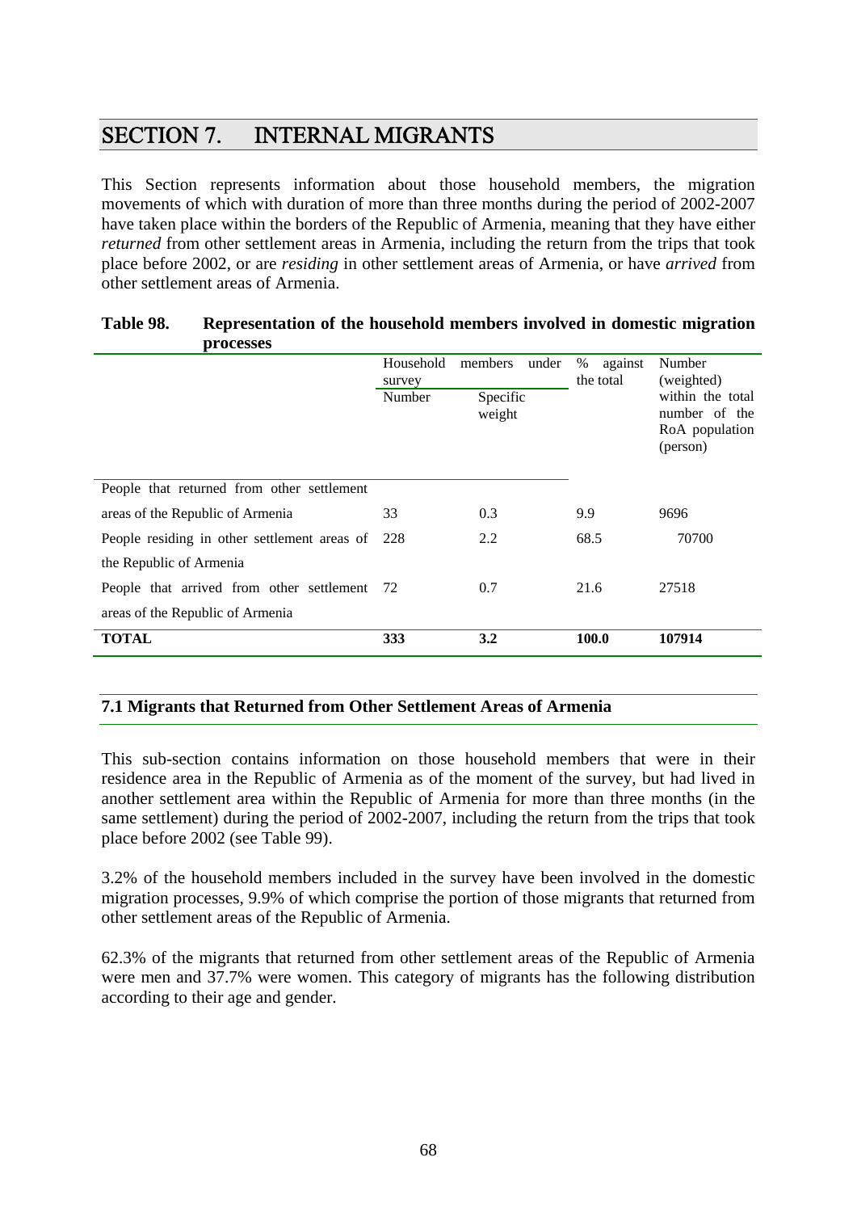# SECTION 7. INTERNAL MIGRANTS

This Section represents information about those household members, the migration movements of which with duration of more than three months during the period of 2002-2007 have taken place within the borders of the Republic of Armenia, meaning that they have either *returned* from other settlement areas in Armenia, including the return from the trips that took place before 2002, or are *residing* in other settlement areas of Armenia, or have *arrived* from other settlement areas of Armenia.

**Table 98. Representation of the household members involved in domestic migration processes**

| | Household members under survey | | % against the total | Number (weighted) within the total number of the RoA population (person) |
|---|---|---|---|---|
| | Number | Specific weight | | |
| People that returned from other settlement areas of the Republic of Armenia | 33 | 0.3 | 9.9 | 9696 |
| People residing in other settlement areas of the Republic of Armenia | 228 | 2.2 | 68.5 | 70700 |
| People that arrived from other settlement areas of the Republic of Armenia | 72 | 0.7 | 21.6 | 27518 |
| **TOTAL** | **333** | **3.2** | **100.0** | **107914** |

## 7.1 Migrants that Returned from Other Settlement Areas of Armenia

This sub-section contains information on those household members that were in their residence area in the Republic of Armenia as of the moment of the survey, but had lived in another settlement area within the Republic of Armenia for more than three months (in the same settlement) during the period of 2002-2007, including the return from the trips that took place before 2002 (see Table 99).

3.2% of the household members included in the survey have been involved in the domestic migration processes, 9.9% of which comprise the portion of those migrants that returned from other settlement areas of the Republic of Armenia.

62.3% of the migrants that returned from other settlement areas of the Republic of Armenia were men and 37.7% were women. This category of migrants has the following distribution according to their age and gender.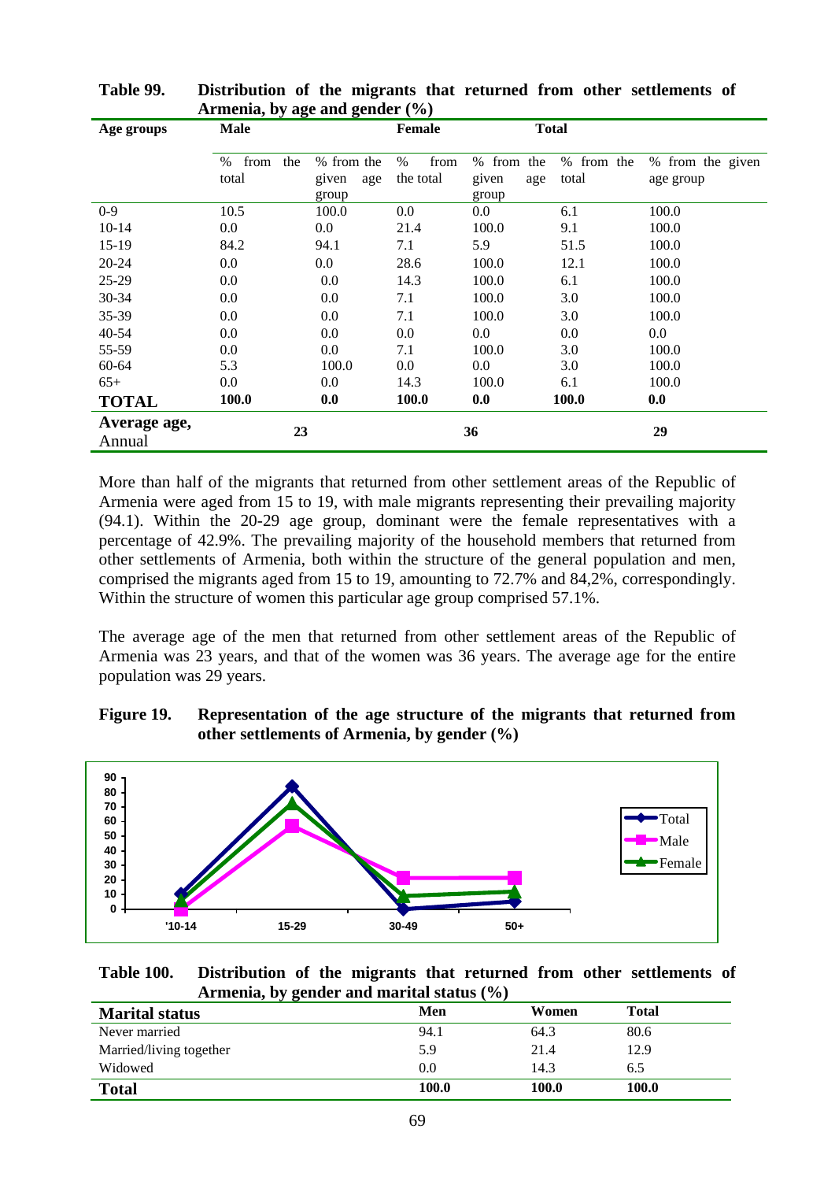**Table 99. Distribution of the migrants that returned from other settlements of Armenia, by age and gender (%)**

| Age groups | Male | | Female | | Total | |
|---|---|---|---|---|---|---|
| | % from the total | % from the given age group | % from the total | % from the given age group | % from the total | % from the given age group |
| 0-9 | 10.5 | 100.0 | 0.0 | 0.0 | 6.1 | 100.0 |
| 10-14 | 0.0 | 0.0 | 21.4 | 100.0 | 9.1 | 100.0 |
| 15-19 | 84.2 | 94.1 | 7.1 | 5.9 | 51.5 | 100.0 |
| 20-24 | 0.0 | 0.0 | 28.6 | 100.0 | 12.1 | 100.0 |
| 25-29 | 0.0 | 0.0 | 14.3 | 100.0 | 6.1 | 100.0 |
| 30-34 | 0.0 | 0.0 | 7.1 | 100.0 | 3.0 | 100.0 |
| 35-39 | 0.0 | 0.0 | 7.1 | 100.0 | 3.0 | 100.0 |
| 40-54 | 0.0 | 0.0 | 0.0 | 0.0 | 0.0 | 0.0 |
| 55-59 | 0.0 | 0.0 | 7.1 | 100.0 | 3.0 | 100.0 |
| 60-64 | 5.3 | 100.0 | 0.0 | 0.0 | 3.0 | 100.0 |
| 65+ | 0.0 | 0.0 | 14.3 | 100.0 | 6.1 | 100.0 |
| **TOTAL** | **100.0** | **0.0** | **100.0** | **0.0** | **100.0** | **0.0** |
| **Average age,** Annual | **23** | | **36** | | **29** | |

More than half of the migrants that returned from other settlement areas of the Republic of Armenia were aged from 15 to 19, with male migrants representing their prevailing majority (94.1). Within the 20-29 age group, dominant were the female representatives with a percentage of 42.9%. The prevailing majority of the household members that returned from other settlements of Armenia, both within the structure of the general population and men, comprised the migrants aged from 15 to 19, amounting to 72.7% and 84,2%, correspondingly. Within the structure of women this particular age group comprised 57.1%.

The average age of the men that returned from other settlement areas of the Republic of Armenia was 23 years, and that of the women was 36 years. The average age for the entire population was 29 years.

**Figure 19. Representation of the age structure of the migrants that returned from other settlements of Armenia, by gender (%)**

**Table 100. Distribution of the migrants that returned from other settlements of Armenia, by gender and marital status (%)**

| Marital status | Men | Women | Total |
|---|---|---|---|
| Never married | 94.1 | 64.3 | 80.6 |
| Married/living together | 5.9 | 21.4 | 12.9 |
| Widowed | 0.0 | 14.3 | 6.5 |
| **Total** | **100.0** | **100.0** | **100.0** |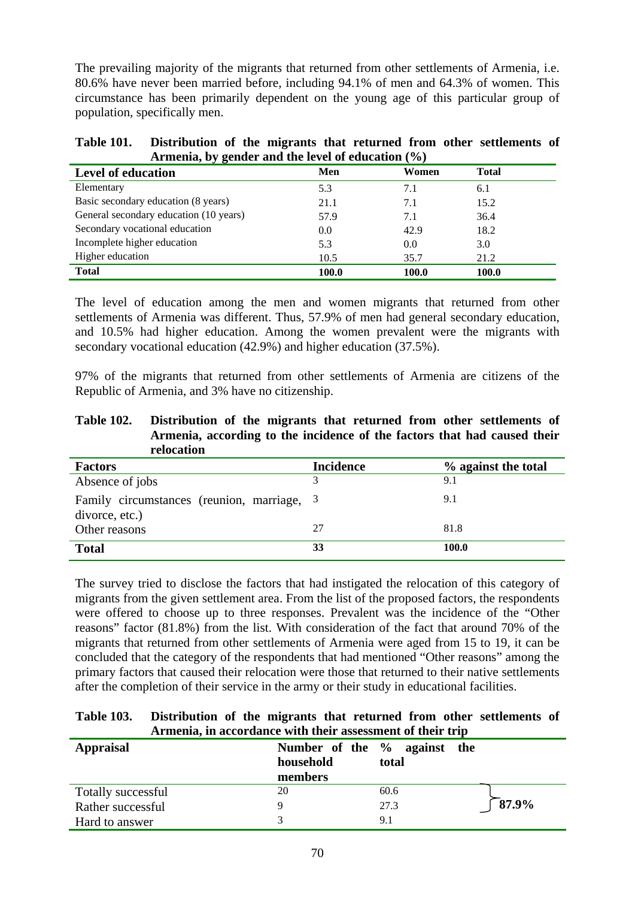The prevailing majority of the migrants that returned from other settlements of Armenia, i.e. 80.6% have never been married before, including 94.1% of men and 64.3% of women. This circumstance has been primarily dependent on the young age of this particular group of population, specifically men.

**Table 101. Distribution of the migrants that returned from other settlements of Armenia, by gender and the level of education (%)**

| Level of education | Men | Women | Total |
|---|---|---|---|
| Elementary | 5.3 | 7.1 | 6.1 |
| Basic secondary education (8 years) | 21.1 | 7.1 | 15.2 |
| General secondary education (10 years) | 57.9 | 7.1 | 36.4 |
| Secondary vocational education | 0.0 | 42.9 | 18.2 |
| Incomplete higher education | 5.3 | 0.0 | 3.0 |
| Higher education | 10.5 | 35.7 | 21.2 |
| **Total** | **100.0** | **100.0** | **100.0** |

The level of education among the men and women migrants that returned from other settlements of Armenia was different. Thus, 57.9% of men had general secondary education, and 10.5% had higher education. Among the women prevalent were the migrants with secondary vocational education (42.9%) and higher education (37.5%).

97% of the migrants that returned from other settlements of Armenia are citizens of the Republic of Armenia, and 3% have no citizenship.

**Table 102. Distribution of the migrants that returned from other settlements of Armenia, according to the incidence of the factors that had caused their relocation**

| Factors | Incidence | % against the total |
|---|---|---|
| Absence of jobs | 3 | 9.1 |
| Family circumstances (reunion, marriage, divorce, etc.) | 3 | 9.1 |
| Other reasons | 27 | 81.8 |
| **Total** | **33** | **100.0** |

The survey tried to disclose the factors that had instigated the relocation of this category of migrants from the given settlement area. From the list of the proposed factors, the respondents were offered to choose up to three responses. Prevalent was the incidence of the "Other reasons" factor (81.8%) from the list. With consideration of the fact that around 70% of the migrants that returned from other settlements of Armenia were aged from 15 to 19, it can be concluded that the category of the respondents that had mentioned "Other reasons" among the primary factors that caused their relocation were those that returned to their native settlements after the completion of their service in the army or their study in educational facilities.

**Table 103. Distribution of the migrants that returned from other settlements of Armenia, in accordance with their assessment of their trip**

| Appraisal | Number of the household members | % against the total | |
|---|---|---|---|
| Totally successful | 20 | 60.6 | **87.9%** |
| Rather successful | 9 | 27.3 | |
| Hard to answer | 3 | 9.1 | |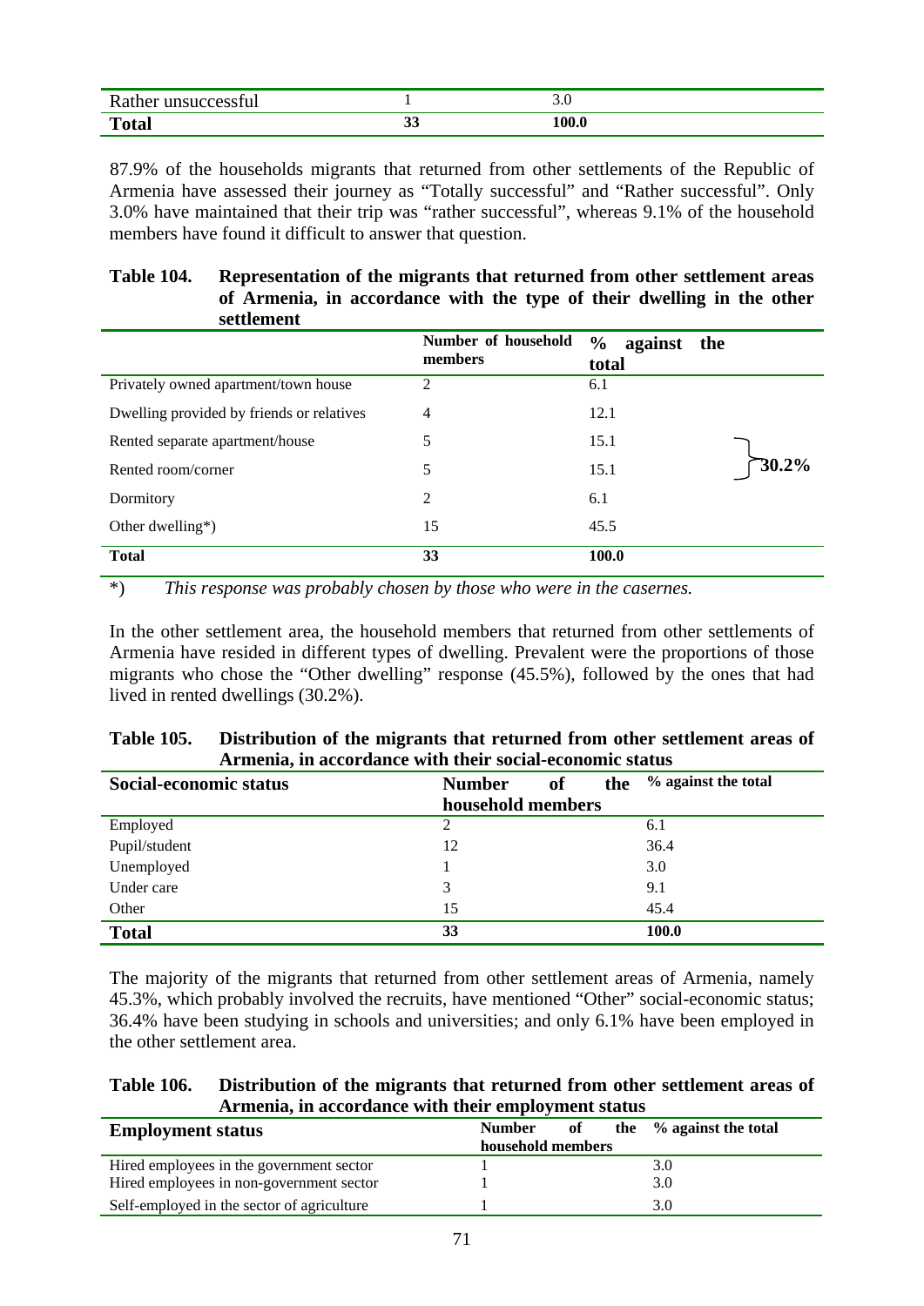| Rather unsuccessful | 1 | 3.0 |
|---|---|---|
| **Total** | **33** | **100.0** |

87.9% of the households migrants that returned from other settlements of the Republic of Armenia have assessed their journey as "Totally successful" and "Rather successful". Only 3.0% have maintained that their trip was "rather successful", whereas 9.1% of the household members have found it difficult to answer that question.

**Table 104. Representation of the migrants that returned from other settlement areas of Armenia, in accordance with the type of their dwelling in the other settlement**

| | Number of household members | % against the total | |
|---|---|---|---|
| Privately owned apartment/town house | 2 | 6.1 | |
| Dwelling provided by friends or relatives | 4 | 12.1 | |
| Rented separate apartment/house | 5 | 15.1 | 30.2% |
| Rented room/corner | 5 | 15.1 | |
| Dormitory | 2 | 6.1 | |
| Other dwelling*) | 15 | 45.5 | |
| **Total** | **33** | **100.0** | |

*) *This response was probably chosen by those who were in the casernes.*

In the other settlement area, the household members that returned from other settlements of Armenia have resided in different types of dwelling. Prevalent were the proportions of those migrants who chose the "Other dwelling" response (45.5%), followed by the ones that had lived in rented dwellings (30.2%).

**Table 105. Distribution of the migrants that returned from other settlement areas of Armenia, in accordance with their social-economic status**

| Social-economic status | Number of the household members | % against the total |
|---|---|---|
| Employed | 2 | 6.1 |
| Pupil/student | 12 | 36.4 |
| Unemployed | 1 | 3.0 |
| Under care | 3 | 9.1 |
| Other | 15 | 45.4 |
| **Total** | **33** | **100.0** |

The majority of the migrants that returned from other settlement areas of Armenia, namely 45.3%, which probably involved the recruits, have mentioned "Other" social-economic status; 36.4% have been studying in schools and universities; and only 6.1% have been employed in the other settlement area.

**Table 106. Distribution of the migrants that returned from other settlement areas of Armenia, in accordance with their employment status**

| Employment status | Number of the household members | % against the total |
|---|---|---|
| Hired employees in the government sector | 1 | 3.0 |
| Hired employees in non-government sector | 1 | 3.0 |
| Self-employed in the sector of agriculture | 1 | 3.0 |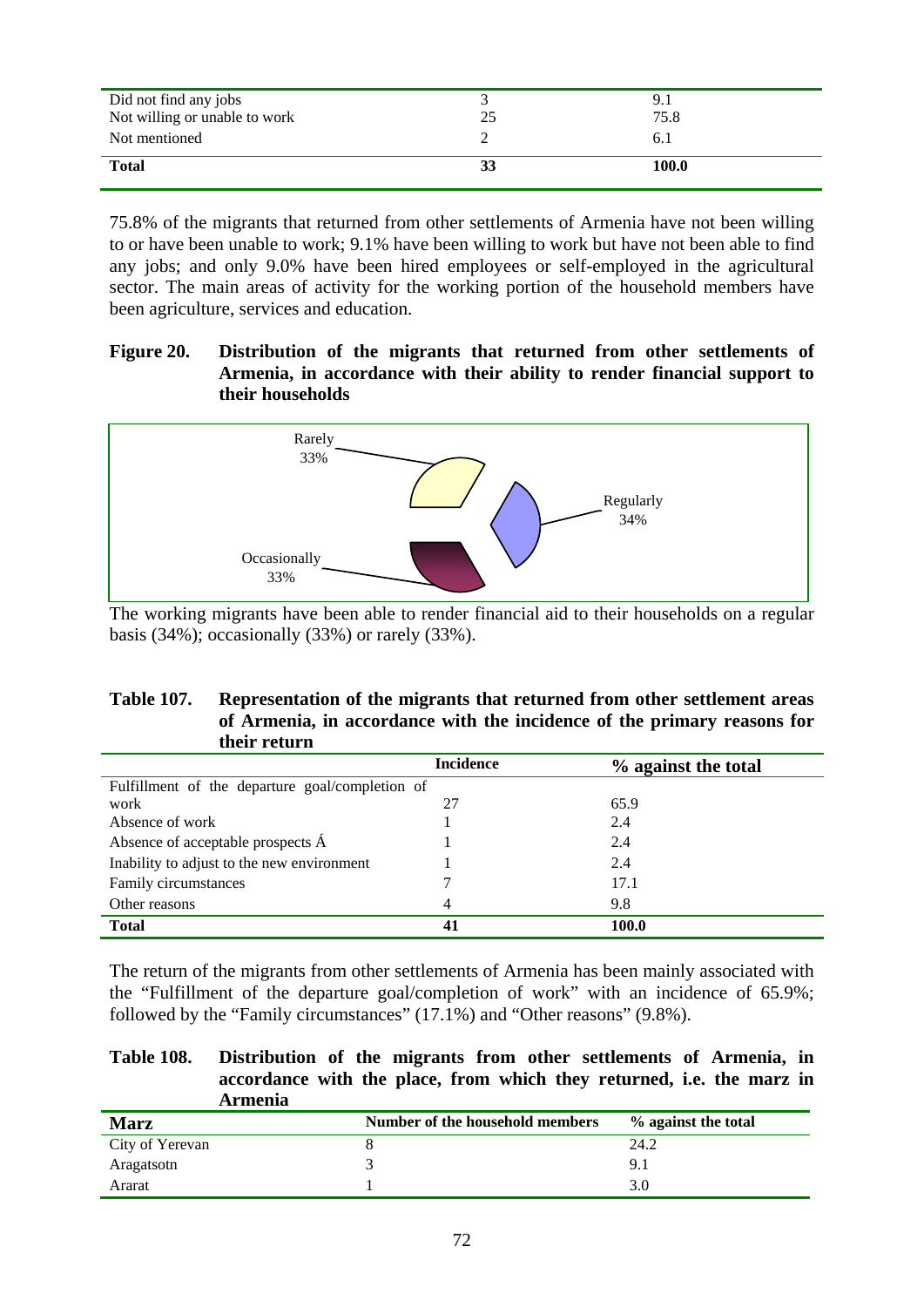| | | |
|---|---|---|
| Did not find any jobs | 3 | 9.1 |
| Not willing or unable to work | 25 | 75.8 |
| Not mentioned | 2 | 6.1 |
| **Total** | **33** | **100.0** |

75.8% of the migrants that returned from other settlements of Armenia have not been willing to or have been unable to work; 9.1% have been willing to work but have not been able to find any jobs; and only 9.0% have been hired employees or self-employed in the agricultural sector. The main areas of activity for the working portion of the household members have been agriculture, services and education.

**Figure 20. Distribution of the migrants that returned from other settlements of Armenia, in accordance with their ability to render financial support to their households**

Rarely 33%; Regularly 34%; Occasionally 33%

The working migrants have been able to render financial aid to their households on a regular basis (34%); occasionally (33%) or rarely (33%).

**Table 107. Representation of the migrants that returned from other settlement areas of Armenia, in accordance with the incidence of the primary reasons for their return**

| | Incidence | % against the total |
|---|---|---|
| Fulfillment of the departure goal/completion of work | 27 | 65.9 |
| Absence of work | 1 | 2.4 |
| Absence of acceptable prospects Á | 1 | 2.4 |
| Inability to adjust to the new environment | 1 | 2.4 |
| Family circumstances | 7 | 17.1 |
| Other reasons | 4 | 9.8 |
| **Total** | **41** | **100.0** |

The return of the migrants from other settlements of Armenia has been mainly associated with the "Fulfillment of the departure goal/completion of work" with an incidence of 65.9%; followed by the "Family circumstances" (17.1%) and "Other reasons" (9.8%).

**Table 108. Distribution of the migrants from other settlements of Armenia, in accordance with the place, from which they returned, i.e. the marz in Armenia**

| Marz | Number of the household members | % against the total |
|---|---|---|
| City of Yerevan | 8 | 24.2 |
| Aragatsotn | 3 | 9.1 |
| Ararat | 1 | 3.0 |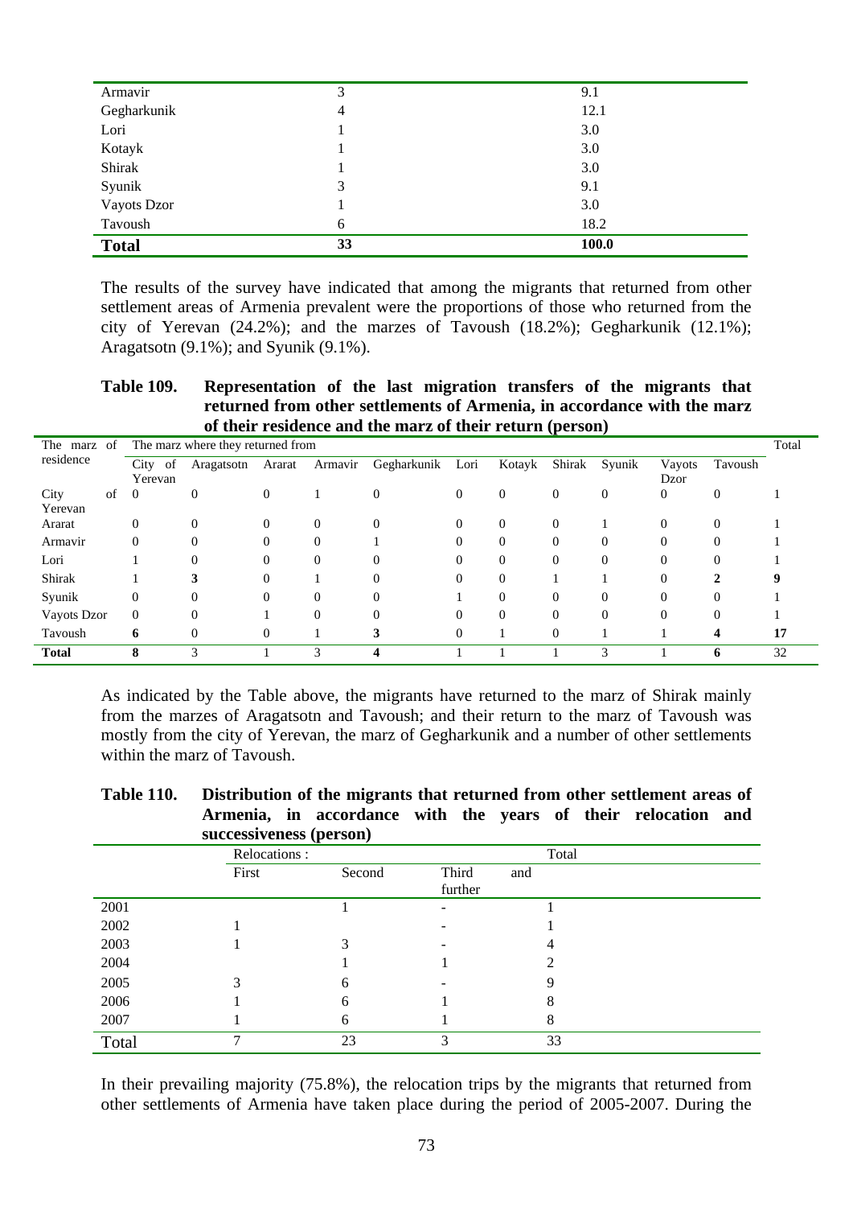| | | |
|---|---|---|
| Armavir | 3 | 9.1 |
| Gegharkunik | 4 | 12.1 |
| Lori | 1 | 3.0 |
| Kotayk | 1 | 3.0 |
| Shirak | 1 | 3.0 |
| Syunik | 3 | 9.1 |
| Vayots Dzor | 1 | 3.0 |
| Tavoush | 6 | 18.2 |
| **Total** | **33** | **100.0** |

The results of the survey have indicated that among the migrants that returned from other settlement areas of Armenia prevalent were the proportions of those who returned from the city of Yerevan (24.2%); and the marzes of Tavoush (18.2%); Gegharkunik (12.1%); Aragatsotn (9.1%); and Syunik (9.1%).

**Table 109. Representation of the last migration transfers of the migrants that returned from other settlements of Armenia, in accordance with the marz of their residence and the marz of their return (person)**

| The marz of residence | The marz where they returned from | | | | | | | | | | | Total |
|---|---|---|---|---|---|---|---|---|---|---|---|---|
| | City of Yerevan | Aragatsotn | Ararat | Armavir | Gegharkunik | Lori | Kotayk | Shirak | Syunik | Vayots Dzor | Tavoush | |
| City of Yerevan | 0 | 0 | 0 | 1 | 0 | 0 | 0 | 0 | 0 | 0 | 0 | 1 |
| Ararat | 0 | 0 | 0 | 0 | 0 | 0 | 0 | 0 | 1 | 0 | 0 | 1 |
| Armavir | 0 | 0 | 0 | 0 | 1 | 0 | 0 | 0 | 0 | 0 | 0 | 1 |
| Lori | 1 | 0 | 0 | 0 | 0 | 0 | 0 | 0 | 0 | 0 | 0 | 1 |
| Shirak | 1 | **3** | 0 | 1 | 0 | 0 | 0 | 1 | 1 | 0 | **2** | **9** |
| Syunik | 0 | 0 | 0 | 0 | 0 | 1 | 0 | 0 | 0 | 0 | 0 | 1 |
| Vayots Dzor | 0 | 0 | 1 | 0 | 0 | 0 | 0 | 0 | 0 | 0 | 0 | 1 |
| Tavoush | **6** | 0 | 0 | 1 | **3** | 0 | 1 | 0 | 1 | 1 | **4** | **17** |
| **Total** | **8** | 3 | 1 | 3 | **4** | 1 | 1 | 1 | 3 | 1 | **6** | 32 |

As indicated by the Table above, the migrants have returned to the marz of Shirak mainly from the marzes of Aragatsotn and Tavoush; and their return to the marz of Tavoush was mostly from the city of Yerevan, the marz of Gegharkunik and a number of other settlements within the marz of Tavoush.

**Table 110. Distribution of the migrants that returned from other settlement areas of Armenia, in accordance with the years of their relocation and successiveness (person)**

| | Relocations : | | | Total |
|---|---|---|---|---|
| | First | Second | Third and further | |
| 2001 | | 1 | - | 1 |
| 2002 | 1 | | - | 1 |
| 2003 | 1 | 3 | - | 4 |
| 2004 | | 1 | 1 | 2 |
| 2005 | 3 | 6 | - | 9 |
| 2006 | 1 | 6 | 1 | 8 |
| 2007 | 1 | 6 | 1 | 8 |
| Total | 7 | 23 | 3 | 33 |

In their prevailing majority (75.8%), the relocation trips by the migrants that returned from other settlements of Armenia have taken place during the period of 2005-2007. During the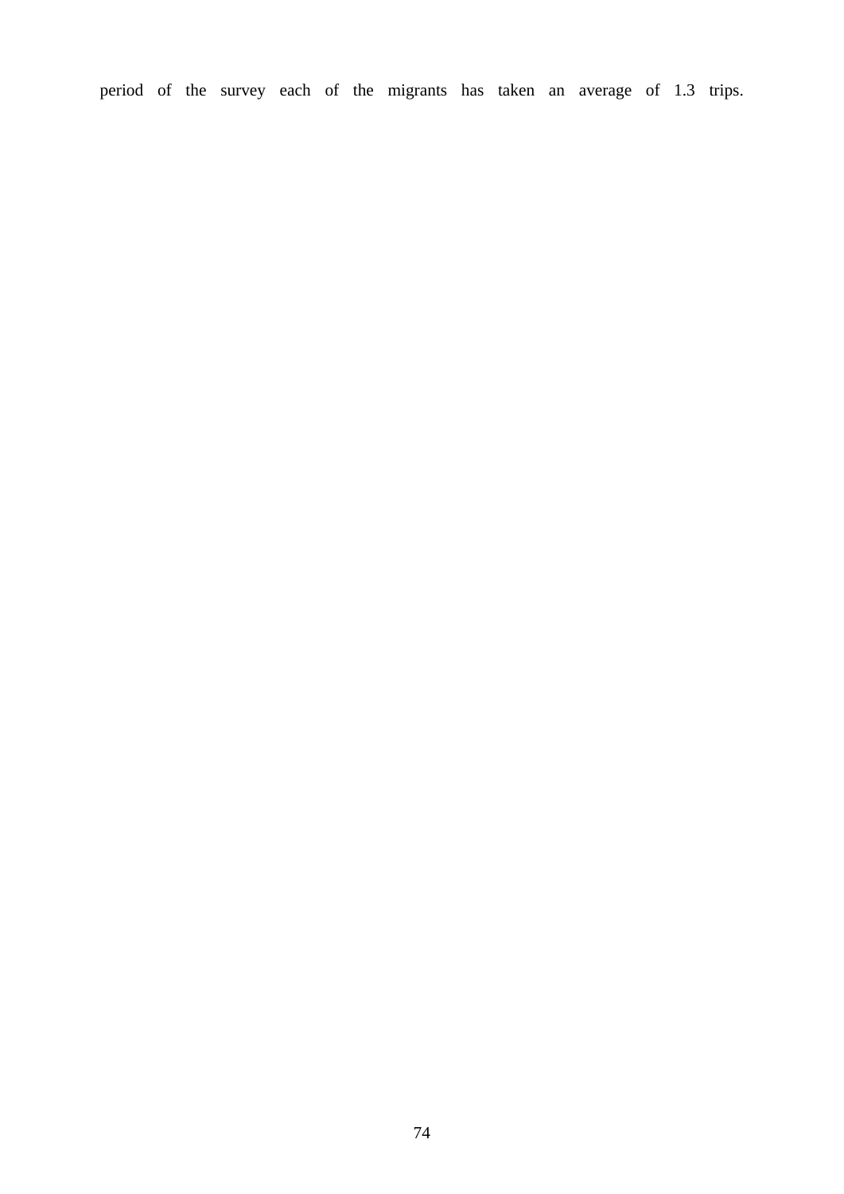period of the survey each of the migrants has taken an average of 1.3 trips.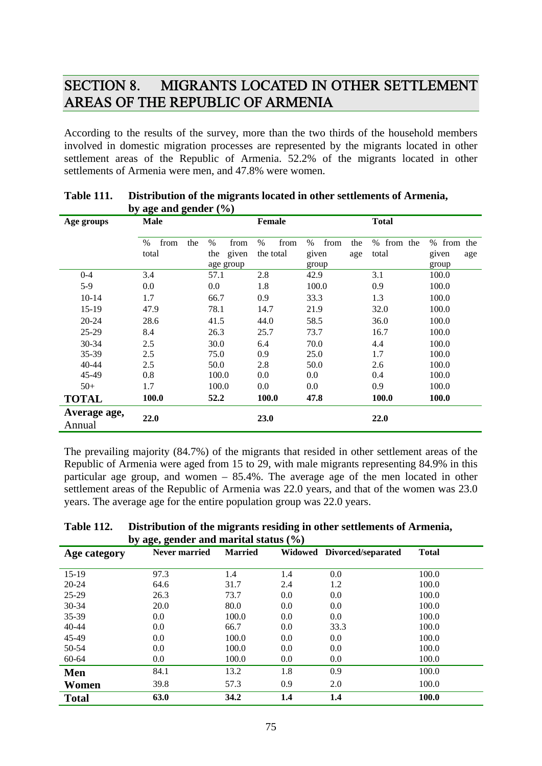# SECTION 8. MIGRANTS LOCATED IN OTHER SETTLEMENT AREAS OF THE REPUBLIC OF ARMENIA

According to the results of the survey, more than the two thirds of the household members involved in domestic migration processes are represented by the migrants located in other settlement areas of the Republic of Armenia. 52.2% of the migrants located in other settlements of Armenia were men, and 47.8% were women.

**Table 111. Distribution of the migrants located in other settlements of Armenia, by age and gender (%)**

| Age groups | Male | | Female | | Total | |
|---|---|---|---|---|---|---|
| | % from the total | % from the given age group | % from the total | % from the given age group | % from the total | % from the given age group |
| 0-4 | 3.4 | 57.1 | 2.8 | 42.9 | 3.1 | 100.0 |
| 5-9 | 0.0 | 0.0 | 1.8 | 100.0 | 0.9 | 100.0 |
| 10-14 | 1.7 | 66.7 | 0.9 | 33.3 | 1.3 | 100.0 |
| 15-19 | 47.9 | 78.1 | 14.7 | 21.9 | 32.0 | 100.0 |
| 20-24 | 28.6 | 41.5 | 44.0 | 58.5 | 36.0 | 100.0 |
| 25-29 | 8.4 | 26.3 | 25.7 | 73.7 | 16.7 | 100.0 |
| 30-34 | 2.5 | 30.0 | 6.4 | 70.0 | 4.4 | 100.0 |
| 35-39 | 2.5 | 75.0 | 0.9 | 25.0 | 1.7 | 100.0 |
| 40-44 | 2.5 | 50.0 | 2.8 | 50.0 | 2.6 | 100.0 |
| 45-49 | 0.8 | 100.0 | 0.0 | 0.0 | 0.4 | 100.0 |
| 50+ | 1.7 | 100.0 | 0.0 | 0.0 | 0.9 | 100.0 |
| **TOTAL** | **100.0** | **52.2** | **100.0** | **47.8** | **100.0** | **100.0** |
| **Average age,** Annual | **22.0** | | **23.0** | | **22.0** | |

The prevailing majority (84.7%) of the migrants that resided in other settlement areas of the Republic of Armenia were aged from 15 to 29, with male migrants representing 84.9% in this particular age group, and women – 85.4%. The average age of the men located in other settlement areas of the Republic of Armenia was 22.0 years, and that of the women was 23.0 years. The average age for the entire population group was 22.0 years.

**Table 112. Distribution of the migrants residing in other settlements of Armenia, by age, gender and marital status (%)**

| Age category | Never married | Married | Widowed | Divorced/separated | Total |
|---|---|---|---|---|---|
| 15-19 | 97.3 | 1.4 | 1.4 | 0.0 | 100.0 |
| 20-24 | 64.6 | 31.7 | 2.4 | 1.2 | 100.0 |
| 25-29 | 26.3 | 73.7 | 0.0 | 0.0 | 100.0 |
| 30-34 | 20.0 | 80.0 | 0.0 | 0.0 | 100.0 |
| 35-39 | 0.0 | 100.0 | 0.0 | 0.0 | 100.0 |
| 40-44 | 0.0 | 66.7 | 0.0 | 33.3 | 100.0 |
| 45-49 | 0.0 | 100.0 | 0.0 | 0.0 | 100.0 |
| 50-54 | 0.0 | 100.0 | 0.0 | 0.0 | 100.0 |
| 60-64 | 0.0 | 100.0 | 0.0 | 0.0 | 100.0 |
| **Men** | 84.1 | 13.2 | 1.8 | 0.9 | 100.0 |
| **Women** | 39.8 | 57.3 | 0.9 | 2.0 | 100.0 |
| **Total** | **63.0** | **34.2** | **1.4** | **1.4** | **100.0** |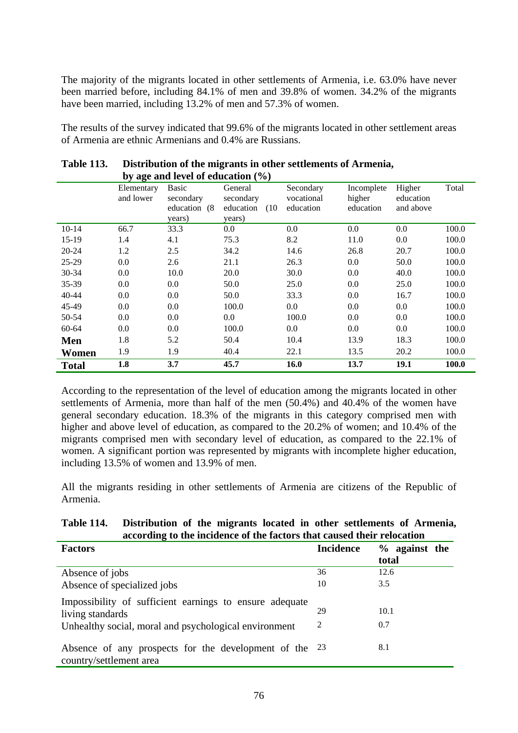The majority of the migrants located in other settlements of Armenia, i.e. 63.0% have never been married before, including 84.1% of men and 39.8% of women. 34.2% of the migrants have been married, including 13.2% of men and 57.3% of women.

The results of the survey indicated that 99.6% of the migrants located in other settlement areas of Armenia are ethnic Armenians and 0.4% are Russians.

**Table 113. Distribution of the migrants in other settlements of Armenia, by age and level of education (%)**

| | Elementary and lower | Basic secondary education (8 years) | General secondary education (10 years) | Secondary vocational education | Incomplete higher education | Higher education and above | Total |
|---|---|---|---|---|---|---|---|
| 10-14 | 66.7 | 33.3 | 0.0 | 0.0 | 0.0 | 0.0 | 100.0 |
| 15-19 | 1.4 | 4.1 | 75.3 | 8.2 | 11.0 | 0.0 | 100.0 |
| 20-24 | 1.2 | 2.5 | 34.2 | 14.6 | 26.8 | 20.7 | 100.0 |
| 25-29 | 0.0 | 2.6 | 21.1 | 26.3 | 0.0 | 50.0 | 100.0 |
| 30-34 | 0.0 | 10.0 | 20.0 | 30.0 | 0.0 | 40.0 | 100.0 |
| 35-39 | 0.0 | 0.0 | 50.0 | 25.0 | 0.0 | 25.0 | 100.0 |
| 40-44 | 0.0 | 0.0 | 50.0 | 33.3 | 0.0 | 16.7 | 100.0 |
| 45-49 | 0.0 | 0.0 | 100.0 | 0.0 | 0.0 | 0.0 | 100.0 |
| 50-54 | 0.0 | 0.0 | 0.0 | 100.0 | 0.0 | 0.0 | 100.0 |
| 60-64 | 0.0 | 0.0 | 100.0 | 0.0 | 0.0 | 0.0 | 100.0 |
| **Men** | 1.8 | 5.2 | 50.4 | 10.4 | 13.9 | 18.3 | 100.0 |
| **Women** | 1.9 | 1.9 | 40.4 | 22.1 | 13.5 | 20.2 | 100.0 |
| **Total** | **1.8** | **3.7** | **45.7** | **16.0** | **13.7** | **19.1** | **100.0** |

According to the representation of the level of education among the migrants located in other settlements of Armenia, more than half of the men (50.4%) and 40.4% of the women have general secondary education. 18.3% of the migrants in this category comprised men with higher and above level of education, as compared to the 20.2% of women; and 10.4% of the migrants comprised men with secondary level of education, as compared to the 22.1% of women. A significant portion was represented by migrants with incomplete higher education, including 13.5% of women and 13.9% of men.

All the migrants residing in other settlements of Armenia are citizens of the Republic of Armenia.

**Table 114. Distribution of the migrants located in other settlements of Armenia, according to the incidence of the factors that caused their relocation**

| **Factors** | **Incidence** | **% against the total** |
|---|---|---|
| Absence of jobs | 36 | 12.6 |
| Absence of specialized jobs | 10 | 3.5 |
| Impossibility of sufficient earnings to ensure adequate living standards | 29 | 10.1 |
| Unhealthy social, moral and psychological environment | 2 | 0.7 |
| Absence of any prospects for the development of the country/settlement area | 23 | 8.1 |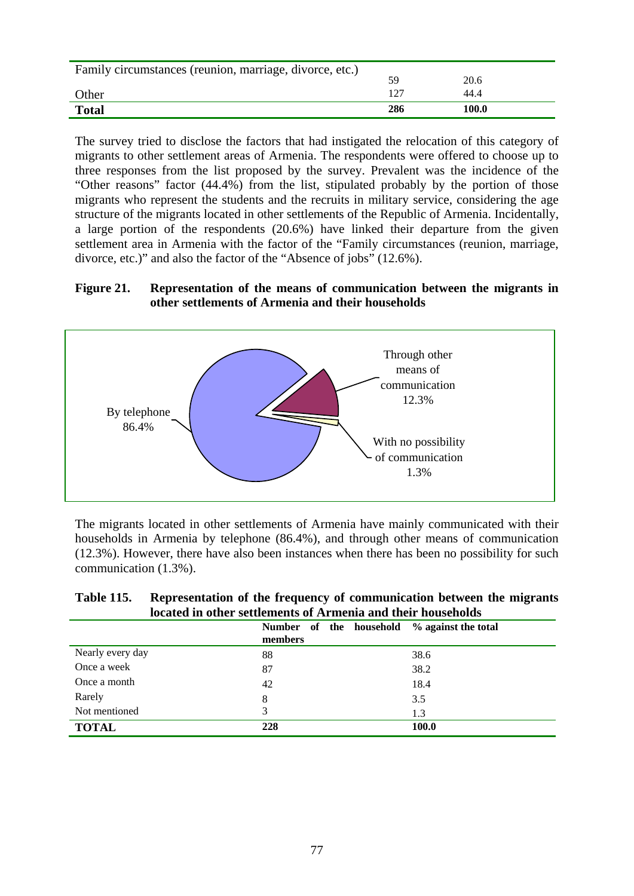| | | |
|---|---|---|
| Family circumstances (reunion, marriage, divorce, etc.) | 59 | 20.6 |
| Other | 127 | 44.4 |
| **Total** | **286** | **100.0** |

The survey tried to disclose the factors that had instigated the relocation of this category of migrants to other settlement areas of Armenia. The respondents were offered to choose up to three responses from the list proposed by the survey. Prevalent was the incidence of the "Other reasons" factor (44.4%) from the list, stipulated probably by the portion of those migrants who represent the students and the recruits in military service, considering the age structure of the migrants located in other settlements of the Republic of Armenia. Incidentally, a large portion of the respondents (20.6%) have linked their departure from the given settlement area in Armenia with the factor of the "Family circumstances (reunion, marriage, divorce, etc.)" and also the factor of the "Absence of jobs" (12.6%).

**Figure 21. Representation of the means of communication between the migrants in other settlements of Armenia and their households**

By telephone 86.4%

Through other means of communication 12.3%

With no possibility of communication 1.3%

The migrants located in other settlements of Armenia have mainly communicated with their households in Armenia by telephone (86.4%), and through other means of communication (12.3%). However, there have also been instances when there has been no possibility for such communication (1.3%).

**Table 115. Representation of the frequency of communication between the migrants located in other settlements of Armenia and their households**

| | Number of the household members | % against the total |
|---|---|---|
| Nearly every day | 88 | 38.6 |
| Once a week | 87 | 38.2 |
| Once a month | 42 | 18.4 |
| Rarely | 8 | 3.5 |
| Not mentioned | 3 | 1.3 |
| **TOTAL** | **228** | **100.0** |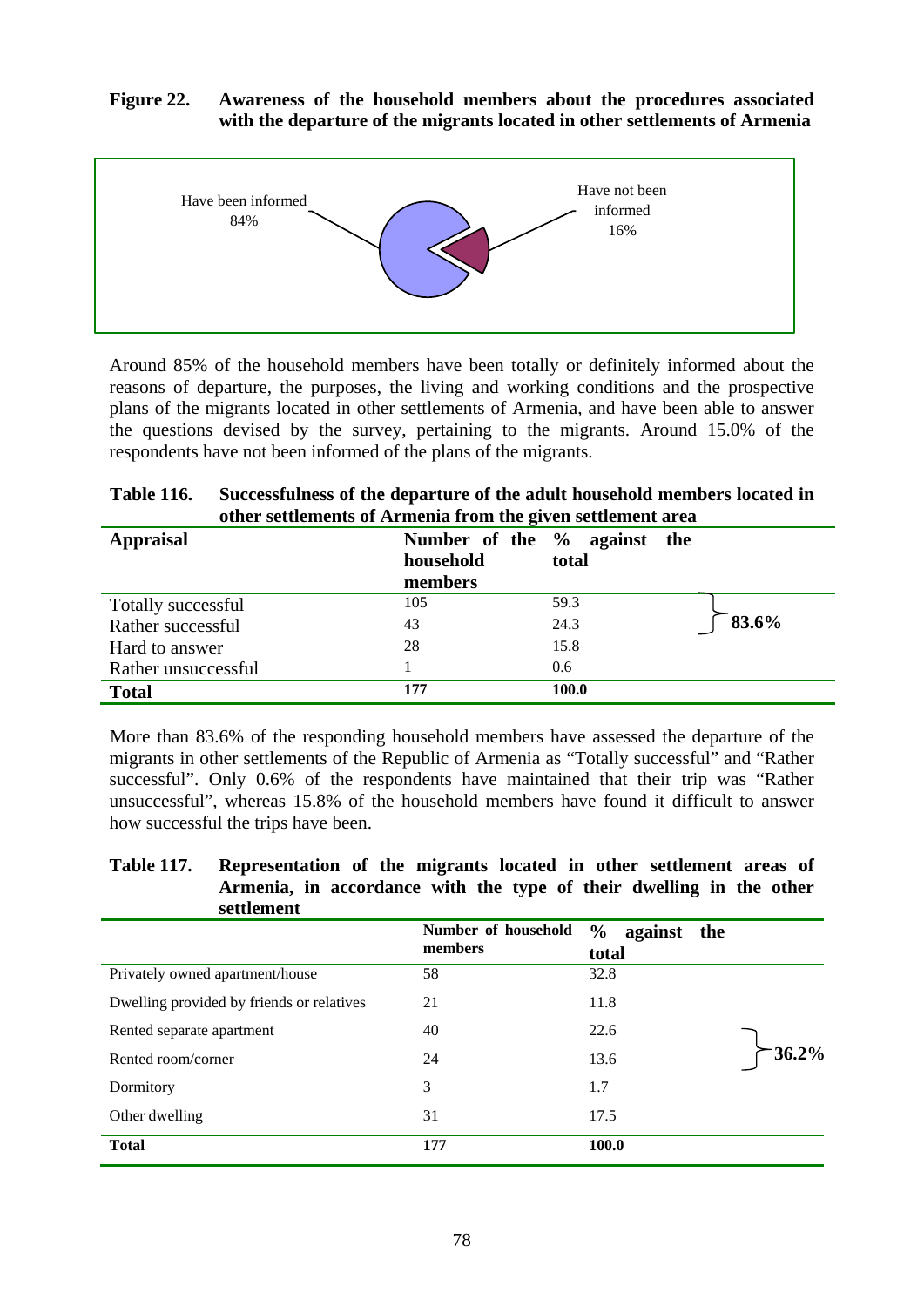**Figure 22. Awareness of the household members about the procedures associated with the departure of the migrants located in other settlements of Armenia**

Have been informed 84%

Have not been informed 16%

Around 85% of the household members have been totally or definitely informed about the reasons of departure, the purposes, the living and working conditions and the prospective plans of the migrants located in other settlements of Armenia, and have been able to answer the questions devised by the survey, pertaining to the migrants. Around 15.0% of the respondents have not been informed of the plans of the migrants.

**Table 116. Successfulness of the departure of the adult household members located in other settlements of Armenia from the given settlement area**

| Appraisal | Number of the household members | % against the total | |
|---|---|---|---|
| Totally successful | 105 | 59.3 | 83.6% |
| Rather successful | 43 | 24.3 | |
| Hard to answer | 28 | 15.8 | |
| Rather unsuccessful | 1 | 0.6 | |
| **Total** | **177** | **100.0** | |

More than 83.6% of the responding household members have assessed the departure of the migrants in other settlements of the Republic of Armenia as “Totally successful” and “Rather successful”. Only 0.6% of the respondents have maintained that their trip was “Rather unsuccessful”, whereas 15.8% of the household members have found it difficult to answer how successful the trips have been.

**Table 117. Representation of the migrants located in other settlement areas of Armenia, in accordance with the type of their dwelling in the other settlement**

| | Number of household members | % against the total | |
|---|---|---|---|
| Privately owned apartment/house | 58 | 32.8 | |
| Dwelling provided by friends or relatives | 21 | 11.8 | |
| Rented separate apartment | 40 | 22.6 | 36.2% |
| Rented room/corner | 24 | 13.6 | |
| Dormitory | 3 | 1.7 | |
| Other dwelling | 31 | 17.5 | |
| **Total** | **177** | **100.0** | |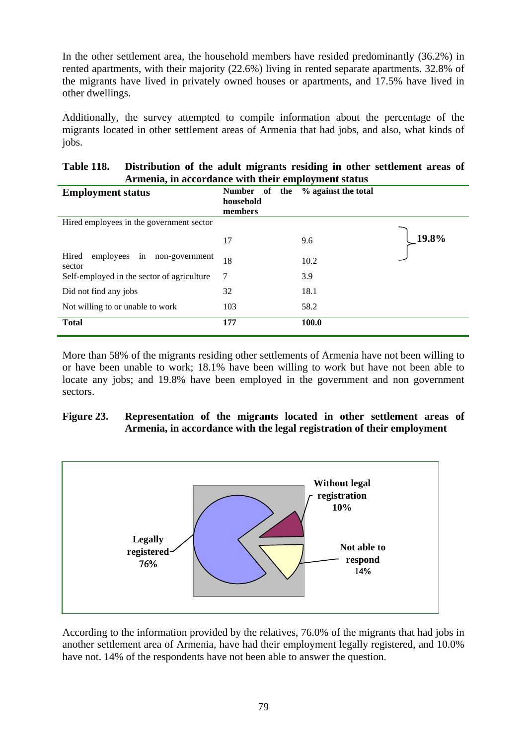In the other settlement area, the household members have resided predominantly (36.2%) in rented apartments, with their majority (22.6%) living in rented separate apartments. 32.8% of the migrants have lived in privately owned houses or apartments, and 17.5% have lived in other dwellings.

Additionally, the survey attempted to compile information about the percentage of the migrants located in other settlement areas of Armenia that had jobs, and also, what kinds of jobs.

**Table 118. Distribution of the adult migrants residing in other settlement areas of Armenia, in accordance with their employment status**

| Employment status | Number of the household members | % against the total | |
|---|---|---|---|
| Hired employees in the government sector | 17 | 9.6 | 19.8% |
| Hired employees in non-government sector | 18 | 10.2 | |
| Self-employed in the sector of agriculture | 7 | 3.9 | |
| Did not find any jobs | 32 | 18.1 | |
| Not willing to or unable to work | 103 | 58.2 | |
| **Total** | **177** | **100.0** | |

More than 58% of the migrants residing other settlements of Armenia have not been willing to or have been unable to work; 18.1% have been willing to work but have not been able to locate any jobs; and 19.8% have been employed in the government and non government sectors.

**Figure 23. Representation of the migrants located in other settlement areas of Armenia, in accordance with the legal registration of their employment**

Legally registered 76%

Without legal registration 10%

Not able to respond 14%

According to the information provided by the relatives, 76.0% of the migrants that had jobs in another settlement area of Armenia, have had their employment legally registered, and 10.0% have not. 14% of the respondents have not been able to answer the question.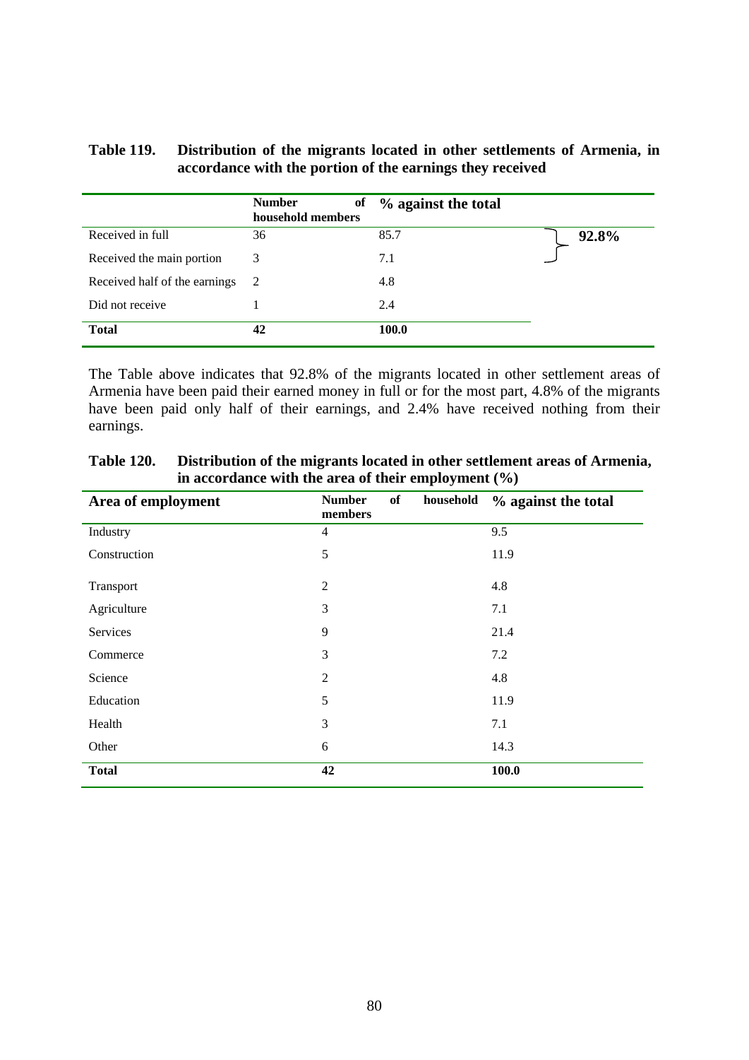**Table 119. Distribution of the migrants located in other settlements of Armenia, in accordance with the portion of the earnings they received**

| | Number of household members | % against the total | |
|---|---|---|---|
| Received in full | 36 | 85.7 | **92.8%** |
| Received the main portion | 3 | 7.1 | |
| Received half of the earnings | 2 | 4.8 | |
| Did not receive | 1 | 2.4 | |
| **Total** | **42** | **100.0** | |

The Table above indicates that 92.8% of the migrants located in other settlement areas of Armenia have been paid their earned money in full or for the most part, 4.8% of the migrants have been paid only half of their earnings, and 2.4% have received nothing from their earnings.

**Table 120. Distribution of the migrants located in other settlement areas of Armenia, in accordance with the area of their employment (%)**

| Area of employment | Number of household members | % against the total |
|---|---|---|
| Industry | 4 | 9.5 |
| Construction | 5 | 11.9 |
| Transport | 2 | 4.8 |
| Agriculture | 3 | 7.1 |
| Services | 9 | 21.4 |
| Commerce | 3 | 7.2 |
| Science | 2 | 4.8 |
| Education | 5 | 11.9 |
| Health | 3 | 7.1 |
| Other | 6 | 14.3 |
| **Total** | **42** | **100.0** |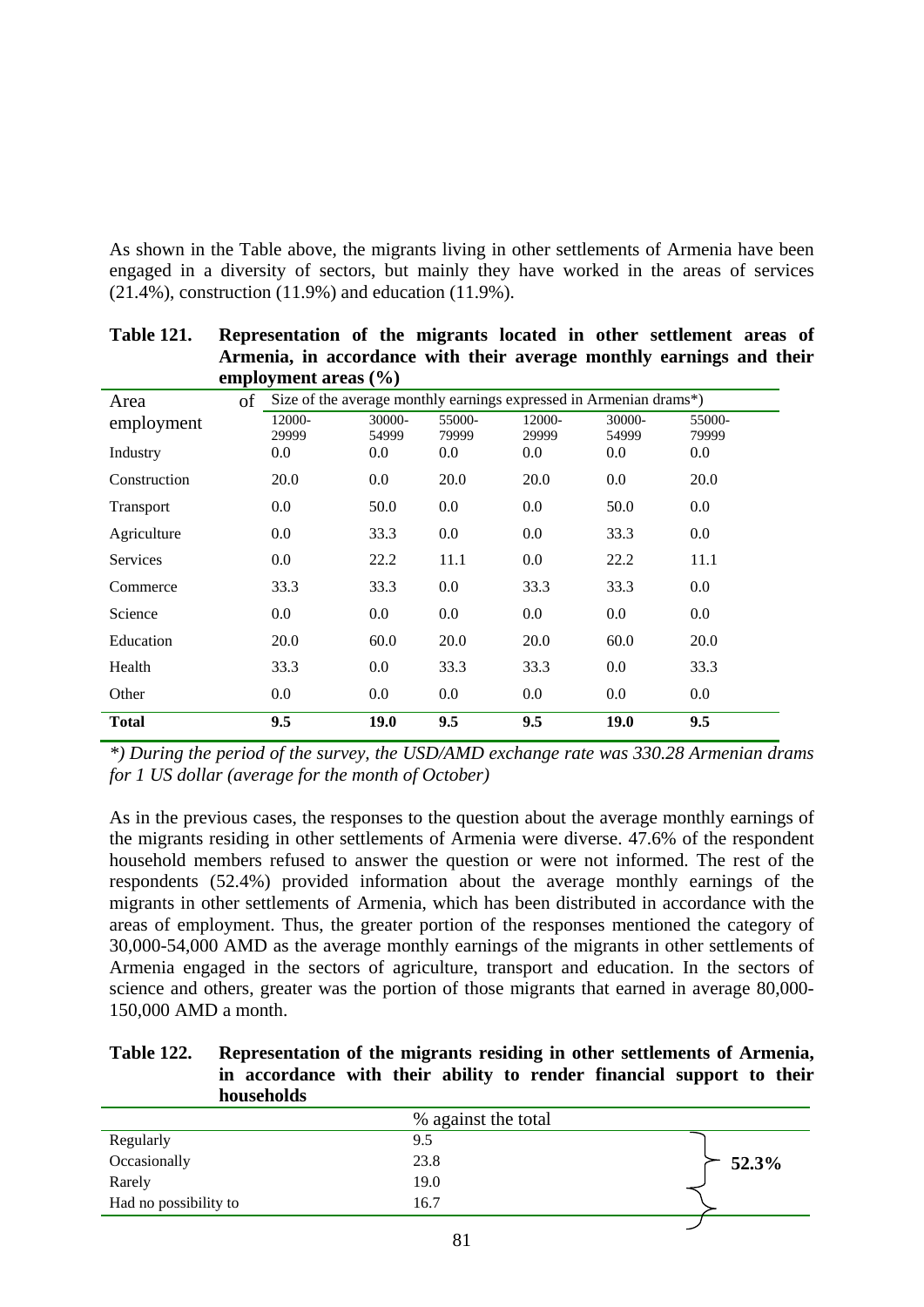As shown in the Table above, the migrants living in other settlements of Armenia have been engaged in a diversity of sectors, but mainly they have worked in the areas of services (21.4%), construction (11.9%) and education (11.9%).

**Table 121. Representation of the migrants located in other settlement areas of Armenia, in accordance with their average monthly earnings and their employment areas (%)**

| Area of employment | Size of the average monthly earnings expressed in Armenian drams*) | | | | | |
|---|---|---|---|---|---|---|
| | 12000-29999 | 30000-54999 | 55000-79999 | 12000-29999 | 30000-54999 | 55000-79999 |
| Industry | 0.0 | 0.0 | 0.0 | 0.0 | 0.0 | 0.0 |
| Construction | 20.0 | 0.0 | 20.0 | 20.0 | 0.0 | 20.0 |
| Transport | 0.0 | 50.0 | 0.0 | 0.0 | 50.0 | 0.0 |
| Agriculture | 0.0 | 33.3 | 0.0 | 0.0 | 33.3 | 0.0 |
| Services | 0.0 | 22.2 | 11.1 | 0.0 | 22.2 | 11.1 |
| Commerce | 33.3 | 33.3 | 0.0 | 33.3 | 33.3 | 0.0 |
| Science | 0.0 | 0.0 | 0.0 | 0.0 | 0.0 | 0.0 |
| Education | 20.0 | 60.0 | 20.0 | 20.0 | 60.0 | 20.0 |
| Health | 33.3 | 0.0 | 33.3 | 33.3 | 0.0 | 33.3 |
| Other | 0.0 | 0.0 | 0.0 | 0.0 | 0.0 | 0.0 |
| **Total** | **9.5** | **19.0** | **9.5** | **9.5** | **19.0** | **9.5** |

*\*) During the period of the survey, the USD/AMD exchange rate was 330.28 Armenian drams for 1 US dollar (average for the month of October)*

As in the previous cases, the responses to the question about the average monthly earnings of the migrants residing in other settlements of Armenia were diverse. 47.6% of the respondent household members refused to answer the question or were not informed. The rest of the respondents (52.4%) provided information about the average monthly earnings of the migrants in other settlements of Armenia, which has been distributed in accordance with the areas of employment. Thus, the greater portion of the responses mentioned the category of 30,000-54,000 AMD as the average monthly earnings of the migrants in other settlements of Armenia engaged in the sectors of agriculture, transport and education. In the sectors of science and others, greater was the portion of those migrants that earned in average 80,000-150,000 AMD a month.

**Table 122. Representation of the migrants residing in other settlements of Armenia, in accordance with their ability to render financial support to their households**

| | % against the total | |
|---|---|---|
| Regularly | 9.5 | **52.3%** |
| Occasionally | 23.8 | |
| Rarely | 19.0 | |
| Had no possibility to | 16.7 | |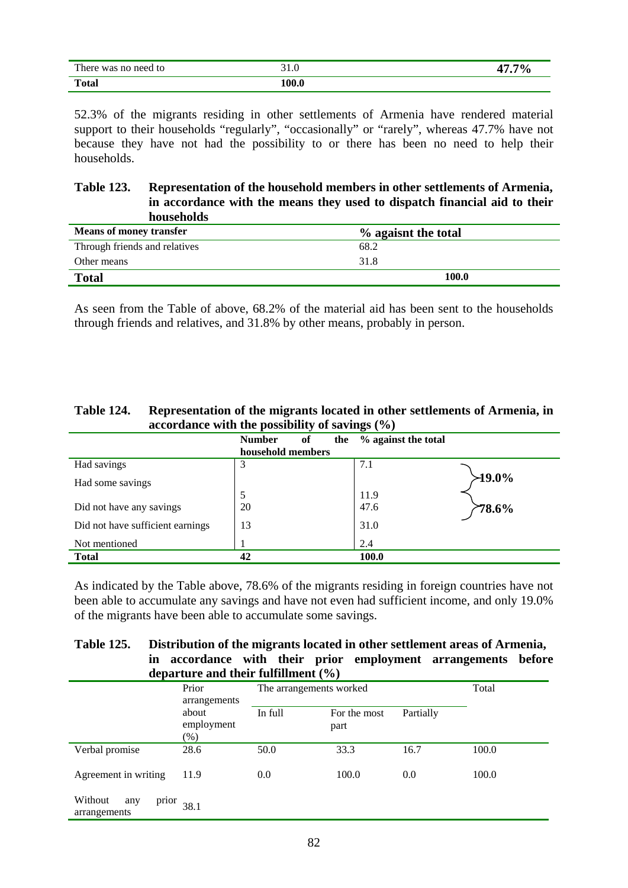| There was no need to | 31.0 | 47.7% |
|---|---|---|
| **Total** | **100.0** | |

52.3% of the migrants residing in other settlements of Armenia have rendered material support to their households "regularly", "occasionally" or "rarely", whereas 47.7% have not because they have not had the possibility to or there has been no need to help their households.

**Table 123. Representation of the household members in other settlements of Armenia, in accordance with the means they used to dispatch financial aid to their households**

| Means of money transfer | % agaisnt the total |
|---|---|
| Through friends and relatives | 68.2 |
| Other means | 31.8 |
| **Total** | **100.0** |

As seen from the Table of above, 68.2% of the material aid has been sent to the households through friends and relatives, and 31.8% by other means, probably in person.

**Table 124. Representation of the migrants located in other settlements of Armenia, in accordance with the possibility of savings (%)**

| | Number of the household members | % against the total | |
|---|---|---|---|
| Had savings | 3 | 7.1 | 19.0% |
| Had some savings | 5 | 11.9 | |
| Did not have any savings | 20 | 47.6 | 78.6% |
| Did not have sufficient earnings | 13 | 31.0 | |
| Not mentioned | 1 | 2.4 | |
| **Total** | **42** | **100.0** | |

As indicated by the Table above, 78.6% of the migrants residing in foreign countries have not been able to accumulate any savings and have not even had sufficient income, and only 19.0% of the migrants have been able to accumulate some savings.

**Table 125. Distribution of the migrants located in other settlement areas of Armenia, in accordance with their prior employment arrangements before departure and their fulfillment (%)**

| | Prior arrangements about employment (%) | The arrangements worked | | | Total |
|---|---|---|---|---|---|
| | | In full | For the most part | Partially | |
| Verbal promise | 28.6 | 50.0 | 33.3 | 16.7 | 100.0 |
| Agreement in writing | 11.9 | 0.0 | 100.0 | 0.0 | 100.0 |
| Without any prior arrangements | 38.1 | | | | |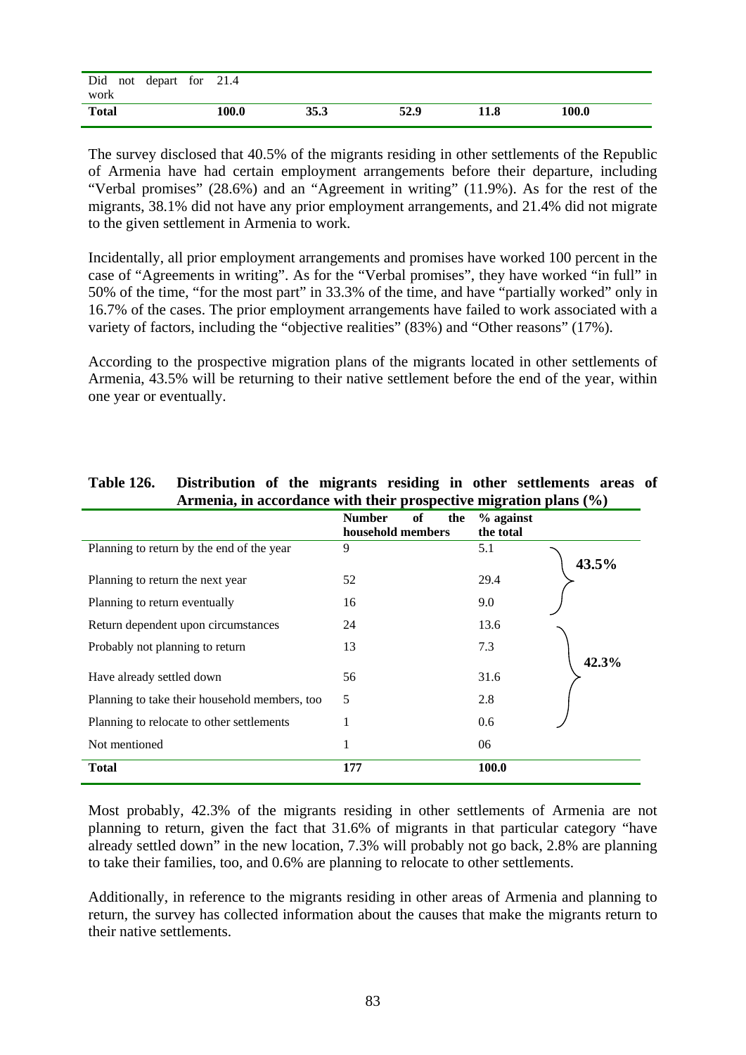| Did not depart for work | 21.4 | | | | |
|---|---|---|---|---|---|
| **Total** | **100.0** | **35.3** | **52.9** | **11.8** | **100.0** |

The survey disclosed that 40.5% of the migrants residing in other settlements of the Republic of Armenia have had certain employment arrangements before their departure, including "Verbal promises" (28.6%) and an "Agreement in writing" (11.9%). As for the rest of the migrants, 38.1% did not have any prior employment arrangements, and 21.4% did not migrate to the given settlement in Armenia to work.

Incidentally, all prior employment arrangements and promises have worked 100 percent in the case of "Agreements in writing". As for the "Verbal promises", they have worked "in full" in 50% of the time, "for the most part" in 33.3% of the time, and have "partially worked" only in 16.7% of the cases. The prior employment arrangements have failed to work associated with a variety of factors, including the "objective realities" (83%) and "Other reasons" (17%).

According to the prospective migration plans of the migrants located in other settlements of Armenia, 43.5% will be returning to their native settlement before the end of the year, within one year or eventually.

**Table 126. Distribution of the migrants residing in other settlements areas of Armenia, in accordance with their prospective migration plans (%)**

| | Number of the household members | % against the total | |
|---|---|---|---|
| Planning to return by the end of the year | 9 | 5.1 | **43.5%** |
| Planning to return the next year | 52 | 29.4 | |
| Planning to return eventually | 16 | 9.0 | |
| Return dependent upon circumstances | 24 | 13.6 | **42.3%** |
| Probably not planning to return | 13 | 7.3 | |
| Have already settled down | 56 | 31.6 | |
| Planning to take their household members, too | 5 | 2.8 | |
| Planning to relocate to other settlements | 1 | 0.6 | |
| Not mentioned | 1 | 06 | |
| **Total** | **177** | **100.0** | |

Most probably, 42.3% of the migrants residing in other settlements of Armenia are not planning to return, given the fact that 31.6% of migrants in that particular category "have already settled down" in the new location, 7.3% will probably not go back, 2.8% are planning to take their families, too, and 0.6% are planning to relocate to other settlements.

Additionally, in reference to the migrants residing in other areas of Armenia and planning to return, the survey has collected information about the causes that make the migrants return to their native settlements.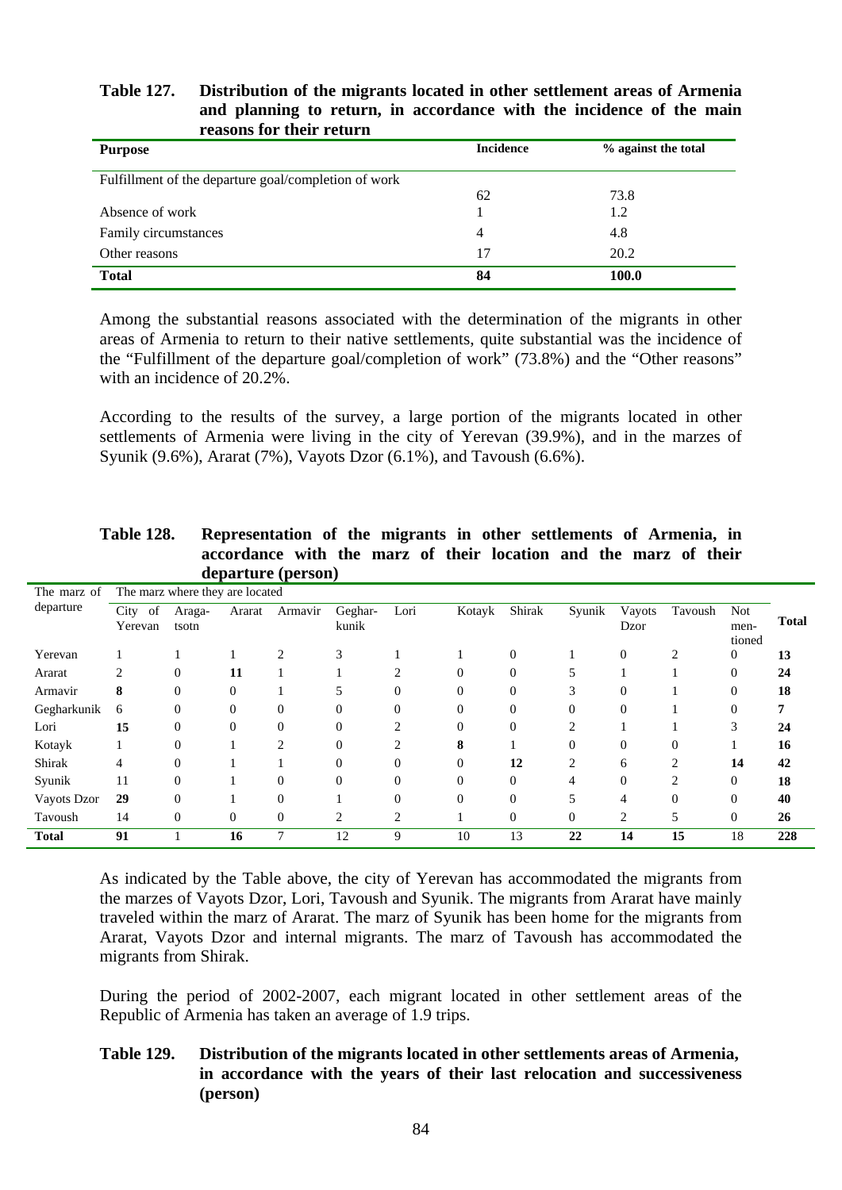**Table 127. Distribution of the migrants located in other settlement areas of Armenia and planning to return, in accordance with the incidence of the main reasons for their return**

| Purpose | Incidence | % against the total |
|---|---|---|
| Fulfillment of the departure goal/completion of work | 62 | 73.8 |
| Absence of work | 1 | 1.2 |
| Family circumstances | 4 | 4.8 |
| Other reasons | 17 | 20.2 |
| **Total** | **84** | **100.0** |

Among the substantial reasons associated with the determination of the migrants in other areas of Armenia to return to their native settlements, quite substantial was the incidence of the "Fulfillment of the departure goal/completion of work" (73.8%) and the "Other reasons" with an incidence of 20.2%.

According to the results of the survey, a large portion of the migrants located in other settlements of Armenia were living in the city of Yerevan (39.9%), and in the marzes of Syunik (9.6%), Ararat (7%), Vayots Dzor (6.1%), and Tavoush (6.6%).

**Table 128. Representation of the migrants in other settlements of Armenia, in accordance with the marz of their location and the marz of their departure (person)**

| The marz of departure | The marz where they are located | | | | | | | | | | | | |
|---|---|---|---|---|---|---|---|---|---|---|---|---|---|
| | City of Yerevan | Aragatsotn | Ararat | Armavir | Gegharkunik | Lori | Kotayk | Shirak | Syunik | Vayots Dzor | Tavoush | Not mentioned | **Total** |
| Yerevan | 1 | 1 | 1 | 2 | 3 | 1 | 1 | 0 | 1 | 0 | 2 | 0 | **13** |
| Ararat | 2 | 0 | **11** | 1 | 1 | 2 | 0 | 0 | 5 | 1 | 1 | 0 | **24** |
| Armavir | **8** | 0 | 0 | 1 | 5 | 0 | 0 | 0 | 3 | 0 | 1 | 0 | **18** |
| Gegharkunik | 6 | 0 | 0 | 0 | 0 | 0 | 0 | 0 | 0 | 0 | 1 | 0 | **7** |
| Lori | **15** | 0 | 0 | 0 | 0 | 2 | 0 | 0 | 2 | 1 | 1 | 3 | **24** |
| Kotayk | 1 | 0 | 1 | 2 | 0 | 2 | **8** | 1 | 0 | 0 | 0 | 1 | **16** |
| Shirak | 4 | 0 | 1 | 1 | 0 | 0 | 0 | **12** | 2 | 6 | 2 | **14** | **42** |
| Syunik | 11 | 0 | 1 | 0 | 0 | 0 | 0 | 0 | 4 | 0 | 2 | 0 | **18** |
| Vayots Dzor | **29** | 0 | 1 | 0 | 1 | 0 | 0 | 0 | 5 | 4 | 0 | 0 | **40** |
| Tavoush | 14 | 0 | 0 | 0 | 2 | 2 | 1 | 0 | 0 | 2 | 5 | 0 | **26** |
| **Total** | **91** | 1 | **16** | 7 | 12 | 9 | 10 | 13 | **22** | **14** | **15** | 18 | **228** |

As indicated by the Table above, the city of Yerevan has accommodated the migrants from the marzes of Vayots Dzor, Lori, Tavoush and Syunik. The migrants from Ararat have mainly traveled within the marz of Ararat. The marz of Syunik has been home for the migrants from Ararat, Vayots Dzor and internal migrants. The marz of Tavoush has accommodated the migrants from Shirak.

During the period of 2002-2007, each migrant located in other settlement areas of the Republic of Armenia has taken an average of 1.9 trips.

**Table 129. Distribution of the migrants located in other settlements areas of Armenia, in accordance with the years of their last relocation and successiveness (person)**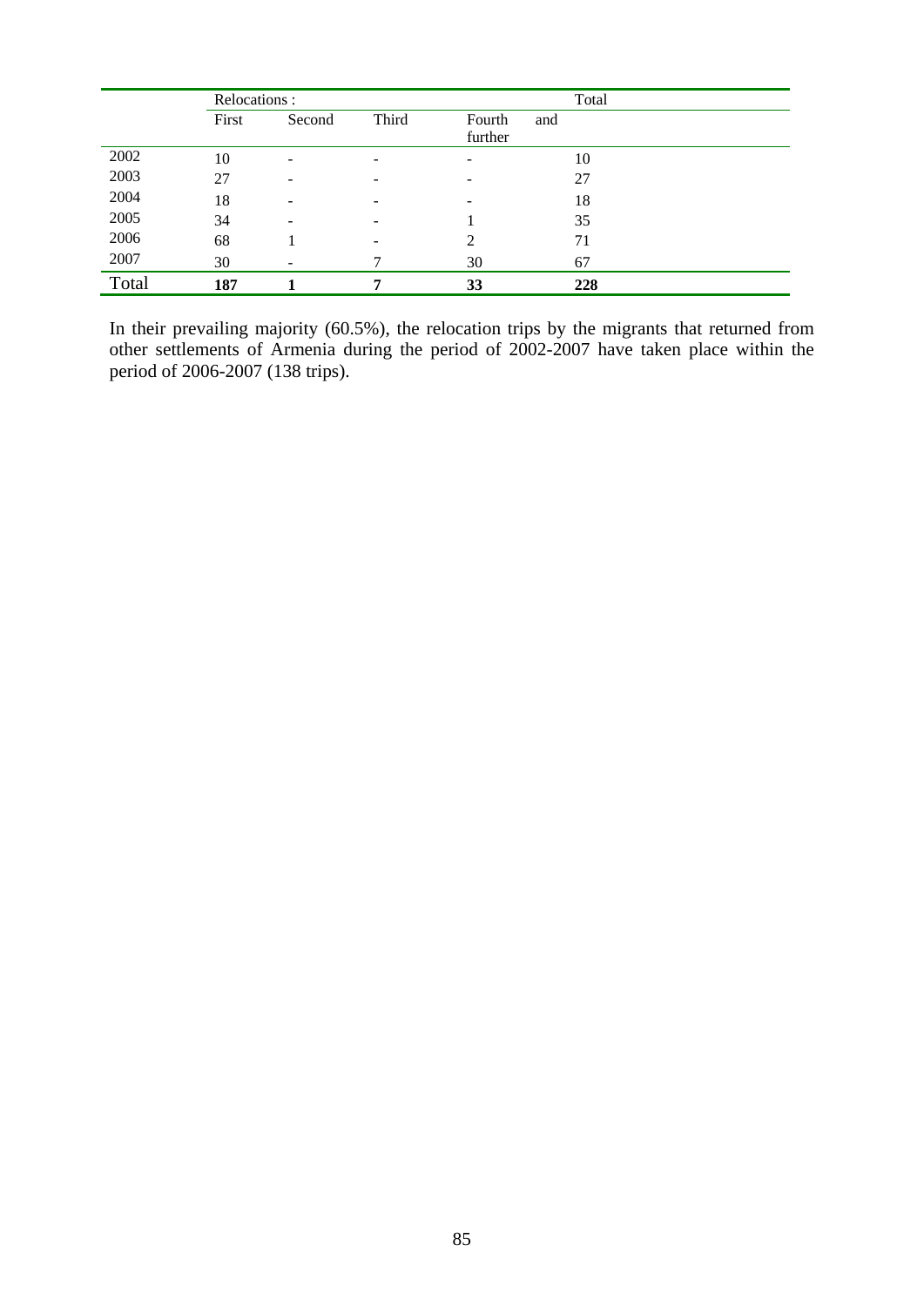| | Relocations : | | | | Total |
|---|---|---|---|---|---|
| | First | Second | Third | Fourth and further | |
| 2002 | 10 | - | - | - | 10 |
| 2003 | 27 | - | - | - | 27 |
| 2004 | 18 | - | - | - | 18 |
| 2005 | 34 | - | - | 1 | 35 |
| 2006 | 68 | 1 | - | 2 | 71 |
| 2007 | 30 | - | 7 | 30 | 67 |
| Total | **187** | **1** | **7** | **33** | **228** |

In their prevailing majority (60.5%), the relocation trips by the migrants that returned from other settlements of Armenia during the period of 2002-2007 have taken place within the period of 2006-2007 (138 trips).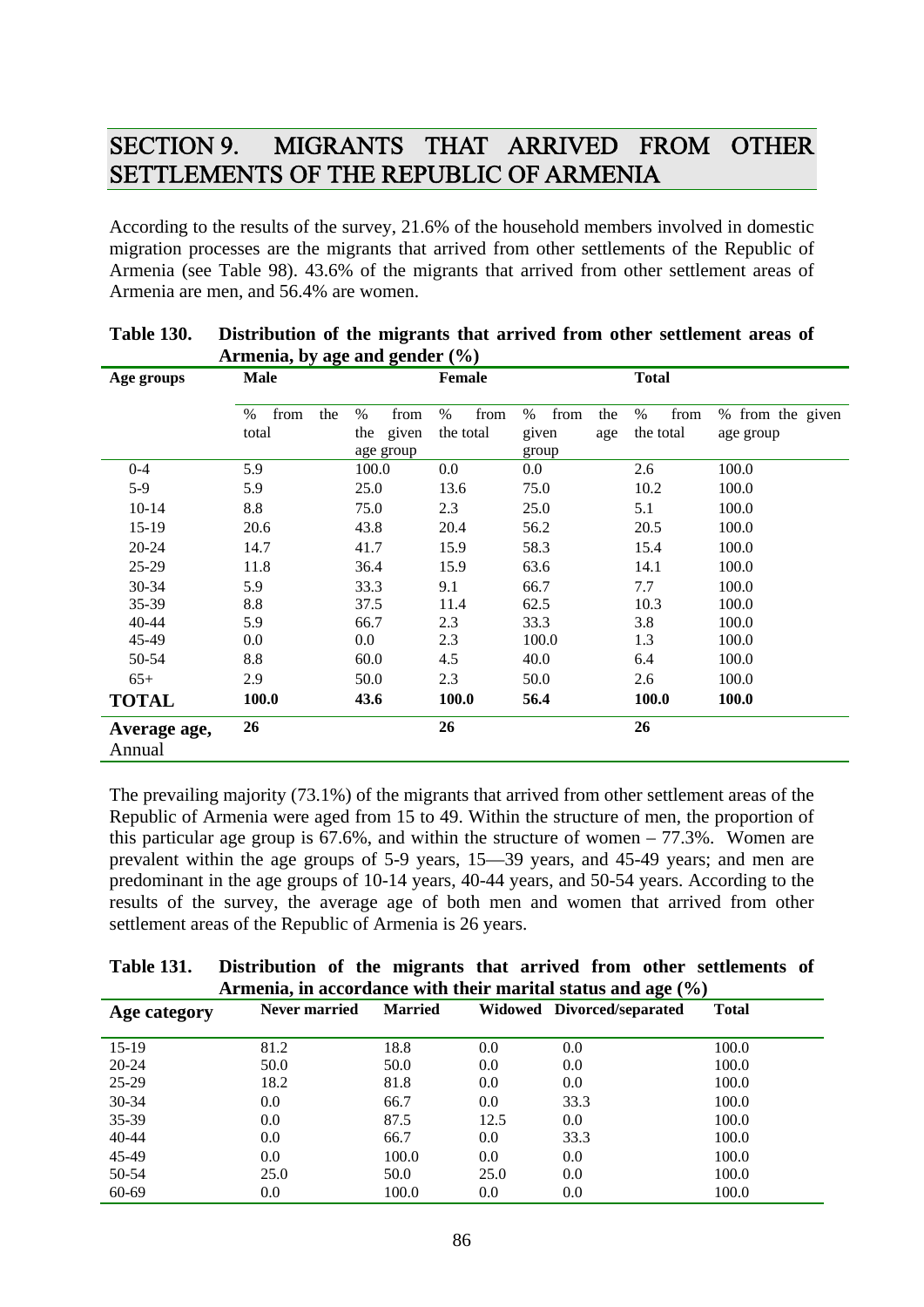# SECTION 9. MIGRANTS THAT ARRIVED FROM OTHER SETTLEMENTS OF THE REPUBLIC OF ARMENIA

According to the results of the survey, 21.6% of the household members involved in domestic migration processes are the migrants that arrived from other settlements of the Republic of Armenia (see Table 98). 43.6% of the migrants that arrived from other settlement areas of Armenia are men, and 56.4% are women.

**Table 130. Distribution of the migrants that arrived from other settlement areas of Armenia, by age and gender (%)**

| Age groups | Male | | Female | | Total | |
|---|---|---|---|---|---|---|
| | % from the total | % from the given age group | % from the total | % from the given age group | % from the total | % from the given age group |
| 0-4 | 5.9 | 100.0 | 0.0 | 0.0 | 2.6 | 100.0 |
| 5-9 | 5.9 | 25.0 | 13.6 | 75.0 | 10.2 | 100.0 |
| 10-14 | 8.8 | 75.0 | 2.3 | 25.0 | 5.1 | 100.0 |
| 15-19 | 20.6 | 43.8 | 20.4 | 56.2 | 20.5 | 100.0 |
| 20-24 | 14.7 | 41.7 | 15.9 | 58.3 | 15.4 | 100.0 |
| 25-29 | 11.8 | 36.4 | 15.9 | 63.6 | 14.1 | 100.0 |
| 30-34 | 5.9 | 33.3 | 9.1 | 66.7 | 7.7 | 100.0 |
| 35-39 | 8.8 | 37.5 | 11.4 | 62.5 | 10.3 | 100.0 |
| 40-44 | 5.9 | 66.7 | 2.3 | 33.3 | 3.8 | 100.0 |
| 45-49 | 0.0 | 0.0 | 2.3 | 100.0 | 1.3 | 100.0 |
| 50-54 | 8.8 | 60.0 | 4.5 | 40.0 | 6.4 | 100.0 |
| 65+ | 2.9 | 50.0 | 2.3 | 50.0 | 2.6 | 100.0 |
| **TOTAL** | **100.0** | **43.6** | **100.0** | **56.4** | **100.0** | **100.0** |
| **Average age,** Annual | **26** | | **26** | | **26** | |

The prevailing majority (73.1%) of the migrants that arrived from other settlement areas of the Republic of Armenia were aged from 15 to 49. Within the structure of men, the proportion of this particular age group is 67.6%, and within the structure of women – 77.3%. Women are prevalent within the age groups of 5-9 years, 15—39 years, and 45-49 years; and men are predominant in the age groups of 10-14 years, 40-44 years, and 50-54 years. According to the results of the survey, the average age of both men and women that arrived from other settlement areas of the Republic of Armenia is 26 years.

**Table 131. Distribution of the migrants that arrived from other settlements of Armenia, in accordance with their marital status and age (%)**

| Age category | Never married | Married | Widowed | Divorced/separated | Total |
|---|---|---|---|---|---|
| 15-19 | 81.2 | 18.8 | 0.0 | 0.0 | 100.0 |
| 20-24 | 50.0 | 50.0 | 0.0 | 0.0 | 100.0 |
| 25-29 | 18.2 | 81.8 | 0.0 | 0.0 | 100.0 |
| 30-34 | 0.0 | 66.7 | 0.0 | 33.3 | 100.0 |
| 35-39 | 0.0 | 87.5 | 12.5 | 0.0 | 100.0 |
| 40-44 | 0.0 | 66.7 | 0.0 | 33.3 | 100.0 |
| 45-49 | 0.0 | 100.0 | 0.0 | 0.0 | 100.0 |
| 50-54 | 25.0 | 50.0 | 25.0 | 0.0 | 100.0 |
| 60-69 | 0.0 | 100.0 | 0.0 | 0.0 | 100.0 |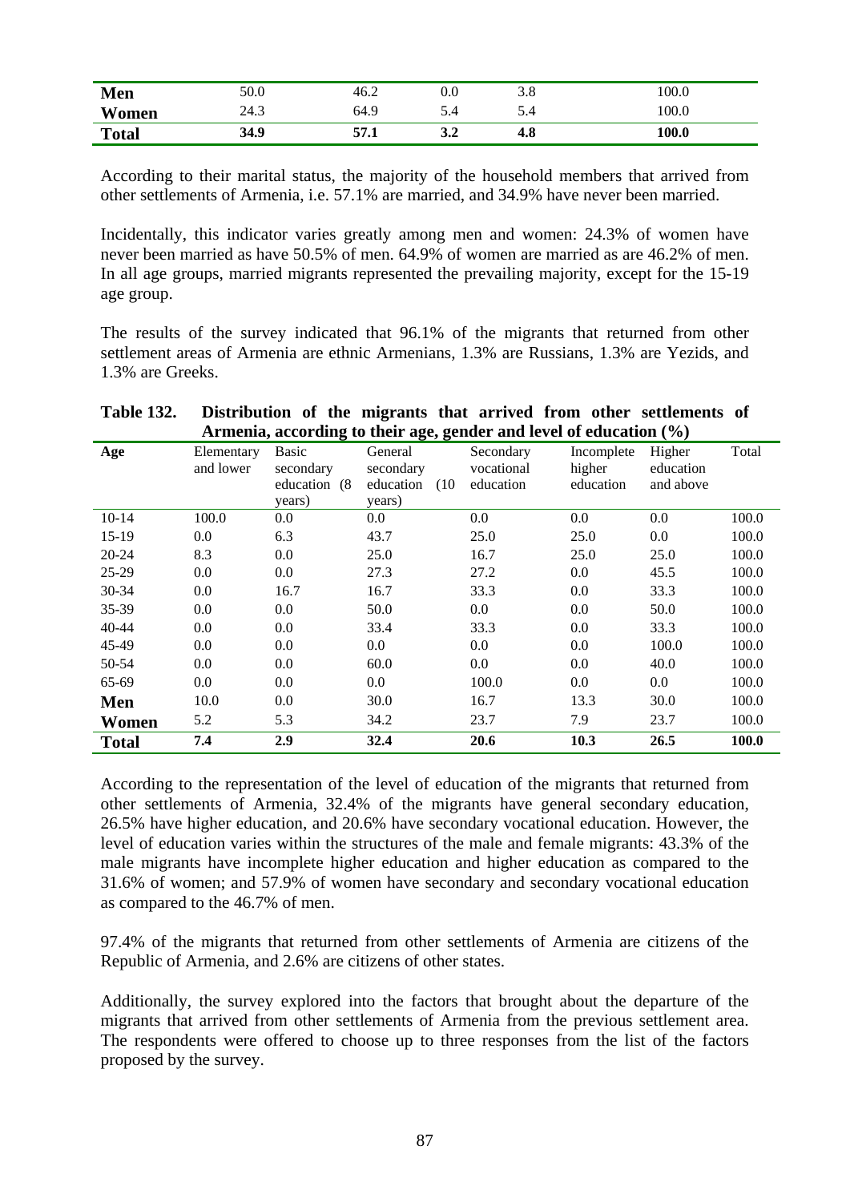| | | | | | |
|---|---|---|---|---|---|
| **Men** | 50.0 | 46.2 | 0.0 | 3.8 | 100.0 |
| **Women** | 24.3 | 64.9 | 5.4 | 5.4 | 100.0 |
| **Total** | **34.9** | **57.1** | **3.2** | **4.8** | **100.0** |

According to their marital status, the majority of the household members that arrived from other settlements of Armenia, i.e. 57.1% are married, and 34.9% have never been married.

Incidentally, this indicator varies greatly among men and women: 24.3% of women have never been married as have 50.5% of men. 64.9% of women are married as are 46.2% of men. In all age groups, married migrants represented the prevailing majority, except for the 15-19 age group.

The results of the survey indicated that 96.1% of the migrants that returned from other settlement areas of Armenia are ethnic Armenians, 1.3% are Russians, 1.3% are Yezids, and 1.3% are Greeks.

**Table 132. Distribution of the migrants that arrived from other settlements of Armenia, according to their age, gender and level of education (%)**

| Age | Elementary and lower | Basic secondary education (8 years) | General secondary education (10 years) | Secondary vocational education | Incomplete higher education | Higher education and above | Total |
|---|---|---|---|---|---|---|---|
| 10-14 | 100.0 | 0.0 | 0.0 | 0.0 | 0.0 | 0.0 | 100.0 |
| 15-19 | 0.0 | 6.3 | 43.7 | 25.0 | 25.0 | 0.0 | 100.0 |
| 20-24 | 8.3 | 0.0 | 25.0 | 16.7 | 25.0 | 25.0 | 100.0 |
| 25-29 | 0.0 | 0.0 | 27.3 | 27.2 | 0.0 | 45.5 | 100.0 |
| 30-34 | 0.0 | 16.7 | 16.7 | 33.3 | 0.0 | 33.3 | 100.0 |
| 35-39 | 0.0 | 0.0 | 50.0 | 0.0 | 0.0 | 50.0 | 100.0 |
| 40-44 | 0.0 | 0.0 | 33.4 | 33.3 | 0.0 | 33.3 | 100.0 |
| 45-49 | 0.0 | 0.0 | 0.0 | 0.0 | 0.0 | 100.0 | 100.0 |
| 50-54 | 0.0 | 0.0 | 60.0 | 0.0 | 0.0 | 40.0 | 100.0 |
| 65-69 | 0.0 | 0.0 | 0.0 | 100.0 | 0.0 | 0.0 | 100.0 |
| **Men** | 10.0 | 0.0 | 30.0 | 16.7 | 13.3 | 30.0 | 100.0 |
| **Women** | 5.2 | 5.3 | 34.2 | 23.7 | 7.9 | 23.7 | 100.0 |
| **Total** | **7.4** | **2.9** | **32.4** | **20.6** | **10.3** | **26.5** | **100.0** |

According to the representation of the level of education of the migrants that returned from other settlements of Armenia, 32.4% of the migrants have general secondary education, 26.5% have higher education, and 20.6% have secondary vocational education. However, the level of education varies within the structures of the male and female migrants: 43.3% of the male migrants have incomplete higher education and higher education as compared to the 31.6% of women; and 57.9% of women have secondary and secondary vocational education as compared to the 46.7% of men.

97.4% of the migrants that returned from other settlements of Armenia are citizens of the Republic of Armenia, and 2.6% are citizens of other states.

Additionally, the survey explored into the factors that brought about the departure of the migrants that arrived from other settlements of Armenia from the previous settlement area. The respondents were offered to choose up to three responses from the list of the factors proposed by the survey.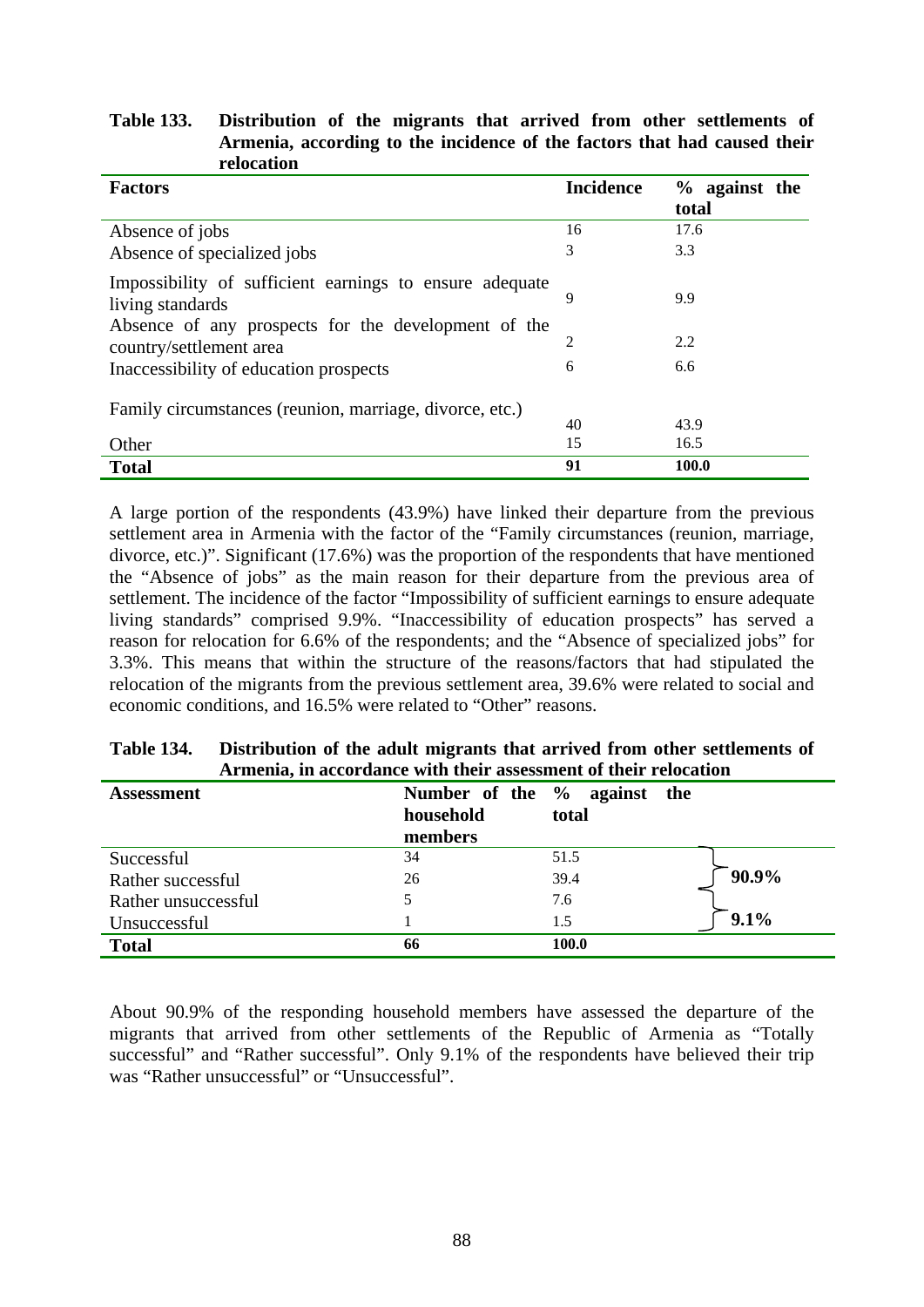**Table 133. Distribution of the migrants that arrived from other settlements of Armenia, according to the incidence of the factors that had caused their relocation**

| Factors | Incidence | % against the total |
|---|---|---|
| Absence of jobs | 16 | 17.6 |
| Absence of specialized jobs | 3 | 3.3 |
| Impossibility of sufficient earnings to ensure adequate living standards | 9 | 9.9 |
| Absence of any prospects for the development of the country/settlement area | 2 | 2.2 |
| Inaccessibility of education prospects | 6 | 6.6 |
| Family circumstances (reunion, marriage, divorce, etc.) | 40 | 43.9 |
| Other | 15 | 16.5 |
| **Total** | **91** | **100.0** |

A large portion of the respondents (43.9%) have linked their departure from the previous settlement area in Armenia with the factor of the "Family circumstances (reunion, marriage, divorce, etc.)". Significant (17.6%) was the proportion of the respondents that have mentioned the "Absence of jobs" as the main reason for their departure from the previous area of settlement. The incidence of the factor "Impossibility of sufficient earnings to ensure adequate living standards" comprised 9.9%. "Inaccessibility of education prospects" has served a reason for relocation for 6.6% of the respondents; and the "Absence of specialized jobs" for 3.3%. This means that within the structure of the reasons/factors that had stipulated the relocation of the migrants from the previous settlement area, 39.6% were related to social and economic conditions, and 16.5% were related to "Other" reasons.

**Table 134. Distribution of the adult migrants that arrived from other settlements of Armenia, in accordance with their assessment of their relocation**

| Assessment | Number of the household members | % against the total | |
|---|---|---|---|
| Successful | 34 | 51.5 | **90.9%** |
| Rather successful | 26 | 39.4 | |
| Rather unsuccessful | 5 | 7.6 | **9.1%** |
| Unsuccessful | 1 | 1.5 | |
| **Total** | **66** | **100.0** | |

About 90.9% of the responding household members have assessed the departure of the migrants that arrived from other settlements of the Republic of Armenia as "Totally successful" and "Rather successful". Only 9.1% of the respondents have believed their trip was "Rather unsuccessful" or "Unsuccessful".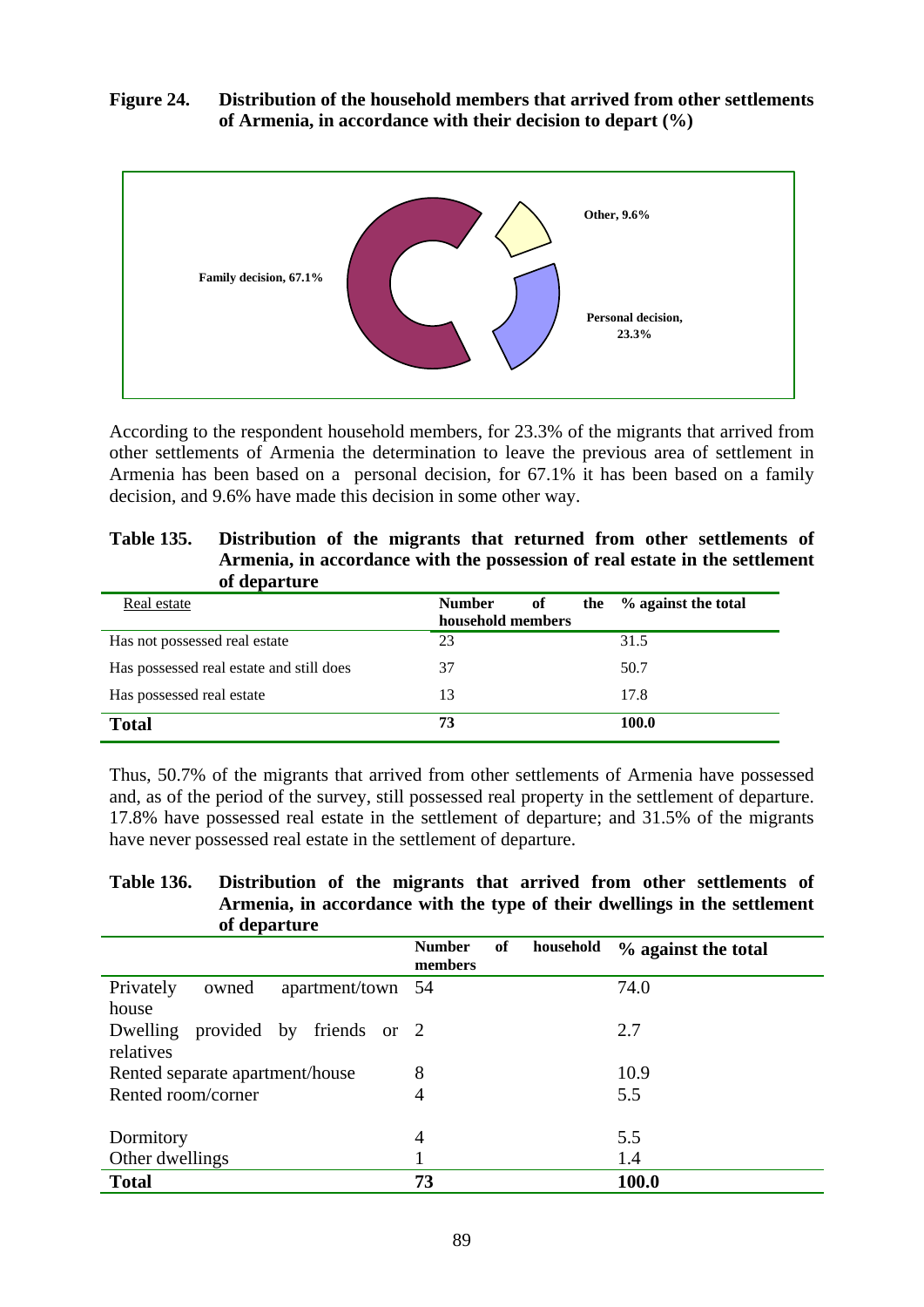**Figure 24. Distribution of the household members that arrived from other settlements of Armenia, in accordance with their decision to depart (%)**

Family decision, 67.1%

Other, 9.6%

Personal decision, 23.3%

According to the respondent household members, for 23.3% of the migrants that arrived from other settlements of Armenia the determination to leave the previous area of settlement in Armenia has been based on a personal decision, for 67.1% it has been based on a family decision, and 9.6% have made this decision in some other way.

**Table 135. Distribution of the migrants that returned from other settlements of Armenia, in accordance with the possession of real estate in the settlement of departure**

| Real estate | Number of the household members | % against the total |
|---|---|---|
| Has not possessed real estate | 23 | 31.5 |
| Has possessed real estate and still does | 37 | 50.7 |
| Has possessed real estate | 13 | 17.8 |
| **Total** | **73** | **100.0** |

Thus, 50.7% of the migrants that arrived from other settlements of Armenia have possessed and, as of the period of the survey, still possessed real property in the settlement of departure. 17.8% have possessed real estate in the settlement of departure; and 31.5% of the migrants have never possessed real estate in the settlement of departure.

**Table 136. Distribution of the migrants that arrived from other settlements of Armenia, in accordance with the type of their dwellings in the settlement of departure**

| | Number of household members | % against the total |
|---|---|---|
| Privately owned apartment/town house | 54 | 74.0 |
| Dwelling provided by friends or relatives | 2 | 2.7 |
| Rented separate apartment/house | 8 | 10.9 |
| Rented room/corner | 4 | 5.5 |
| Dormitory | 4 | 5.5 |
| Other dwellings | 1 | 1.4 |
| **Total** | **73** | **100.0** |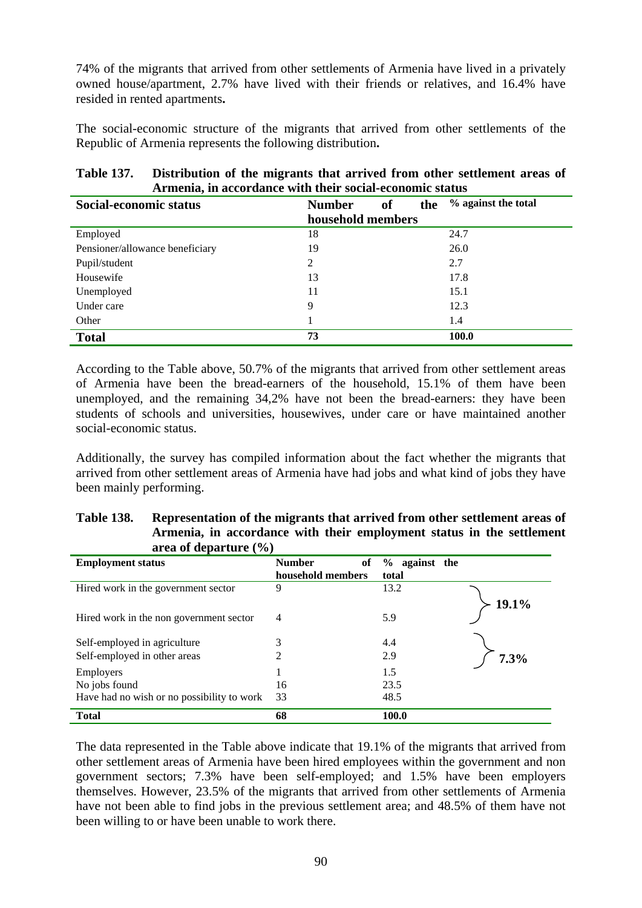74% of the migrants that arrived from other settlements of Armenia have lived in a privately owned house/apartment, 2.7% have lived with their friends or relatives, and 16.4% have resided in rented apartments**.**

The social-economic structure of the migrants that arrived from other settlements of the Republic of Armenia represents the following distribution**.**

**Table 137. Distribution of the migrants that arrived from other settlement areas of Armenia, in accordance with their social-economic status**

| Social-economic status | Number of the household members | % against the total |
|---|---|---|
| Employed | 18 | 24.7 |
| Pensioner/allowance beneficiary | 19 | 26.0 |
| Pupil/student | 2 | 2.7 |
| Housewife | 13 | 17.8 |
| Unemployed | 11 | 15.1 |
| Under care | 9 | 12.3 |
| Other | 1 | 1.4 |
| **Total** | **73** | **100.0** |

According to the Table above, 50.7% of the migrants that arrived from other settlement areas of Armenia have been the bread-earners of the household, 15.1% of them have been unemployed, and the remaining 34,2% have not been the bread-earners: they have been students of schools and universities, housewives, under care or have maintained another social-economic status.

Additionally, the survey has compiled information about the fact whether the migrants that arrived from other settlement areas of Armenia have had jobs and what kind of jobs they have been mainly performing.

**Table 138. Representation of the migrants that arrived from other settlement areas of Armenia, in accordance with their employment status in the settlement area of departure (%)**

| Employment status | Number of household members | % against the total | |
|---|---|---|---|
| Hired work in the government sector | 9 | 13.2 | 19.1% |
| Hired work in the non government sector | 4 | 5.9 | |
| Self-employed in agriculture | 3 | 4.4 | 7.3% |
| Self-employed in other areas | 2 | 2.9 | |
| Employers | 1 | 1.5 | |
| No jobs found | 16 | 23.5 | |
| Have had no wish or no possibility to work | 33 | 48.5 | |
| **Total** | **68** | **100.0** | |

The data represented in the Table above indicate that 19.1% of the migrants that arrived from other settlement areas of Armenia have been hired employees within the government and non government sectors; 7.3% have been self-employed; and 1.5% have been employers themselves. However, 23.5% of the migrants that arrived from other settlements of Armenia have not been able to find jobs in the previous settlement area; and 48.5% of them have not been willing to or have been unable to work there.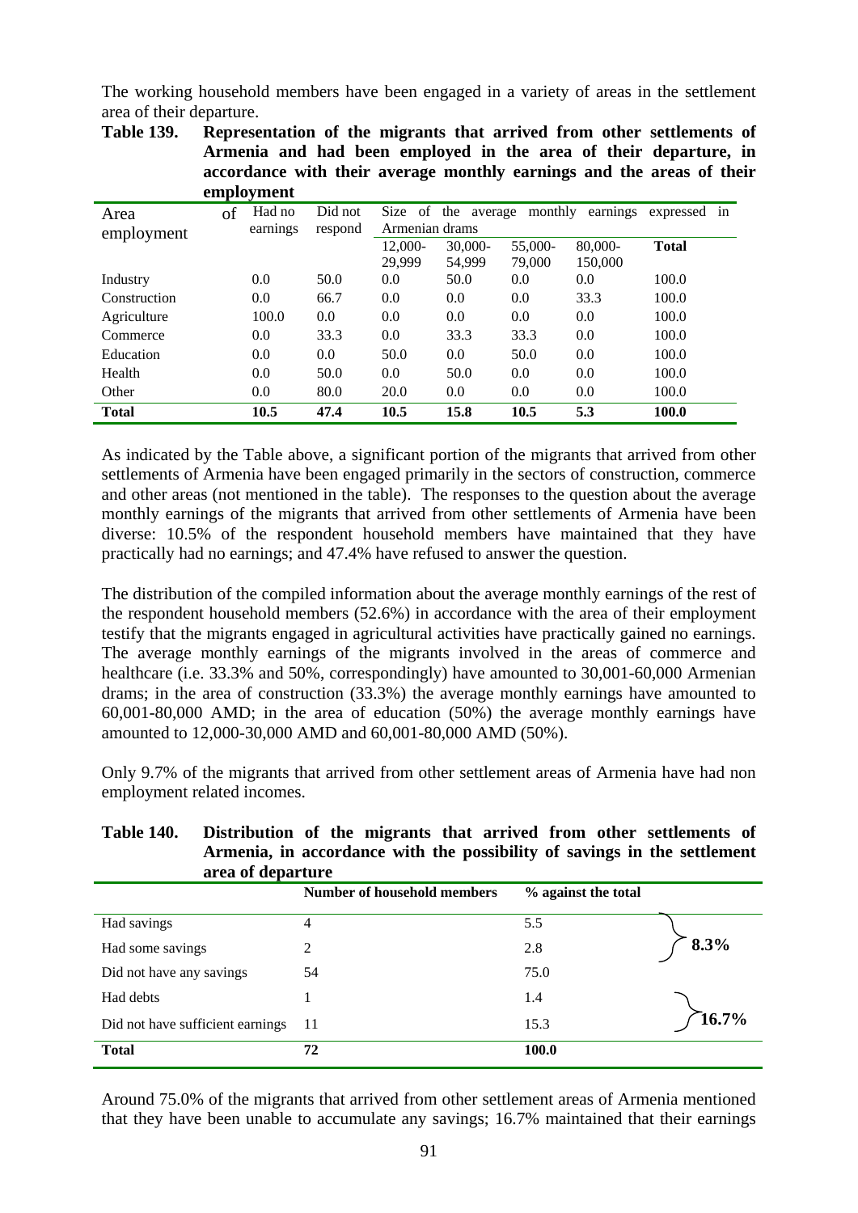The working household members have been engaged in a variety of areas in the settlement area of their departure.

**Table 139. Representation of the migrants that arrived from other settlements of Armenia and had been employed in the area of their departure, in accordance with their average monthly earnings and the areas of their employment**

| Area of employment | Had no earnings | Did not respond | Size of the average monthly earnings expressed in Armenian drams | | | | |
|---|---|---|---|---|---|---|---|
| | | | 12,000-29,999 | 30,000-54,999 | 55,000-79,000 | 80,000-150,000 | **Total** |
| Industry | 0.0 | 50.0 | 0.0 | 50.0 | 0.0 | 0.0 | 100.0 |
| Construction | 0.0 | 66.7 | 0.0 | 0.0 | 0.0 | 33.3 | 100.0 |
| Agriculture | 100.0 | 0.0 | 0.0 | 0.0 | 0.0 | 0.0 | 100.0 |
| Commerce | 0.0 | 33.3 | 0.0 | 33.3 | 33.3 | 0.0 | 100.0 |
| Education | 0.0 | 0.0 | 50.0 | 0.0 | 50.0 | 0.0 | 100.0 |
| Health | 0.0 | 50.0 | 0.0 | 50.0 | 0.0 | 0.0 | 100.0 |
| Other | 0.0 | 80.0 | 20.0 | 0.0 | 0.0 | 0.0 | 100.0 |
| **Total** | **10.5** | **47.4** | **10.5** | **15.8** | **10.5** | **5.3** | **100.0** |

As indicated by the Table above, a significant portion of the migrants that arrived from other settlements of Armenia have been engaged primarily in the sectors of construction, commerce and other areas (not mentioned in the table). The responses to the question about the average monthly earnings of the migrants that arrived from other settlements of Armenia have been diverse: 10.5% of the respondent household members have maintained that they have practically had no earnings; and 47.4% have refused to answer the question.

The distribution of the compiled information about the average monthly earnings of the rest of the respondent household members (52.6%) in accordance with the area of their employment testify that the migrants engaged in agricultural activities have practically gained no earnings. The average monthly earnings of the migrants involved in the areas of commerce and healthcare (i.e. 33.3% and 50%, correspondingly) have amounted to 30,001-60,000 Armenian drams; in the area of construction (33.3%) the average monthly earnings have amounted to 60,001-80,000 AMD; in the area of education (50%) the average monthly earnings have amounted to 12,000-30,000 AMD and 60,001-80,000 AMD (50%).

Only 9.7% of the migrants that arrived from other settlement areas of Armenia have had non employment related incomes.

**Table 140. Distribution of the migrants that arrived from other settlements of Armenia, in accordance with the possibility of savings in the settlement area of departure**

| | Number of household members | % against the total | |
|---|---|---|---|
| Had savings | 4 | 5.5 | **8.3%** |
| Had some savings | 2 | 2.8 | |
| Did not have any savings | 54 | 75.0 | |
| Had debts | 1 | 1.4 | **16.7%** |
| Did not have sufficient earnings | 11 | 15.3 | |
| **Total** | **72** | **100.0** | |

Around 75.0% of the migrants that arrived from other settlement areas of Armenia mentioned that they have been unable to accumulate any savings; 16.7% maintained that their earnings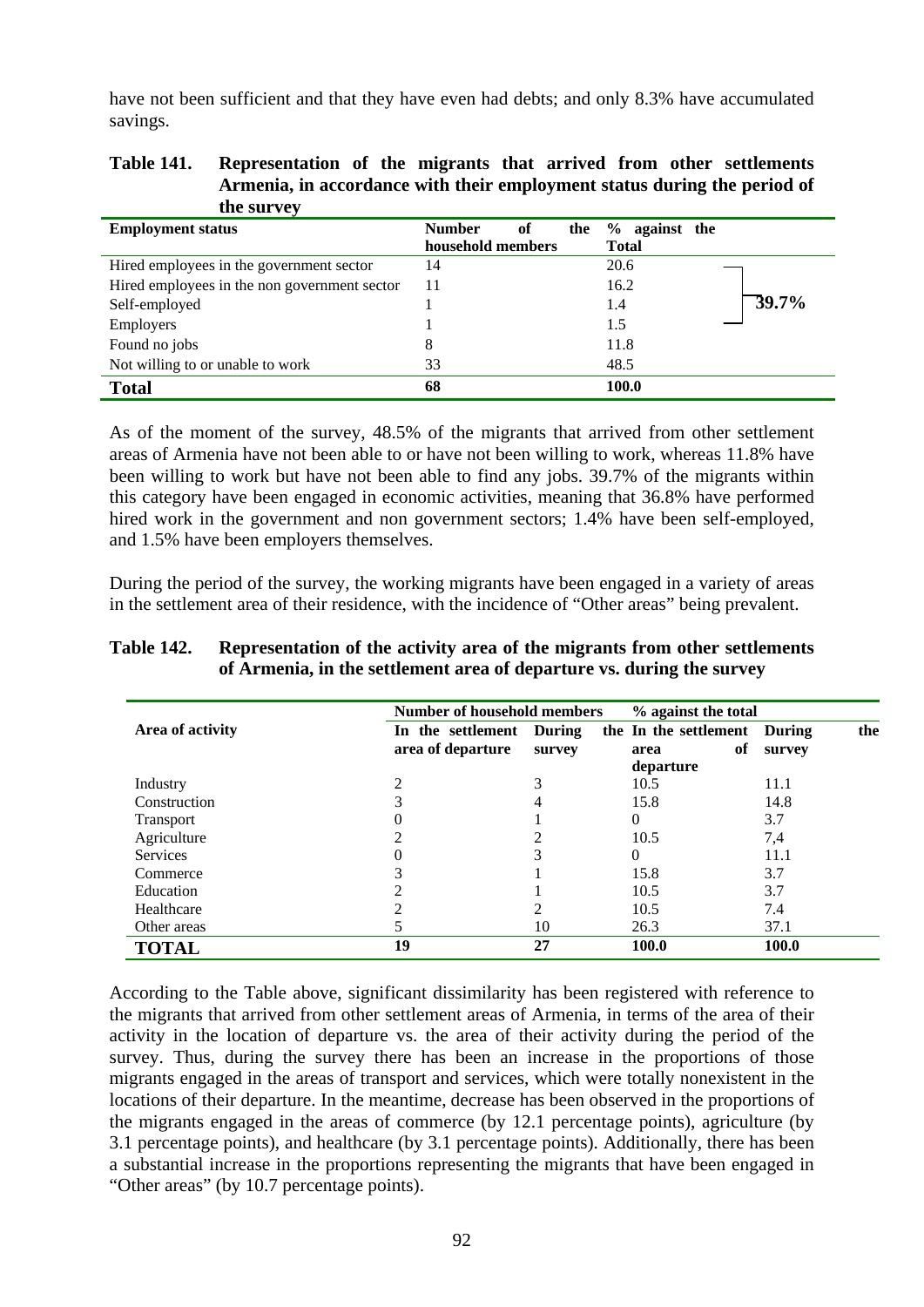have not been sufficient and that they have even had debts; and only 8.3% have accumulated savings.

**Table 141. Representation of the migrants that arrived from other settlements Armenia, in accordance with their employment status during the period of the survey**

| Employment status | Number of the household members | % against the Total | |
|---|---|---|---|
| Hired employees in the government sector | 14 | 20.6 | 39.7% |
| Hired employees in the non government sector | 11 | 16.2 | |
| Self-employed | 1 | 1.4 | |
| Employers | 1 | 1.5 | |
| Found no jobs | 8 | 11.8 | |
| Not willing to or unable to work | 33 | 48.5 | |
| **Total** | **68** | **100.0** | |

As of the moment of the survey, 48.5% of the migrants that arrived from other settlement areas of Armenia have not been able to or have not been willing to work, whereas 11.8% have been willing to work but have not been able to find any jobs. 39.7% of the migrants within this category have been engaged in economic activities, meaning that 36.8% have performed hired work in the government and non government sectors; 1.4% have been self-employed, and 1.5% have been employers themselves.

During the period of the survey, the working migrants have been engaged in a variety of areas in the settlement area of their residence, with the incidence of "Other areas" being prevalent.

**Table 142. Representation of the activity area of the migrants from other settlements of Armenia, in the settlement area of departure vs. during the survey**

| Area of activity | Number of household members | | % against the total | |
|---|---|---|---|---|
| | In the settlement area of departure | During the survey | In the settlement area of departure | During the survey |
| Industry | 2 | 3 | 10.5 | 11.1 |
| Construction | 3 | 4 | 15.8 | 14.8 |
| Transport | 0 | 1 | 0 | 3.7 |
| Agriculture | 2 | 2 | 10.5 | 7,4 |
| Services | 0 | 3 | 0 | 11.1 |
| Commerce | 3 | 1 | 15.8 | 3.7 |
| Education | 2 | 1 | 10.5 | 3.7 |
| Healthcare | 2 | 2 | 10.5 | 7.4 |
| Other areas | 5 | 10 | 26.3 | 37.1 |
| **TOTAL** | **19** | **27** | **100.0** | **100.0** |

According to the Table above, significant dissimilarity has been registered with reference to the migrants that arrived from other settlement areas of Armenia, in terms of the area of their activity in the location of departure vs. the area of their activity during the period of the survey. Thus, during the survey there has been an increase in the proportions of those migrants engaged in the areas of transport and services, which were totally nonexistent in the locations of their departure. In the meantime, decrease has been observed in the proportions of the migrants engaged in the areas of commerce (by 12.1 percentage points), agriculture (by 3.1 percentage points), and healthcare (by 3.1 percentage points). Additionally, there has been a substantial increase in the proportions representing the migrants that have been engaged in "Other areas" (by 10.7 percentage points).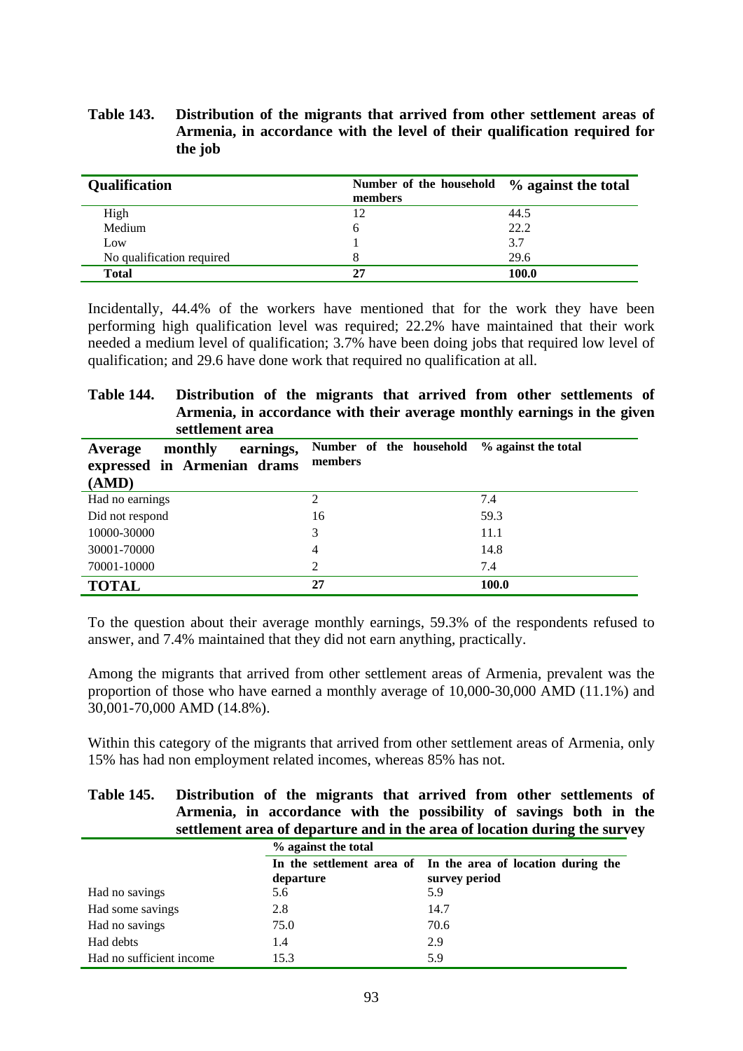**Table 143. Distribution of the migrants that arrived from other settlement areas of Armenia, in accordance with the level of their qualification required for the job**

| Qualification | Number of the household members | % against the total |
|---|---|---|
| High | 12 | 44.5 |
| Medium | 6 | 22.2 |
| Low | 1 | 3.7 |
| No qualification required | 8 | 29.6 |
| **Total** | **27** | **100.0** |

Incidentally, 44.4% of the workers have mentioned that for the work they have been performing high qualification level was required; 22.2% have maintained that their work needed a medium level of qualification; 3.7% have been doing jobs that required low level of qualification; and 29.6 have done work that required no qualification at all.

**Table 144. Distribution of the migrants that arrived from other settlements of Armenia, in accordance with their average monthly earnings in the given settlement area**

| Average monthly earnings, expressed in Armenian drams (AMD) | Number of the household members | % against the total |
|---|---|---|
| Had no earnings | 2 | 7.4 |
| Did not respond | 16 | 59.3 |
| 10000-30000 | 3 | 11.1 |
| 30001-70000 | 4 | 14.8 |
| 70001-10000 | 2 | 7.4 |
| **TOTAL** | **27** | **100.0** |

To the question about their average monthly earnings, 59.3% of the respondents refused to answer, and 7.4% maintained that they did not earn anything, practically.

Among the migrants that arrived from other settlement areas of Armenia, prevalent was the proportion of those who have earned a monthly average of 10,000-30,000 AMD (11.1%) and 30,001-70,000 AMD (14.8%).

Within this category of the migrants that arrived from other settlement areas of Armenia, only 15% has had non employment related incomes, whereas 85% has not.

**Table 145. Distribution of the migrants that arrived from other settlements of Armenia, in accordance with the possibility of savings both in the settlement area of departure and in the area of location during the survey**

| | % against the total | |
|---|---|---|
| | In the settlement area of departure | In the area of location during the survey period |
| Had no savings | 5.6 | 5.9 |
| Had some savings | 2.8 | 14.7 |
| Had no savings | 75.0 | 70.6 |
| Had debts | 1.4 | 2.9 |
| Had no sufficient income | 15.3 | 5.9 |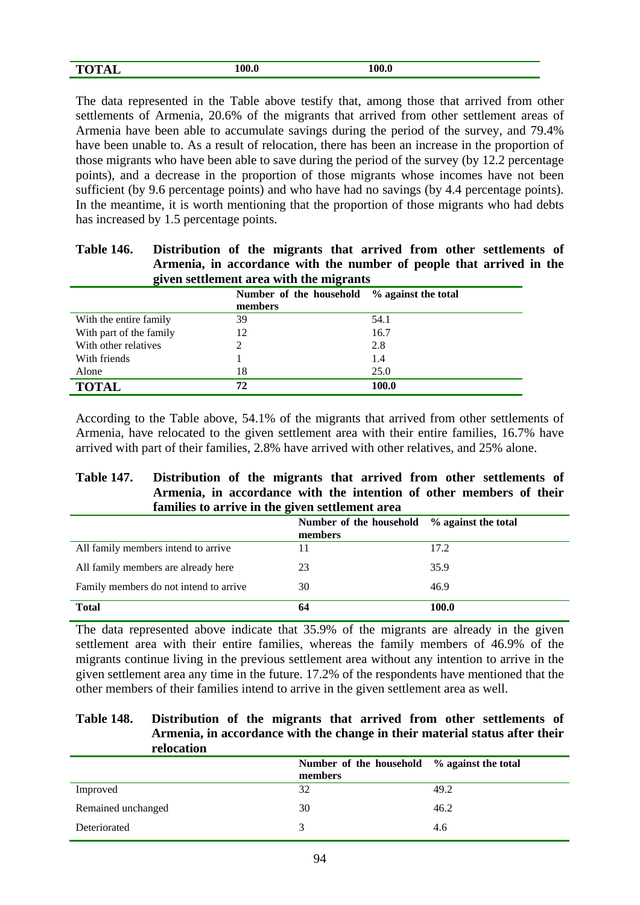| TOTAL | 100.0 | 100.0 |
|---|---|---|

The data represented in the Table above testify that, among those that arrived from other settlements of Armenia, 20.6% of the migrants that arrived from other settlement areas of Armenia have been able to accumulate savings during the period of the survey, and 79.4% have been unable to. As a result of relocation, there has been an increase in the proportion of those migrants who have been able to save during the period of the survey (by 12.2 percentage points), and a decrease in the proportion of those migrants whose incomes have not been sufficient (by 9.6 percentage points) and who have had no savings (by 4.4 percentage points). In the meantime, it is worth mentioning that the proportion of those migrants who had debts has increased by 1.5 percentage points.

**Table 146. Distribution of the migrants that arrived from other settlements of Armenia, in accordance with the number of people that arrived in the given settlement area with the migrants**

| | Number of the household members | % against the total |
|---|---|---|
| With the entire family | 39 | 54.1 |
| With part of the family | 12 | 16.7 |
| With other relatives | 2 | 2.8 |
| With friends | 1 | 1.4 |
| Alone | 18 | 25.0 |
| **TOTAL** | **72** | **100.0** |

According to the Table above, 54.1% of the migrants that arrived from other settlements of Armenia, have relocated to the given settlement area with their entire families, 16.7% have arrived with part of their families, 2.8% have arrived with other relatives, and 25% alone.

**Table 147. Distribution of the migrants that arrived from other settlements of Armenia, in accordance with the intention of other members of their families to arrive in the given settlement area**

| | Number of the household members | % against the total |
|---|---|---|
| All family members intend to arrive | 11 | 17.2 |
| All family members are already here | 23 | 35.9 |
| Family members do not intend to arrive | 30 | 46.9 |
| **Total** | **64** | **100.0** |

The data represented above indicate that 35.9% of the migrants are already in the given settlement area with their entire families, whereas the family members of 46.9% of the migrants continue living in the previous settlement area without any intention to arrive in the given settlement area any time in the future. 17.2% of the respondents have mentioned that the other members of their families intend to arrive in the given settlement area as well.

**Table 148. Distribution of the migrants that arrived from other settlements of Armenia, in accordance with the change in their material status after their relocation**

| | Number of the household members | % against the total |
|---|---|---|
| Improved | 32 | 49.2 |
| Remained unchanged | 30 | 46.2 |
| Deteriorated | 3 | 4.6 |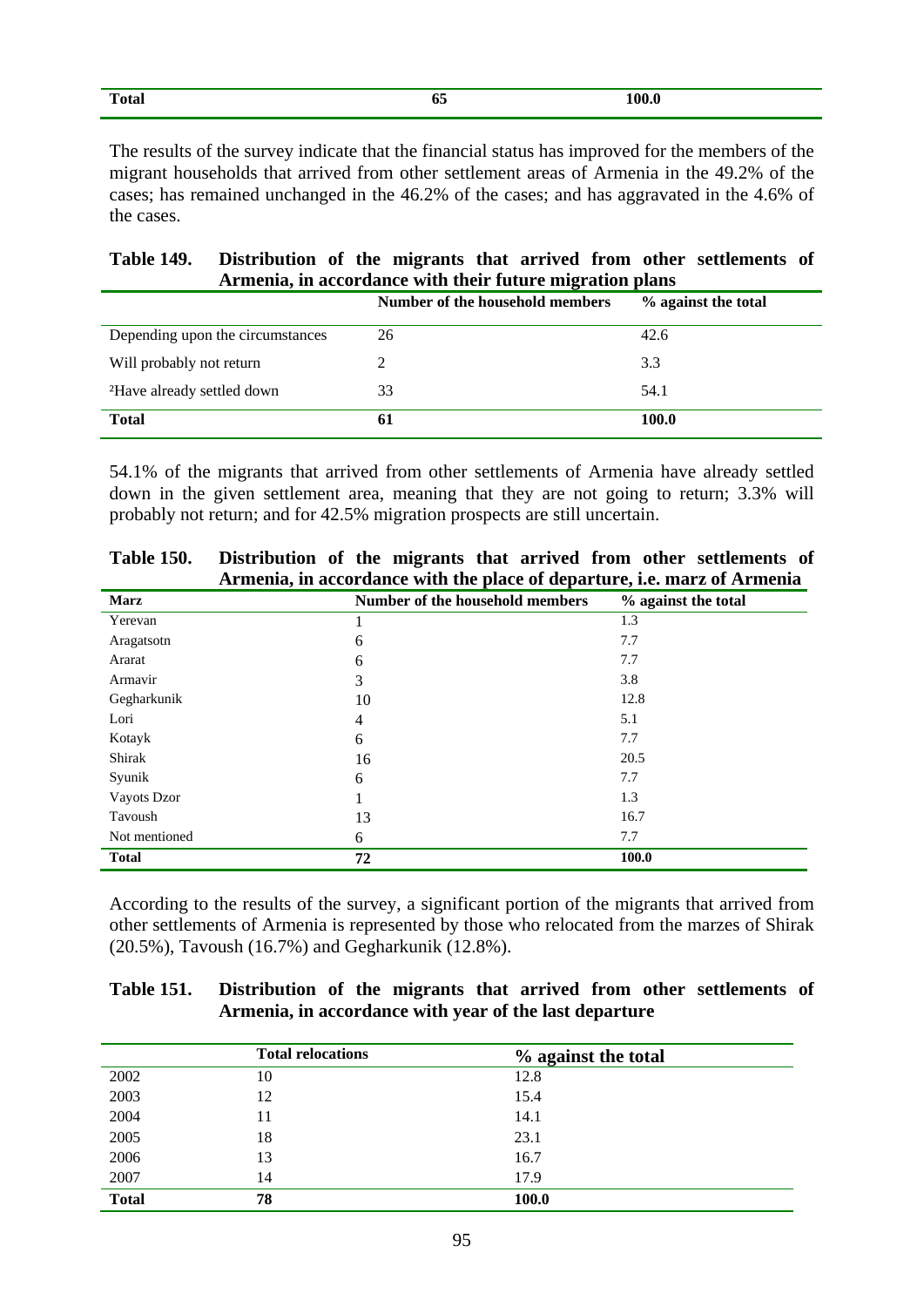| Total | 65 | 100.0 |
|---|---|---|

The results of the survey indicate that the financial status has improved for the members of the migrant households that arrived from other settlement areas of Armenia in the 49.2% of the cases; has remained unchanged in the 46.2% of the cases; and has aggravated in the 4.6% of the cases.

**Table 149. Distribution of the migrants that arrived from other settlements of Armenia, in accordance with their future migration plans**

| | Number of the household members | % against the total |
|---|---|---|
| Depending upon the circumstances | 26 | 42.6 |
| Will probably not return | 2 | 3.3 |
| ²Have already settled down | 33 | 54.1 |
| **Total** | **61** | **100.0** |

54.1% of the migrants that arrived from other settlements of Armenia have already settled down in the given settlement area, meaning that they are not going to return; 3.3% will probably not return; and for 42.5% migration prospects are still uncertain.

**Table 150. Distribution of the migrants that arrived from other settlements of Armenia, in accordance with the place of departure, i.e. marz of Armenia**

| Marz | Number of the household members | % against the total |
|---|---|---|
| Yerevan | 1 | 1.3 |
| Aragatsotn | 6 | 7.7 |
| Ararat | 6 | 7.7 |
| Armavir | 3 | 3.8 |
| Gegharkunik | 10 | 12.8 |
| Lori | 4 | 5.1 |
| Kotayk | 6 | 7.7 |
| Shirak | 16 | 20.5 |
| Syunik | 6 | 7.7 |
| Vayots Dzor | 1 | 1.3 |
| Tavoush | 13 | 16.7 |
| Not mentioned | 6 | 7.7 |
| **Total** | **72** | **100.0** |

According to the results of the survey, a significant portion of the migrants that arrived from other settlements of Armenia is represented by those who relocated from the marzes of Shirak (20.5%), Tavoush (16.7%) and Gegharkunik (12.8%).

**Table 151. Distribution of the migrants that arrived from other settlements of Armenia, in accordance with year of the last departure**

| | Total relocations | % against the total |
|---|---|---|
| 2002 | 10 | 12.8 |
| 2003 | 12 | 15.4 |
| 2004 | 11 | 14.1 |
| 2005 | 18 | 23.1 |
| 2006 | 13 | 16.7 |
| 2007 | 14 | 17.9 |
| **Total** | **78** | **100.0** |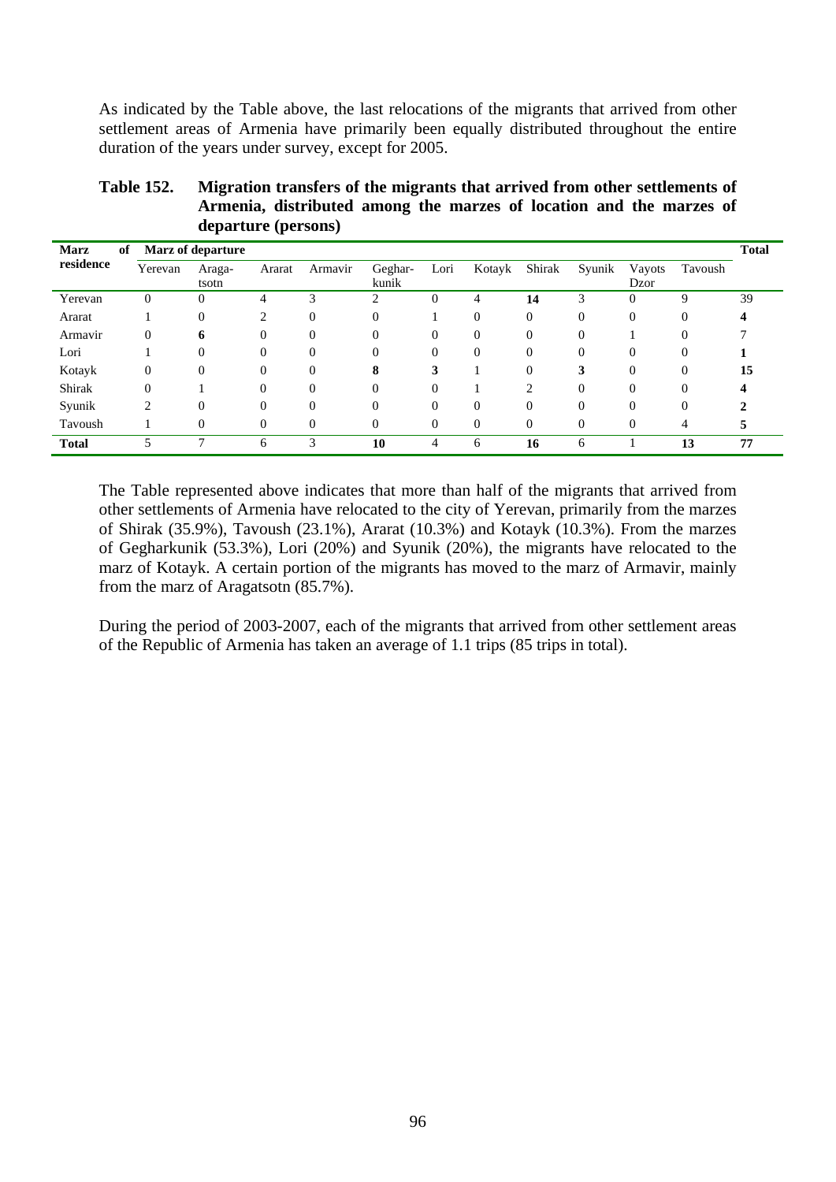As indicated by the Table above, the last relocations of the migrants that arrived from other settlement areas of Armenia have primarily been equally distributed throughout the entire duration of the years under survey, except for 2005.

**Table 152. Migration transfers of the migrants that arrived from other settlements of Armenia, distributed among the marzes of location and the marzes of departure (persons)**

| Marz of residence | Marz of departure | | | | | | | | | | | Total |
|---|---|---|---|---|---|---|---|---|---|---|---|---|
| | Yerevan | Aragatsotn | Ararat | Armavir | Gegharkunik | Lori | Kotayk | Shirak | Syunik | Vayots Dzor | Tavoush | |
| Yerevan | 0 | 0 | 4 | 3 | 2 | 0 | 4 | **14** | 3 | 0 | 9 | 39 |
| Ararat | 1 | 0 | 2 | 0 | 0 | 1 | 0 | 0 | 0 | 0 | 0 | **4** |
| Armavir | 0 | **6** | 0 | 0 | 0 | 0 | 0 | 0 | 0 | 1 | 0 | 7 |
| Lori | 1 | 0 | 0 | 0 | 0 | 0 | 0 | 0 | 0 | 0 | 0 | **1** |
| Kotayk | 0 | 0 | 0 | 0 | **8** | **3** | 1 | 0 | **3** | 0 | 0 | **15** |
| Shirak | 0 | 1 | 0 | 0 | 0 | 0 | 1 | 2 | 0 | 0 | 0 | **4** |
| Syunik | 2 | 0 | 0 | 0 | 0 | 0 | 0 | 0 | 0 | 0 | 0 | **2** |
| Tavoush | 1 | 0 | 0 | 0 | 0 | 0 | 0 | 0 | 0 | 0 | 4 | **5** |
| **Total** | 5 | 7 | 6 | 3 | **10** | 4 | 6 | **16** | 6 | 1 | **13** | **77** |

The Table represented above indicates that more than half of the migrants that arrived from other settlements of Armenia have relocated to the city of Yerevan, primarily from the marzes of Shirak (35.9%), Tavoush (23.1%), Ararat (10.3%) and Kotayk (10.3%). From the marzes of Gegharkunik (53.3%), Lori (20%) and Syunik (20%), the migrants have relocated to the marz of Kotayk. A certain portion of the migrants has moved to the marz of Armavir, mainly from the marz of Aragatsotn (85.7%).

During the period of 2003-2007, each of the migrants that arrived from other settlement areas of the Republic of Armenia has taken an average of 1.1 trips (85 trips in total).